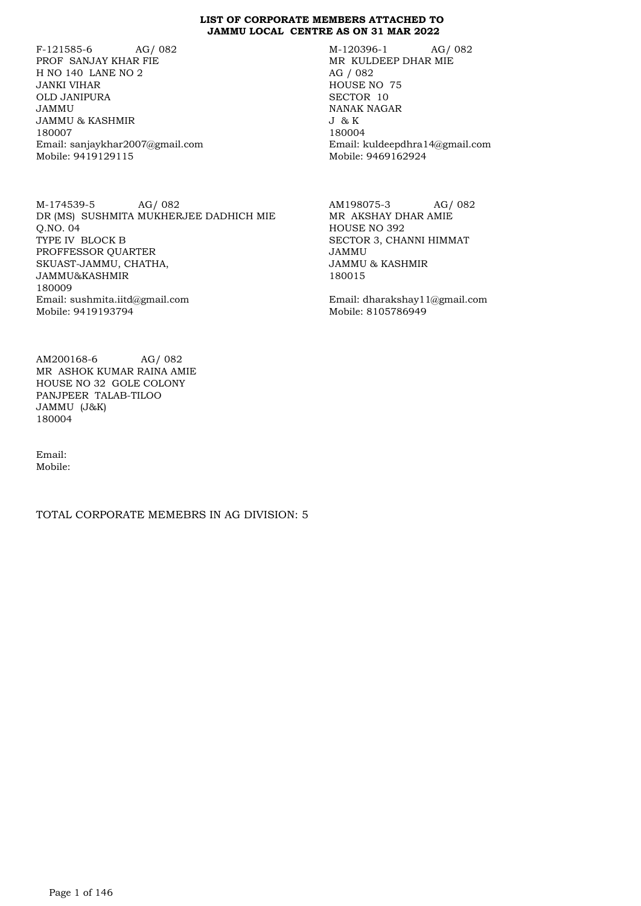**LIST OF CORPORATE MEMBERS ATTACHED TO JAMMU LOCAL CENTRE AS ON 31 MAR 2022**

F-121585-6 AG/ 082
PROF SANJAY KHAR FIE
H NO 140 LANE NO 2
JANKI VIHAR
OLD JANIPURA
JAMMU
JAMMU & KASHMIR
180007
Email: sanjaykhar2007@gmail.com
Mobile: 9419129115

M-120396-1 AG/ 082
MR KULDEEP DHAR MIE
AG / 082
HOUSE NO 75
SECTOR 10
NANAK NAGAR
J & K
180004
Email: kuldeepdhra14@gmail.com
Mobile: 9469162924

M-174539-5 AG/ 082
DR (MS) SUSHMITA MUKHERJEE DADHICH MIE
Q.NO. 04
TYPE IV BLOCK B
PROFFESSOR QUARTER
SKUAST-JAMMU, CHATHA,
JAMMU&KASHMIR
180009
Email: sushmita.iitd@gmail.com
Mobile: 9419193794

AM198075-3 AG/ 082
MR AKSHAY DHAR AMIE
HOUSE NO 392
SECTOR 3, CHANNI HIMMAT
JAMMU
JAMMU & KASHMIR
180015
Email: dharakshay11@gmail.com
Mobile: 8105786949

AM200168-6 AG/ 082
MR ASHOK KUMAR RAINA AMIE
HOUSE NO 32 GOLE COLONY
PANJPEER TALAB-TILOO
JAMMU (J&K)
180004
Email:
Mobile:

TOTAL CORPORATE MEMEBRS IN AG DIVISION: 5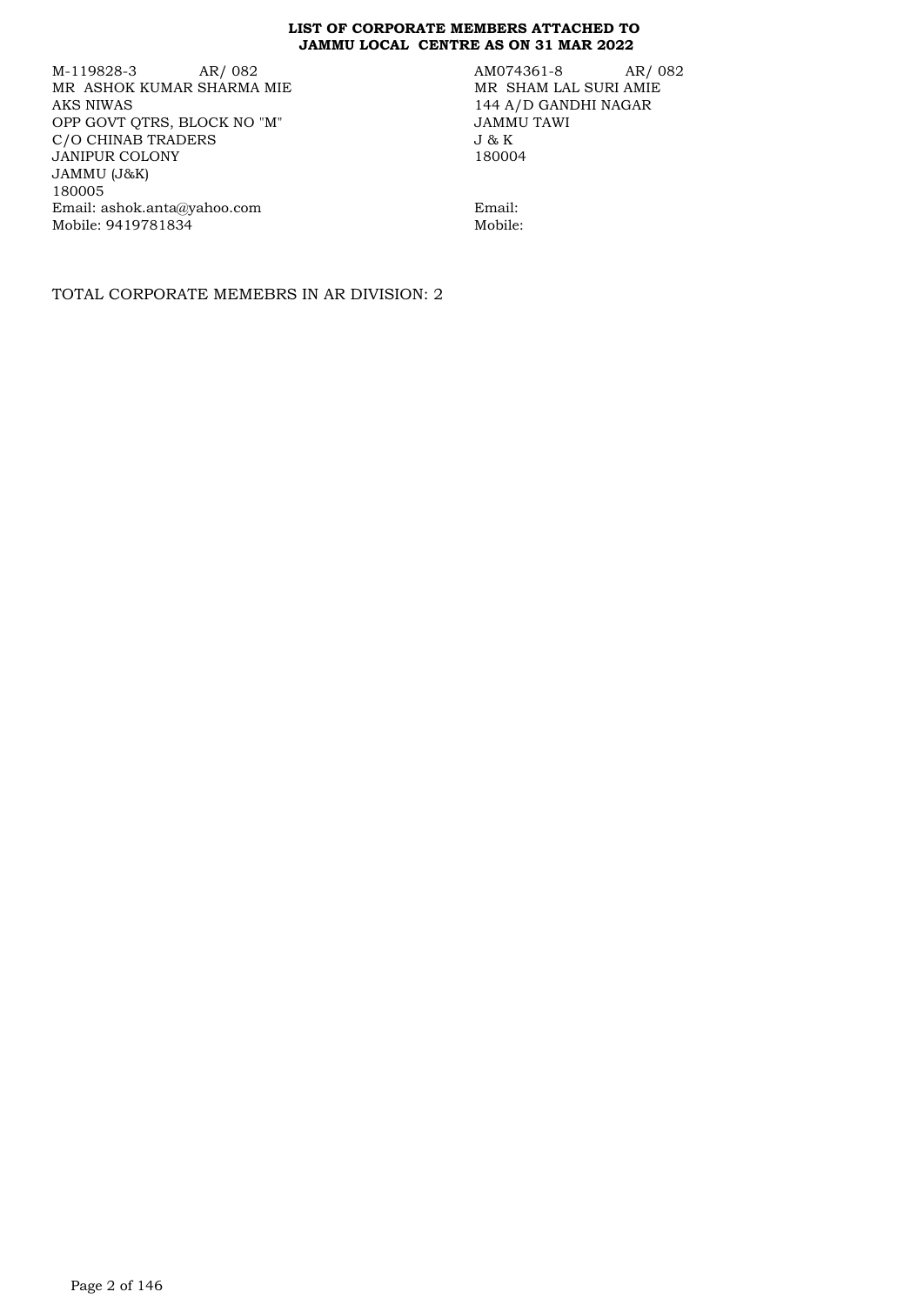**LIST OF CORPORATE MEMBERS ATTACHED TO JAMMU LOCAL CENTRE AS ON 31 MAR 2022**

M-119828-3 AR/ 082
MR ASHOK KUMAR SHARMA MIE
AKS NIWAS
OPP GOVT QTRS, BLOCK NO "M"
C/O CHINAB TRADERS
JANIPUR COLONY
JAMMU (J&K)
180005
Email: ashok.anta@yahoo.com
Mobile: 9419781834

AM074361-8 AR/ 082
MR SHAM LAL SURI AMIE
144 A/D GANDHI NAGAR
JAMMU TAWI
J & K
180004

Email:
Mobile:

TOTAL CORPORATE MEMEBRS IN AR DIVISION: 2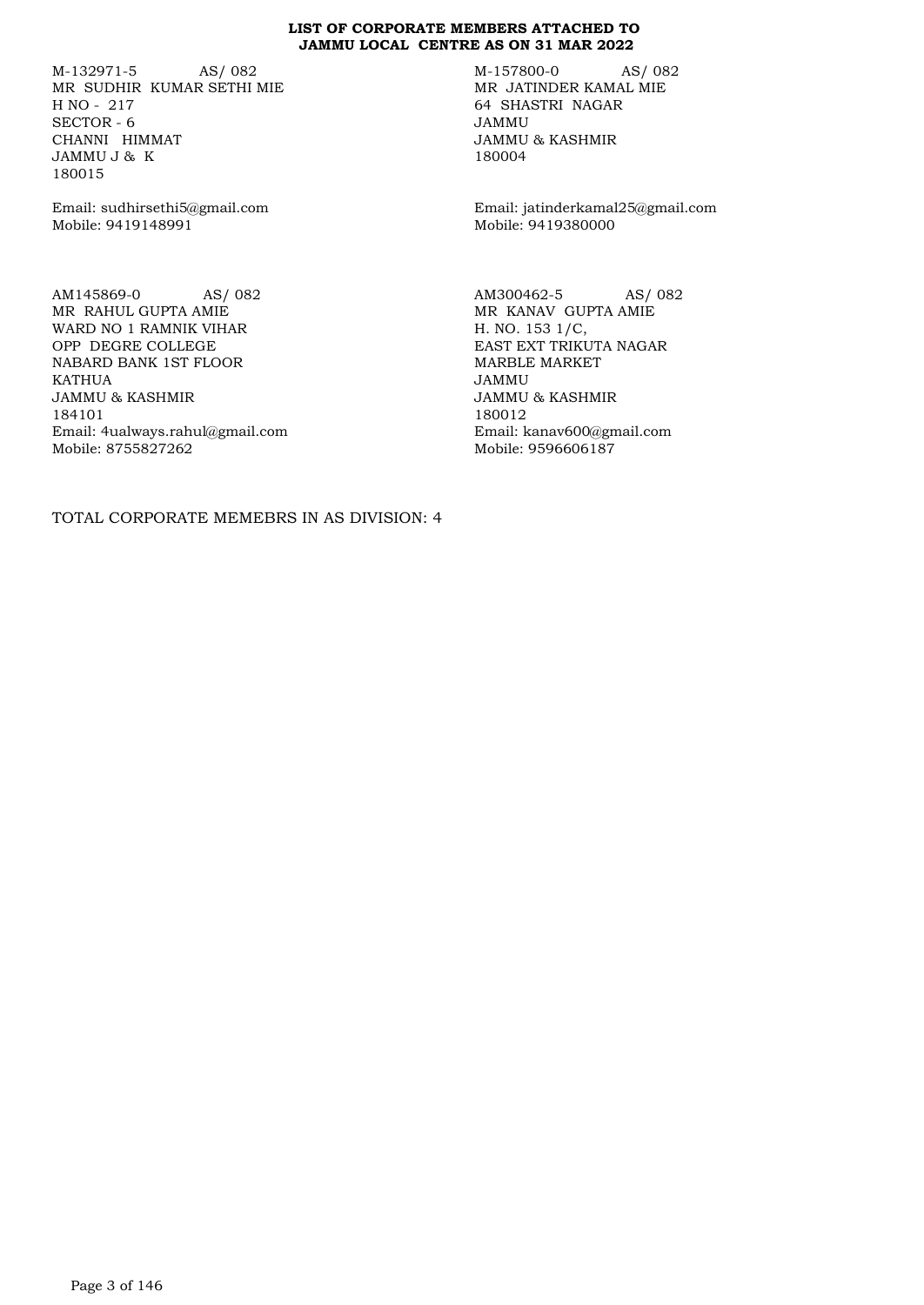**LIST OF CORPORATE MEMBERS ATTACHED TO JAMMU LOCAL CENTRE AS ON 31 MAR 2022**

M-132971-5 AS/ 082
MR SUDHIR KUMAR SETHI MIE
H NO - 217
SECTOR - 6
CHANNI HIMMAT
JAMMU J & K
180015

Email: sudhirsethi5@gmail.com
Mobile: 9419148991

M-157800-0 AS/ 082
MR JATINDER KAMAL MIE
64 SHASTRI NAGAR
JAMMU
JAMMU & KASHMIR
180004

Email: jatinderkamal25@gmail.com
Mobile: 9419380000

AM145869-0 AS/ 082
MR RAHUL GUPTA AMIE
WARD NO 1 RAMNIK VIHAR
OPP DEGRE COLLEGE
NABARD BANK 1ST FLOOR
KATHUA
JAMMU & KASHMIR
184101
Email: 4ualways.rahul@gmail.com
Mobile: 8755827262

AM300462-5 AS/ 082
MR KANAV GUPTA AMIE
H. NO. 153 1/C,
EAST EXT TRIKUTA NAGAR
MARBLE MARKET
JAMMU
JAMMU & KASHMIR
180012
Email: kanav600@gmail.com
Mobile: 9596606187

TOTAL CORPORATE MEMEBRS IN AS DIVISION: 4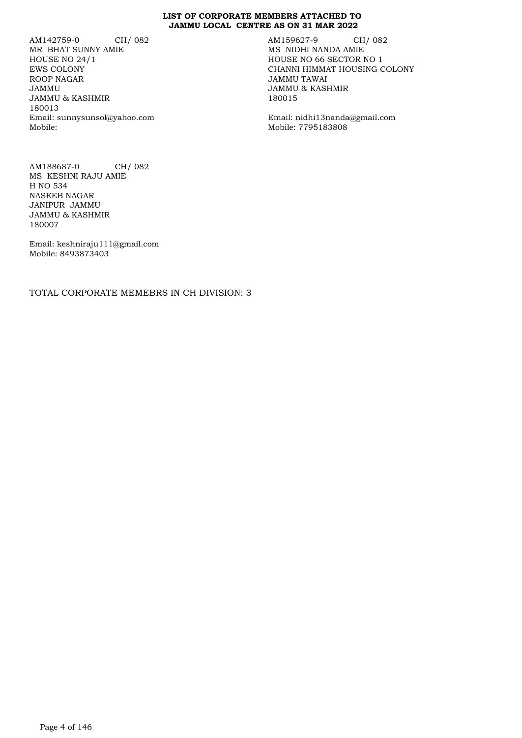**LIST OF CORPORATE MEMBERS ATTACHED TO JAMMU LOCAL CENTRE AS ON 31 MAR 2022**

AM142759-0 CH/ 082
MR BHAT SUNNY AMIE
HOUSE NO 24/1
EWS COLONY
ROOP NAGAR
JAMMU
JAMMU & KASHMIR
180013
Email: sunnysunsol@yahoo.com
Mobile:

AM159627-9 CH/ 082
MS NIDHI NANDA AMIE
HOUSE NO 66 SECTOR NO 1
CHANNI HIMMAT HOUSING COLONY
JAMMU TAWAI
JAMMU & KASHMIR
180015

Email: nidhi13nanda@gmail.com
Mobile: 7795183808

AM188687-0 CH/ 082
MS KESHNI RAJU AMIE
H NO 534
NASEEB NAGAR
JANIPUR JAMMU
JAMMU & KASHMIR
180007

Email: keshniraju111@gmail.com
Mobile: 8493873403

TOTAL CORPORATE MEMEBRS IN CH DIVISION: 3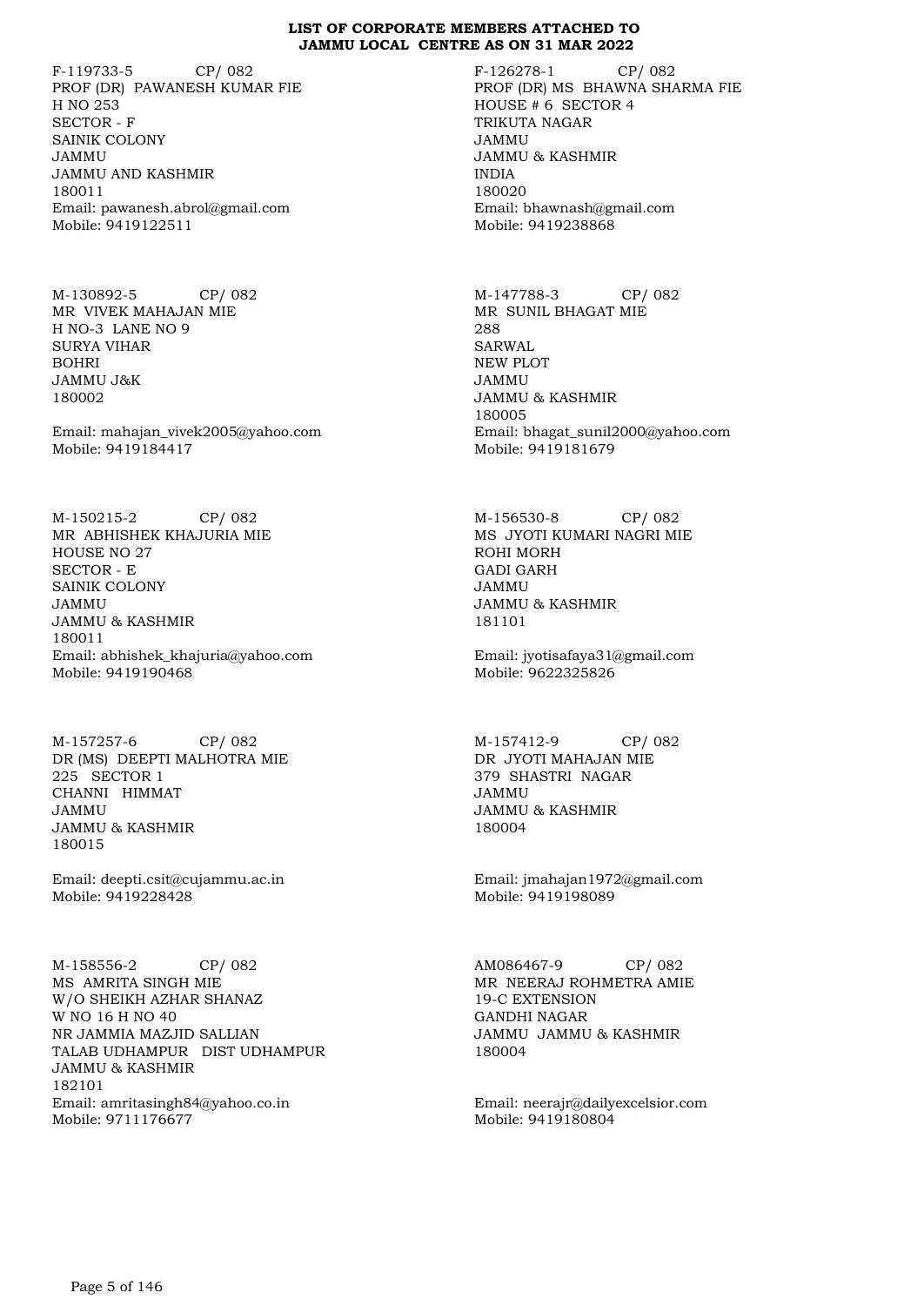**LIST OF CORPORATE MEMBERS ATTACHED TO JAMMU LOCAL CENTRE AS ON 31 MAR 2022**

F-119733-5 CP/ 082
PROF (DR) PAWANESH KUMAR FIE
H NO 253
SECTOR - F
SAINIK COLONY
JAMMU
JAMMU AND KASHMIR
180011
Email: pawanesh.abrol@gmail.com
Mobile: 9419122511

F-126278-1 CP/ 082
PROF (DR) MS BHAWNA SHARMA FIE
HOUSE # 6 SECTOR 4
TRIKUTA NAGAR
JAMMU
JAMMU & KASHMIR
INDIA
180020
Email: bhawnash@gmail.com
Mobile: 9419238868

M-130892-5 CP/ 082
MR VIVEK MAHAJAN MIE
H NO-3 LANE NO 9
SURYA VIHAR
BOHRI
JAMMU J&K
180002
Email: mahajan_vivek2005@yahoo.com
Mobile: 9419184417

M-147788-3 CP/ 082
MR SUNIL BHAGAT MIE
288
SARWAL
NEW PLOT
JAMMU
JAMMU & KASHMIR
180005
Email: bhagat_sunil2000@yahoo.com
Mobile: 9419181679

M-150215-2 CP/ 082
MR ABHISHEK KHAJURIA MIE
HOUSE NO 27
SECTOR - E
SAINIK COLONY
JAMMU
JAMMU & KASHMIR
180011
Email: abhishek_khajuria@yahoo.com
Mobile: 9419190468

M-156530-8 CP/ 082
MS JYOTI KUMARI NAGRI MIE
ROHI MORH
GADI GARH
JAMMU
JAMMU & KASHMIR
181101
Email: jyotisafaya31@gmail.com
Mobile: 9622325826

M-157257-6 CP/ 082
DR (MS) DEEPTI MALHOTRA MIE
225 SECTOR 1
CHANNI HIMMAT
JAMMU
JAMMU & KASHMIR
180015
Email: deepti.csit@cujammu.ac.in
Mobile: 9419228428

M-157412-9 CP/ 082
DR JYOTI MAHAJAN MIE
379 SHASTRI NAGAR
JAMMU
JAMMU & KASHMIR
180004
Email: jmahajan1972@gmail.com
Mobile: 9419198089

M-158556-2 CP/ 082
MS AMRITA SINGH MIE
W/O SHEIKH AZHAR SHANAZ
W NO 16 H NO 40
NR JAMMIA MAZJID SALLIAN
TALAB UDHAMPUR DIST UDHAMPUR
JAMMU & KASHMIR
182101
Email: amritasingh84@yahoo.co.in
Mobile: 9711176677

AM086467-9 CP/ 082
MR NEERAJ ROHMETRA AMIE
19-C EXTENSION
GANDHI NAGAR
JAMMU JAMMU & KASHMIR
180004
Email: neerajr@dailyexcelsior.com
Mobile: 9419180804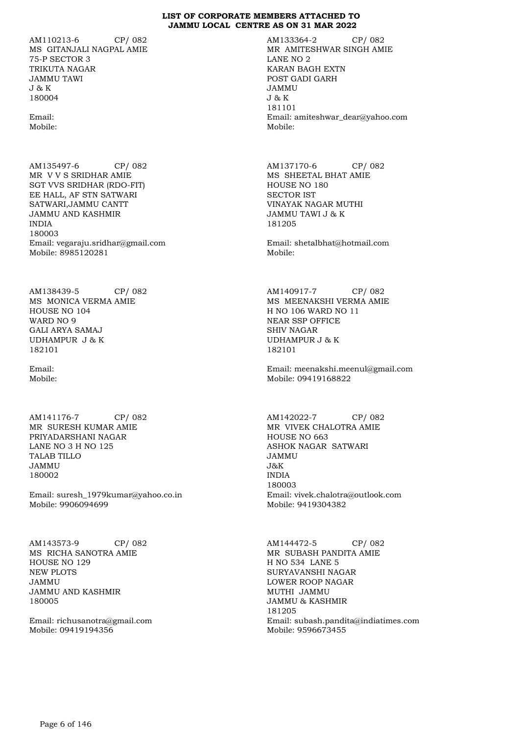**LIST OF CORPORATE MEMBERS ATTACHED TO JAMMU LOCAL CENTRE AS ON 31 MAR 2022**

AM110213-6 CP/ 082
MS GITANJALI NAGPAL AMIE
75-P SECTOR 3
TRIKUTA NAGAR
JAMMU TAWI
J & K
180004

Email:
Mobile:

AM133364-2 CP/ 082
MR AMITESHWAR SINGH AMIE
LANE NO 2
KARAN BAGH EXTN
POST GADI GARH
JAMMU
J & K
181101
Email: amiteshwar_dear@yahoo.com
Mobile:

AM135497-6 CP/ 082
MR V V S SRIDHAR AMIE
SGT VVS SRIDHAR (RDO-FIT)
EE HALL, AF STN SATWARI
SATWARI,JAMMU CANTT
JAMMU AND KASHMIR
INDIA
180003
Email: vegaraju.sridhar@gmail.com
Mobile: 8985120281

AM137170-6 CP/ 082
MS SHEETAL BHAT AMIE
HOUSE NO 180
SECTOR IST
VINAYAK NAGAR MUTHI
JAMMU TAWI J & K
181205

Email: shetalbhat@hotmail.com
Mobile:

AM138439-5 CP/ 082
MS MONICA VERMA AMIE
HOUSE NO 104
WARD NO 9
GALI ARYA SAMAJ
UDHAMPUR J & K
182101

Email:
Mobile:

AM140917-7 CP/ 082
MS MEENAKSHI VERMA AMIE
H NO 106 WARD NO 11
NEAR SSP OFFICE
SHIV NAGAR
UDHAMPUR J & K
182101

Email: meenakshi.meenul@gmail.com
Mobile: 09419168822

AM141176-7 CP/ 082
MR SURESH KUMAR AMIE
PRIYADARSHANI NAGAR
LANE NO 3 H NO 125
TALAB TILLO
JAMMU
180002

Email: suresh_1979kumar@yahoo.co.in
Mobile: 9906094699

AM142022-7 CP/ 082
MR VIVEK CHALOTRA AMIE
HOUSE NO 663
ASHOK NAGAR SATWARI
JAMMU
J&K
INDIA
180003
Email: vivek.chalotra@outlook.com
Mobile: 9419304382

AM143573-9 CP/ 082
MS RICHA SANOTRA AMIE
HOUSE NO 129
NEW PLOTS
JAMMU
JAMMU AND KASHMIR
180005

Email: richusanotra@gmail.com
Mobile: 09419194356

AM144472-5 CP/ 082
MR SUBASH PANDITA AMIE
H NO 534 LANE 5
SURYAVANSHI NAGAR
LOWER ROOP NAGAR
MUTHI JAMMU
JAMMU & KASHMIR
181205
Email: subash.pandita@indiatimes.com
Mobile: 9596673455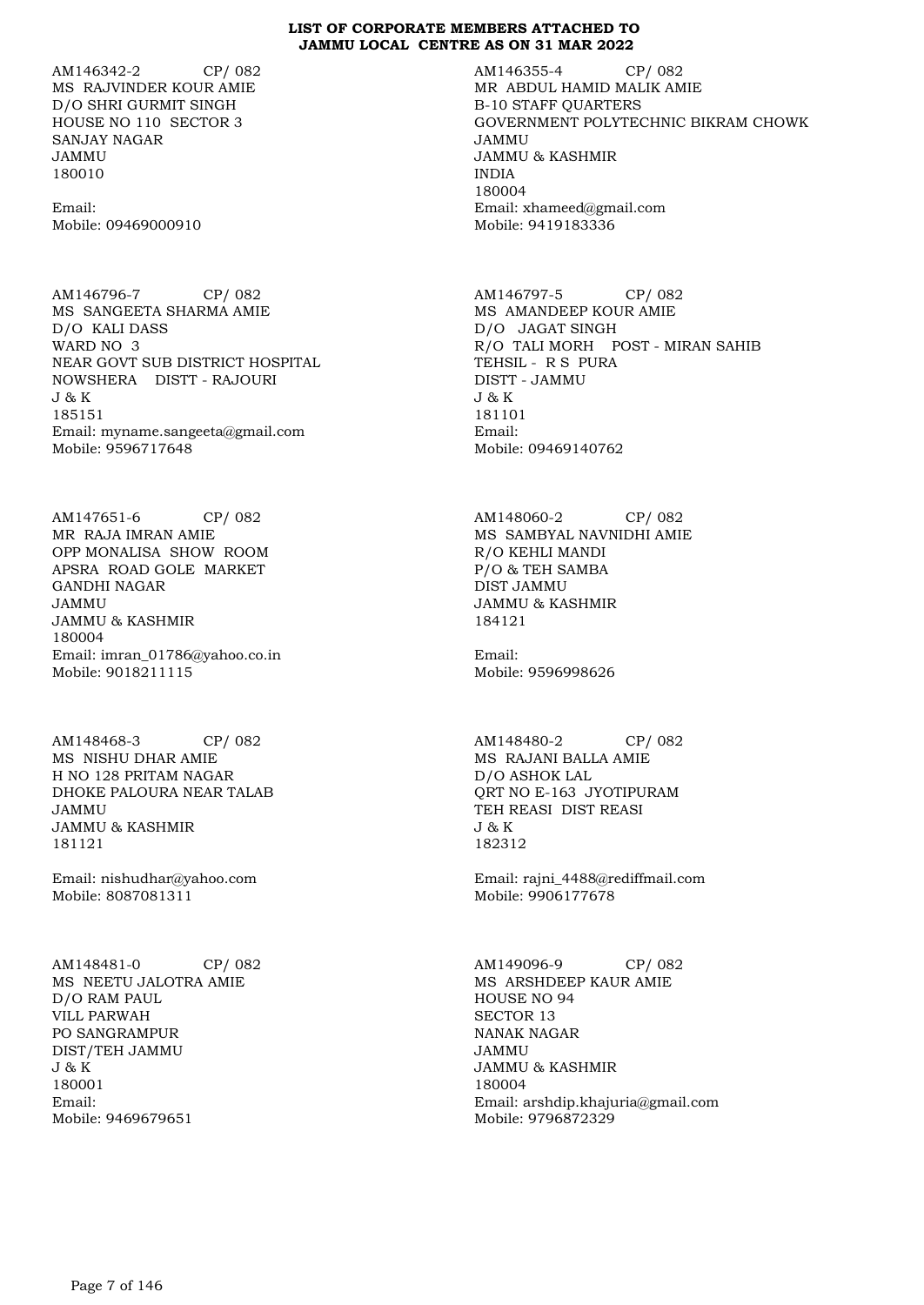**LIST OF CORPORATE MEMBERS ATTACHED TO JAMMU LOCAL CENTRE AS ON 31 MAR 2022**

AM146342-2 CP/ 082
MS RAJVINDER KOUR AMIE
D/O SHRI GURMIT SINGH
HOUSE NO 110 SECTOR 3
SANJAY NAGAR
JAMMU
180010

Email:
Mobile: 09469000910

AM146355-4 CP/ 082
MR ABDUL HAMID MALIK AMIE
B-10 STAFF QUARTERS
GOVERNMENT POLYTECHNIC BIKRAM CHOWK
JAMMU
JAMMU & KASHMIR
INDIA
180004
Email: xhameed@gmail.com
Mobile: 9419183336

AM146796-7 CP/ 082
MS SANGEETA SHARMA AMIE
D/O KALI DASS
WARD NO 3
NEAR GOVT SUB DISTRICT HOSPITAL
NOWSHERA DISTT - RAJOURI
J & K
185151
Email: myname.sangeeta@gmail.com
Mobile: 9596717648

AM146797-5 CP/ 082
MS AMANDEEP KOUR AMIE
D/O JAGAT SINGH
R/O TALI MORH POST - MIRAN SAHIB
TEHSIL - R S PURA
DISTT - JAMMU
J & K
181101
Email:
Mobile: 09469140762

AM147651-6 CP/ 082
MR RAJA IMRAN AMIE
OPP MONALISA SHOW ROOM
APSRA ROAD GOLE MARKET
GANDHI NAGAR
JAMMU
JAMMU & KASHMIR
180004
Email: imran_01786@yahoo.co.in
Mobile: 9018211115

AM148060-2 CP/ 082
MS SAMBYAL NAVNIDHI AMIE
R/O KEHLI MANDI
P/O & TEH SAMBA
DIST JAMMU
JAMMU & KASHMIR
184121

Email:
Mobile: 9596998626

AM148468-3 CP/ 082
MS NISHU DHAR AMIE
H NO 128 PRITAM NAGAR
DHOKE PALOURA NEAR TALAB
JAMMU
JAMMU & KASHMIR
181121

Email: nishudhar@yahoo.com
Mobile: 8087081311

AM148480-2 CP/ 082
MS RAJANI BALLA AMIE
D/O ASHOK LAL
QRT NO E-163 JYOTIPURAM
TEH REASI DIST REASI
J & K
182312

Email: rajni_4488@rediffmail.com
Mobile: 9906177678

AM148481-0 CP/ 082
MS NEETU JALOTRA AMIE
D/O RAM PAUL
VILL PARWAH
PO SANGRAMPUR
DIST/TEH JAMMU
J & K
180001
Email:
Mobile: 9469679651

AM149096-9 CP/ 082
MS ARSHDEEP KAUR AMIE
HOUSE NO 94
SECTOR 13
NANAK NAGAR
JAMMU
JAMMU & KASHMIR
180004
Email: arshdip.khajuria@gmail.com
Mobile: 9796872329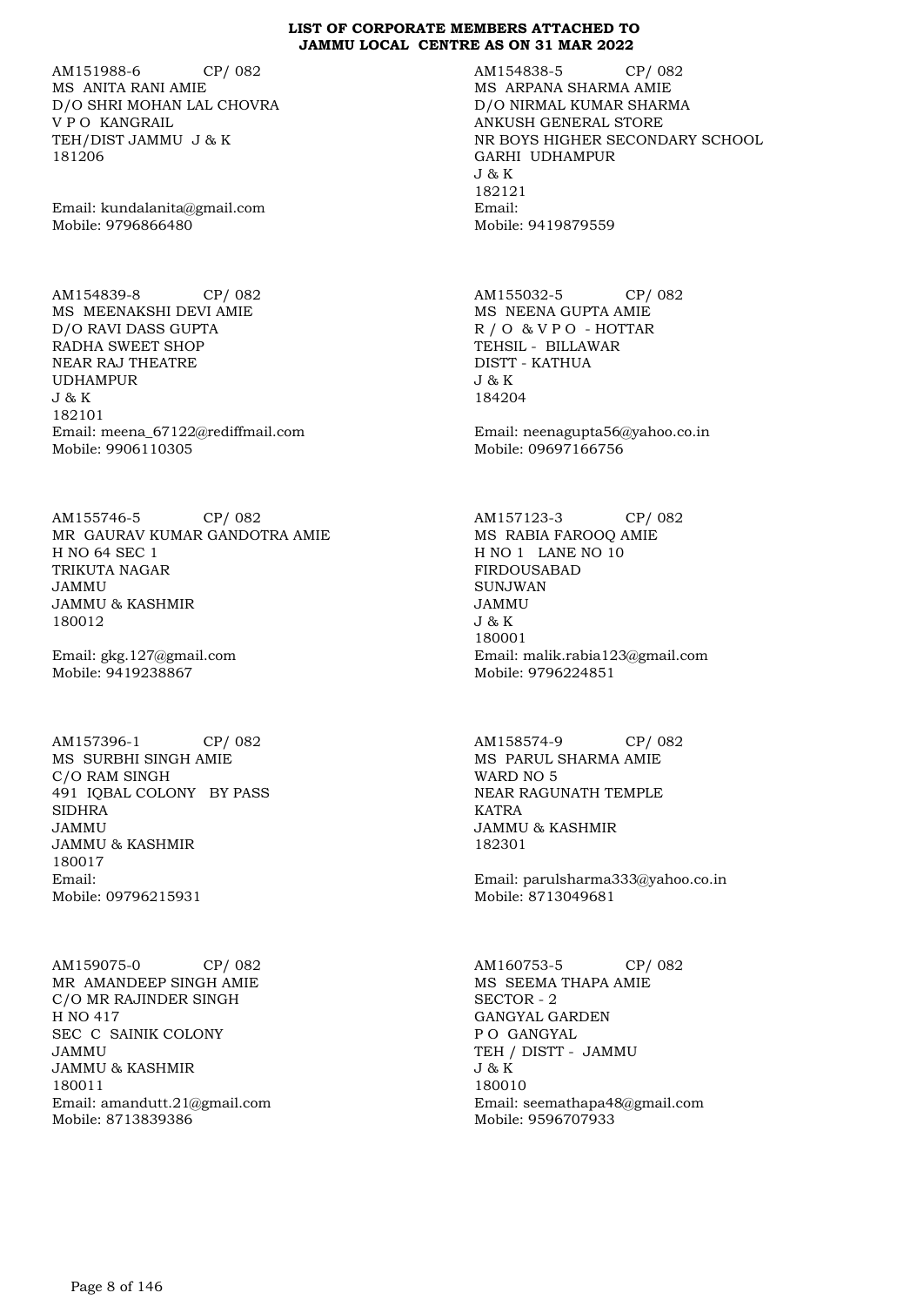# LIST OF CORPORATE MEMBERS ATTACHED TO JAMMU LOCAL CENTRE AS ON 31 MAR 2022

AM151988-6 CP/ 082
MS ANITA RANI AMIE
D/O SHRI MOHAN LAL CHOVRA
V P O KANGRAIL
TEH/DIST JAMMU J & K
181206

Email: kundalanita@gmail.com
Mobile: 9796866480

AM154838-5 CP/ 082
MS ARPANA SHARMA AMIE
D/O NIRMAL KUMAR SHARMA
ANKUSH GENERAL STORE
NR BOYS HIGHER SECONDARY SCHOOL
GARHI UDHAMPUR
J & K
182121
Email:
Mobile: 9419879559

AM154839-8 CP/ 082
MS MEENAKSHI DEVI AMIE
D/O RAVI DASS GUPTA
RADHA SWEET SHOP
NEAR RAJ THEATRE
UDHAMPUR
J & K
182101
Email: meena_67122@rediffmail.com
Mobile: 9906110305

AM155032-5 CP/ 082
MS NEENA GUPTA AMIE
R / O & V P O - HOTTAR
TEHSIL - BILLAWAR
DISTT - KATHUA
J & K
184204

Email: neenagupta56@yahoo.co.in
Mobile: 09697166756

AM155746-5 CP/ 082
MR GAURAV KUMAR GANDOTRA AMIE
H NO 64 SEC 1
TRIKUTA NAGAR
JAMMU
JAMMU & KASHMIR
180012

Email: gkg.127@gmail.com
Mobile: 9419238867

AM157123-3 CP/ 082
MS RABIA FAROOQ AMIE
H NO 1 LANE NO 10
FIRDOUSABAD
SUNJWAN
JAMMU
J & K
180001
Email: malik.rabia123@gmail.com
Mobile: 9796224851

AM157396-1 CP/ 082
MS SURBHI SINGH AMIE
C/O RAM SINGH
491 IQBAL COLONY BY PASS
SIDHRA
JAMMU
JAMMU & KASHMIR
180017
Email:
Mobile: 09796215931

AM158574-9 CP/ 082
MS PARUL SHARMA AMIE
WARD NO 5
NEAR RAGUNATH TEMPLE
KATRA
JAMMU & KASHMIR
182301

Email: parulsharma333@yahoo.co.in
Mobile: 8713049681

AM159075-0 CP/ 082
MR AMANDEEP SINGH AMIE
C/O MR RAJINDER SINGH
H NO 417
SEC C SAINIK COLONY
JAMMU
JAMMU & KASHMIR
180011
Email: amandutt.21@gmail.com
Mobile: 8713839386

AM160753-5 CP/ 082
MS SEEMA THAPA AMIE
SECTOR - 2
GANGYAL GARDEN
P O GANGYAL
TEH / DISTT - JAMMU
J & K
180010
Email: seemathapa48@gmail.com
Mobile: 9596707933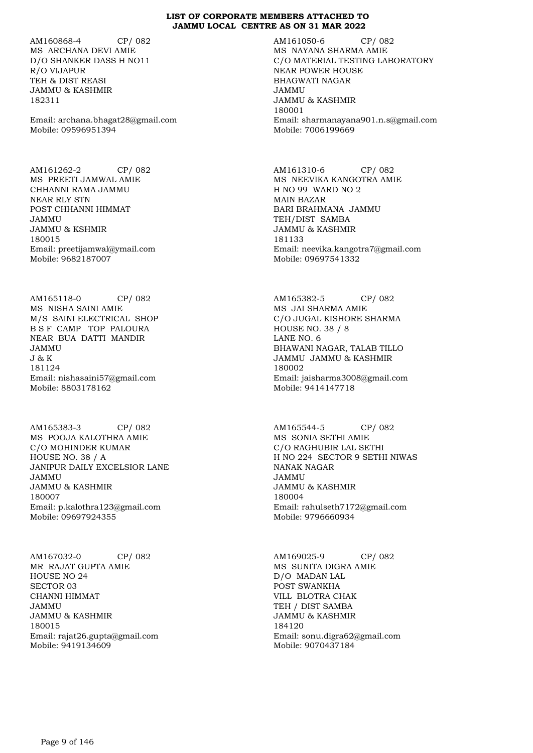**LIST OF CORPORATE MEMBERS ATTACHED TO JAMMU LOCAL CENTRE AS ON 31 MAR 2022**

AM160868-4 CP/ 082
MS ARCHANA DEVI AMIE
D/O SHANKER DASS H NO11
R/O VIJAPUR
TEH & DIST REASI
JAMMU & KASHMIR
182311

Email: archana.bhagat28@gmail.com
Mobile: 09596951394

AM161050-6 CP/ 082
MS NAYANA SHARMA AMIE
C/O MATERIAL TESTING LABORATORY
NEAR POWER HOUSE
BHAGWATI NAGAR
JAMMU
JAMMU & KASHMIR
180001
Email: sharmanayana901.n.s@gmail.com
Mobile: 7006199669

AM161262-2 CP/ 082
MS PREETI JAMWAL AMIE
CHHANNI RAMA JAMMU
NEAR RLY STN
POST CHHANNI HIMMAT
JAMMU
JAMMU & KSHMIR
180015
Email: preetijamwal@ymail.com
Mobile: 9682187007

AM161310-6 CP/ 082
MS NEEVIKA KANGOTRA AMIE
H NO 99 WARD NO 2
MAIN BAZAR
BARI BRAHMANA JAMMU
TEH/DIST SAMBA
JAMMU & KASHMIR
181133
Email: neevika.kangotra7@gmail.com
Mobile: 09697541332

AM165118-0 CP/ 082
MS NISHA SAINI AMIE
M/S SAINI ELECTRICAL SHOP
B S F CAMP TOP PALOURA
NEAR BUA DATTI MANDIR
JAMMU
J & K
181124
Email: nishasaini57@gmail.com
Mobile: 8803178162

AM165382-5 CP/ 082
MS JAI SHARMA AMIE
C/O JUGAL KISHORE SHARMA
HOUSE NO. 38 / 8
LANE NO. 6
BHAWANI NAGAR, TALAB TILLO
JAMMU JAMMU & KASHMIR
180002
Email: jaisharma3008@gmail.com
Mobile: 9414147718

AM165383-3 CP/ 082
MS POOJA KALOTHRA AMIE
C/O MOHINDER KUMAR
HOUSE NO. 38 / A
JANIPUR DAILY EXCELSIOR LANE
JAMMU
JAMMU & KASHMIR
180007
Email: p.kalothra123@gmail.com
Mobile: 09697924355

AM165544-5 CP/ 082
MS SONIA SETHI AMIE
C/O RAGHUBIR LAL SETHI
H NO 224 SECTOR 9 SETHI NIWAS
NANAK NAGAR
JAMMU
JAMMU & KASHMIR
180004
Email: rahulseth7172@gmail.com
Mobile: 9796660934

AM167032-0 CP/ 082
MR RAJAT GUPTA AMIE
HOUSE NO 24
SECTOR 03
CHANNI HIMMAT
JAMMU
JAMMU & KASHMIR
180015
Email: rajat26.gupta@gmail.com
Mobile: 9419134609

AM169025-9 CP/ 082
MS SUNITA DIGRA AMIE
D/O MADAN LAL
POST SWANKHA
VILL BLOTRA CHAK
TEH / DIST SAMBA
JAMMU & KASHMIR
184120
Email: sonu.digra62@gmail.com
Mobile: 9070437184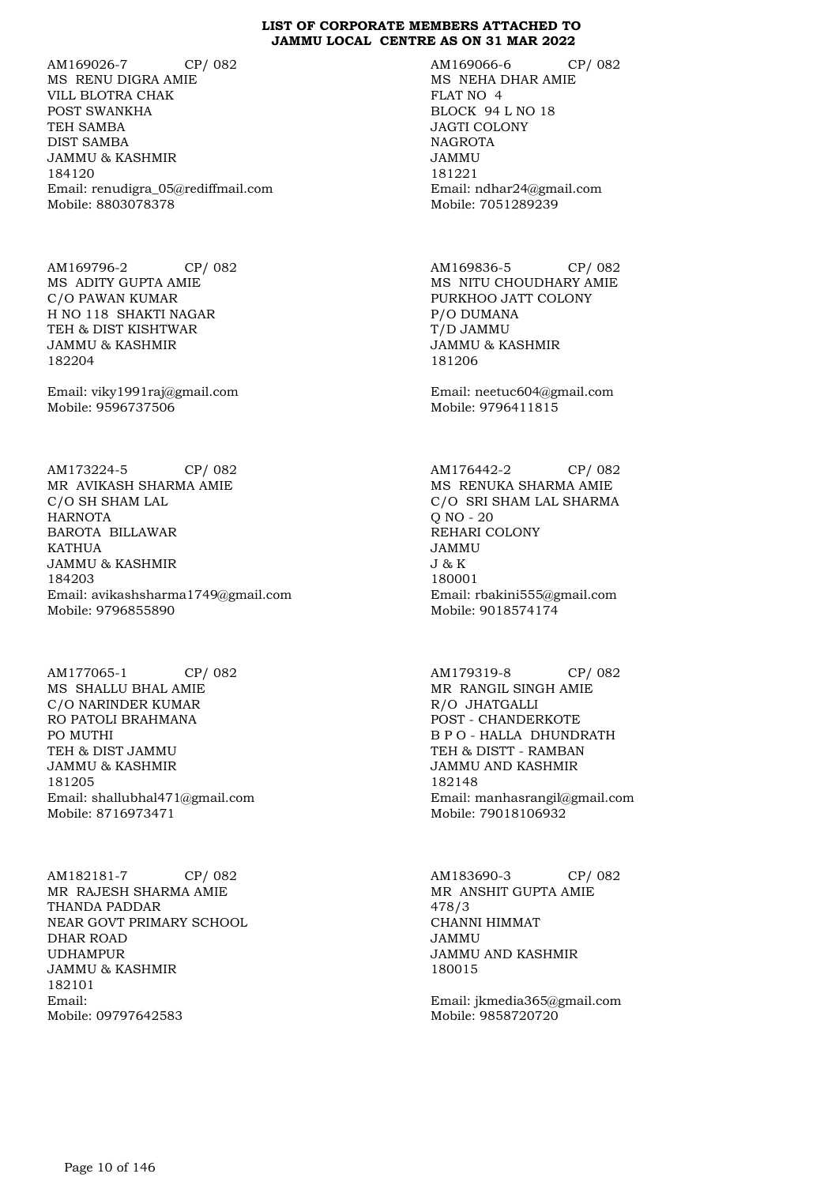**LIST OF CORPORATE MEMBERS ATTACHED TO JAMMU LOCAL CENTRE AS ON 31 MAR 2022**

AM169026-7 CP/ 082
MS RENU DIGRA AMIE
VILL BLOTRA CHAK
POST SWANKHA
TEH SAMBA
DIST SAMBA
JAMMU & KASHMIR
184120
Email: renudigra_05@rediffmail.com
Mobile: 8803078378

AM169066-6 CP/ 082
MS NEHA DHAR AMIE
FLAT NO 4
BLOCK 94 L NO 18
JAGTI COLONY
NAGROTA
JAMMU
181221
Email: ndhar24@gmail.com
Mobile: 7051289239

AM169796-2 CP/ 082
MS ADITY GUPTA AMIE
C/O PAWAN KUMAR
H NO 118 SHAKTI NAGAR
TEH & DIST KISHTWAR
JAMMU & KASHMIR
182204

Email: viky1991raj@gmail.com
Mobile: 9596737506

AM169836-5 CP/ 082
MS NITU CHOUDHARY AMIE
PURKHOO JATT COLONY
P/O DUMANA
T/D JAMMU
JAMMU & KASHMIR
181206

Email: neetuc604@gmail.com
Mobile: 9796411815

AM173224-5 CP/ 082
MR AVIKASH SHARMA AMIE
C/O SH SHAM LAL
HARNOTA
BAROTA BILLAWAR
KATHUA
JAMMU & KASHMIR
184203
Email: avikashsharma1749@gmail.com
Mobile: 9796855890

AM176442-2 CP/ 082
MS RENUKA SHARMA AMIE
C/O SRI SHAM LAL SHARMA
Q NO - 20
REHARI COLONY
JAMMU
J & K
180001
Email: rbakini555@gmail.com
Mobile: 9018574174

AM177065-1 CP/ 082
MS SHALLU BHAL AMIE
C/O NARINDER KUMAR
RO PATOLI BRAHMANA
PO MUTHI
TEH & DIST JAMMU
JAMMU & KASHMIR
181205
Email: shallubhal471@gmail.com
Mobile: 8716973471

AM179319-8 CP/ 082
MR RANGIL SINGH AMIE
R/O JHATGALLI
POST - CHANDERKOTE
B P O - HALLA DHUNDRATH
TEH & DISTT - RAMBAN
JAMMU AND KASHMIR
182148
Email: manhasrangil@gmail.com
Mobile: 79018106932

AM182181-7 CP/ 082
MR RAJESH SHARMA AMIE
THANDA PADDAR
NEAR GOVT PRIMARY SCHOOL
DHAR ROAD
UDHAMPUR
JAMMU & KASHMIR
182101
Email:
Mobile: 09797642583

AM183690-3 CP/ 082
MR ANSHIT GUPTA AMIE
478/3
CHANNI HIMMAT
JAMMU
JAMMU AND KASHMIR
180015

Email: jkmedia365@gmail.com
Mobile: 9858720720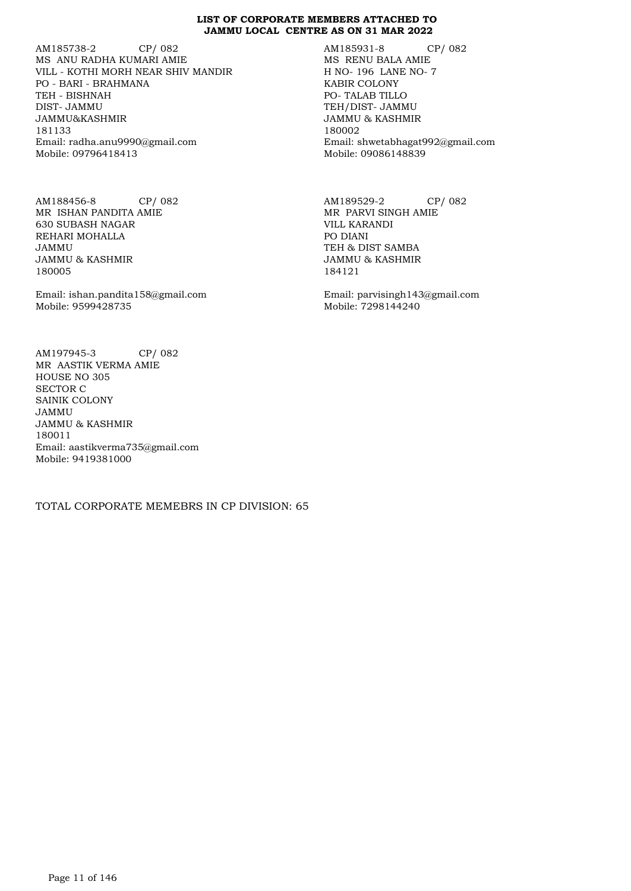**LIST OF CORPORATE MEMBERS ATTACHED TO JAMMU LOCAL CENTRE AS ON 31 MAR 2022**

AM185738-2 CP/ 082
MS ANU RADHA KUMARI AMIE
VILL - KOTHI MORH NEAR SHIV MANDIR
PO - BARI - BRAHMANA
TEH - BISHNAH
DIST- JAMMU
JAMMU&KASHMIR
181133
Email: radha.anu9990@gmail.com
Mobile: 09796418413

AM185931-8 CP/ 082
MS RENU BALA AMIE
H NO- 196 LANE NO- 7
KABIR COLONY
PO- TALAB TILLO
TEH/DIST- JAMMU
JAMMU & KASHMIR
180002
Email: shwetabhagat992@gmail.com
Mobile: 09086148839

AM188456-8 CP/ 082
MR ISHAN PANDITA AMIE
630 SUBASH NAGAR
REHARI MOHALLA
JAMMU
JAMMU & KASHMIR
180005

Email: ishan.pandita158@gmail.com
Mobile: 9599428735

AM189529-2 CP/ 082
MR PARVI SINGH AMIE
VILL KARANDI
PO DIANI
TEH & DIST SAMBA
JAMMU & KASHMIR
184121

Email: parvisingh143@gmail.com
Mobile: 7298144240

AM197945-3 CP/ 082
MR AASTIK VERMA AMIE
HOUSE NO 305
SECTOR C
SAINIK COLONY
JAMMU
JAMMU & KASHMIR
180011
Email: aastikverma735@gmail.com
Mobile: 9419381000

TOTAL CORPORATE MEMEBRS IN CP DIVISION: 65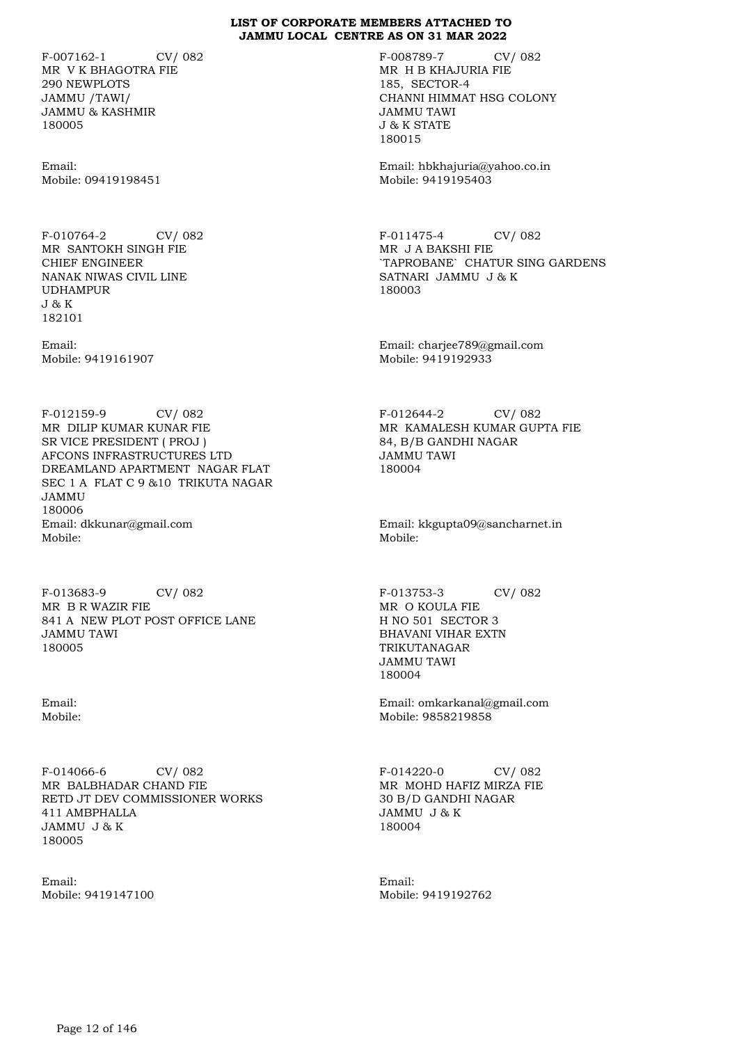**LIST OF CORPORATE MEMBERS ATTACHED TO JAMMU LOCAL CENTRE AS ON 31 MAR 2022**

F-007162-1 CV/ 082
MR V K BHAGOTRA FIE
290 NEWPLOTS
JAMMU /TAWI/
JAMMU & KASHMIR
180005

Email:
Mobile: 09419198451

F-008789-7 CV/ 082
MR H B KHAJURIA FIE
185, SECTOR-4
CHANNI HIMMAT HSG COLONY
JAMMU TAWI
J & K STATE
180015

Email: hbkhajuria@yahoo.co.in
Mobile: 9419195403

F-010764-2 CV/ 082
MR SANTOKH SINGH FIE
CHIEF ENGINEER
NANAK NIWAS CIVIL LINE
UDHAMPUR
J & K
182101

Email:
Mobile: 9419161907

F-011475-4 CV/ 082
MR J A BAKSHI FIE
`TAPROBANE` CHATUR SING GARDENS
SATNARI JAMMU J & K
180003

Email: charjee789@gmail.com
Mobile: 9419192933

F-012159-9 CV/ 082
MR DILIP KUMAR KUNAR FIE
SR VICE PRESIDENT ( PROJ )
AFCONS INFRASTRUCTURES LTD
DREAMLAND APARTMENT NAGAR FLAT
SEC 1 A FLAT C 9 &10 TRIKUTA NAGAR
JAMMU
180006
Email: dkkunar@gmail.com
Mobile:

F-012644-2 CV/ 082
MR KAMALESH KUMAR GUPTA FIE
84, B/B GANDHI NAGAR
JAMMU TAWI
180004

Email: kkgupta09@sancharnet.in
Mobile:

F-013683-9 CV/ 082
MR B R WAZIR FIE
841 A NEW PLOT POST OFFICE LANE
JAMMU TAWI
180005

Email:
Mobile:

F-013753-3 CV/ 082
MR O KOULA FIE
H NO 501 SECTOR 3
BHAVANI VIHAR EXTN
TRIKUTANAGAR
JAMMU TAWI
180004

Email: omkarkanal@gmail.com
Mobile: 9858219858

F-014066-6 CV/ 082
MR BALBHADAR CHAND FIE
RETD JT DEV COMMISSIONER WORKS
411 AMBPHALLA
JAMMU J & K
180005

Email:
Mobile: 9419147100

F-014220-0 CV/ 082
MR MOHD HAFIZ MIRZA FIE
30 B/D GANDHI NAGAR
JAMMU J & K
180004

Email:
Mobile: 9419192762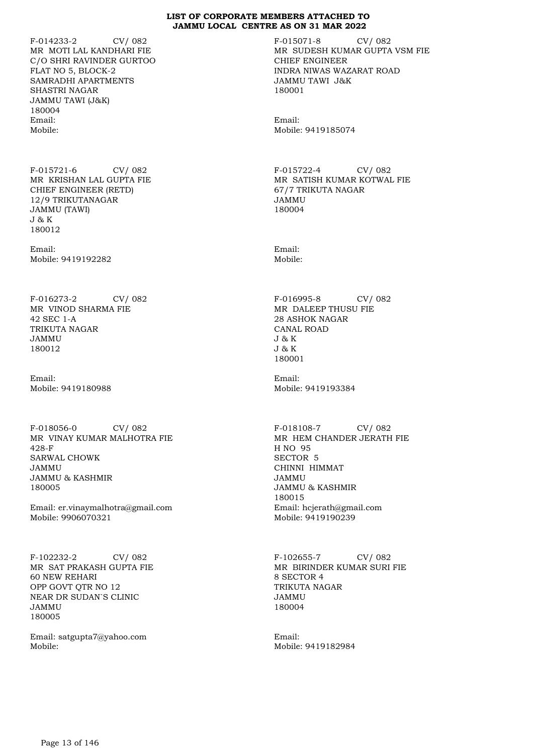**LIST OF CORPORATE MEMBERS ATTACHED TO JAMMU LOCAL CENTRE AS ON 31 MAR 2022**

F-014233-2 CV/ 082
MR MOTI LAL KANDHARI FIE
C/O SHRI RAVINDER GURTOO
FLAT NO 5, BLOCK-2
SAMRADHI APARTMENTS
SHASTRI NAGAR
JAMMU TAWI (J&K)
180004
Email:
Mobile:

F-015071-8 CV/ 082
MR SUDESH KUMAR GUPTA VSM FIE
CHIEF ENGINEER
INDRA NIWAS WAZARAT ROAD
JAMMU TAWI J&K
180001
Email:
Mobile: 9419185074

F-015721-6 CV/ 082
MR KRISHAN LAL GUPTA FIE
CHIEF ENGINEER (RETD)
12/9 TRIKUTANAGAR
JAMMU (TAWI)
J & K
180012
Email:
Mobile: 9419192282

F-015722-4 CV/ 082
MR SATISH KUMAR KOTWAL FIE
67/7 TRIKUTA NAGAR
JAMMU
180004
Email:
Mobile:

F-016273-2 CV/ 082
MR VINOD SHARMA FIE
42 SEC 1-A
TRIKUTA NAGAR
JAMMU
180012
Email:
Mobile: 9419180988

F-016995-8 CV/ 082
MR DALEEP THUSU FIE
28 ASHOK NAGAR
CANAL ROAD
J & K
J & K
180001
Email:
Mobile: 9419193384

F-018056-0 CV/ 082
MR VINAY KUMAR MALHOTRA FIE
428-F
SARWAL CHOWK
JAMMU
JAMMU & KASHMIR
180005
Email: er.vinaymalhotra@gmail.com
Mobile: 9906070321

F-018108-7 CV/ 082
MR HEM CHANDER JERATH FIE
H NO 95
SECTOR 5
CHINNI HIMMAT
JAMMU
JAMMU & KASHMIR
180015
Email: hcjerath@gmail.com
Mobile: 9419190239

F-102232-2 CV/ 082
MR SAT PRAKASH GUPTA FIE
60 NEW REHARI
OPP GOVT QTR NO 12
NEAR DR SUDAN`S CLINIC
JAMMU
180005
Email: satgupta7@yahoo.com
Mobile:

F-102655-7 CV/ 082
MR BIRINDER KUMAR SURI FIE
8 SECTOR 4
TRIKUTA NAGAR
JAMMU
180004
Email:
Mobile: 9419182984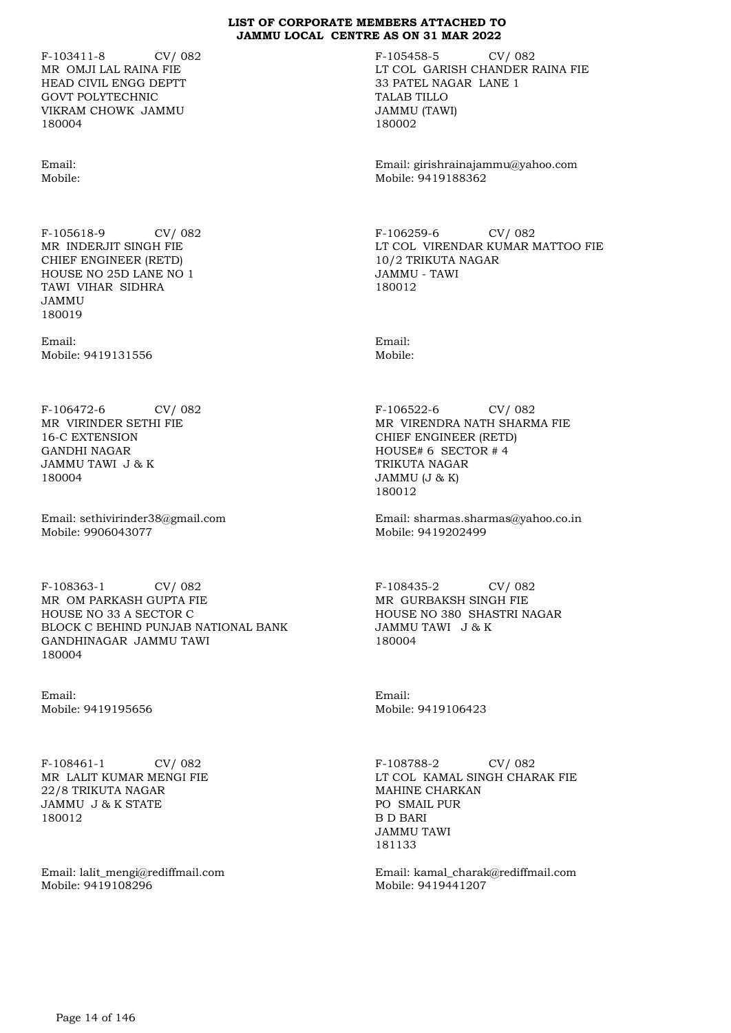**LIST OF CORPORATE MEMBERS ATTACHED TO JAMMU LOCAL CENTRE AS ON 31 MAR 2022**

F-103411-8 CV/ 082
MR OMJI LAL RAINA FIE
HEAD CIVIL ENGG DEPTT
GOVT POLYTECHNIC
VIKRAM CHOWK JAMMU
180004

Email:
Mobile:

F-105458-5 CV/ 082
LT COL GARISH CHANDER RAINA FIE
33 PATEL NAGAR LANE 1
TALAB TILLO
JAMMU (TAWI)
180002

Email: girishrainajammu@yahoo.com
Mobile: 9419188362

F-105618-9 CV/ 082
MR INDERJIT SINGH FIE
CHIEF ENGINEER (RETD)
HOUSE NO 25D LANE NO 1
TAWI VIHAR SIDHRA
JAMMU
180019

Email:
Mobile: 9419131556

F-106259-6 CV/ 082
LT COL VIRENDAR KUMAR MATTOO FIE
10/2 TRIKUTA NAGAR
JAMMU - TAWI
180012

Email:
Mobile:

F-106472-6 CV/ 082
MR VIRINDER SETHI FIE
16-C EXTENSION
GANDHI NAGAR
JAMMU TAWI J & K
180004

Email: sethivirinder38@gmail.com
Mobile: 9906043077

F-106522-6 CV/ 082
MR VIRENDRA NATH SHARMA FIE
CHIEF ENGINEER (RETD)
HOUSE# 6 SECTOR # 4
TRIKUTA NAGAR
JAMMU (J & K)
180012

Email: sharmas.sharmas@yahoo.co.in
Mobile: 9419202499

F-108363-1 CV/ 082
MR OM PARKASH GUPTA FIE
HOUSE NO 33 A SECTOR C
BLOCK C BEHIND PUNJAB NATIONAL BANK
GANDHINAGAR JAMMU TAWI
180004

Email:
Mobile: 9419195656

F-108435-2 CV/ 082
MR GURBAKSH SINGH FIE
HOUSE NO 380 SHASTRI NAGAR
JAMMU TAWI J & K
180004

Email:
Mobile: 9419106423

F-108461-1 CV/ 082
MR LALIT KUMAR MENGI FIE
22/8 TRIKUTA NAGAR
JAMMU J & K STATE
180012

Email: lalit_mengi@rediffmail.com
Mobile: 9419108296

F-108788-2 CV/ 082
LT COL KAMAL SINGH CHARAK FIE
MAHINE CHARKAN
PO SMAIL PUR
B D BARI
JAMMU TAWI
181133

Email: kamal_charak@rediffmail.com
Mobile: 9419441207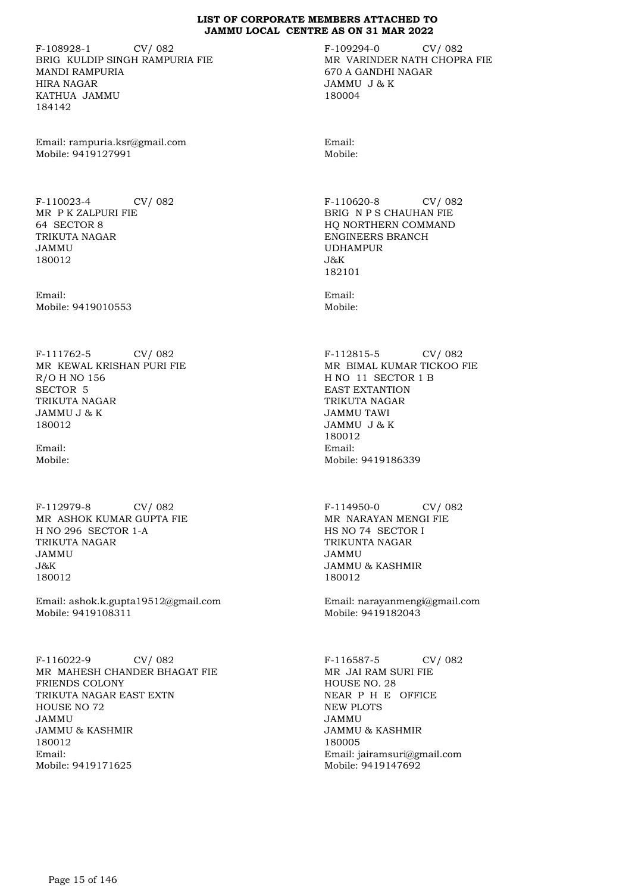**LIST OF CORPORATE MEMBERS ATTACHED TO JAMMU LOCAL CENTRE AS ON 31 MAR 2022**

F-108928-1 CV/ 082
BRIG KULDIP SINGH RAMPURIA FIE
MANDI RAMPURIA
HIRA NAGAR
KATHUA JAMMU
184142

Email: rampuria.ksr@gmail.com
Mobile: 9419127991

F-109294-0 CV/ 082
MR VARINDER NATH CHOPRA FIE
670 A GANDHI NAGAR
JAMMU J & K
180004

Email:
Mobile:

F-110023-4 CV/ 082
MR P K ZALPURI FIE
64 SECTOR 8
TRIKUTA NAGAR
JAMMU
180012

Email:
Mobile: 9419010553

F-110620-8 CV/ 082
BRIG N P S CHAUHAN FIE
HQ NORTHERN COMMAND
ENGINEERS BRANCH
UDHAMPUR
J&K
182101

Email:
Mobile:

F-111762-5 CV/ 082
MR KEWAL KRISHAN PURI FIE
R/O H NO 156
SECTOR 5
TRIKUTA NAGAR
JAMMU J & K
180012

Email:
Mobile:

F-112815-5 CV/ 082
MR BIMAL KUMAR TICKOO FIE
H NO 11 SECTOR 1 B
EAST EXTANTION
TRIKUTA NAGAR
JAMMU TAWI
JAMMU J & K
180012
Email:
Mobile: 9419186339

F-112979-8 CV/ 082
MR ASHOK KUMAR GUPTA FIE
H NO 296 SECTOR 1-A
TRIKUTA NAGAR
JAMMU
J&K
180012

Email: ashok.k.gupta19512@gmail.com
Mobile: 9419108311

F-114950-0 CV/ 082
MR NARAYAN MENGI FIE
HS NO 74 SECTOR I
TRIKUNTA NAGAR
JAMMU
JAMMU & KASHMIR
180012

Email: narayanmengi@gmail.com
Mobile: 9419182043

F-116022-9 CV/ 082
MR MAHESH CHANDER BHAGAT FIE
FRIENDS COLONY
TRIKUTA NAGAR EAST EXTN
HOUSE NO 72
JAMMU
JAMMU & KASHMIR
180012
Email:
Mobile: 9419171625

F-116587-5 CV/ 082
MR JAI RAM SURI FIE
HOUSE NO. 28
NEAR P H E OFFICE
NEW PLOTS
JAMMU
JAMMU & KASHMIR
180005
Email: jairamsuri@gmail.com
Mobile: 9419147692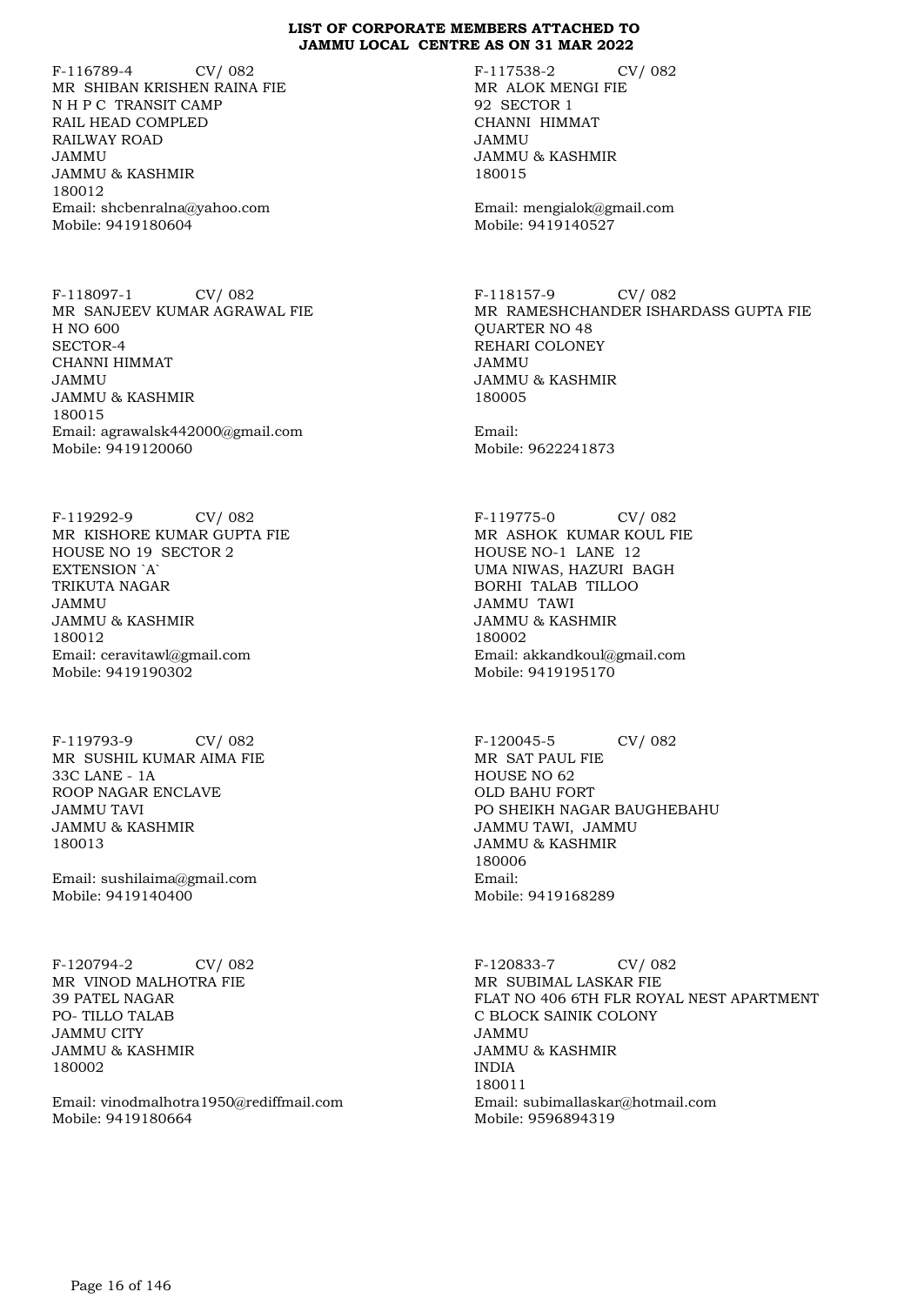**LIST OF CORPORATE MEMBERS ATTACHED TO JAMMU LOCAL CENTRE AS ON 31 MAR 2022**

F-116789-4 CV/ 082
MR SHIBAN KRISHEN RAINA FIE
N H P C TRANSIT CAMP
RAIL HEAD COMPLED
RAILWAY ROAD
JAMMU
JAMMU & KASHMIR
180012
Email: shcbenralna@yahoo.com
Mobile: 9419180604

F-117538-2 CV/ 082
MR ALOK MENGI FIE
92 SECTOR 1
CHANNI HIMMAT
JAMMU
JAMMU & KASHMIR
180015

Email: mengialok@gmail.com
Mobile: 9419140527

F-118097-1 CV/ 082
MR SANJEEV KUMAR AGRAWAL FIE
H NO 600
SECTOR-4
CHANNI HIMMAT
JAMMU
JAMMU & KASHMIR
180015
Email: agrawalsk442000@gmail.com
Mobile: 9419120060

F-118157-9 CV/ 082
MR RAMESHCHANDER ISHARDASS GUPTA FIE
QUARTER NO 48
REHARI COLONEY
JAMMU
JAMMU & KASHMIR
180005

Email:
Mobile: 9622241873

F-119292-9 CV/ 082
MR KISHORE KUMAR GUPTA FIE
HOUSE NO 19 SECTOR 2
EXTENSION `A`
TRIKUTA NAGAR
JAMMU
JAMMU & KASHMIR
180012
Email: ceravitawl@gmail.com
Mobile: 9419190302

F-119775-0 CV/ 082
MR ASHOK KUMAR KOUL FIE
HOUSE NO-1 LANE 12
UMA NIWAS, HAZURI BAGH
BORHI TALAB TILLOO
JAMMU TAWI
JAMMU & KASHMIR
180002
Email: akkandkoul@gmail.com
Mobile: 9419195170

F-119793-9 CV/ 082
MR SUSHIL KUMAR AIMA FIE
33C LANE - 1A
ROOP NAGAR ENCLAVE
JAMMU TAVI
JAMMU & KASHMIR
180013

Email: sushilaima@gmail.com
Mobile: 9419140400

F-120045-5 CV/ 082
MR SAT PAUL FIE
HOUSE NO 62
OLD BAHU FORT
PO SHEIKH NAGAR BAUGHEBAHU
JAMMU TAWI, JAMMU
JAMMU & KASHMIR
180006
Email:
Mobile: 9419168289

F-120794-2 CV/ 082
MR VINOD MALHOTRA FIE
39 PATEL NAGAR
PO- TILLO TALAB
JAMMU CITY
JAMMU & KASHMIR
180002

Email: vinodmalhotra1950@rediffmail.com
Mobile: 9419180664

F-120833-7 CV/ 082
MR SUBIMAL LASKAR FIE
FLAT NO 406 6TH FLR ROYAL NEST APARTMENT
C BLOCK SAINIK COLONY
JAMMU
JAMMU & KASHMIR
INDIA
180011
Email: subimallaskar@hotmail.com
Mobile: 9596894319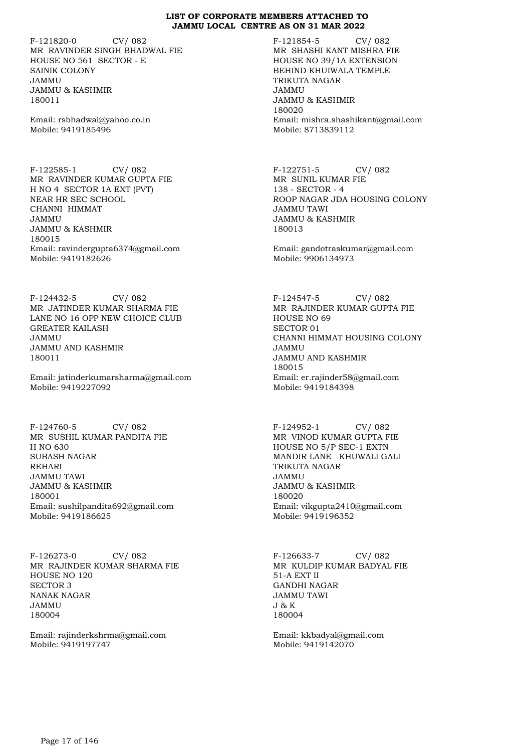**LIST OF CORPORATE MEMBERS ATTACHED TO JAMMU LOCAL CENTRE AS ON 31 MAR 2022**

F-121820-0 CV/ 082
MR RAVINDER SINGH BHADWAL FIE
HOUSE NO 561 SECTOR - E
SAINIK COLONY
JAMMU
JAMMU & KASHMIR
180011

Email: rsbhadwal@yahoo.co.in
Mobile: 9419185496

F-121854-5 CV/ 082
MR SHASHI KANT MISHRA FIE
HOUSE NO 39/1A EXTENSION
BEHIND KHUIWALA TEMPLE
TRIKUTA NAGAR
JAMMU
JAMMU & KASHMIR
180020
Email: mishra.shashikant@gmail.com
Mobile: 8713839112

F-122585-1 CV/ 082
MR RAVINDER KUMAR GUPTA FIE
H NO 4 SECTOR 1A EXT (PVT)
NEAR HR SEC SCHOOL
CHANNI HIMMAT
JAMMU
JAMMU & KASHMIR
180015
Email: ravindergupta6374@gmail.com
Mobile: 9419182626

F-122751-5 CV/ 082
MR SUNIL KUMAR FIE
138 - SECTOR - 4
ROOP NAGAR JDA HOUSING COLONY
JAMMU TAWI
JAMMU & KASHMIR
180013

Email: gandotraskumar@gmail.com
Mobile: 9906134973

F-124432-5 CV/ 082
MR JATINDER KUMAR SHARMA FIE
LANE NO 16 OPP NEW CHOICE CLUB
GREATER KAILASH
JAMMU
JAMMU AND KASHMIR
180011

Email: jatinderkumarsharma@gmail.com
Mobile: 9419227092

F-124547-5 CV/ 082
MR RAJINDER KUMAR GUPTA FIE
HOUSE NO 69
SECTOR 01
CHANNI HIMMAT HOUSING COLONY
JAMMU
JAMMU AND KASHMIR
180015
Email: er.rajinder58@gmail.com
Mobile: 9419184398

F-124760-5 CV/ 082
MR SUSHIL KUMAR PANDITA FIE
H NO 630
SUBASH NAGAR
REHARI
JAMMU TAWI
JAMMU & KASHMIR
180001
Email: sushilpandita692@gmail.com
Mobile: 9419186625

F-124952-1 CV/ 082
MR VINOD KUMAR GUPTA FIE
HOUSE NO 5/P SEC-1 EXTN
MANDIR LANE KHUWALI GALI
TRIKUTA NAGAR
JAMMU
JAMMU & KASHMIR
180020
Email: vikgupta2410@gmail.com
Mobile: 9419196352

F-126273-0 CV/ 082
MR RAJINDER KUMAR SHARMA FIE
HOUSE NO 120
SECTOR 3
NANAK NAGAR
JAMMU
180004

Email: rajinderkshrma@gmail.com
Mobile: 9419197747

F-126633-7 CV/ 082
MR KULDIP KUMAR BADYAL FIE
51-A EXT II
GANDHI NAGAR
JAMMU TAWI
J & K
180004

Email: kkbadyal@gmail.com
Mobile: 9419142070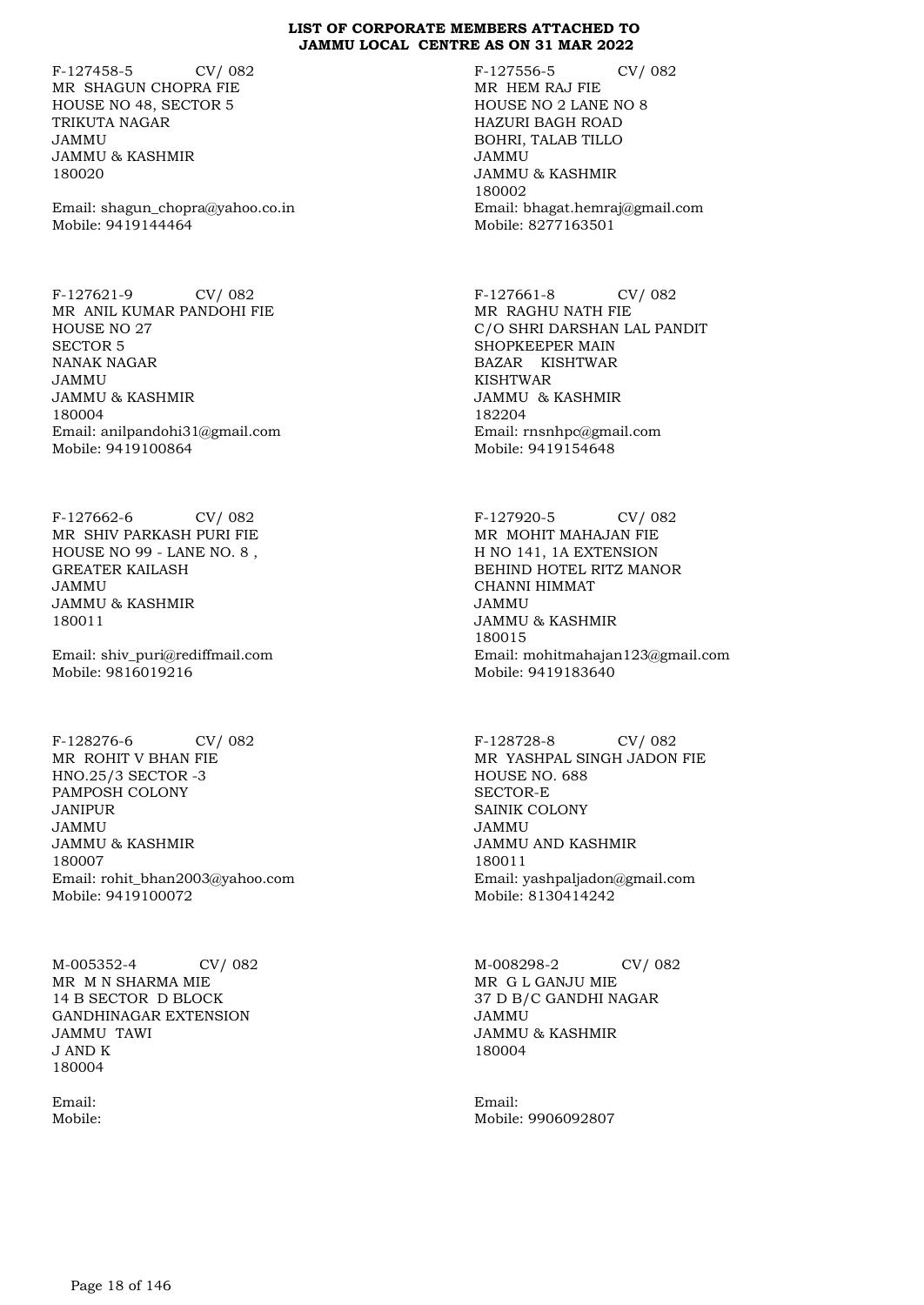**LIST OF CORPORATE MEMBERS ATTACHED TO JAMMU LOCAL CENTRE AS ON 31 MAR 2022**

F-127458-5 CV/ 082
MR SHAGUN CHOPRA FIE
HOUSE NO 48, SECTOR 5
TRIKUTA NAGAR
JAMMU
JAMMU & KASHMIR
180020

Email: shagun_chopra@yahoo.co.in
Mobile: 9419144464

F-127556-5 CV/ 082
MR HEM RAJ FIE
HOUSE NO 2 LANE NO 8
HAZURI BAGH ROAD
BOHRI, TALAB TILLO
JAMMU
JAMMU & KASHMIR
180002
Email: bhagat.hemraj@gmail.com
Mobile: 8277163501

F-127621-9 CV/ 082
MR ANIL KUMAR PANDOHI FIE
HOUSE NO 27
SECTOR 5
NANAK NAGAR
JAMMU
JAMMU & KASHMIR
180004
Email: anilpandohi31@gmail.com
Mobile: 9419100864

F-127661-8 CV/ 082
MR RAGHU NATH FIE
C/O SHRI DARSHAN LAL PANDIT
SHOPKEEPER MAIN
BAZAR KISHTWAR
KISHTWAR
JAMMU & KASHMIR
182204
Email: rnsnhpc@gmail.com
Mobile: 9419154648

F-127662-6 CV/ 082
MR SHIV PARKASH PURI FIE
HOUSE NO 99 - LANE NO. 8 ,
GREATER KAILASH
JAMMU
JAMMU & KASHMIR
180011

Email: shiv_puri@rediffmail.com
Mobile: 9816019216

F-127920-5 CV/ 082
MR MOHIT MAHAJAN FIE
H NO 141, 1A EXTENSION
BEHIND HOTEL RITZ MANOR
CHANNI HIMMAT
JAMMU
JAMMU & KASHMIR
180015
Email: mohitmahajan123@gmail.com
Mobile: 9419183640

F-128276-6 CV/ 082
MR ROHIT V BHAN FIE
HNO.25/3 SECTOR -3
PAMPOSH COLONY
JANIPUR
JAMMU
JAMMU & KASHMIR
180007
Email: rohit_bhan2003@yahoo.com
Mobile: 9419100072

F-128728-8 CV/ 082
MR YASHPAL SINGH JADON FIE
HOUSE NO. 688
SECTOR-E
SAINIK COLONY
JAMMU
JAMMU AND KASHMIR
180011
Email: yashpaljadon@gmail.com
Mobile: 8130414242

M-005352-4 CV/ 082
MR M N SHARMA MIE
14 B SECTOR D BLOCK
GANDHINAGAR EXTENSION
JAMMU TAWI
J AND K
180004

Email:
Mobile:

M-008298-2 CV/ 082
MR G L GANJU MIE
37 D B/C GANDHI NAGAR
JAMMU
JAMMU & KASHMIR
180004

Email:
Mobile: 9906092807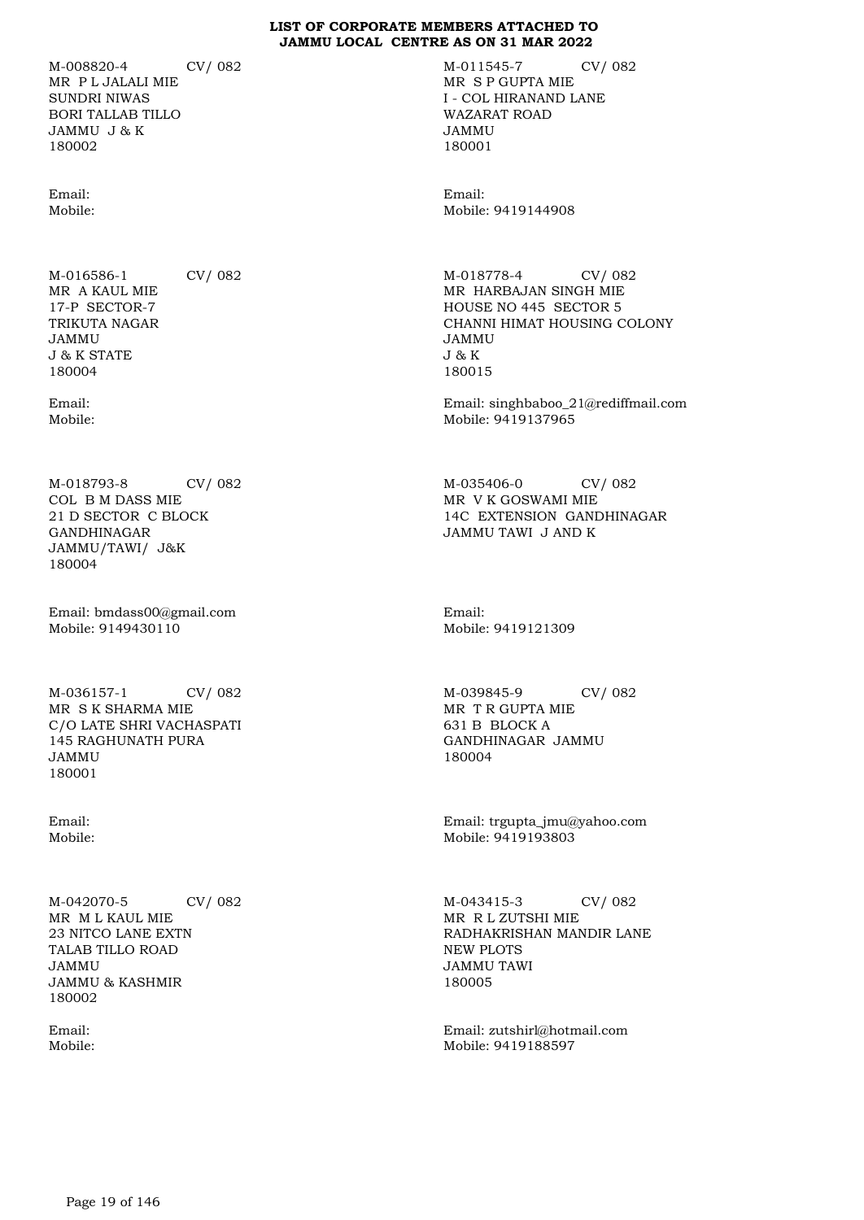**LIST OF CORPORATE MEMBERS ATTACHED TO JAMMU LOCAL CENTRE AS ON 31 MAR 2022**

M-008820-4 CV/ 082
MR P L JALALI MIE
SUNDRI NIWAS
BORI TALLAB TILLO
JAMMU J & K
180002

Email:
Mobile:

M-011545-7 CV/ 082
MR S P GUPTA MIE
I - COL HIRANAND LANE
WAZARAT ROAD
JAMMU
180001

Email:
Mobile: 9419144908

M-016586-1 CV/ 082
MR A KAUL MIE
17-P SECTOR-7
TRIKUTA NAGAR
JAMMU
J & K STATE
180004

Email:
Mobile:

M-018778-4 CV/ 082
MR HARBAJAN SINGH MIE
HOUSE NO 445 SECTOR 5
CHANNI HIMAT HOUSING COLONY
JAMMU
J & K
180015

Email: singhbaboo_21@rediffmail.com
Mobile: 9419137965

M-018793-8 CV/ 082
COL B M DASS MIE
21 D SECTOR C BLOCK
GANDHINAGAR
JAMMU/TAWI/ J&K
180004

Email: bmdass00@gmail.com
Mobile: 9149430110

M-035406-0 CV/ 082
MR V K GOSWAMI MIE
14C EXTENSION GANDHINAGAR
JAMMU TAWI J AND K

Email:
Mobile: 9419121309

M-036157-1 CV/ 082
MR S K SHARMA MIE
C/O LATE SHRI VACHASPATI
145 RAGHUNATH PURA
JAMMU
180001

Email:
Mobile:

M-039845-9 CV/ 082
MR T R GUPTA MIE
631 B BLOCK A
GANDHINAGAR JAMMU
180004

Email: trgupta_jmu@yahoo.com
Mobile: 9419193803

M-042070-5 CV/ 082
MR M L KAUL MIE
23 NITCO LANE EXTN
TALAB TILLO ROAD
JAMMU
JAMMU & KASHMIR
180002

Email:
Mobile:

M-043415-3 CV/ 082
MR R L ZUTSHI MIE
RADHAKRISHAN MANDIR LANE
NEW PLOTS
JAMMU TAWI
180005

Email: zutshirl@hotmail.com
Mobile: 9419188597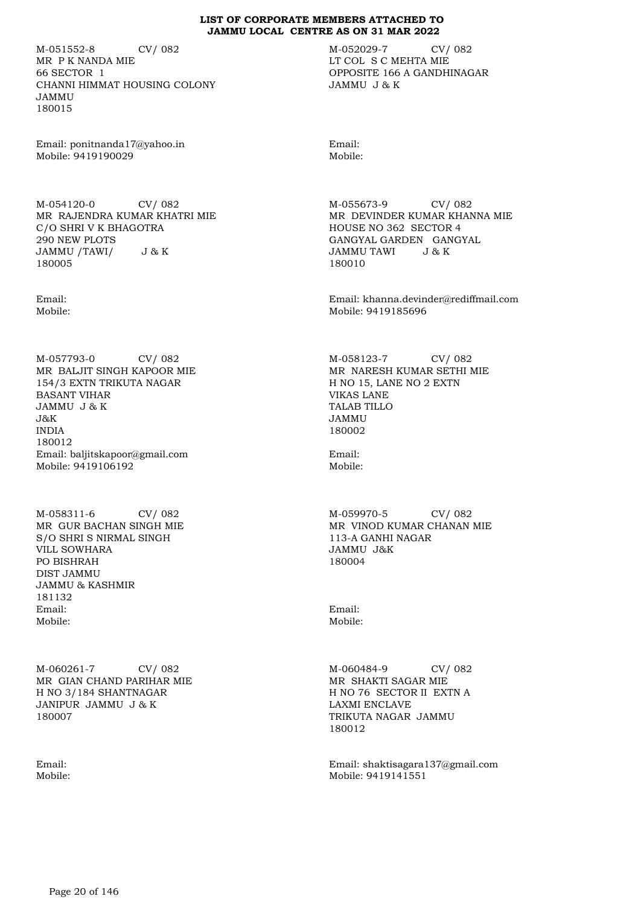# LIST OF CORPORATE MEMBERS ATTACHED TO JAMMU LOCAL CENTRE AS ON 31 MAR 2022

M-051552-8 CV/ 082
MR P K NANDA MIE
66 SECTOR 1
CHANNI HIMMAT HOUSING COLONY
JAMMU
180015

Email: ponitnanda17@yahoo.in
Mobile: 9419190029

M-052029-7 CV/ 082
LT COL S C MEHTA MIE
OPPOSITE 166 A GANDHINAGAR
JAMMU J & K

Email:
Mobile:

M-054120-0 CV/ 082
MR RAJENDRA KUMAR KHATRI MIE
C/O SHRI V K BHAGOTRA
290 NEW PLOTS
JAMMU /TAWI/ J & K
180005

Email:
Mobile:

M-055673-9 CV/ 082
MR DEVINDER KUMAR KHANNA MIE
HOUSE NO 362 SECTOR 4
GANGYAL GARDEN GANGYAL
JAMMU TAWI J & K
180010

Email: khanna.devinder@rediffmail.com
Mobile: 9419185696

M-057793-0 CV/ 082
MR BALJIT SINGH KAPOOR MIE
154/3 EXTN TRIKUTA NAGAR
BASANT VIHAR
JAMMU J & K
J&K
INDIA
180012
Email: baljitskapoor@gmail.com
Mobile: 9419106192

M-058123-7 CV/ 082
MR NARESH KUMAR SETHI MIE
H NO 15, LANE NO 2 EXTN
VIKAS LANE
TALAB TILLO
JAMMU
180002

Email:
Mobile:

M-058311-6 CV/ 082
MR GUR BACHAN SINGH MIE
S/O SHRI S NIRMAL SINGH
VILL SOWHARA
PO BISHRAH
DIST JAMMU
JAMMU & KASHMIR
181132
Email:
Mobile:

M-059970-5 CV/ 082
MR VINOD KUMAR CHANAN MIE
113-A GANHI NAGAR
JAMMU J&K
180004

Email:
Mobile:

M-060261-7 CV/ 082
MR GIAN CHAND PARIHAR MIE
H NO 3/184 SHANTNAGAR
JANIPUR JAMMU J & K
180007

Email:
Mobile:

M-060484-9 CV/ 082
MR SHAKTI SAGAR MIE
H NO 76 SECTOR II EXTN A
LAXMI ENCLAVE
TRIKUTA NAGAR JAMMU
180012

Email: shaktisagara137@gmail.com
Mobile: 9419141551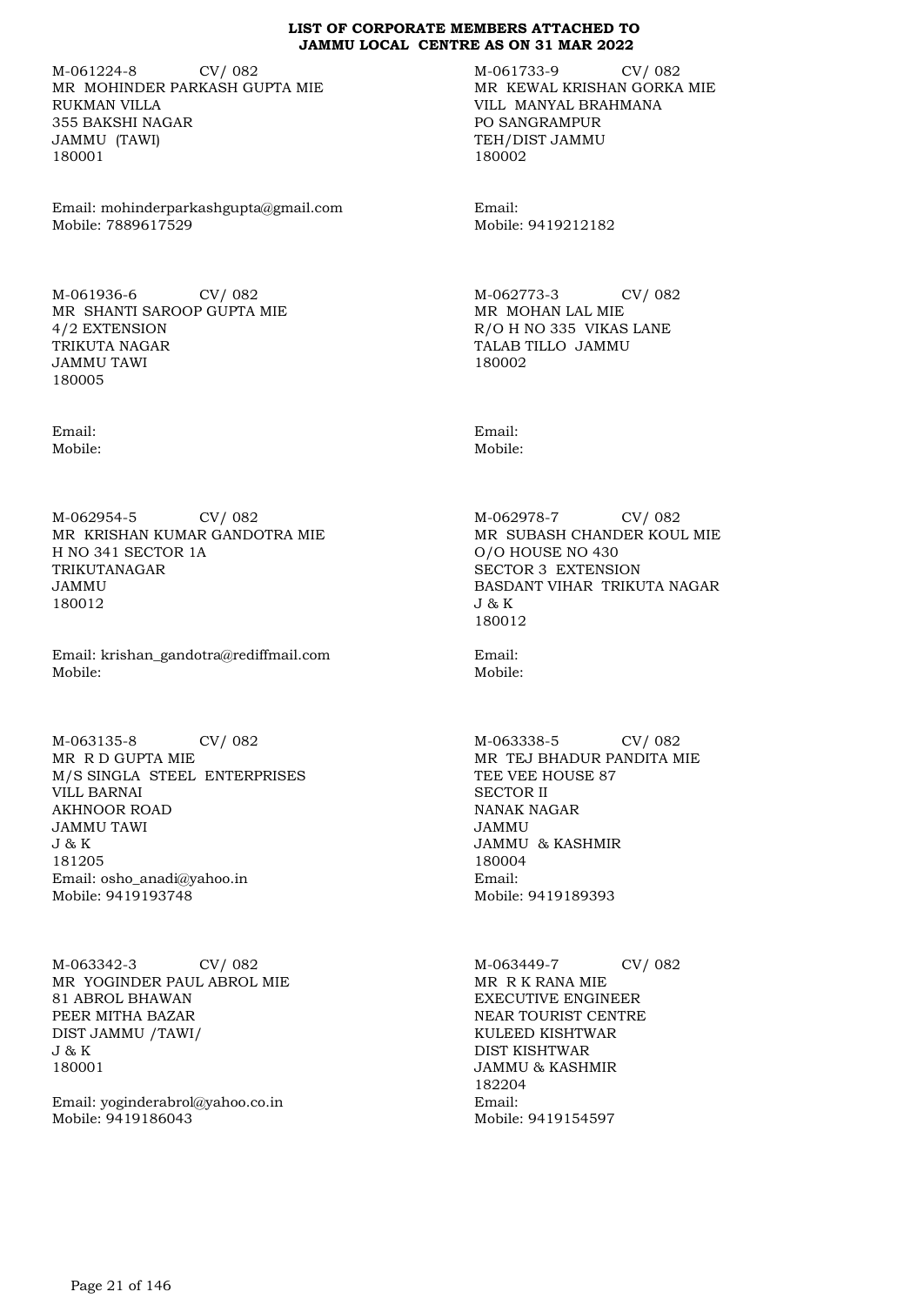**LIST OF CORPORATE MEMBERS ATTACHED TO JAMMU LOCAL CENTRE AS ON 31 MAR 2022**

M-061224-8 CV/ 082
MR MOHINDER PARKASH GUPTA MIE
RUKMAN VILLA
355 BAKSHI NAGAR
JAMMU (TAWI)
180001

Email: mohinderparkashgupta@gmail.com
Mobile: 7889617529

M-061733-9 CV/ 082
MR KEWAL KRISHAN GORKA MIE
VILL MANYAL BRAHMANA
PO SANGRAMPUR
TEH/DIST JAMMU
180002

Email:
Mobile: 9419212182

M-061936-6 CV/ 082
MR SHANTI SAROOP GUPTA MIE
4/2 EXTENSION
TRIKUTA NAGAR
JAMMU TAWI
180005

Email:
Mobile:

M-062773-3 CV/ 082
MR MOHAN LAL MIE
R/O H NO 335 VIKAS LANE
TALAB TILLO JAMMU
180002

Email:
Mobile:

M-062954-5 CV/ 082
MR KRISHAN KUMAR GANDOTRA MIE
H NO 341 SECTOR 1A
TRIKUTANAGAR
JAMMU
180012

Email: krishan_gandotra@rediffmail.com
Mobile:

M-062978-7 CV/ 082
MR SUBASH CHANDER KOUL MIE
O/O HOUSE NO 430
SECTOR 3 EXTENSION
BASDANT VIHAR TRIKUTA NAGAR
J & K
180012

Email:
Mobile:

M-063135-8 CV/ 082
MR R D GUPTA MIE
M/S SINGLA STEEL ENTERPRISES
VILL BARNAI
AKHNOOR ROAD
JAMMU TAWI
J & K
181205
Email: osho_anadi@yahoo.in
Mobile: 9419193748

M-063338-5 CV/ 082
MR TEJ BHADUR PANDITA MIE
TEE VEE HOUSE 87
SECTOR II
NANAK NAGAR
JAMMU
JAMMU & KASHMIR
180004
Email:
Mobile: 9419189393

M-063342-3 CV/ 082
MR YOGINDER PAUL ABROL MIE
81 ABROL BHAWAN
PEER MITHA BAZAR
DIST JAMMU /TAWI/
J & K
180001

Email: yoginderabrol@yahoo.co.in
Mobile: 9419186043

M-063449-7 CV/ 082
MR R K RANA MIE
EXECUTIVE ENGINEER
NEAR TOURIST CENTRE
KULEED KISHTWAR
DIST KISHTWAR
JAMMU & KASHMIR
182204
Email:
Mobile: 9419154597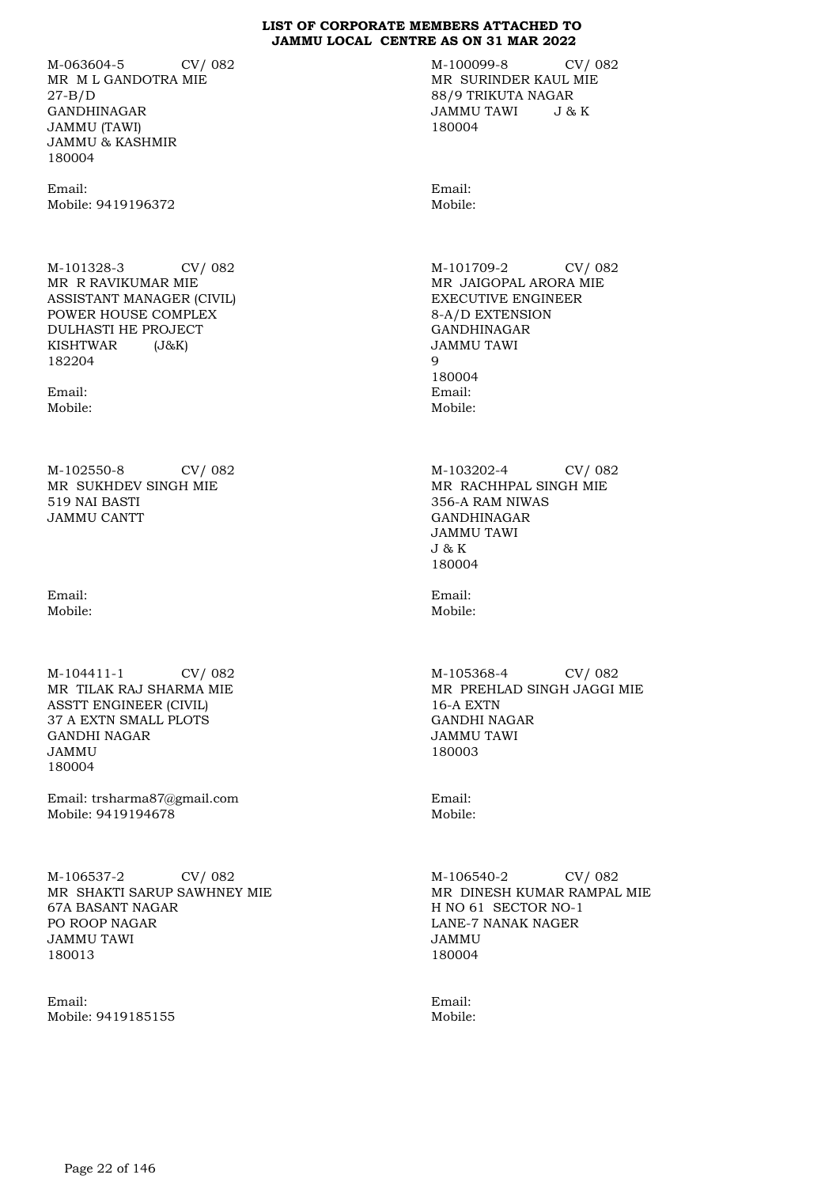**LIST OF CORPORATE MEMBERS ATTACHED TO JAMMU LOCAL CENTRE AS ON 31 MAR 2022**

M-063604-5 CV/ 082
MR M L GANDOTRA MIE
27-B/D
GANDHINAGAR
JAMMU (TAWI)
JAMMU & KASHMIR
180004

Email:
Mobile: 9419196372

M-100099-8 CV/ 082
MR SURINDER KAUL MIE
88/9 TRIKUTA NAGAR
JAMMU TAWI J & K
180004

Email:
Mobile:

M-101328-3 CV/ 082
MR R RAVIKUMAR MIE
ASSISTANT MANAGER (CIVIL)
POWER HOUSE COMPLEX
DULHASTI HE PROJECT
KISHTWAR (J&K)
182204

Email:
Mobile:

M-101709-2 CV/ 082
MR JAIGOPAL ARORA MIE
EXECUTIVE ENGINEER
8-A/D EXTENSION
GANDHINAGAR
JAMMU TAWI
9
180004

Email:
Mobile:

M-102550-8 CV/ 082
MR SUKHDEV SINGH MIE
519 NAI BASTI
JAMMU CANTT

Email:
Mobile:

M-103202-4 CV/ 082
MR RACHHPAL SINGH MIE
356-A RAM NIWAS
GANDHINAGAR
JAMMU TAWI
J & K
180004

Email:
Mobile:

M-104411-1 CV/ 082
MR TILAK RAJ SHARMA MIE
ASSTT ENGINEER (CIVIL)
37 A EXTN SMALL PLOTS
GANDHI NAGAR
JAMMU
180004

Email: trsharma87@gmail.com
Mobile: 9419194678

M-105368-4 CV/ 082
MR PREHLAD SINGH JAGGI MIE
16-A EXTN
GANDHI NAGAR
JAMMU TAWI
180003

Email:
Mobile:

M-106537-2 CV/ 082
MR SHAKTI SARUP SAWHNEY MIE
67A BASANT NAGAR
PO ROOP NAGAR
JAMMU TAWI
180013

Email:
Mobile: 9419185155

M-106540-2 CV/ 082
MR DINESH KUMAR RAMPAL MIE
H NO 61 SECTOR NO-1
LANE-7 NANAK NAGER
JAMMU
180004

Email:
Mobile: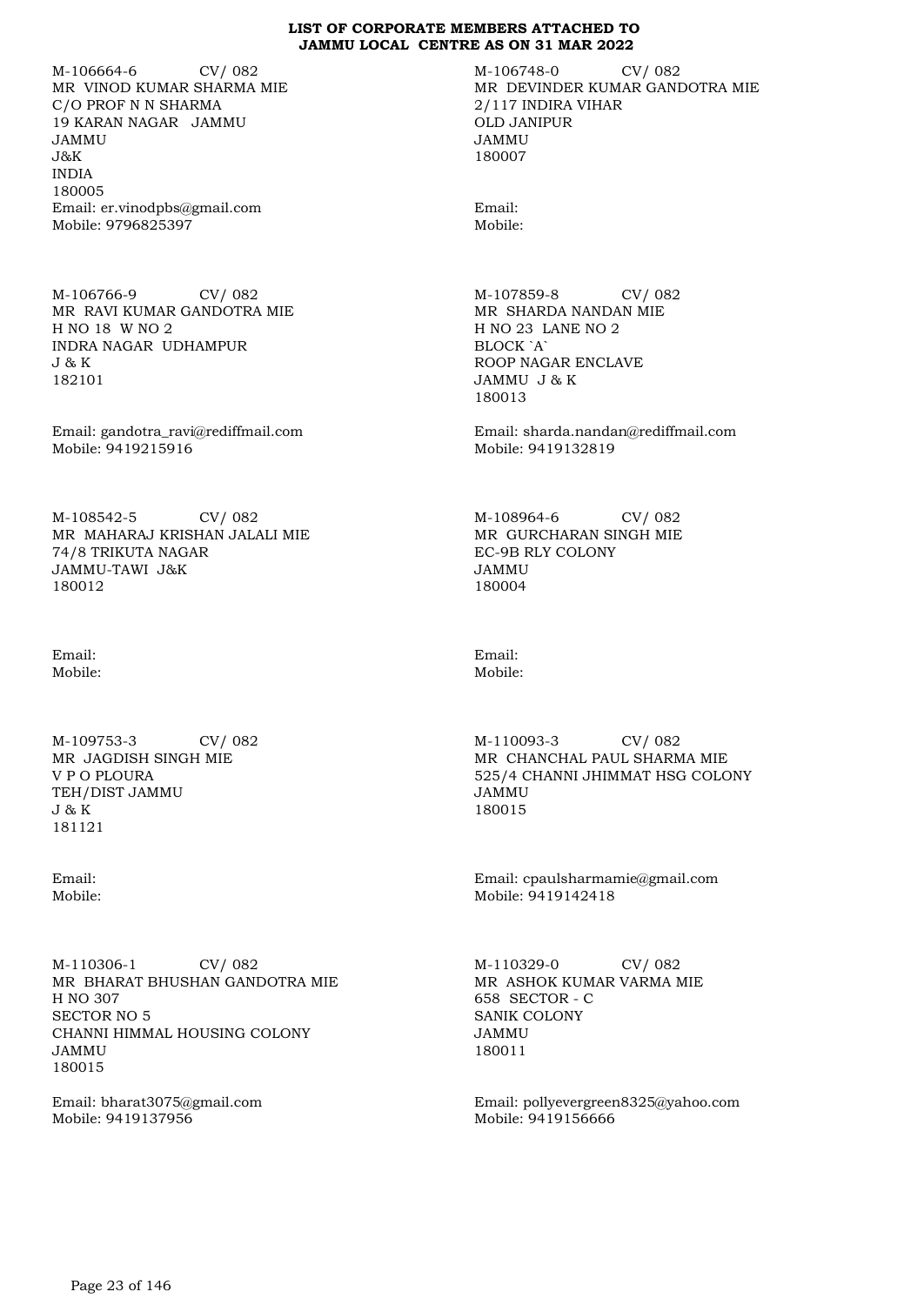**LIST OF CORPORATE MEMBERS ATTACHED TO JAMMU LOCAL CENTRE AS ON 31 MAR 2022**

M-106664-6 CV/ 082
MR VINOD KUMAR SHARMA MIE
C/O PROF N N SHARMA
19 KARAN NAGAR JAMMU
JAMMU
J&K
INDIA
180005
Email: er.vinodpbs@gmail.com
Mobile: 9796825397

M-106748-0 CV/ 082
MR DEVINDER KUMAR GANDOTRA MIE
2/117 INDIRA VIHAR
OLD JANIPUR
JAMMU
180007

Email:
Mobile:

M-106766-9 CV/ 082
MR RAVI KUMAR GANDOTRA MIE
H NO 18 W NO 2
INDRA NAGAR UDHAMPUR
J & K
182101

Email: gandotra_ravi@rediffmail.com
Mobile: 9419215916

M-107859-8 CV/ 082
MR SHARDA NANDAN MIE
H NO 23 LANE NO 2
BLOCK `A`
ROOP NAGAR ENCLAVE
JAMMU J & K
180013

Email: sharda.nandan@rediffmail.com
Mobile: 9419132819

M-108542-5 CV/ 082
MR MAHARAJ KRISHAN JALALI MIE
74/8 TRIKUTA NAGAR
JAMMU-TAWI J&K
180012

Email:
Mobile:

M-108964-6 CV/ 082
MR GURCHARAN SINGH MIE
EC-9B RLY COLONY
JAMMU
180004

Email:
Mobile:

M-109753-3 CV/ 082
MR JAGDISH SINGH MIE
V P O PLOURA
TEH/DIST JAMMU
J & K
181121

Email:
Mobile:

M-110093-3 CV/ 082
MR CHANCHAL PAUL SHARMA MIE
525/4 CHANNI JHIMMAT HSG COLONY
JAMMU
180015

Email: cpaulsharmamie@gmail.com
Mobile: 9419142418

M-110306-1 CV/ 082
MR BHARAT BHUSHAN GANDOTRA MIE
H NO 307
SECTOR NO 5
CHANNI HIMMAL HOUSING COLONY
JAMMU
180015

Email: bharat3075@gmail.com
Mobile: 9419137956

M-110329-0 CV/ 082
MR ASHOK KUMAR VARMA MIE
658 SECTOR - C
SANIK COLONY
JAMMU
180011

Email: pollyevergreen8325@yahoo.com
Mobile: 9419156666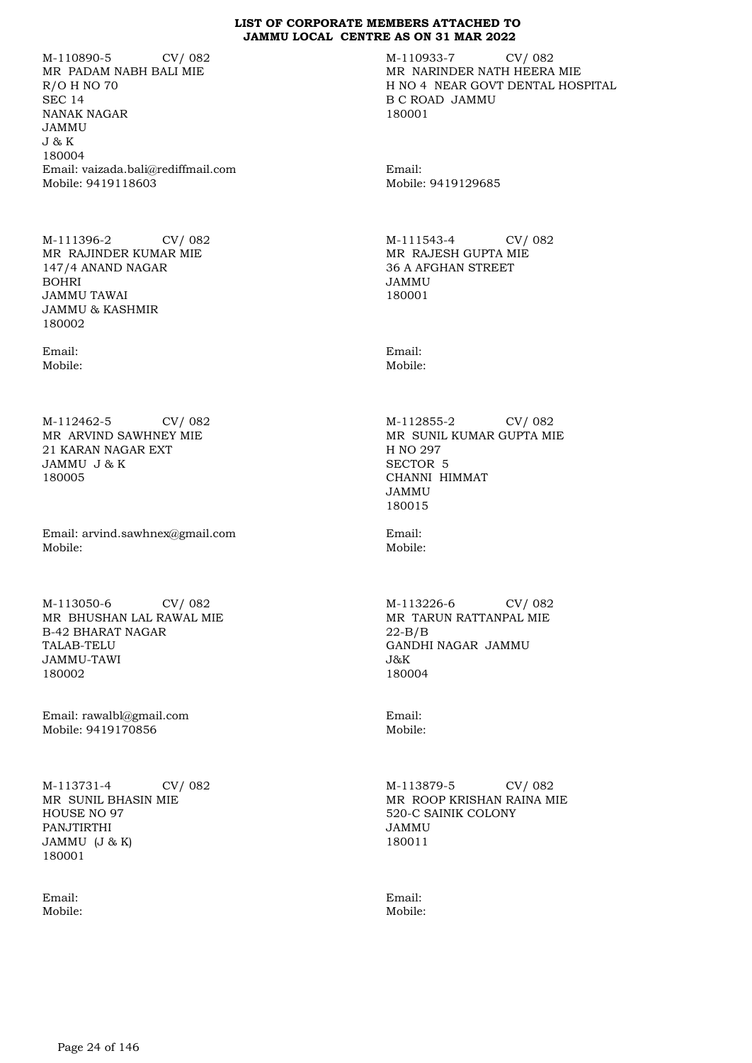**LIST OF CORPORATE MEMBERS ATTACHED TO JAMMU LOCAL CENTRE AS ON 31 MAR 2022**

M-110890-5 CV/ 082
MR PADAM NABH BALI MIE
R/O H NO 70
SEC 14
NANAK NAGAR
JAMMU
J & K
180004
Email: vaizada.bali@rediffmail.com
Mobile: 9419118603

M-110933-7 CV/ 082
MR NARINDER NATH HEERA MIE
H NO 4 NEAR GOVT DENTAL HOSPITAL
B C ROAD JAMMU
180001

Email:
Mobile: 9419129685

M-111396-2 CV/ 082
MR RAJINDER KUMAR MIE
147/4 ANAND NAGAR
BOHRI
JAMMU TAWAI
JAMMU & KASHMIR
180002

Email:
Mobile:

M-111543-4 CV/ 082
MR RAJESH GUPTA MIE
36 A AFGHAN STREET
JAMMU
180001

Email:
Mobile:

M-112462-5 CV/ 082
MR ARVIND SAWHNEY MIE
21 KARAN NAGAR EXT
JAMMU J & K
180005

Email: arvind.sawhnex@gmail.com
Mobile:

M-112855-2 CV/ 082
MR SUNIL KUMAR GUPTA MIE
H NO 297
SECTOR 5
CHANNI HIMMAT
JAMMU
180015

Email:
Mobile:

M-113050-6 CV/ 082
MR BHUSHAN LAL RAWAL MIE
B-42 BHARAT NAGAR
TALAB-TELU
JAMMU-TAWI
180002

Email: rawalbl@gmail.com
Mobile: 9419170856

M-113226-6 CV/ 082
MR TARUN RATTANPAL MIE
22-B/B
GANDHI NAGAR JAMMU
J&K
180004

Email:
Mobile:

M-113731-4 CV/ 082
MR SUNIL BHASIN MIE
HOUSE NO 97
PANJTIRTHI
JAMMU (J & K)
180001

Email:
Mobile:

M-113879-5 CV/ 082
MR ROOP KRISHAN RAINA MIE
520-C SAINIK COLONY
JAMMU
180011

Email:
Mobile: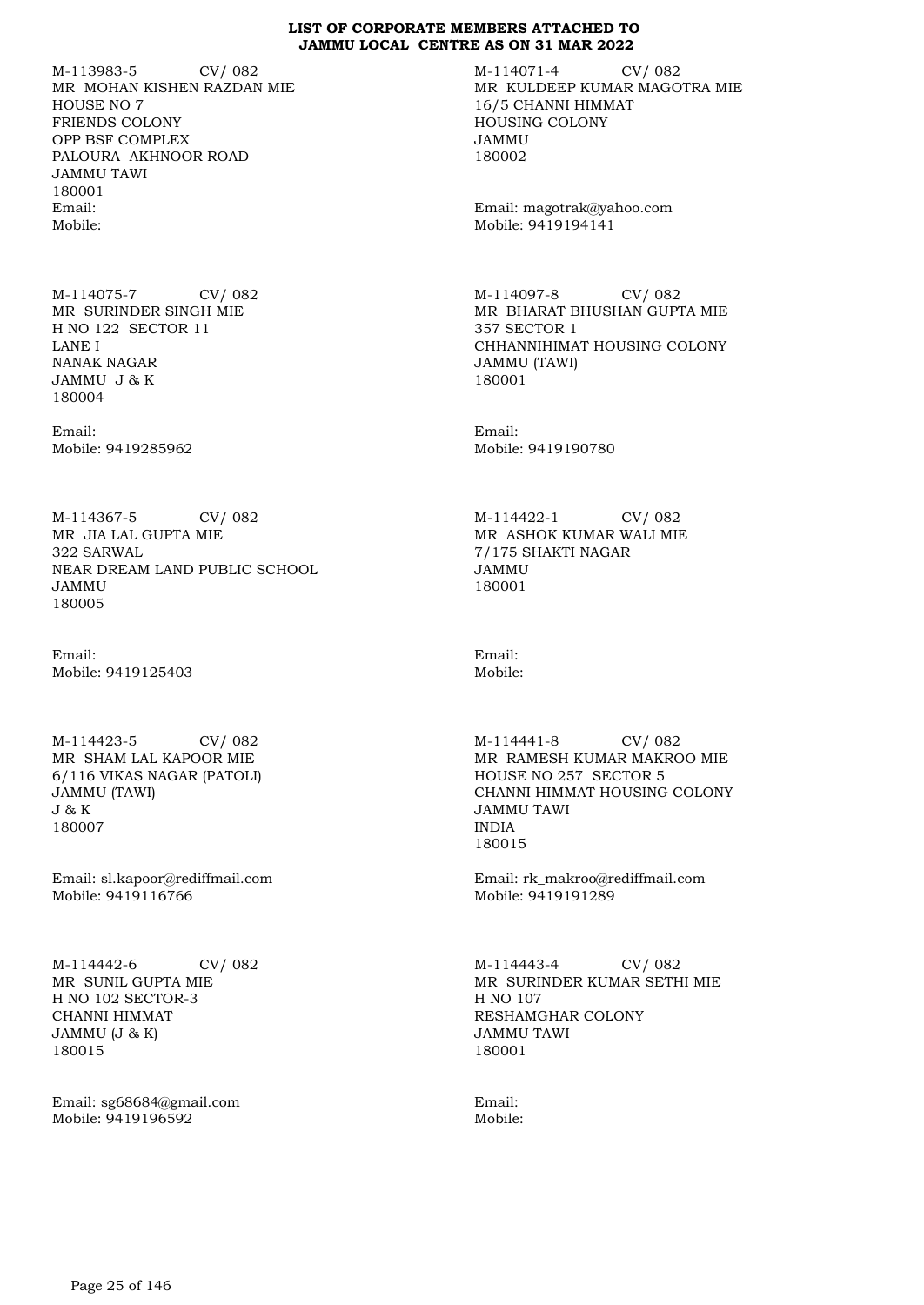**LIST OF CORPORATE MEMBERS ATTACHED TO JAMMU LOCAL CENTRE AS ON 31 MAR 2022**

M-113983-5 CV/ 082
MR MOHAN KISHEN RAZDAN MIE
HOUSE NO 7
FRIENDS COLONY
OPP BSF COMPLEX
PALOURA AKHNOOR ROAD
JAMMU TAWI
180001
Email:
Mobile:

M-114071-4 CV/ 082
MR KULDEEP KUMAR MAGOTRA MIE
16/5 CHANNI HIMMAT
HOUSING COLONY
JAMMU
180002
Email: magotrak@yahoo.com
Mobile: 9419194141

M-114075-7 CV/ 082
MR SURINDER SINGH MIE
H NO 122 SECTOR 11
LANE I
NANAK NAGAR
JAMMU J & K
180004
Email:
Mobile: 9419285962

M-114097-8 CV/ 082
MR BHARAT BHUSHAN GUPTA MIE
357 SECTOR 1
CHHANNIHIMAT HOUSING COLONY
JAMMU (TAWI)
180001
Email:
Mobile: 9419190780

M-114367-5 CV/ 082
MR JIA LAL GUPTA MIE
322 SARWAL
NEAR DREAM LAND PUBLIC SCHOOL
JAMMU
180005
Email:
Mobile: 9419125403

M-114422-1 CV/ 082
MR ASHOK KUMAR WALI MIE
7/175 SHAKTI NAGAR
JAMMU
180001
Email:
Mobile:

M-114423-5 CV/ 082
MR SHAM LAL KAPOOR MIE
6/116 VIKAS NAGAR (PATOLI)
JAMMU (TAWI)
J & K
180007
Email: sl.kapoor@rediffmail.com
Mobile: 9419116766

M-114441-8 CV/ 082
MR RAMESH KUMAR MAKROO MIE
HOUSE NO 257 SECTOR 5
CHANNI HIMMAT HOUSING COLONY
JAMMU TAWI
INDIA
180015
Email: rk_makroo@rediffmail.com
Mobile: 9419191289

M-114442-6 CV/ 082
MR SUNIL GUPTA MIE
H NO 102 SECTOR-3
CHANNI HIMMAT
JAMMU (J & K)
180015
Email: sg68684@gmail.com
Mobile: 9419196592

M-114443-4 CV/ 082
MR SURINDER KUMAR SETHI MIE
H NO 107
RESHAMGHAR COLONY
JAMMU TAWI
180001
Email:
Mobile: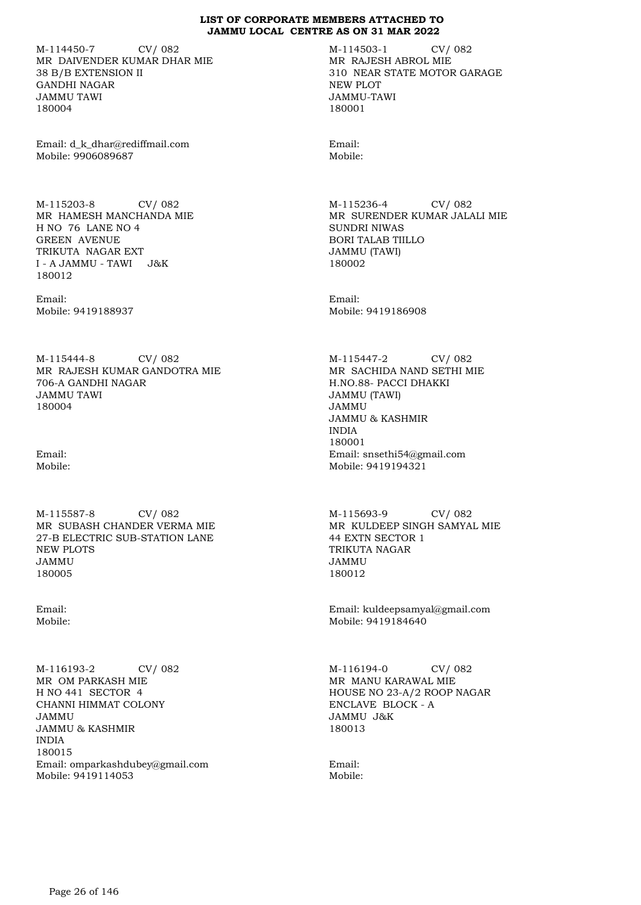**LIST OF CORPORATE MEMBERS ATTACHED TO JAMMU LOCAL CENTRE AS ON 31 MAR 2022**

M-114450-7 CV/ 082
MR DAIVENDER KUMAR DHAR MIE
38 B/B EXTENSION II
GANDHI NAGAR
JAMMU TAWI
180004

Email: d_k_dhar@rediffmail.com
Mobile: 9906089687

M-114503-1 CV/ 082
MR RAJESH ABROL MIE
310 NEAR STATE MOTOR GARAGE
NEW PLOT
JAMMU-TAWI
180001

Email:
Mobile:

M-115203-8 CV/ 082
MR HAMESH MANCHANDA MIE
H NO 76 LANE NO 4
GREEN AVENUE
TRIKUTA NAGAR EXT
I - A JAMMU - TAWI J&K
180012

Email:
Mobile: 9419188937

M-115236-4 CV/ 082
MR SURENDER KUMAR JALALI MIE
SUNDRI NIWAS
BORI TALAB TIILLO
JAMMU (TAWI)
180002

Email:
Mobile: 9419186908

M-115444-8 CV/ 082
MR RAJESH KUMAR GANDOTRA MIE
706-A GANDHI NAGAR
JAMMU TAWI
180004

Email:
Mobile:

M-115447-2 CV/ 082
MR SACHIDA NAND SETHI MIE
H.NO.88- PACCI DHAKKI
JAMMU (TAWI)
JAMMU
JAMMU & KASHMIR
INDIA
180001
Email: snsethi54@gmail.com
Mobile: 9419194321

M-115587-8 CV/ 082
MR SUBASH CHANDER VERMA MIE
27-B ELECTRIC SUB-STATION LANE
NEW PLOTS
JAMMU
180005

Email:
Mobile:

M-115693-9 CV/ 082
MR KULDEEP SINGH SAMYAL MIE
44 EXTN SECTOR 1
TRIKUTA NAGAR
JAMMU
180012

Email: kuldeepsamyal@gmail.com
Mobile: 9419184640

M-116193-2 CV/ 082
MR OM PARKASH MIE
H NO 441 SECTOR 4
CHANNI HIMMAT COLONY
JAMMU
JAMMU & KASHMIR
INDIA
180015
Email: omparkashdubey@gmail.com
Mobile: 9419114053

M-116194-0 CV/ 082
MR MANU KARAWAL MIE
HOUSE NO 23-A/2 ROOP NAGAR
ENCLAVE BLOCK - A
JAMMU J&K
180013

Email:
Mobile: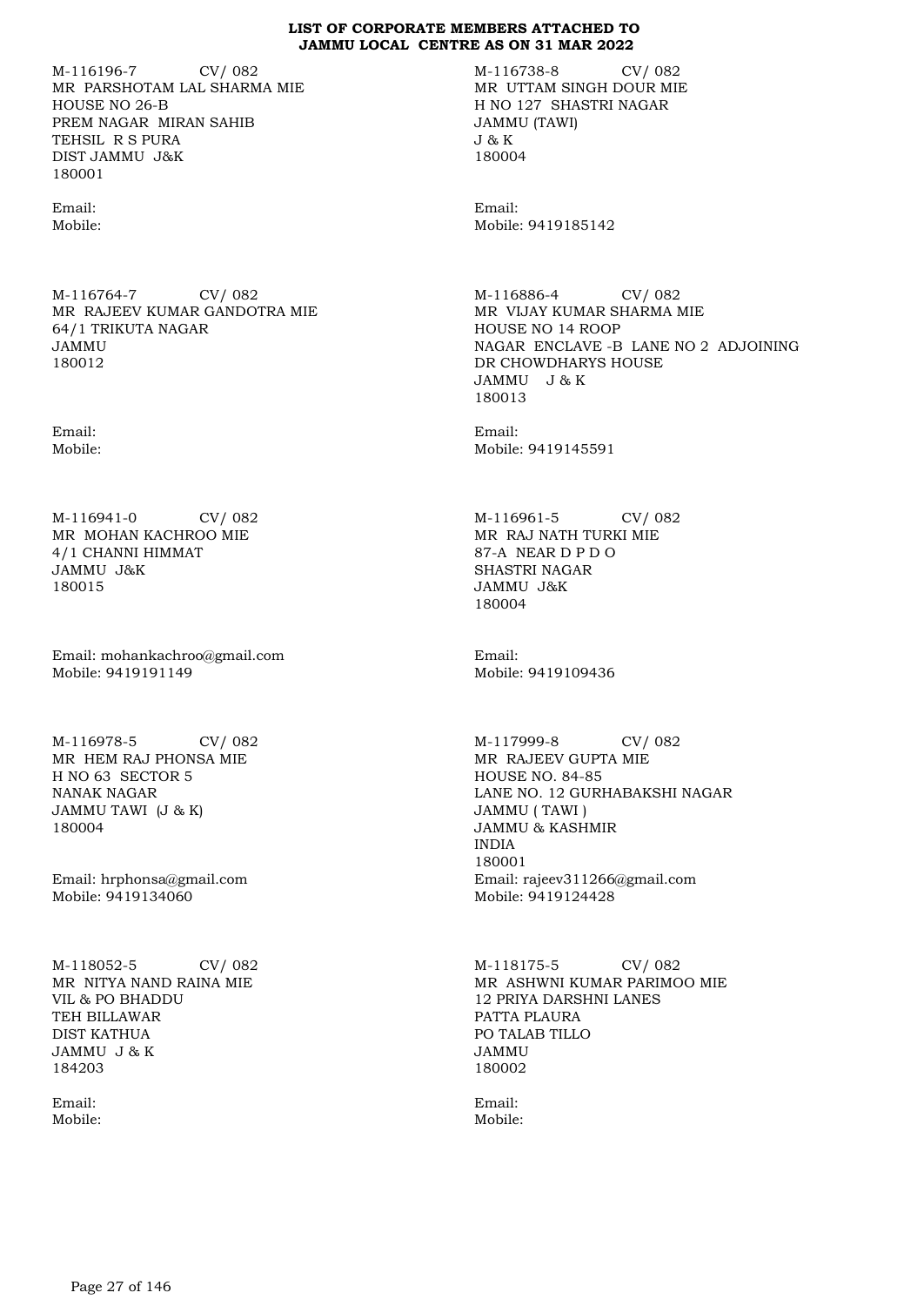**LIST OF CORPORATE MEMBERS ATTACHED TO JAMMU LOCAL CENTRE AS ON 31 MAR 2022**

M-116196-7 CV/ 082
MR PARSHOTAM LAL SHARMA MIE
HOUSE NO 26-B
PREM NAGAR MIRAN SAHIB
TEHSIL R S PURA
DIST JAMMU J&K
180001

Email:
Mobile:

M-116738-8 CV/ 082
MR UTTAM SINGH DOUR MIE
H NO 127 SHASTRI NAGAR
JAMMU (TAWI)
J & K
180004

Email:
Mobile: 9419185142

M-116764-7 CV/ 082
MR RAJEEV KUMAR GANDOTRA MIE
64/1 TRIKUTA NAGAR
JAMMU
180012

Email:
Mobile:

M-116886-4 CV/ 082
MR VIJAY KUMAR SHARMA MIE
HOUSE NO 14 ROOP
NAGAR ENCLAVE -B LANE NO 2 ADJOINING
DR CHOWDHARYS HOUSE
JAMMU J & K
180013

Email:
Mobile: 9419145591

M-116941-0 CV/ 082
MR MOHAN KACHROO MIE
4/1 CHANNI HIMMAT
JAMMU J&K
180015

Email: mohankachroo@gmail.com
Mobile: 9419191149

M-116961-5 CV/ 082
MR RAJ NATH TURKI MIE
87-A NEAR D P D O
SHASTRI NAGAR
JAMMU J&K
180004

Email:
Mobile: 9419109436

M-116978-5 CV/ 082
MR HEM RAJ PHONSA MIE
H NO 63 SECTOR 5
NANAK NAGAR
JAMMU TAWI (J & K)
180004

Email: hrphonsa@gmail.com
Mobile: 9419134060

M-117999-8 CV/ 082
MR RAJEEV GUPTA MIE
HOUSE NO. 84-85
LANE NO. 12 GURHABAKSHI NAGAR
JAMMU ( TAWI )
JAMMU & KASHMIR
INDIA
180001
Email: rajeev311266@gmail.com
Mobile: 9419124428

M-118052-5 CV/ 082
MR NITYA NAND RAINA MIE
VIL & PO BHADDU
TEH BILLAWAR
DIST KATHUA
JAMMU J & K
184203

Email:
Mobile:

M-118175-5 CV/ 082
MR ASHWNI KUMAR PARIMOO MIE
12 PRIYA DARSHNI LANES
PATTA PLAURA
PO TALAB TILLO
JAMMU
180002

Email:
Mobile: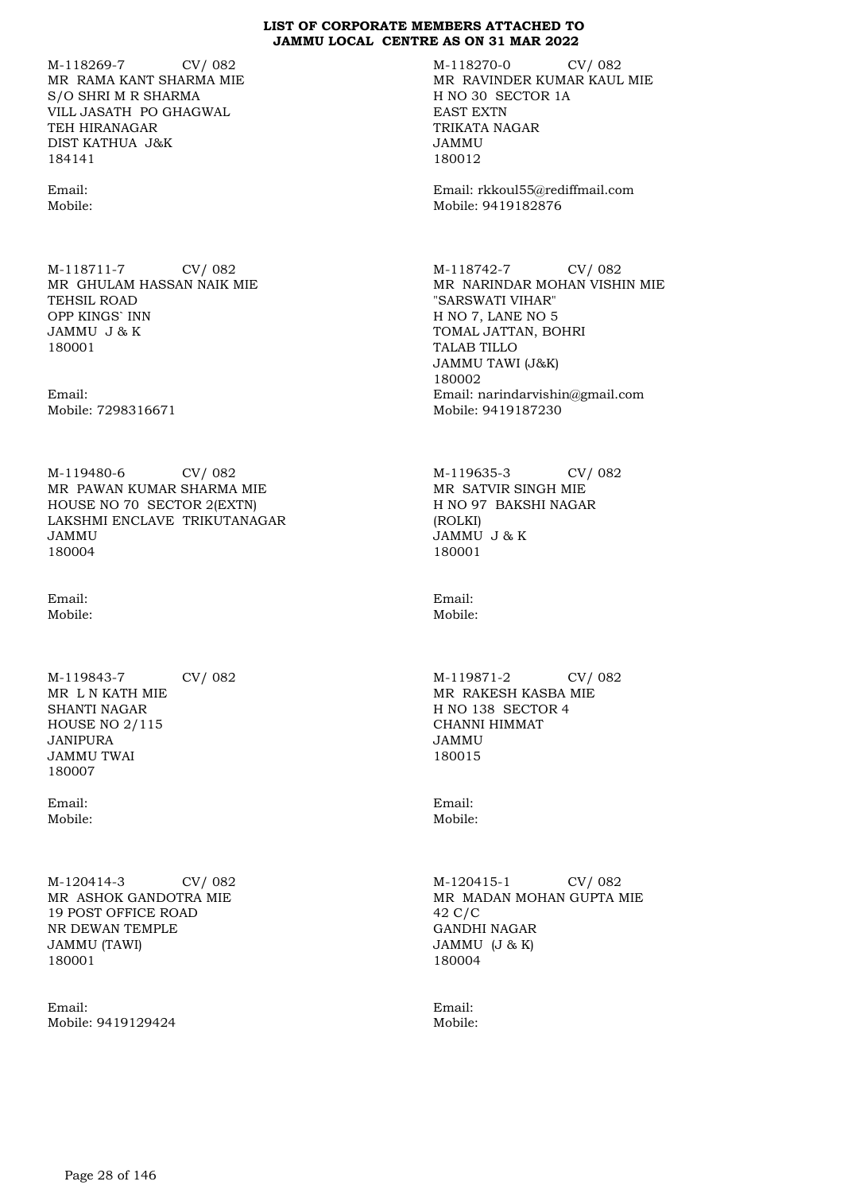# LIST OF CORPORATE MEMBERS ATTACHED TO JAMMU LOCAL CENTRE AS ON 31 MAR 2022

M-118269-7 CV/ 082
MR RAMA KANT SHARMA MIE
S/O SHRI M R SHARMA
VILL JASATH PO GHAGWAL
TEH HIRANAGAR
DIST KATHUA J&K
184141

Email:
Mobile:

M-118270-0 CV/ 082
MR RAVINDER KUMAR KAUL MIE
H NO 30 SECTOR 1A
EAST EXTN
TRIKATA NAGAR
JAMMU
180012

Email: rkkoul55@rediffmail.com
Mobile: 9419182876

M-118711-7 CV/ 082
MR GHULAM HASSAN NAIK MIE
TEHSIL ROAD
OPP KINGS` INN
JAMMU J & K
180001

Email:
Mobile: 7298316671

M-118742-7 CV/ 082
MR NARINDAR MOHAN VISHIN MIE
"SARSWATI VIHAR"
H NO 7, LANE NO 5
TOMAL JATTAN, BOHRI
TALAB TILLO
JAMMU TAWI (J&K)
180002
Email: narindarvishin@gmail.com
Mobile: 9419187230

M-119480-6 CV/ 082
MR PAWAN KUMAR SHARMA MIE
HOUSE NO 70 SECTOR 2(EXTN)
LAKSHMI ENCLAVE TRIKUTANAGAR
JAMMU
180004

Email:
Mobile:

M-119635-3 CV/ 082
MR SATVIR SINGH MIE
H NO 97 BAKSHI NAGAR
(ROLKI)
JAMMU J & K
180001

Email:
Mobile:

M-119843-7 CV/ 082
MR L N KATH MIE
SHANTI NAGAR
HOUSE NO 2/115
JANIPURA
JAMMU TWAI
180007

Email:
Mobile:

M-119871-2 CV/ 082
MR RAKESH KASBA MIE
H NO 138 SECTOR 4
CHANNI HIMMAT
JAMMU
180015

Email:
Mobile:

M-120414-3 CV/ 082
MR ASHOK GANDOTRA MIE
19 POST OFFICE ROAD
NR DEWAN TEMPLE
JAMMU (TAWI)
180001

Email:
Mobile: 9419129424

M-120415-1 CV/ 082
MR MADAN MOHAN GUPTA MIE
42 C/C
GANDHI NAGAR
JAMMU (J & K)
180004

Email:
Mobile: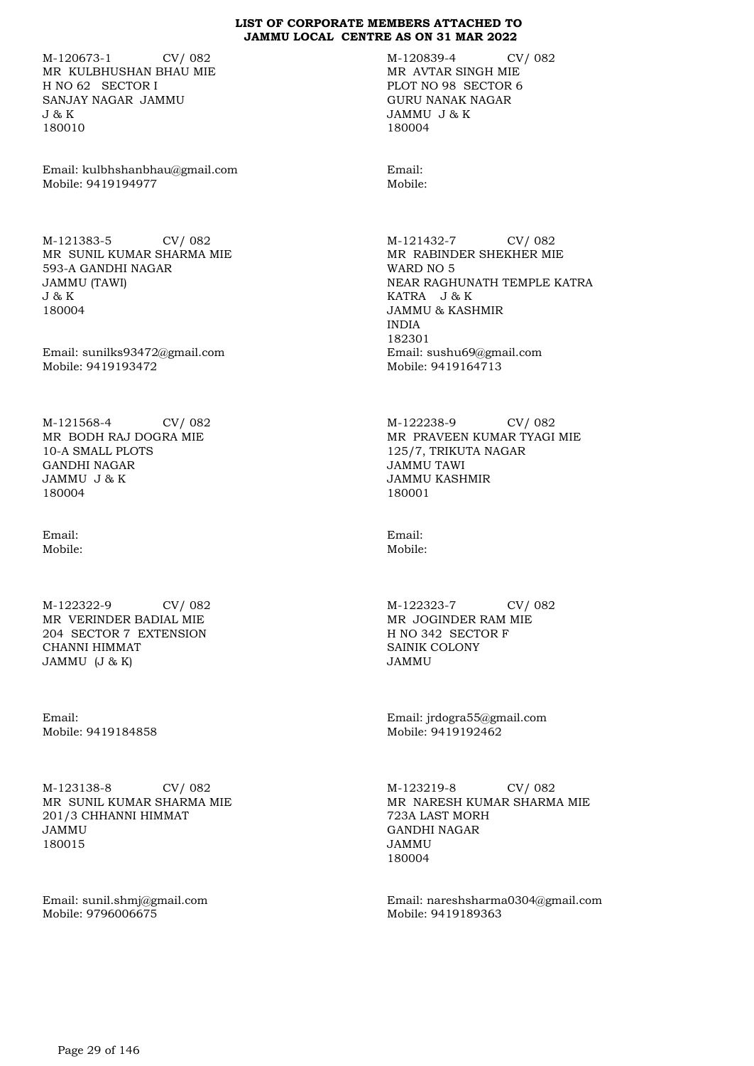**LIST OF CORPORATE MEMBERS ATTACHED TO JAMMU LOCAL CENTRE AS ON 31 MAR 2022**

M-120673-1 CV/ 082
MR KULBHUSHAN BHAU MIE
H NO 62 SECTOR I
SANJAY NAGAR JAMMU
J & K
180010

Email: kulbhshanbhau@gmail.com
Mobile: 9419194977

M-120839-4 CV/ 082
MR AVTAR SINGH MIE
PLOT NO 98 SECTOR 6
GURU NANAK NAGAR
JAMMU J & K
180004

Email:
Mobile:

M-121383-5 CV/ 082
MR SUNIL KUMAR SHARMA MIE
593-A GANDHI NAGAR
JAMMU (TAWI)
J & K
180004

Email: sunilks93472@gmail.com
Mobile: 9419193472

M-121432-7 CV/ 082
MR RABINDER SHEKHER MIE
WARD NO 5
NEAR RAGHUNATH TEMPLE KATRA
KATRA J & K
JAMMU & KASHMIR
INDIA
182301
Email: sushu69@gmail.com
Mobile: 9419164713

M-121568-4 CV/ 082
MR BODH RAJ DOGRA MIE
10-A SMALL PLOTS
GANDHI NAGAR
JAMMU J & K
180004

Email:
Mobile:

M-122238-9 CV/ 082
MR PRAVEEN KUMAR TYAGI MIE
125/7, TRIKUTA NAGAR
JAMMU TAWI
JAMMU KASHMIR
180001

Email:
Mobile:

M-122322-9 CV/ 082
MR VERINDER BADIAL MIE
204 SECTOR 7 EXTENSION
CHANNI HIMMAT
JAMMU (J & K)

Email:
Mobile: 9419184858

M-122323-7 CV/ 082
MR JOGINDER RAM MIE
H NO 342 SECTOR F
SAINIK COLONY
JAMMU

Email: jrdogra55@gmail.com
Mobile: 9419192462

M-123138-8 CV/ 082
MR SUNIL KUMAR SHARMA MIE
201/3 CHHANNI HIMMAT
JAMMU
180015

Email: sunil.shmj@gmail.com
Mobile: 9796006675

M-123219-8 CV/ 082
MR NARESH KUMAR SHARMA MIE
723A LAST MORH
GANDHI NAGAR
JAMMU
180004

Email: nareshsharma0304@gmail.com
Mobile: 9419189363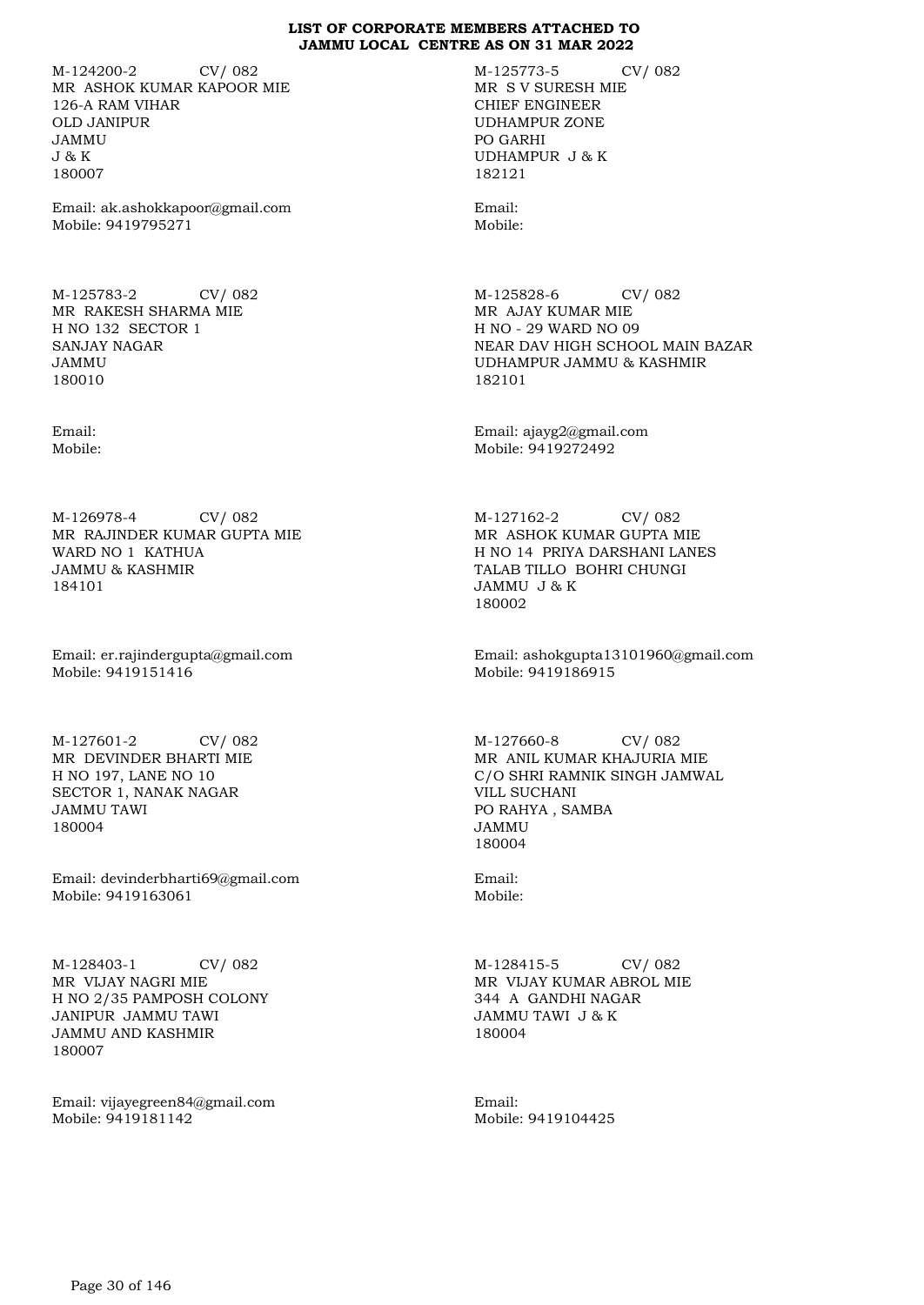# LIST OF CORPORATE MEMBERS ATTACHED TO JAMMU LOCAL CENTRE AS ON 31 MAR 2022

M-124200-2 CV/ 082
MR ASHOK KUMAR KAPOOR MIE
126-A RAM VIHAR
OLD JANIPUR
JAMMU
J & K
180007

Email: ak.ashokkapoor@gmail.com
Mobile: 9419795271

M-125773-5 CV/ 082
MR S V SURESH MIE
CHIEF ENGINEER
UDHAMPUR ZONE
PO GARHI
UDHAMPUR J & K
182121

Email:
Mobile:

M-125783-2 CV/ 082
MR RAKESH SHARMA MIE
H NO 132 SECTOR 1
SANJAY NAGAR
JAMMU
180010

Email:
Mobile:

M-125828-6 CV/ 082
MR AJAY KUMAR MIE
H NO - 29 WARD NO 09
NEAR DAV HIGH SCHOOL MAIN BAZAR
UDHAMPUR JAMMU & KASHMIR
182101

Email: ajayg2@gmail.com
Mobile: 9419272492

M-126978-4 CV/ 082
MR RAJINDER KUMAR GUPTA MIE
WARD NO 1 KATHUA
JAMMU & KASHMIR
184101

Email: er.rajindergupta@gmail.com
Mobile: 9419151416

M-127162-2 CV/ 082
MR ASHOK KUMAR GUPTA MIE
H NO 14 PRIYA DARSHANI LANES
TALAB TILLO BOHRI CHUNGI
JAMMU J & K
180002

Email: ashokgupta13101960@gmail.com
Mobile: 9419186915

M-127601-2 CV/ 082
MR DEVINDER BHARTI MIE
H NO 197, LANE NO 10
SECTOR 1, NANAK NAGAR
JAMMU TAWI
180004

Email: devinderbharti69@gmail.com
Mobile: 9419163061

M-127660-8 CV/ 082
MR ANIL KUMAR KHAJURIA MIE
C/O SHRI RAMNIK SINGH JAMWAL
VILL SUCHANI
PO RAHYA , SAMBA
JAMMU
180004

Email:
Mobile:

M-128403-1 CV/ 082
MR VIJAY NAGRI MIE
H NO 2/35 PAMPOSH COLONY
JANIPUR JAMMU TAWI
JAMMU AND KASHMIR
180007

Email: vijayegreen84@gmail.com
Mobile: 9419181142

M-128415-5 CV/ 082
MR VIJAY KUMAR ABROL MIE
344 A GANDHI NAGAR
JAMMU TAWI J & K
180004

Email:
Mobile: 9419104425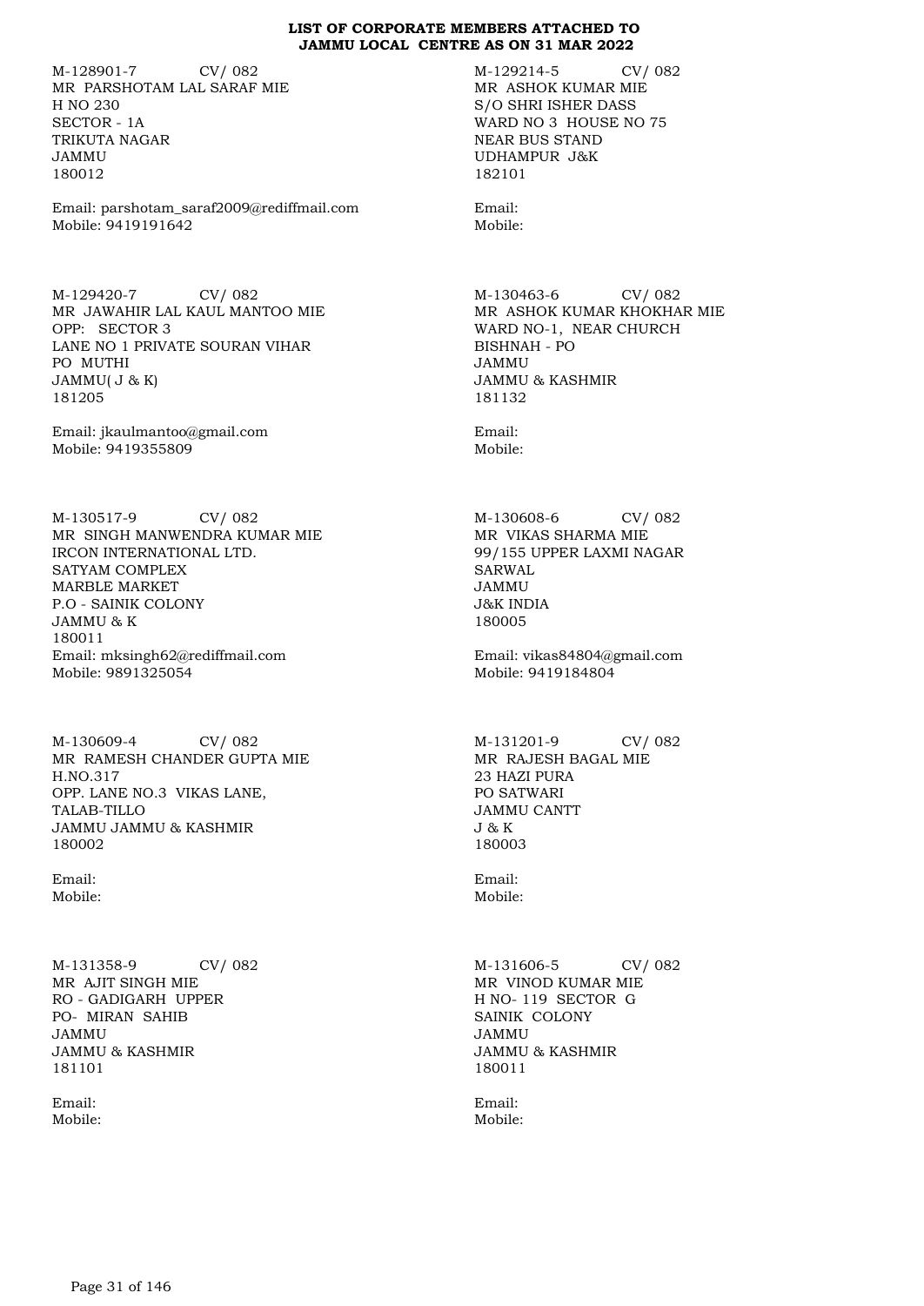**LIST OF CORPORATE MEMBERS ATTACHED TO JAMMU LOCAL CENTRE AS ON 31 MAR 2022**

M-128901-7 CV/ 082
MR PARSHOTAM LAL SARAF MIE
H NO 230
SECTOR - 1A
TRIKUTA NAGAR
JAMMU
180012

Email: parshotam_saraf2009@rediffmail.com
Mobile: 9419191642

M-129214-5 CV/ 082
MR ASHOK KUMAR MIE
S/O SHRI ISHER DASS
WARD NO 3 HOUSE NO 75
NEAR BUS STAND
UDHAMPUR J&K
182101

Email:
Mobile:

M-129420-7 CV/ 082
MR JAWAHIR LAL KAUL MANTOO MIE
OPP: SECTOR 3
LANE NO 1 PRIVATE SOURAN VIHAR
PO MUTHI
JAMMU( J & K)
181205

Email: jkaulmantoo@gmail.com
Mobile: 9419355809

M-130463-6 CV/ 082
MR ASHOK KUMAR KHOKHAR MIE
WARD NO-1, NEAR CHURCH
BISHNAH - PO
JAMMU
JAMMU & KASHMIR
181132

Email:
Mobile:

M-130517-9 CV/ 082
MR SINGH MANWENDRA KUMAR MIE
IRCON INTERNATIONAL LTD.
SATYAM COMPLEX
MARBLE MARKET
P.O - SAINIK COLONY
JAMMU & K
180011
Email: mksingh62@rediffmail.com
Mobile: 9891325054

M-130608-6 CV/ 082
MR VIKAS SHARMA MIE
99/155 UPPER LAXMI NAGAR
SARWAL
JAMMU
J&K INDIA
180005

Email: vikas84804@gmail.com
Mobile: 9419184804

M-130609-4 CV/ 082
MR RAMESH CHANDER GUPTA MIE
H.NO.317
OPP. LANE NO.3 VIKAS LANE,
TALAB-TILLO
JAMMU JAMMU & KASHMIR
180002

Email:
Mobile:

M-131201-9 CV/ 082
MR RAJESH BAGAL MIE
23 HAZI PURA
PO SATWARI
JAMMU CANTT
J & K
180003

Email:
Mobile:

M-131358-9 CV/ 082
MR AJIT SINGH MIE
RO - GADIGARH UPPER
PO- MIRAN SAHIB
JAMMU
JAMMU & KASHMIR
181101

Email:
Mobile:

M-131606-5 CV/ 082
MR VINOD KUMAR MIE
H NO- 119 SECTOR G
SAINIK COLONY
JAMMU
JAMMU & KASHMIR
180011

Email:
Mobile: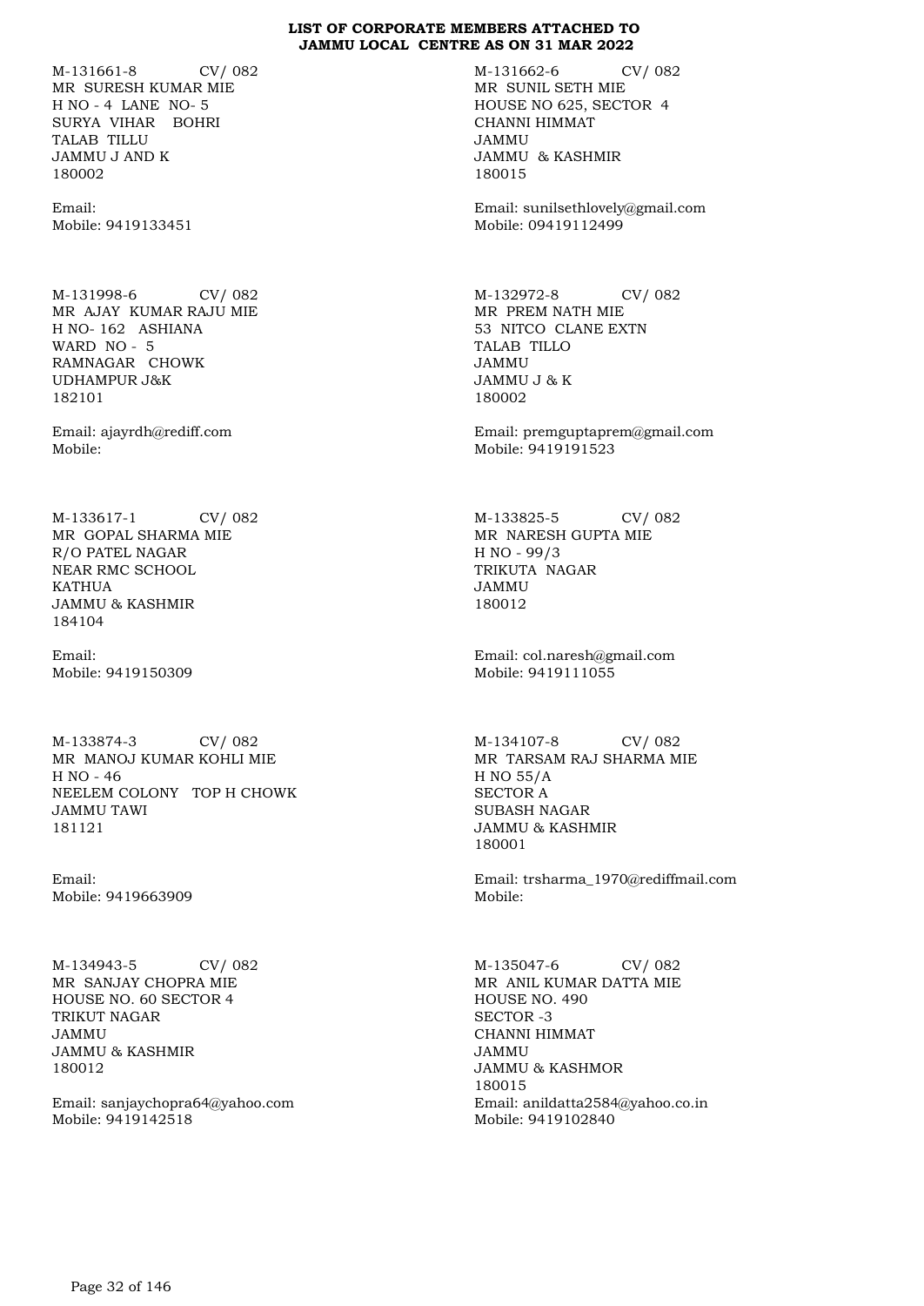# LIST OF CORPORATE MEMBERS ATTACHED TO JAMMU LOCAL CENTRE AS ON 31 MAR 2022

M-131661-8 CV/ 082
MR SURESH KUMAR MIE
H NO - 4 LANE NO- 5
SURYA VIHAR BOHRI
TALAB TILLU
JAMMU J AND K
180002

Email:
Mobile: 9419133451

M-131662-6 CV/ 082
MR SUNIL SETH MIE
HOUSE NO 625, SECTOR 4
CHANNI HIMMAT
JAMMU
JAMMU & KASHMIR
180015

Email: sunilsethlovely@gmail.com
Mobile: 09419112499

M-131998-6 CV/ 082
MR AJAY KUMAR RAJU MIE
H NO- 162 ASHIANA
WARD NO - 5
RAMNAGAR CHOWK
UDHAMPUR J&K
182101

Email: ajayrdh@rediff.com
Mobile:

M-132972-8 CV/ 082
MR PREM NATH MIE
53 NITCO CLANE EXTN
TALAB TILLO
JAMMU
JAMMU J & K
180002

Email: premguptaprem@gmail.com
Mobile: 9419191523

M-133617-1 CV/ 082
MR GOPAL SHARMA MIE
R/O PATEL NAGAR
NEAR RMC SCHOOL
KATHUA
JAMMU & KASHMIR
184104

Email:
Mobile: 9419150309

M-133825-5 CV/ 082
MR NARESH GUPTA MIE
H NO - 99/3
TRIKUTA NAGAR
JAMMU
180012

Email: col.naresh@gmail.com
Mobile: 9419111055

M-133874-3 CV/ 082
MR MANOJ KUMAR KOHLI MIE
H NO - 46
NEELEM COLONY TOP H CHOWK
JAMMU TAWI
181121

Email:
Mobile: 9419663909

M-134107-8 CV/ 082
MR TARSAM RAJ SHARMA MIE
H NO 55/A
SECTOR A
SUBASH NAGAR
JAMMU & KASHMIR
180001

Email: trsharma_1970@rediffmail.com
Mobile:

M-134943-5 CV/ 082
MR SANJAY CHOPRA MIE
HOUSE NO. 60 SECTOR 4
TRIKUT NAGAR
JAMMU
JAMMU & KASHMIR
180012

Email: sanjaychopra64@yahoo.com
Mobile: 9419142518

M-135047-6 CV/ 082
MR ANIL KUMAR DATTA MIE
HOUSE NO. 490
SECTOR -3
CHANNI HIMMAT
JAMMU
JAMMU & KASHMOR
180015
Email: anildatta2584@yahoo.co.in
Mobile: 9419102840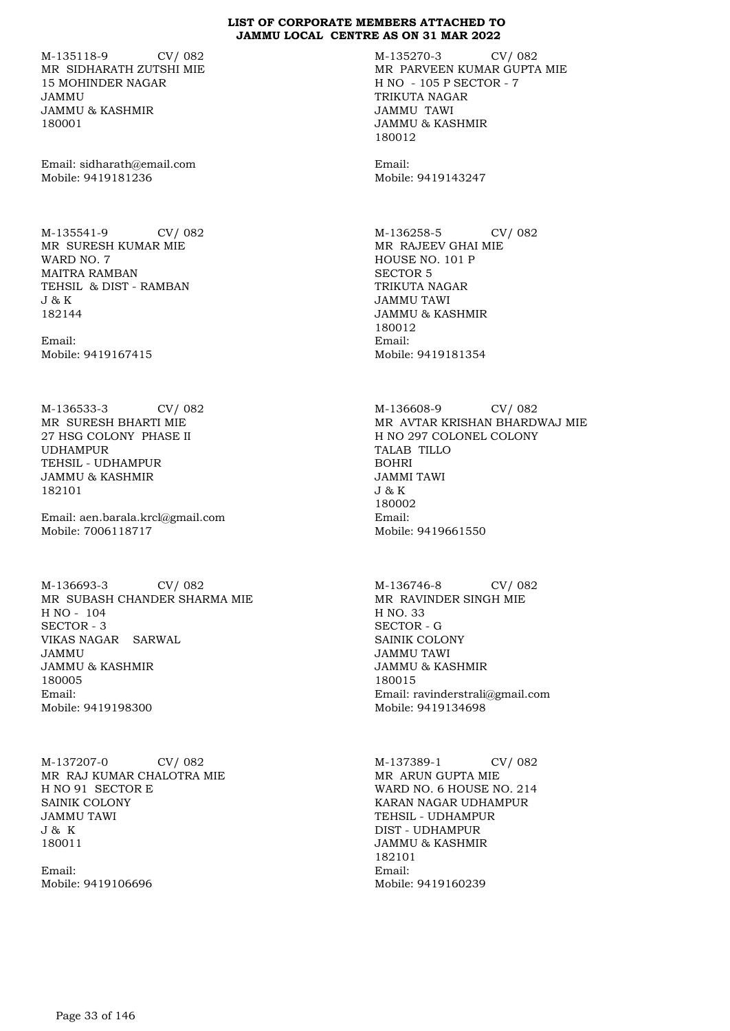**LIST OF CORPORATE MEMBERS ATTACHED TO JAMMU LOCAL CENTRE AS ON 31 MAR 2022**

M-135118-9 CV/ 082
MR SIDHARATH ZUTSHI MIE
15 MOHINDER NAGAR
JAMMU
JAMMU & KASHMIR
180001

Email: sidharath@email.com
Mobile: 9419181236

M-135270-3 CV/ 082
MR PARVEEN KUMAR GUPTA MIE
H NO - 105 P SECTOR - 7
TRIKUTA NAGAR
JAMMU TAWI
JAMMU & KASHMIR
180012

Email:
Mobile: 9419143247

M-135541-9 CV/ 082
MR SURESH KUMAR MIE
WARD NO. 7
MAITRA RAMBAN
TEHSIL & DIST - RAMBAN
J & K
182144

Email:
Mobile: 9419167415

M-136258-5 CV/ 082
MR RAJEEV GHAI MIE
HOUSE NO. 101 P
SECTOR 5
TRIKUTA NAGAR
JAMMU TAWI
JAMMU & KASHMIR
180012
Email:
Mobile: 9419181354

M-136533-3 CV/ 082
MR SURESH BHARTI MIE
27 HSG COLONY PHASE II
UDHAMPUR
TEHSIL - UDHAMPUR
JAMMU & KASHMIR
182101

Email: aen.barala.krcl@gmail.com
Mobile: 7006118717

M-136608-9 CV/ 082
MR AVTAR KRISHAN BHARDWAJ MIE
H NO 297 COLONEL COLONY
TALAB TILLO
BOHRI
JAMMI TAWI
J & K
180002
Email:
Mobile: 9419661550

M-136693-3 CV/ 082
MR SUBASH CHANDER SHARMA MIE
H NO - 104
SECTOR - 3
VIKAS NAGAR SARWAL
JAMMU
JAMMU & KASHMIR
180005
Email:
Mobile: 9419198300

M-136746-8 CV/ 082
MR RAVINDER SINGH MIE
H NO. 33
SECTOR - G
SAINIK COLONY
JAMMU TAWI
JAMMU & KASHMIR
180015
Email: ravinderstrali@gmail.com
Mobile: 9419134698

M-137207-0 CV/ 082
MR RAJ KUMAR CHALOTRA MIE
H NO 91 SECTOR E
SAINIK COLONY
JAMMU TAWI
J & K
180011

Email:
Mobile: 9419106696

M-137389-1 CV/ 082
MR ARUN GUPTA MIE
WARD NO. 6 HOUSE NO. 214
KARAN NAGAR UDHAMPUR
TEHSIL - UDHAMPUR
DIST - UDHAMPUR
JAMMU & KASHMIR
182101
Email:
Mobile: 9419160239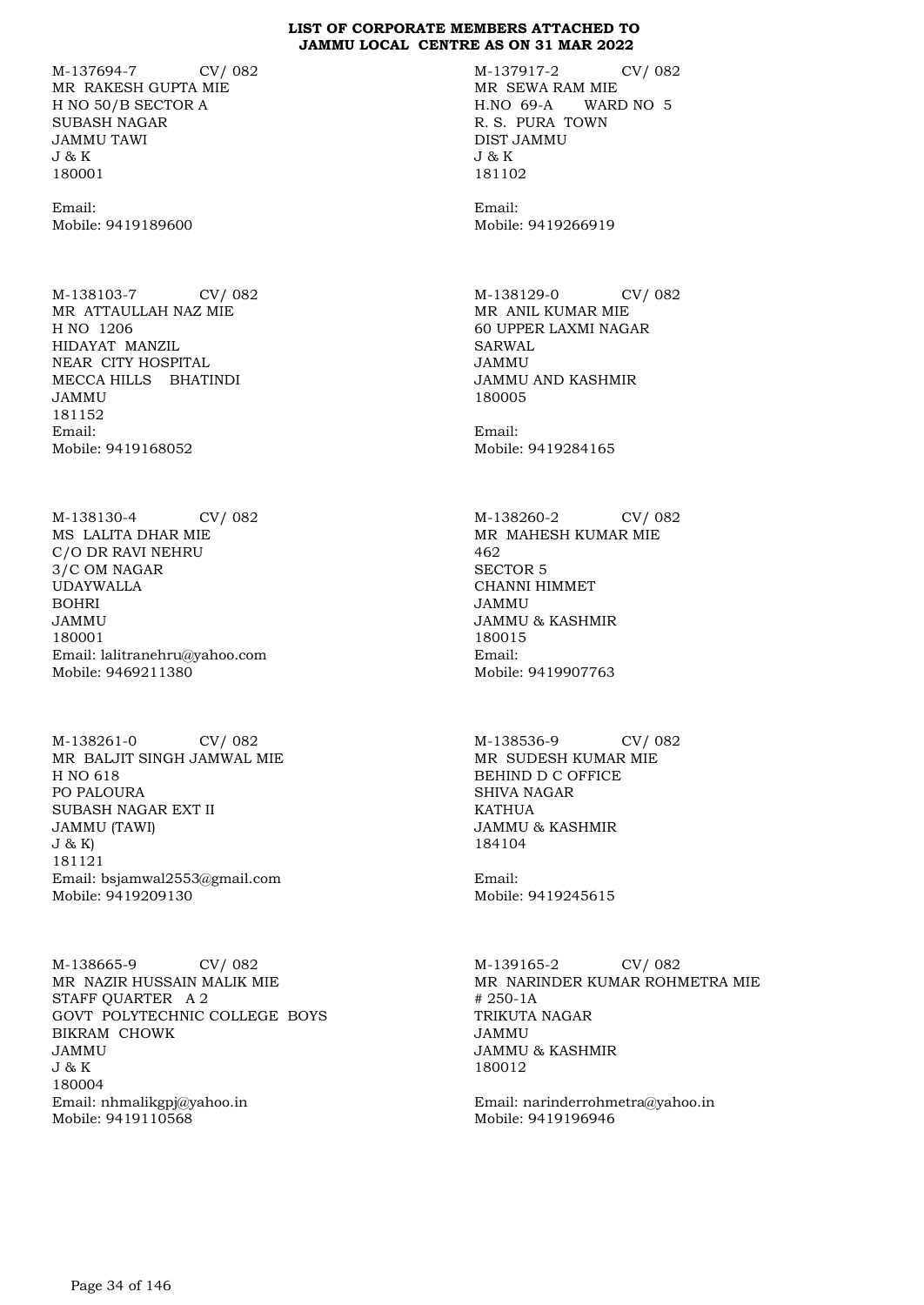**LIST OF CORPORATE MEMBERS ATTACHED TO JAMMU LOCAL CENTRE AS ON 31 MAR 2022**

M-137694-7 CV/ 082
MR RAKESH GUPTA MIE
H NO 50/B SECTOR A
SUBASH NAGAR
JAMMU TAWI
J & K
180001

Email:
Mobile: 9419189600

M-137917-2 CV/ 082
MR SEWA RAM MIE
H.NO 69-A WARD NO 5
R. S. PURA TOWN
DIST JAMMU
J & K
181102

Email:
Mobile: 9419266919

M-138103-7 CV/ 082
MR ATTAULLAH NAZ MIE
H NO 1206
HIDAYAT MANZIL
NEAR CITY HOSPITAL
MECCA HILLS BHATINDI
JAMMU
181152
Email:
Mobile: 9419168052

M-138129-0 CV/ 082
MR ANIL KUMAR MIE
60 UPPER LAXMI NAGAR
SARWAL
JAMMU
JAMMU AND KASHMIR
180005

Email:
Mobile: 9419284165

M-138130-4 CV/ 082
MS LALITA DHAR MIE
C/O DR RAVI NEHRU
3/C OM NAGAR
UDAYWALLA
BOHRI
JAMMU
180001
Email: lalitranehru@yahoo.com
Mobile: 9469211380

M-138260-2 CV/ 082
MR MAHESH KUMAR MIE
462
SECTOR 5
CHANNI HIMMET
JAMMU
JAMMU & KASHMIR
180015
Email:
Mobile: 9419907763

M-138261-0 CV/ 082
MR BALJIT SINGH JAMWAL MIE
H NO 618
PO PALOURA
SUBASH NAGAR EXT II
JAMMU (TAWI)
J & K)
181121
Email: bsjamwal2553@gmail.com
Mobile: 9419209130

M-138536-9 CV/ 082
MR SUDESH KUMAR MIE
BEHIND D C OFFICE
SHIVA NAGAR
KATHUA
JAMMU & KASHMIR
184104

Email:
Mobile: 9419245615

M-138665-9 CV/ 082
MR NAZIR HUSSAIN MALIK MIE
STAFF QUARTER A 2
GOVT POLYTECHNIC COLLEGE BOYS
BIKRAM CHOWK
JAMMU
J & K
180004
Email: nhmalikgpj@yahoo.in
Mobile: 9419110568

M-139165-2 CV/ 082
MR NARINDER KUMAR ROHMETRA MIE
# 250-1A
TRIKUTA NAGAR
JAMMU
JAMMU & KASHMIR
180012

Email: narinderrohmetra@yahoo.in
Mobile: 9419196946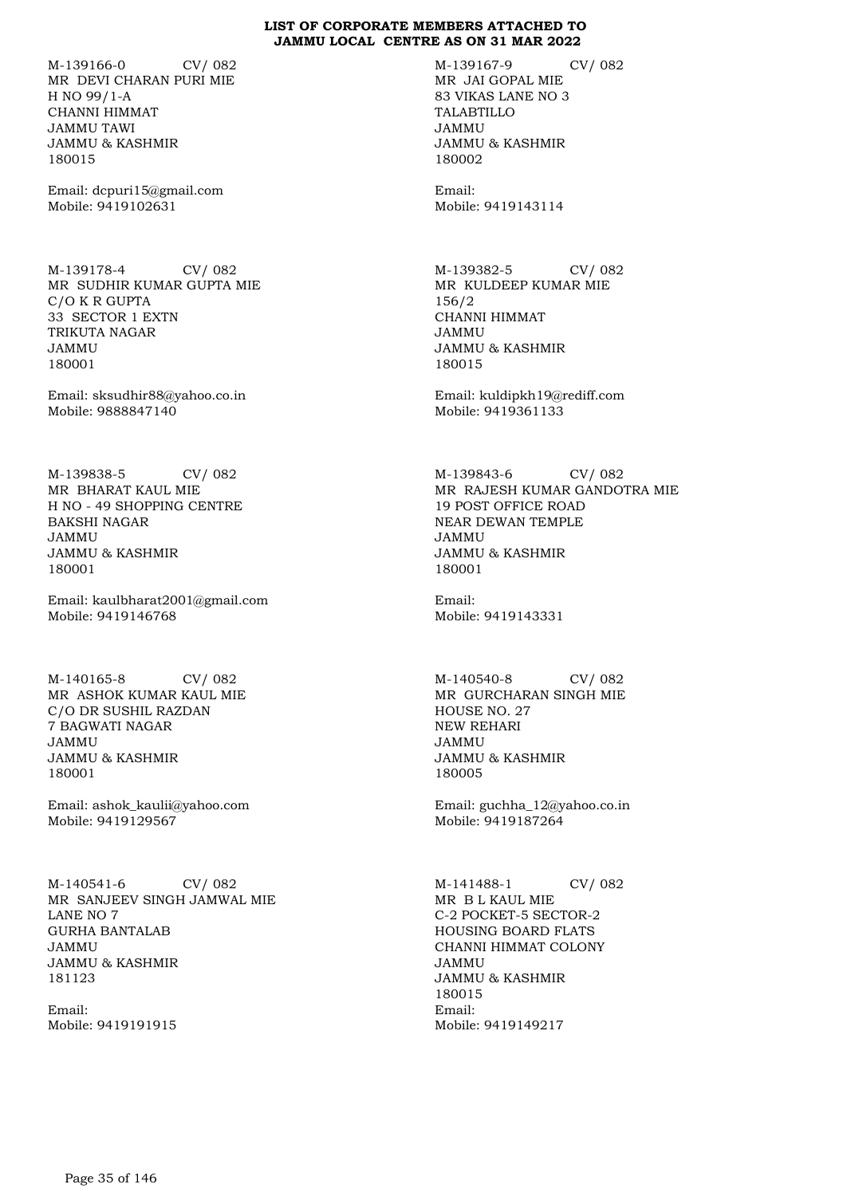**LIST OF CORPORATE MEMBERS ATTACHED TO JAMMU LOCAL CENTRE AS ON 31 MAR 2022**

M-139166-0 CV/ 082
MR DEVI CHARAN PURI MIE
H NO 99/1-A
CHANNI HIMMAT
JAMMU TAWI
JAMMU & KASHMIR
180015

Email: dcpuri15@gmail.com
Mobile: 9419102631

M-139167-9 CV/ 082
MR JAI GOPAL MIE
83 VIKAS LANE NO 3
TALABTILLO
JAMMU
JAMMU & KASHMIR
180002

Email:
Mobile: 9419143114

M-139178-4 CV/ 082
MR SUDHIR KUMAR GUPTA MIE
C/O K R GUPTA
33 SECTOR 1 EXTN
TRIKUTA NAGAR
JAMMU
180001

Email: sksudhir88@yahoo.co.in
Mobile: 9888847140

M-139382-5 CV/ 082
MR KULDEEP KUMAR MIE
156/2
CHANNI HIMMAT
JAMMU
JAMMU & KASHMIR
180015

Email: kuldipkh19@rediff.com
Mobile: 9419361133

M-139838-5 CV/ 082
MR BHARAT KAUL MIE
H NO - 49 SHOPPING CENTRE
BAKSHI NAGAR
JAMMU
JAMMU & KASHMIR
180001

Email: kaulbharat2001@gmail.com
Mobile: 9419146768

M-139843-6 CV/ 082
MR RAJESH KUMAR GANDOTRA MIE
19 POST OFFICE ROAD
NEAR DEWAN TEMPLE
JAMMU
JAMMU & KASHMIR
180001

Email:
Mobile: 9419143331

M-140165-8 CV/ 082
MR ASHOK KUMAR KAUL MIE
C/O DR SUSHIL RAZDAN
7 BAGWATI NAGAR
JAMMU
JAMMU & KASHMIR
180001

Email: ashok_kaulii@yahoo.com
Mobile: 9419129567

M-140540-8 CV/ 082
MR GURCHARAN SINGH MIE
HOUSE NO. 27
NEW REHARI
JAMMU
JAMMU & KASHMIR
180005

Email: guchha_12@yahoo.co.in
Mobile: 9419187264

M-140541-6 CV/ 082
MR SANJEEV SINGH JAMWAL MIE
LANE NO 7
GURHA BANTALAB
JAMMU
JAMMU & KASHMIR
181123

Email:
Mobile: 9419191915

M-141488-1 CV/ 082
MR B L KAUL MIE
C-2 POCKET-5 SECTOR-2
HOUSING BOARD FLATS
CHANNI HIMMAT COLONY
JAMMU
JAMMU & KASHMIR
180015
Email:
Mobile: 9419149217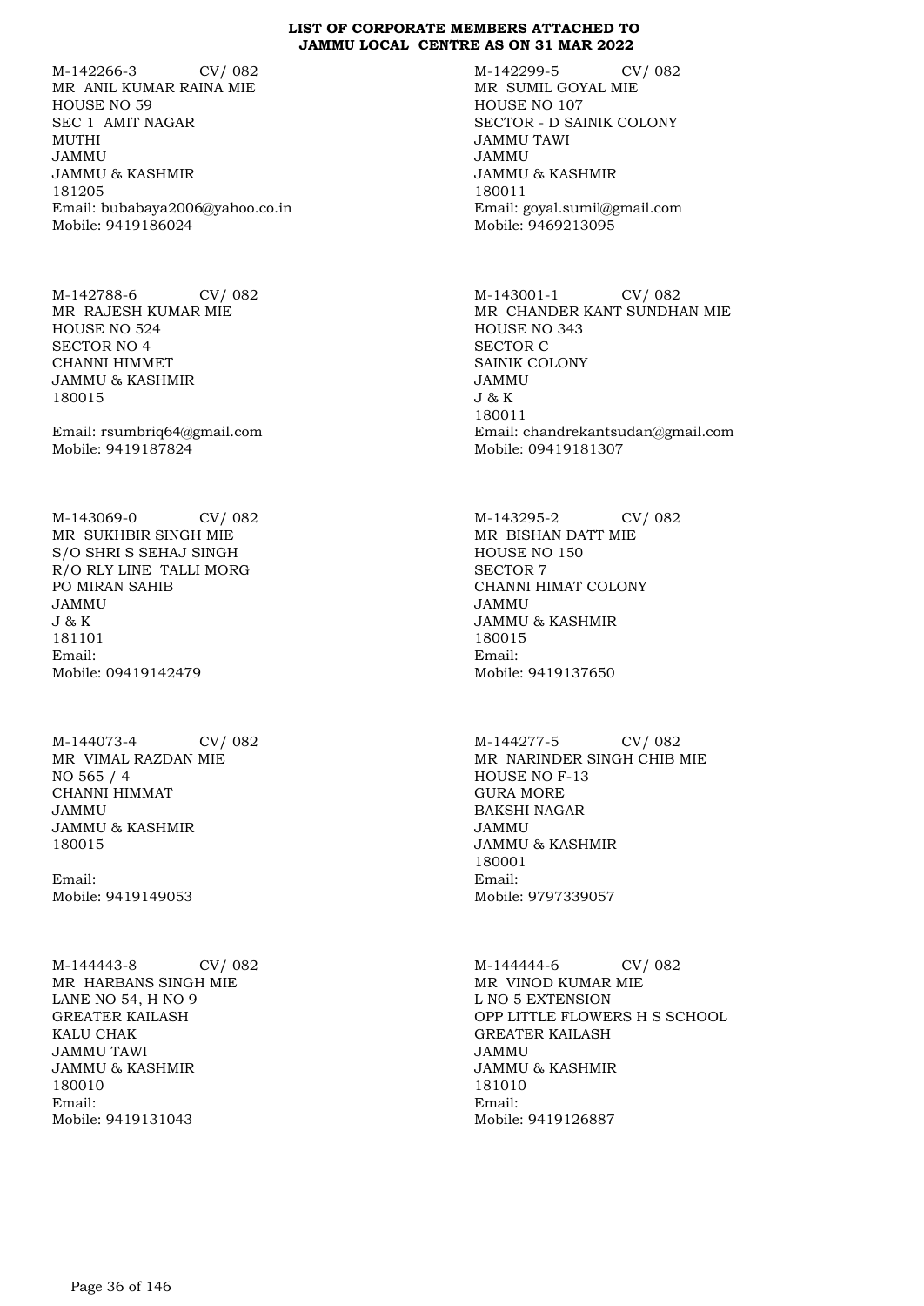## LIST OF CORPORATE MEMBERS ATTACHED TO JAMMU LOCAL CENTRE AS ON 31 MAR 2022

M-142266-3 CV/ 082
MR ANIL KUMAR RAINA MIE
HOUSE NO 59
SEC 1 AMIT NAGAR
MUTHI
JAMMU
JAMMU & KASHMIR
181205
Email: bubabaya2006@yahoo.co.in
Mobile: 9419186024

M-142299-5 CV/ 082
MR SUMIL GOYAL MIE
HOUSE NO 107
SECTOR - D SAINIK COLONY
JAMMU TAWI
JAMMU
JAMMU & KASHMIR
180011
Email: goyal.sumil@gmail.com
Mobile: 9469213095

M-142788-6 CV/ 082
MR RAJESH KUMAR MIE
HOUSE NO 524
SECTOR NO 4
CHANNI HIMMET
JAMMU & KASHMIR
180015

Email: rsumbriq64@gmail.com
Mobile: 9419187824

M-143001-1 CV/ 082
MR CHANDER KANT SUNDHAN MIE
HOUSE NO 343
SECTOR C
SAINIK COLONY
JAMMU
J & K
180011
Email: chandrekantsudan@gmail.com
Mobile: 09419181307

M-143069-0 CV/ 082
MR SUKHBIR SINGH MIE
S/O SHRI S SEHAJ SINGH
R/O RLY LINE TALLI MORG
PO MIRAN SAHIB
JAMMU
J & K
181101
Email:
Mobile: 09419142479

M-143295-2 CV/ 082
MR BISHAN DATT MIE
HOUSE NO 150
SECTOR 7
CHANNI HIMAT COLONY
JAMMU
JAMMU & KASHMIR
180015
Email:
Mobile: 9419137650

M-144073-4 CV/ 082
MR VIMAL RAZDAN MIE
NO 565 / 4
CHANNI HIMMAT
JAMMU
JAMMU & KASHMIR
180015

Email:
Mobile: 9419149053

M-144277-5 CV/ 082
MR NARINDER SINGH CHIB MIE
HOUSE NO F-13
GURA MORE
BAKSHI NAGAR
JAMMU
JAMMU & KASHMIR
180001
Email:
Mobile: 9797339057

M-144443-8 CV/ 082
MR HARBANS SINGH MIE
LANE NO 54, H NO 9
GREATER KAILASH
KALU CHAK
JAMMU TAWI
JAMMU & KASHMIR
180010
Email:
Mobile: 9419131043

M-144444-6 CV/ 082
MR VINOD KUMAR MIE
L NO 5 EXTENSION
OPP LITTLE FLOWERS H S SCHOOL
GREATER KAILASH
JAMMU
JAMMU & KASHMIR
181010
Email:
Mobile: 9419126887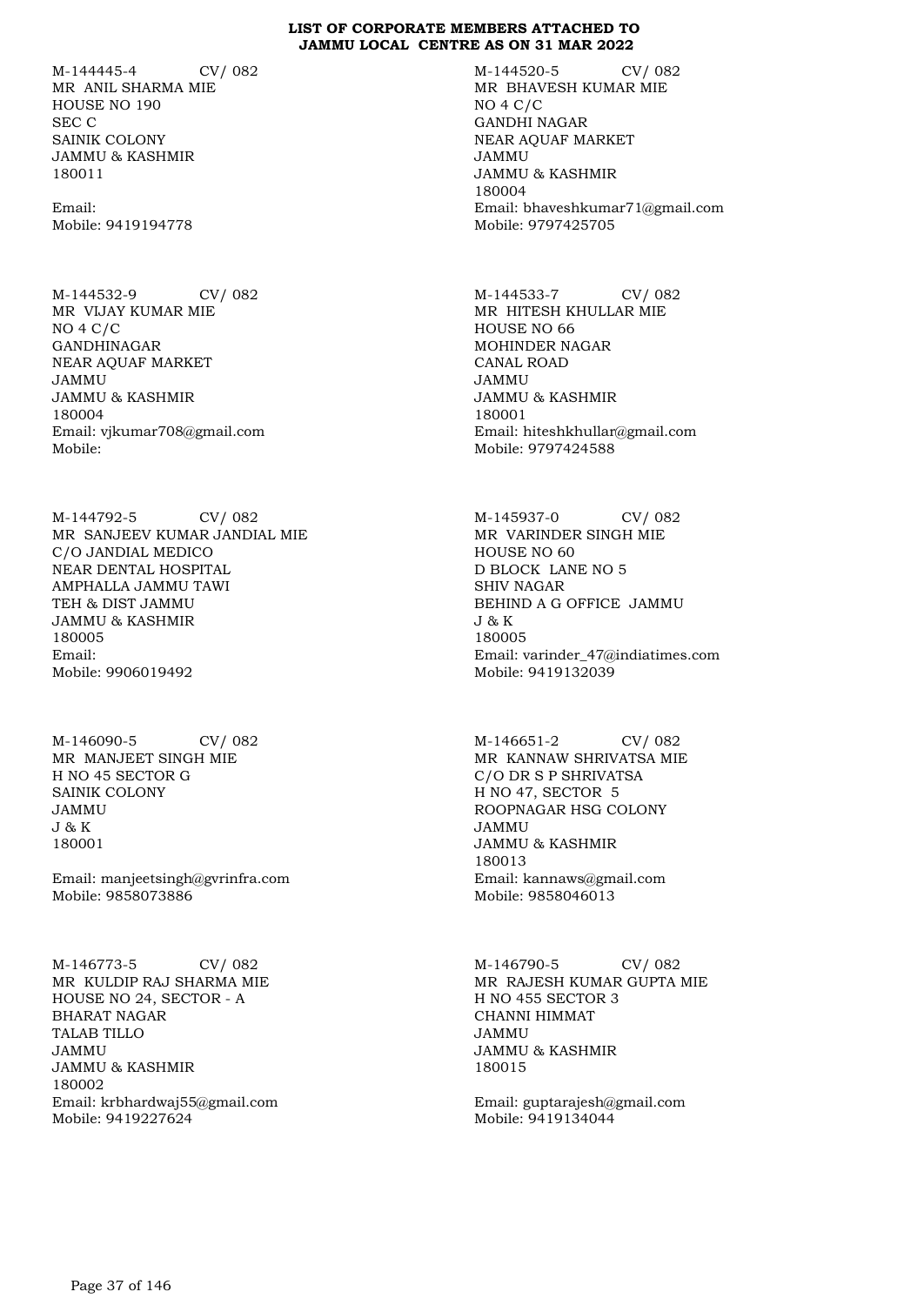**LIST OF CORPORATE MEMBERS ATTACHED TO JAMMU LOCAL CENTRE AS ON 31 MAR 2022**

M-144445-4 CV/ 082
MR ANIL SHARMA MIE
HOUSE NO 190
SEC C
SAINIK COLONY
JAMMU & KASHMIR
180011

Email:
Mobile: 9419194778

M-144520-5 CV/ 082
MR BHAVESH KUMAR MIE
NO 4 C/C
GANDHI NAGAR
NEAR AQUAF MARKET
JAMMU
JAMMU & KASHMIR
180004
Email: bhaveshkumar71@gmail.com
Mobile: 9797425705

M-144532-9 CV/ 082
MR VIJAY KUMAR MIE
NO 4 C/C
GANDHINAGAR
NEAR AQUAF MARKET
JAMMU
JAMMU & KASHMIR
180004
Email: vjkumar708@gmail.com
Mobile:

M-144533-7 CV/ 082
MR HITESH KHULLAR MIE
HOUSE NO 66
MOHINDER NAGAR
CANAL ROAD
JAMMU
JAMMU & KASHMIR
180001
Email: hiteshkhullar@gmail.com
Mobile: 9797424588

M-144792-5 CV/ 082
MR SANJEEV KUMAR JANDIAL MIE
C/O JANDIAL MEDICO
NEAR DENTAL HOSPITAL
AMPHALLA JAMMU TAWI
TEH & DIST JAMMU
JAMMU & KASHMIR
180005
Email:
Mobile: 9906019492

M-145937-0 CV/ 082
MR VARINDER SINGH MIE
HOUSE NO 60
D BLOCK LANE NO 5
SHIV NAGAR
BEHIND A G OFFICE JAMMU
J & K
180005
Email: varinder_47@indiatimes.com
Mobile: 9419132039

M-146090-5 CV/ 082
MR MANJEET SINGH MIE
H NO 45 SECTOR G
SAINIK COLONY
JAMMU
J & K
180001

Email: manjeetsingh@gvrinfra.com
Mobile: 9858073886

M-146651-2 CV/ 082
MR KANNAW SHRIVATSA MIE
C/O DR S P SHRIVATSA
H NO 47, SECTOR 5
ROOPNAGAR HSG COLONY
JAMMU
JAMMU & KASHMIR
180013
Email: kannaws@gmail.com
Mobile: 9858046013

M-146773-5 CV/ 082
MR KULDIP RAJ SHARMA MIE
HOUSE NO 24, SECTOR - A
BHARAT NAGAR
TALAB TILLO
JAMMU
JAMMU & KASHMIR
180002
Email: krbhardwaj55@gmail.com
Mobile: 9419227624

M-146790-5 CV/ 082
MR RAJESH KUMAR GUPTA MIE
H NO 455 SECTOR 3
CHANNI HIMMAT
JAMMU
JAMMU & KASHMIR
180015

Email: guptarajesh@gmail.com
Mobile: 9419134044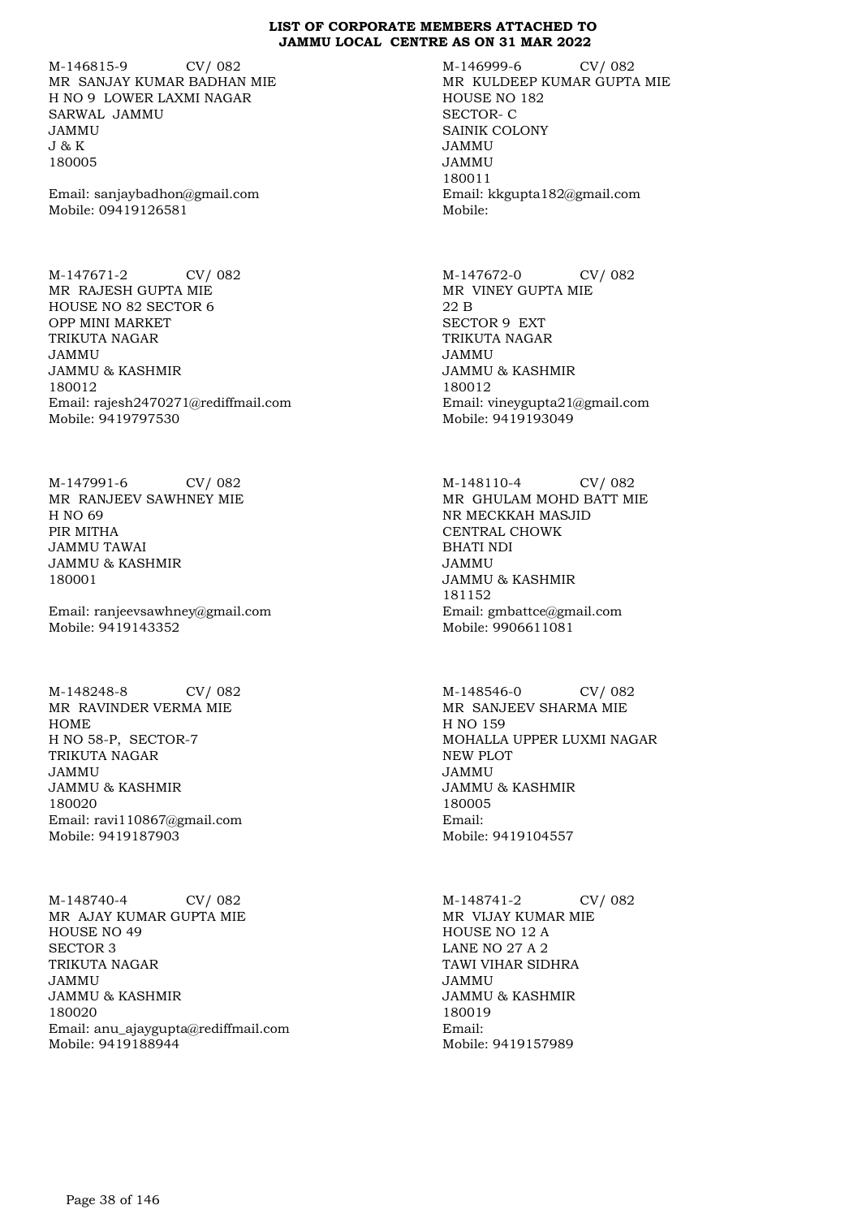**LIST OF CORPORATE MEMBERS ATTACHED TO JAMMU LOCAL CENTRE AS ON 31 MAR 2022**

M-146815-9 CV/ 082
MR SANJAY KUMAR BADHAN MIE
H NO 9 LOWER LAXMI NAGAR
SARWAL JAMMU
JAMMU
J & K
180005

Email: sanjaybadhon@gmail.com
Mobile: 09419126581

M-146999-6 CV/ 082
MR KULDEEP KUMAR GUPTA MIE
HOUSE NO 182
SECTOR- C
SAINIK COLONY
JAMMU
JAMMU
180011
Email: kkgupta182@gmail.com
Mobile:

M-147671-2 CV/ 082
MR RAJESH GUPTA MIE
HOUSE NO 82 SECTOR 6
OPP MINI MARKET
TRIKUTA NAGAR
JAMMU
JAMMU & KASHMIR
180012
Email: rajesh2470271@rediffmail.com
Mobile: 9419797530

M-147672-0 CV/ 082
MR VINEY GUPTA MIE
22 B
SECTOR 9 EXT
TRIKUTA NAGAR
JAMMU
JAMMU & KASHMIR
180012
Email: vineygupta21@gmail.com
Mobile: 9419193049

M-147991-6 CV/ 082
MR RANJEEV SAWHNEY MIE
H NO 69
PIR MITHA
JAMMU TAWAI
JAMMU & KASHMIR
180001

Email: ranjeevsawhney@gmail.com
Mobile: 9419143352

M-148110-4 CV/ 082
MR GHULAM MOHD BATT MIE
NR MECKKAH MASJID
CENTRAL CHOWK
BHATI NDI
JAMMU
JAMMU & KASHMIR
181152
Email: gmbattce@gmail.com
Mobile: 9906611081

M-148248-8 CV/ 082
MR RAVINDER VERMA MIE
HOME
H NO 58-P, SECTOR-7
TRIKUTA NAGAR
JAMMU
JAMMU & KASHMIR
180020
Email: ravi110867@gmail.com
Mobile: 9419187903

M-148546-0 CV/ 082
MR SANJEEV SHARMA MIE
H NO 159
MOHALLA UPPER LUXMI NAGAR
NEW PLOT
JAMMU
JAMMU & KASHMIR
180005
Email:
Mobile: 9419104557

M-148740-4 CV/ 082
MR AJAY KUMAR GUPTA MIE
HOUSE NO 49
SECTOR 3
TRIKUTA NAGAR
JAMMU
JAMMU & KASHMIR
180020
Email: anu_ajaygupta@rediffmail.com
Mobile: 9419188944

M-148741-2 CV/ 082
MR VIJAY KUMAR MIE
HOUSE NO 12 A
LANE NO 27 A 2
TAWI VIHAR SIDHRA
JAMMU
JAMMU & KASHMIR
180019
Email:
Mobile: 9419157989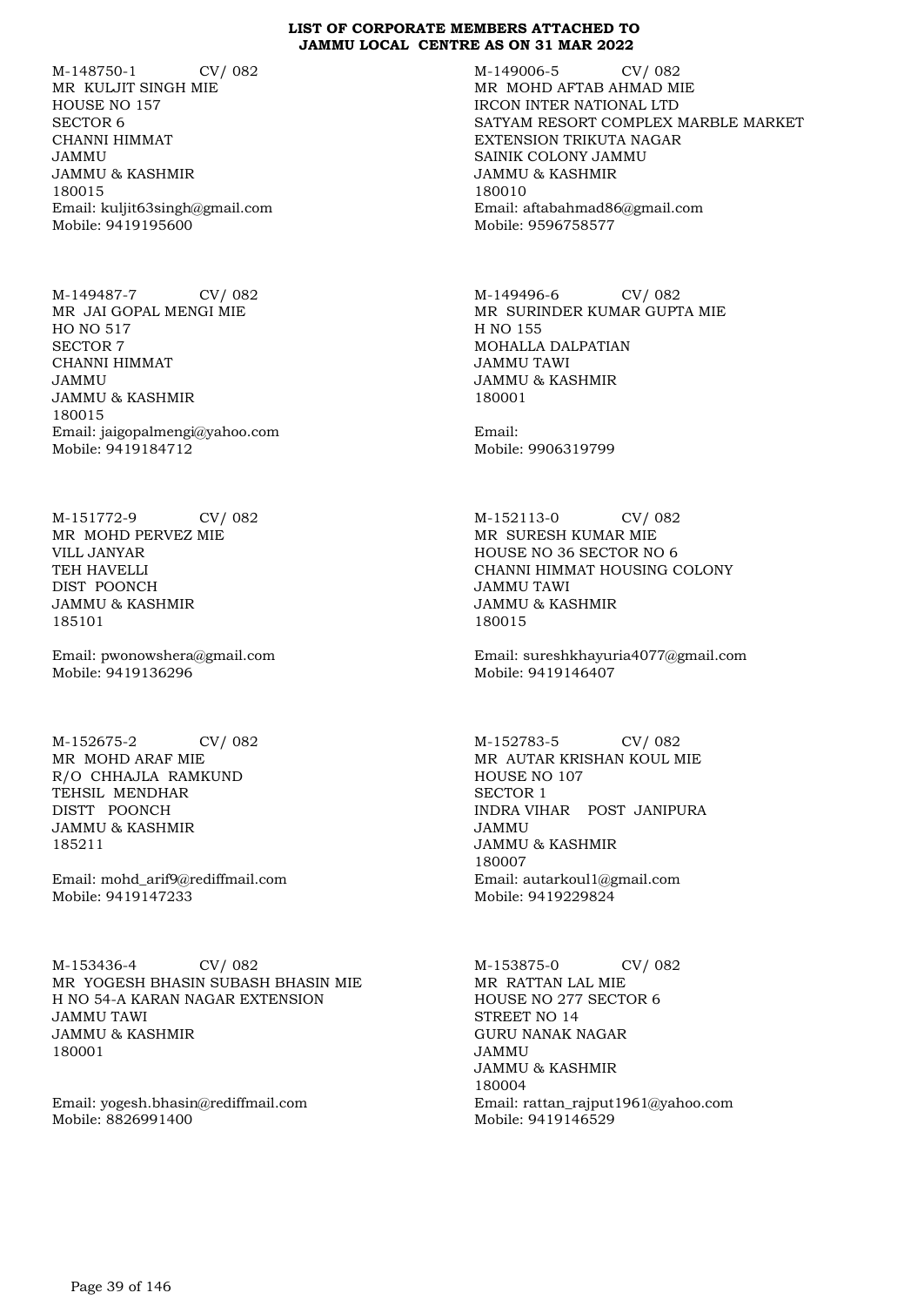**LIST OF CORPORATE MEMBERS ATTACHED TO JAMMU LOCAL CENTRE AS ON 31 MAR 2022**

M-148750-1 CV/ 082
MR KULJIT SINGH MIE
HOUSE NO 157
SECTOR 6
CHANNI HIMMAT
JAMMU
JAMMU & KASHMIR
180015
Email: kuljit63singh@gmail.com
Mobile: 9419195600

M-149006-5 CV/ 082
MR MOHD AFTAB AHMAD MIE
IRCON INTER NATIONAL LTD
SATYAM RESORT COMPLEX MARBLE MARKET
EXTENSION TRIKUTA NAGAR
SAINIK COLONY JAMMU
JAMMU & KASHMIR
180010
Email: aftabahmad86@gmail.com
Mobile: 9596758577

M-149487-7 CV/ 082
MR JAI GOPAL MENGI MIE
HO NO 517
SECTOR 7
CHANNI HIMMAT
JAMMU
JAMMU & KASHMIR
180015
Email: jaigopalmengi@yahoo.com
Mobile: 9419184712

M-149496-6 CV/ 082
MR SURINDER KUMAR GUPTA MIE
H NO 155
MOHALLA DALPATIAN
JAMMU TAWI
JAMMU & KASHMIR
180001

Email:
Mobile: 9906319799

M-151772-9 CV/ 082
MR MOHD PERVEZ MIE
VILL JANYAR
TEH HAVELLI
DIST POONCH
JAMMU & KASHMIR
185101

Email: pwonowshera@gmail.com
Mobile: 9419136296

M-152113-0 CV/ 082
MR SURESH KUMAR MIE
HOUSE NO 36 SECTOR NO 6
CHANNI HIMMAT HOUSING COLONY
JAMMU TAWI
JAMMU & KASHMIR
180015

Email: sureshkhayuria4077@gmail.com
Mobile: 9419146407

M-152675-2 CV/ 082
MR MOHD ARAF MIE
R/O CHHAJLA RAMKUND
TEHSIL MENDHAR
DISTT POONCH
JAMMU & KASHMIR
185211

Email: mohd_arif9@rediffmail.com
Mobile: 9419147233

M-152783-5 CV/ 082
MR AUTAR KRISHAN KOUL MIE
HOUSE NO 107
SECTOR 1
INDRA VIHAR POST JANIPURA
JAMMU
JAMMU & KASHMIR
180007
Email: autarkoul1@gmail.com
Mobile: 9419229824

M-153436-4 CV/ 082
MR YOGESH BHASIN SUBASH BHASIN MIE
H NO 54-A KARAN NAGAR EXTENSION
JAMMU TAWI
JAMMU & KASHMIR
180001

Email: yogesh.bhasin@rediffmail.com
Mobile: 8826991400

M-153875-0 CV/ 082
MR RATTAN LAL MIE
HOUSE NO 277 SECTOR 6
STREET NO 14
GURU NANAK NAGAR
JAMMU
JAMMU & KASHMIR
180004
Email: rattan_rajput1961@yahoo.com
Mobile: 9419146529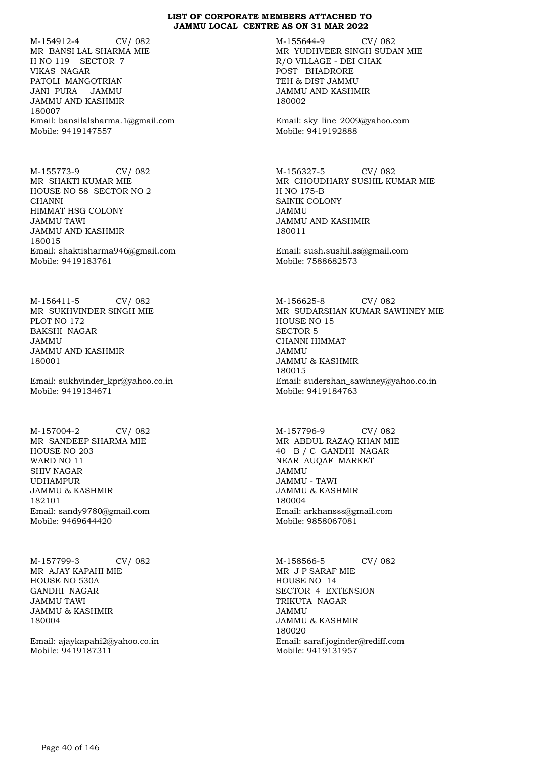**LIST OF CORPORATE MEMBERS ATTACHED TO JAMMU LOCAL CENTRE AS ON 31 MAR 2022**

M-154912-4 CV/ 082
MR BANSI LAL SHARMA MIE
H NO 119 SECTOR 7
VIKAS NAGAR
PATOLI MANGOTRIAN
JANI PURA JAMMU
JAMMU AND KASHMIR
180007
Email: bansilalsharma.1@gmail.com
Mobile: 9419147557

M-155644-9 CV/ 082
MR YUDHVEER SINGH SUDAN MIE
R/O VILLAGE - DEI CHAK
POST BHADRORE
TEH & DIST JAMMU
JAMMU AND KASHMIR
180002

Email: sky_line_2009@yahoo.com
Mobile: 9419192888

M-155773-9 CV/ 082
MR SHAKTI KUMAR MIE
HOUSE NO 58 SECTOR NO 2
CHANNI
HIMMAT HSG COLONY
JAMMU TAWI
JAMMU AND KASHMIR
180015
Email: shaktisharma946@gmail.com
Mobile: 9419183761

M-156327-5 CV/ 082
MR CHOUDHARY SUSHIL KUMAR MIE
H NO 175-B
SAINIK COLONY
JAMMU
JAMMU AND KASHMIR
180011

Email: sush.sushil.ss@gmail.com
Mobile: 7588682573

M-156411-5 CV/ 082
MR SUKHVINDER SINGH MIE
PLOT NO 172
BAKSHI NAGAR
JAMMU
JAMMU AND KASHMIR
180001

Email: sukhvinder_kpr@yahoo.co.in
Mobile: 9419134671

M-156625-8 CV/ 082
MR SUDARSHAN KUMAR SAWHNEY MIE
HOUSE NO 15
SECTOR 5
CHANNI HIMMAT
JAMMU
JAMMU & KASHMIR
180015
Email: sudershan_sawhney@yahoo.co.in
Mobile: 9419184763

M-157004-2 CV/ 082
MR SANDEEP SHARMA MIE
HOUSE NO 203
WARD NO 11
SHIV NAGAR
UDHAMPUR
JAMMU & KASHMIR
182101
Email: sandy9780@gmail.com
Mobile: 9469644420

M-157796-9 CV/ 082
MR ABDUL RAZAQ KHAN MIE
40 B / C GANDHI NAGAR
NEAR AUQAF MARKET
JAMMU
JAMMU - TAWI
JAMMU & KASHMIR
180004
Email: arkhansss@gmail.com
Mobile: 9858067081

M-157799-3 CV/ 082
MR AJAY KAPAHI MIE
HOUSE NO 530A
GANDHI NAGAR
JAMMU TAWI
JAMMU & KASHMIR
180004

Email: ajaykapahi2@yahoo.co.in
Mobile: 9419187311

M-158566-5 CV/ 082
MR J P SARAF MIE
HOUSE NO 14
SECTOR 4 EXTENSION
TRIKUTA NAGAR
JAMMU
JAMMU & KASHMIR
180020
Email: saraf.joginder@rediff.com
Mobile: 9419131957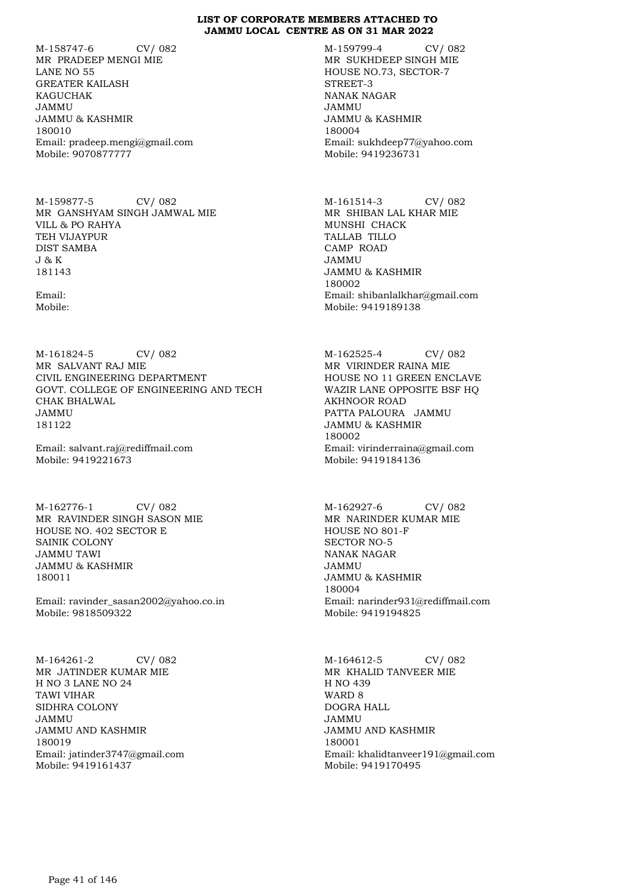**LIST OF CORPORATE MEMBERS ATTACHED TO JAMMU LOCAL CENTRE AS ON 31 MAR 2022**

M-158747-6 CV/ 082
MR PRADEEP MENGI MIE
LANE NO 55
GREATER KAILASH
KAGUCHAK
JAMMU
JAMMU & KASHMIR
180010
Email: pradeep.mengi@gmail.com
Mobile: 9070877777

M-159799-4 CV/ 082
MR SUKHDEEP SINGH MIE
HOUSE NO.73, SECTOR-7
STREET-3
NANAK NAGAR
JAMMU
JAMMU & KASHMIR
180004
Email: sukhdeep77@yahoo.com
Mobile: 9419236731

M-159877-5 CV/ 082
MR GANSHYAM SINGH JAMWAL MIE
VILL & PO RAHYA
TEH VIJAYPUR
DIST SAMBA
J & K
181143

Email:
Mobile:

M-161514-3 CV/ 082
MR SHIBAN LAL KHAR MIE
MUNSHI CHACK
TALLAB TILLO
CAMP ROAD
JAMMU
JAMMU & KASHMIR
180002
Email: shibanlalkhar@gmail.com
Mobile: 9419189138

M-161824-5 CV/ 082
MR SALVANT RAJ MIE
CIVIL ENGINEERING DEPARTMENT
GOVT. COLLEGE OF ENGINEERING AND TECH
CHAK BHALWAL
JAMMU
181122

Email: salvant.raj@rediffmail.com
Mobile: 9419221673

M-162525-4 CV/ 082
MR VIRINDER RAINA MIE
HOUSE NO 11 GREEN ENCLAVE
WAZIR LANE OPPOSITE BSF HQ
AKHNOOR ROAD
PATTA PALOURA JAMMU
JAMMU & KASHMIR
180002
Email: virinderraina@gmail.com
Mobile: 9419184136

M-162776-1 CV/ 082
MR RAVINDER SINGH SASON MIE
HOUSE NO. 402 SECTOR E
SAINIK COLONY
JAMMU TAWI
JAMMU & KASHMIR
180011

Email: ravinder_sasan2002@yahoo.co.in
Mobile: 9818509322

M-162927-6 CV/ 082
MR NARINDER KUMAR MIE
HOUSE NO 801-F
SECTOR NO-5
NANAK NAGAR
JAMMU
JAMMU & KASHMIR
180004
Email: narinder931@rediffmail.com
Mobile: 9419194825

M-164261-2 CV/ 082
MR JATINDER KUMAR MIE
H NO 3 LANE NO 24
TAWI VIHAR
SIDHRA COLONY
JAMMU
JAMMU AND KASHMIR
180019
Email: jatinder3747@gmail.com
Mobile: 9419161437

M-164612-5 CV/ 082
MR KHALID TANVEER MIE
H NO 439
WARD 8
DOGRA HALL
JAMMU
JAMMU AND KASHMIR
180001
Email: khalidtanveer191@gmail.com
Mobile: 9419170495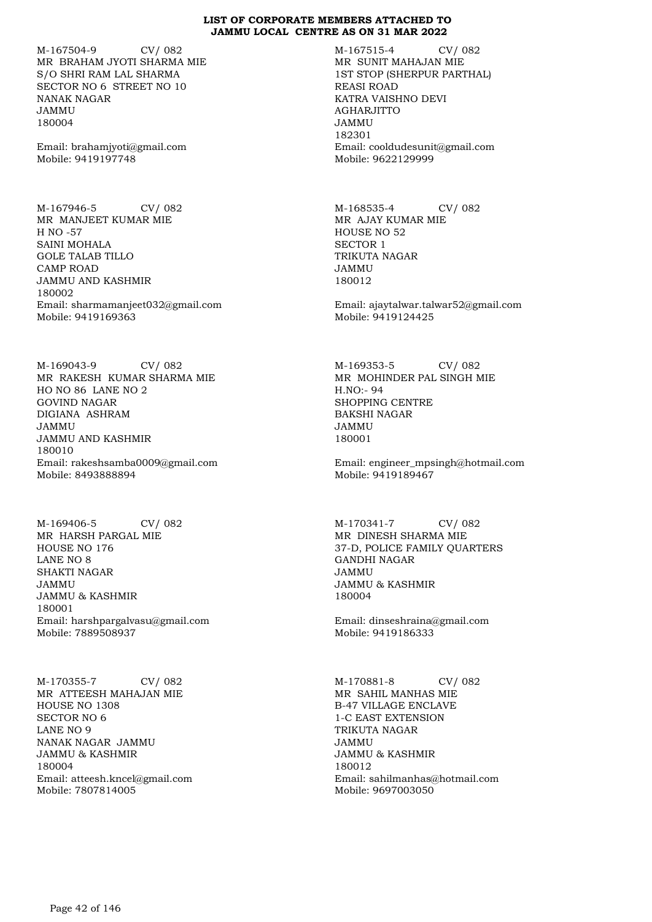**LIST OF CORPORATE MEMBERS ATTACHED TO JAMMU LOCAL CENTRE AS ON 31 MAR 2022**

M-167504-9 CV/ 082
MR BRAHAM JYOTI SHARMA MIE
S/O SHRI RAM LAL SHARMA
SECTOR NO 6 STREET NO 10
NANAK NAGAR
JAMMU
180004

Email: brahamjyoti@gmail.com
Mobile: 9419197748

M-167515-4 CV/ 082
MR SUNIT MAHAJAN MIE
1ST STOP (SHERPUR PARTHAL)
REASI ROAD
KATRA VAISHNO DEVI
AGHARJITTO
JAMMU
182301
Email: cooldudesunit@gmail.com
Mobile: 9622129999

M-167946-5 CV/ 082
MR MANJEET KUMAR MIE
H NO -57
SAINI MOHALA
GOLE TALAB TILLO
CAMP ROAD
JAMMU AND KASHMIR
180002
Email: sharmamanjeet032@gmail.com
Mobile: 9419169363

M-168535-4 CV/ 082
MR AJAY KUMAR MIE
HOUSE NO 52
SECTOR 1
TRIKUTA NAGAR
JAMMU
180012

Email: ajaytalwar.talwar52@gmail.com
Mobile: 9419124425

M-169043-9 CV/ 082
MR RAKESH KUMAR SHARMA MIE
HO NO 86 LANE NO 2
GOVIND NAGAR
DIGIANA ASHRAM
JAMMU
JAMMU AND KASHMIR
180010
Email: rakeshsamba0009@gmail.com
Mobile: 8493888894

M-169353-5 CV/ 082
MR MOHINDER PAL SINGH MIE
H.NO:- 94
SHOPPING CENTRE
BAKSHI NAGAR
JAMMU
180001

Email: engineer_mpsingh@hotmail.com
Mobile: 9419189467

M-169406-5 CV/ 082
MR HARSH PARGAL MIE
HOUSE NO 176
LANE NO 8
SHAKTI NAGAR
JAMMU
JAMMU & KASHMIR
180001
Email: harshpargalvasu@gmail.com
Mobile: 7889508937

M-170341-7 CV/ 082
MR DINESH SHARMA MIE
37-D, POLICE FAMILY QUARTERS
GANDHI NAGAR
JAMMU
JAMMU & KASHMIR
180004

Email: dinseshraina@gmail.com
Mobile: 9419186333

M-170355-7 CV/ 082
MR ATTEESH MAHAJAN MIE
HOUSE NO 1308
SECTOR NO 6
LANE NO 9
NANAK NAGAR JAMMU
JAMMU & KASHMIR
180004
Email: atteesh.kncel@gmail.com
Mobile: 7807814005

M-170881-8 CV/ 082
MR SAHIL MANHAS MIE
B-47 VILLAGE ENCLAVE
1-C EAST EXTENSION
TRIKUTA NAGAR
JAMMU
JAMMU & KASHMIR
180012
Email: sahilmanhas@hotmail.com
Mobile: 9697003050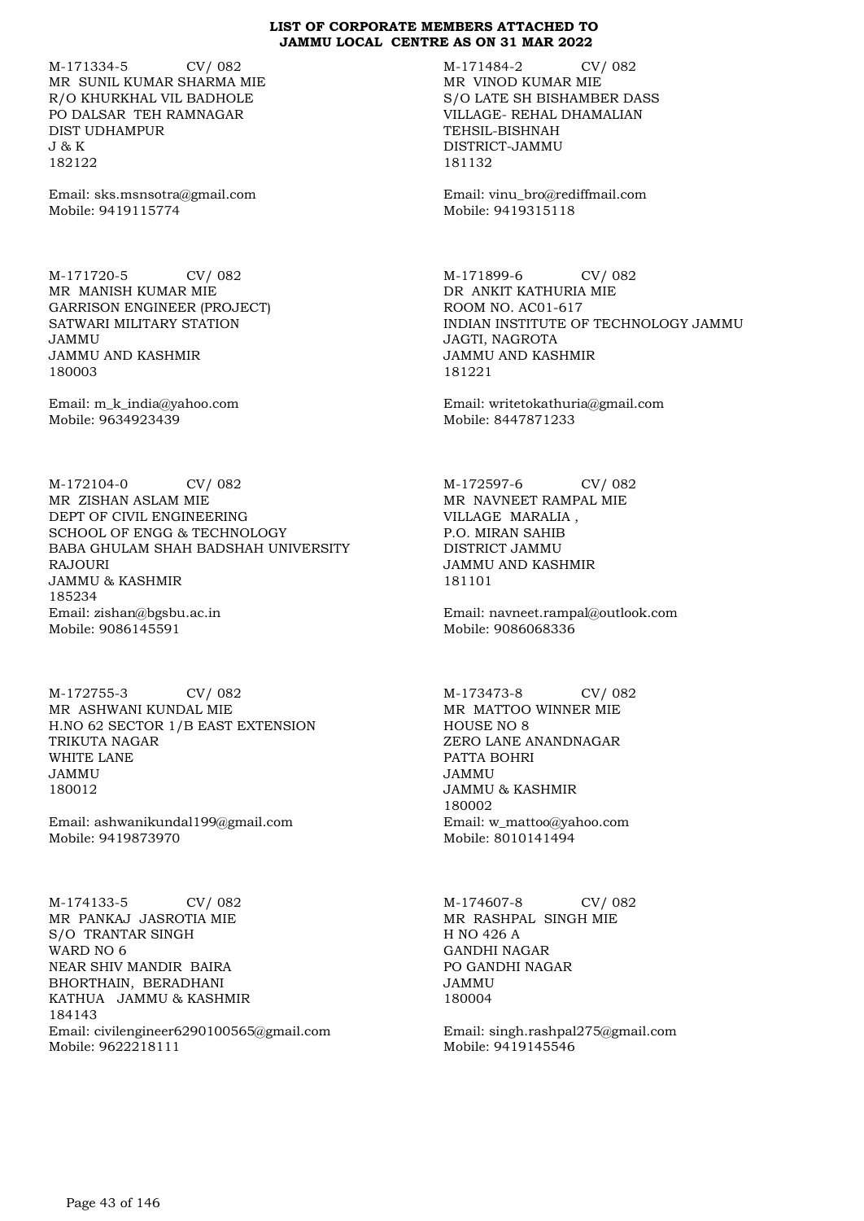**LIST OF CORPORATE MEMBERS ATTACHED TO JAMMU LOCAL CENTRE AS ON 31 MAR 2022**

M-171334-5 CV/ 082
MR SUNIL KUMAR SHARMA MIE
R/O KHURKHAL VIL BADHOLE
PO DALSAR TEH RAMNAGAR
DIST UDHAMPUR
J & K
182122

Email: sks.msnsotra@gmail.com
Mobile: 9419115774

M-171484-2 CV/ 082
MR VINOD KUMAR MIE
S/O LATE SH BISHAMBER DASS
VILLAGE- REHAL DHAMALIAN
TEHSIL-BISHNAH
DISTRICT-JAMMU
181132

Email: vinu_bro@rediffmail.com
Mobile: 9419315118

M-171720-5 CV/ 082
MR MANISH KUMAR MIE
GARRISON ENGINEER (PROJECT)
SATWARI MILITARY STATION
JAMMU
JAMMU AND KASHMIR
180003

Email: m_k_india@yahoo.com
Mobile: 9634923439

M-171899-6 CV/ 082
DR ANKIT KATHURIA MIE
ROOM NO. AC01-617
INDIAN INSTITUTE OF TECHNOLOGY JAMMU
JAGTI, NAGROTA
JAMMU AND KASHMIR
181221

Email: writetokathuria@gmail.com
Mobile: 8447871233

M-172104-0 CV/ 082
MR ZISHAN ASLAM MIE
DEPT OF CIVIL ENGINEERING
SCHOOL OF ENGG & TECHNOLOGY
BABA GHULAM SHAH BADSHAH UNIVERSITY
RAJOURI
JAMMU & KASHMIR
185234
Email: zishan@bgsbu.ac.in
Mobile: 9086145591

M-172597-6 CV/ 082
MR NAVNEET RAMPAL MIE
VILLAGE MARALIA ,
P.O. MIRAN SAHIB
DISTRICT JAMMU
JAMMU AND KASHMIR
181101

Email: navneet.rampal@outlook.com
Mobile: 9086068336

M-172755-3 CV/ 082
MR ASHWANI KUNDAL MIE
H.NO 62 SECTOR 1/B EAST EXTENSION
TRIKUTA NAGAR
WHITE LANE
JAMMU
180012

Email: ashwanikundal199@gmail.com
Mobile: 9419873970

M-173473-8 CV/ 082
MR MATTOO WINNER MIE
HOUSE NO 8
ZERO LANE ANANDNAGAR
PATTA BOHRI
JAMMU
JAMMU & KASHMIR
180002
Email: w_mattoo@yahoo.com
Mobile: 8010141494

M-174133-5 CV/ 082
MR PANKAJ JASROTIA MIE
S/O TRANTAR SINGH
WARD NO 6
NEAR SHIV MANDIR BAIRA
BHORTHAIN, BERADHANI
KATHUA JAMMU & KASHMIR
184143
Email: civilengineer6290100565@gmail.com
Mobile: 9622218111

M-174607-8 CV/ 082
MR RASHPAL SINGH MIE
H NO 426 A
GANDHI NAGAR
PO GANDHI NAGAR
JAMMU
180004

Email: singh.rashpal275@gmail.com
Mobile: 9419145546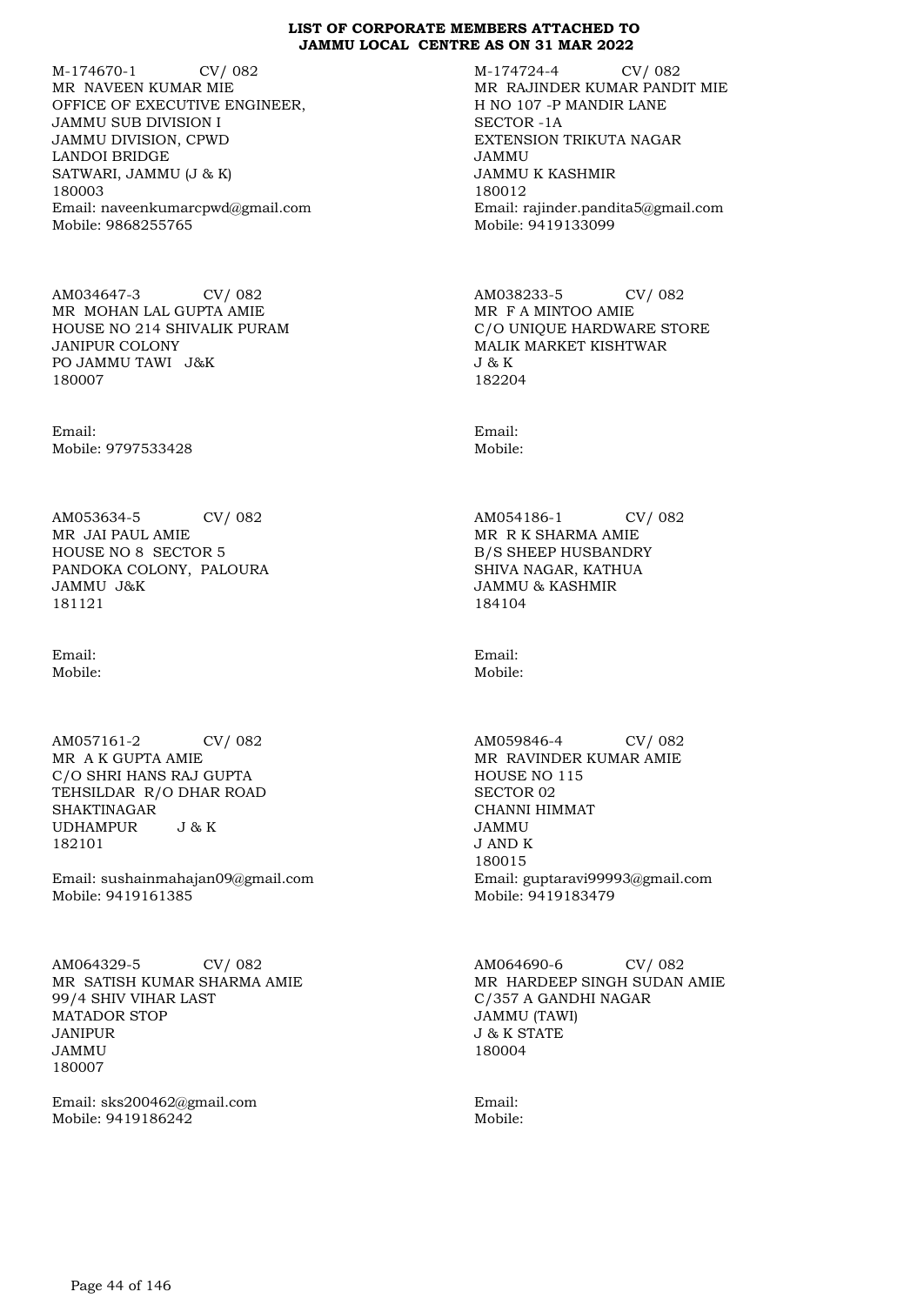**LIST OF CORPORATE MEMBERS ATTACHED TO JAMMU LOCAL CENTRE AS ON 31 MAR 2022**

M-174670-1 CV/ 082
MR NAVEEN KUMAR MIE
OFFICE OF EXECUTIVE ENGINEER,
JAMMU SUB DIVISION I
JAMMU DIVISION, CPWD
LANDOI BRIDGE
SATWARI, JAMMU (J & K)
180003
Email: naveenkumarcpwd@gmail.com
Mobile: 9868255765

M-174724-4 CV/ 082
MR RAJINDER KUMAR PANDIT MIE
H NO 107 -P MANDIR LANE
SECTOR -1A
EXTENSION TRIKUTA NAGAR
JAMMU
JAMMU K KASHMIR
180012
Email: rajinder.pandita5@gmail.com
Mobile: 9419133099

AM034647-3 CV/ 082
MR MOHAN LAL GUPTA AMIE
HOUSE NO 214 SHIVALIK PURAM
JANIPUR COLONY
PO JAMMU TAWI J&K
180007

Email:
Mobile: 9797533428

AM038233-5 CV/ 082
MR F A MINTOO AMIE
C/O UNIQUE HARDWARE STORE
MALIK MARKET KISHTWAR
J & K
182204

Email:
Mobile:

AM053634-5 CV/ 082
MR JAI PAUL AMIE
HOUSE NO 8 SECTOR 5
PANDOKA COLONY, PALOURA
JAMMU J&K
181121

Email:
Mobile:

AM054186-1 CV/ 082
MR R K SHARMA AMIE
B/S SHEEP HUSBANDRY
SHIVA NAGAR, KATHUA
JAMMU & KASHMIR
184104

Email:
Mobile:

AM057161-2 CV/ 082
MR A K GUPTA AMIE
C/O SHRI HANS RAJ GUPTA
TEHSILDAR R/O DHAR ROAD
SHAKTINAGAR
UDHAMPUR J & K
182101

Email: sushainmahajan09@gmail.com
Mobile: 9419161385

AM059846-4 CV/ 082
MR RAVINDER KUMAR AMIE
HOUSE NO 115
SECTOR 02
CHANNI HIMMAT
JAMMU
J AND K
180015
Email: guptaravi99993@gmail.com
Mobile: 9419183479

AM064329-5 CV/ 082
MR SATISH KUMAR SHARMA AMIE
99/4 SHIV VIHAR LAST
MATADOR STOP
JANIPUR
JAMMU
180007

Email: sks200462@gmail.com
Mobile: 9419186242

AM064690-6 CV/ 082
MR HARDEEP SINGH SUDAN AMIE
C/357 A GANDHI NAGAR
JAMMU (TAWI)
J & K STATE
180004

Email:
Mobile: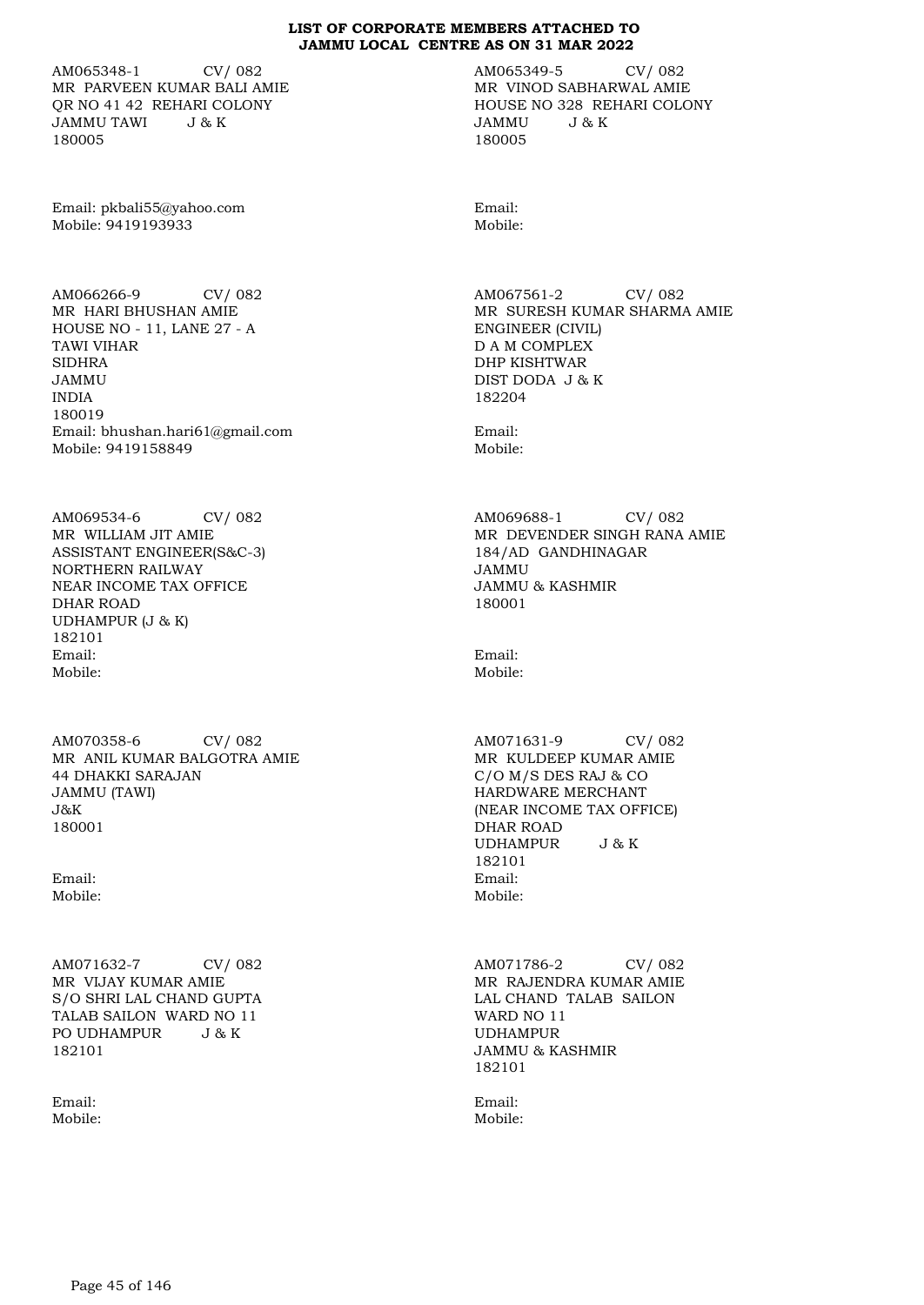**LIST OF CORPORATE MEMBERS ATTACHED TO JAMMU LOCAL CENTRE AS ON 31 MAR 2022**

AM065348-1 CV/ 082
MR PARVEEN KUMAR BALI AMIE
QR NO 41 42 REHARI COLONY
JAMMU TAWI J & K
180005

Email: pkbali55@yahoo.com
Mobile: 9419193933

AM065349-5 CV/ 082
MR VINOD SABHARWAL AMIE
HOUSE NO 328 REHARI COLONY
JAMMU J & K
180005

Email:
Mobile:

AM066266-9 CV/ 082
MR HARI BHUSHAN AMIE
HOUSE NO - 11, LANE 27 - A
TAWI VIHAR
SIDHRA
JAMMU
INDIA
180019
Email: bhushan.hari61@gmail.com
Mobile: 9419158849

AM067561-2 CV/ 082
MR SURESH KUMAR SHARMA AMIE
ENGINEER (CIVIL)
D A M COMPLEX
DHP KISHTWAR
DIST DODA J & K
182204

Email:
Mobile:

AM069534-6 CV/ 082
MR WILLIAM JIT AMIE
ASSISTANT ENGINEER(S&C-3)
NORTHERN RAILWAY
NEAR INCOME TAX OFFICE
DHAR ROAD
UDHAMPUR (J & K)
182101
Email:
Mobile:

AM069688-1 CV/ 082
MR DEVENDER SINGH RANA AMIE
184/AD GANDHINAGAR
JAMMU
JAMMU & KASHMIR
180001

Email:
Mobile:

AM070358-6 CV/ 082
MR ANIL KUMAR BALGOTRA AMIE
44 DHAKKI SARAJAN
JAMMU (TAWI)
J&K
180001

Email:
Mobile:

AM071631-9 CV/ 082
MR KULDEEP KUMAR AMIE
C/O M/S DES RAJ & CO
HARDWARE MERCHANT
(NEAR INCOME TAX OFFICE)
DHAR ROAD
UDHAMPUR J & K
182101
Email:
Mobile:

AM071632-7 CV/ 082
MR VIJAY KUMAR AMIE
S/O SHRI LAL CHAND GUPTA
TALAB SAILON WARD NO 11
PO UDHAMPUR J & K
182101

Email:
Mobile:

AM071786-2 CV/ 082
MR RAJENDRA KUMAR AMIE
LAL CHAND TALAB SAILON
WARD NO 11
UDHAMPUR
JAMMU & KASHMIR
182101

Email:
Mobile: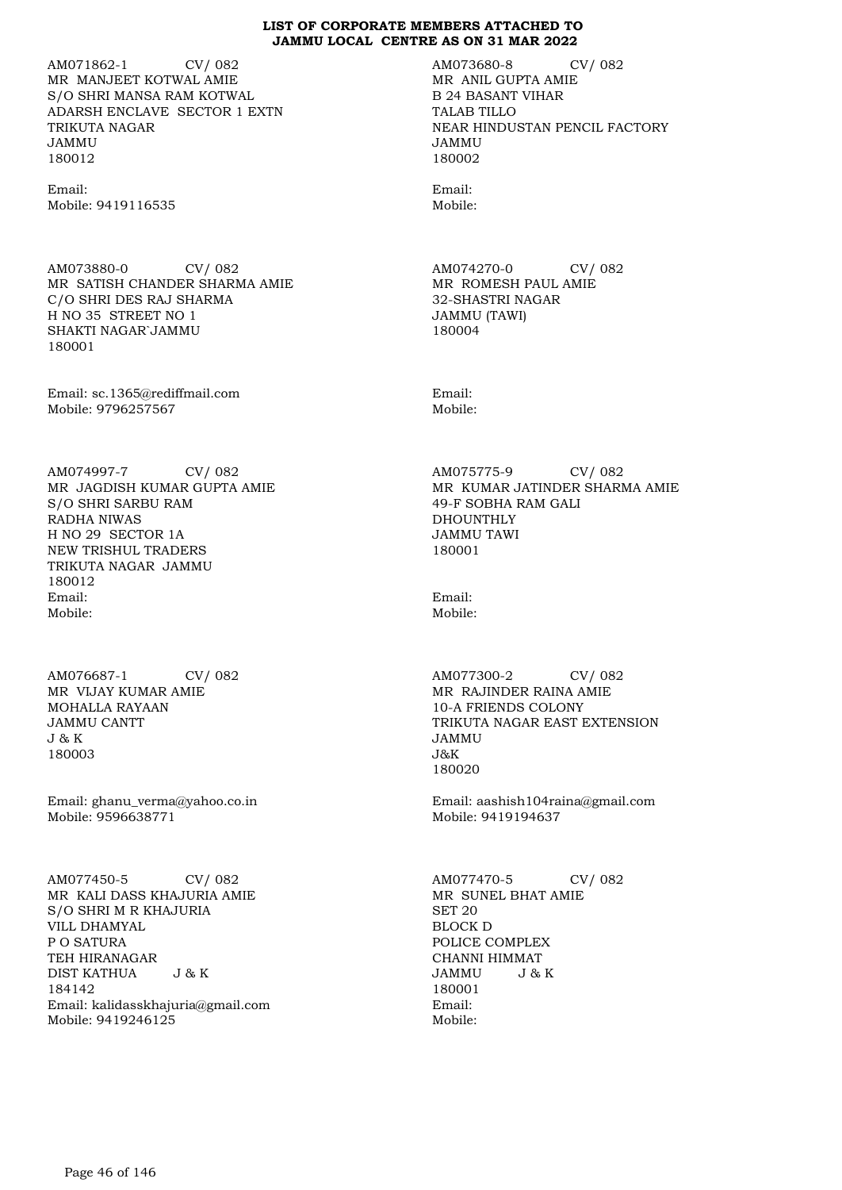**LIST OF CORPORATE MEMBERS ATTACHED TO JAMMU LOCAL CENTRE AS ON 31 MAR 2022**

AM071862-1 CV/ 082
MR MANJEET KOTWAL AMIE
S/O SHRI MANSA RAM KOTWAL
ADARSH ENCLAVE SECTOR 1 EXTN
TRIKUTA NAGAR
JAMMU
180012

Email:
Mobile: 9419116535

AM073680-8 CV/ 082
MR ANIL GUPTA AMIE
B 24 BASANT VIHAR
TALAB TILLO
NEAR HINDUSTAN PENCIL FACTORY
JAMMU
180002

Email:
Mobile:

AM073880-0 CV/ 082
MR SATISH CHANDER SHARMA AMIE
C/O SHRI DES RAJ SHARMA
H NO 35 STREET NO 1
SHAKTI NAGAR`JAMMU
180001

Email: sc.1365@rediffmail.com
Mobile: 9796257567

AM074270-0 CV/ 082
MR ROMESH PAUL AMIE
32-SHASTRI NAGAR
JAMMU (TAWI)
180004

Email:
Mobile:

AM074997-7 CV/ 082
MR JAGDISH KUMAR GUPTA AMIE
S/O SHRI SARBU RAM
RADHA NIWAS
H NO 29 SECTOR 1A
NEW TRISHUL TRADERS
TRIKUTA NAGAR JAMMU
180012
Email:
Mobile:

AM075775-9 CV/ 082
MR KUMAR JATINDER SHARMA AMIE
49-F SOBHA RAM GALI
DHOUNTHLY
JAMMU TAWI
180001

Email:
Mobile:

AM076687-1 CV/ 082
MR VIJAY KUMAR AMIE
MOHALLA RAYAAN
JAMMU CANTT
J & K
180003

Email: ghanu_verma@yahoo.co.in
Mobile: 9596638771

AM077300-2 CV/ 082
MR RAJINDER RAINA AMIE
10-A FRIENDS COLONY
TRIKUTA NAGAR EAST EXTENSION
JAMMU
J&K
180020

Email: aashish104raina@gmail.com
Mobile: 9419194637

AM077450-5 CV/ 082
MR KALI DASS KHAJURIA AMIE
S/O SHRI M R KHAJURIA
VILL DHAMYAL
P O SATURA
TEH HIRANAGAR
DIST KATHUA J & K
184142
Email: kalidasskhajuria@gmail.com
Mobile: 9419246125

AM077470-5 CV/ 082
MR SUNEL BHAT AMIE
SET 20
BLOCK D
POLICE COMPLEX
CHANNI HIMMAT
JAMMU J & K
180001
Email:
Mobile: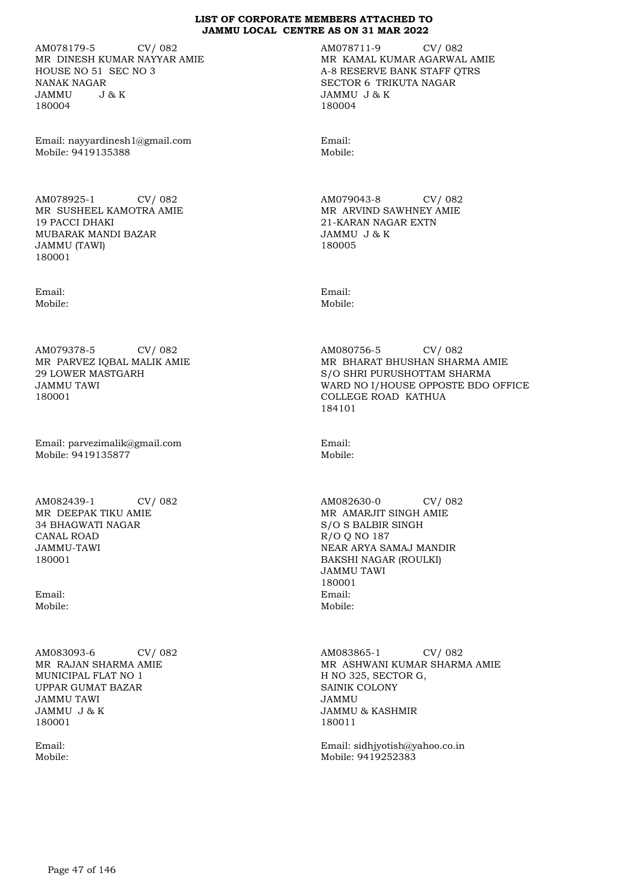**LIST OF CORPORATE MEMBERS ATTACHED TO JAMMU LOCAL CENTRE AS ON 31 MAR 2022**

AM078179-5 CV/ 082
MR DINESH KUMAR NAYYAR AMIE
HOUSE NO 51 SEC NO 3
NANAK NAGAR
JAMMU J & K
180004

Email: nayyardinesh1@gmail.com
Mobile: 9419135388

AM078711-9 CV/ 082
MR KAMAL KUMAR AGARWAL AMIE
A-8 RESERVE BANK STAFF QTRS
SECTOR 6 TRIKUTA NAGAR
JAMMU J & K
180004

Email:
Mobile:

AM078925-1 CV/ 082
MR SUSHEEL KAMOTRA AMIE
19 PACCI DHAKI
MUBARAK MANDI BAZAR
JAMMU (TAWI)
180001

Email:
Mobile:

AM079043-8 CV/ 082
MR ARVIND SAWHNEY AMIE
21-KARAN NAGAR EXTN
JAMMU J & K
180005

Email:
Mobile:

AM079378-5 CV/ 082
MR PARVEZ IQBAL MALIK AMIE
29 LOWER MASTGARH
JAMMU TAWI
180001

Email: parvezimalik@gmail.com
Mobile: 9419135877

AM080756-5 CV/ 082
MR BHARAT BHUSHAN SHARMA AMIE
S/O SHRI PURUSHOTTAM SHARMA
WARD NO I/HOUSE OPPOSTE BDO OFFICE
COLLEGE ROAD KATHUA
184101

Email:
Mobile:

AM082439-1 CV/ 082
MR DEEPAK TIKU AMIE
34 BHAGWATI NAGAR
CANAL ROAD
JAMMU-TAWI
180001

Email:
Mobile:

AM082630-0 CV/ 082
MR AMARJIT SINGH AMIE
S/O S BALBIR SINGH
R/O Q NO 187
NEAR ARYA SAMAJ MANDIR
BAKSHI NAGAR (ROULKI)
JAMMU TAWI
180001
Email:
Mobile:

AM083093-6 CV/ 082
MR RAJAN SHARMA AMIE
MUNICIPAL FLAT NO 1
UPPAR GUMAT BAZAR
JAMMU TAWI
JAMMU J & K
180001

Email:
Mobile:

AM083865-1 CV/ 082
MR ASHWANI KUMAR SHARMA AMIE
H NO 325, SECTOR G,
SAINIK COLONY
JAMMU
JAMMU & KASHMIR
180011

Email: sidhjyotish@yahoo.co.in
Mobile: 9419252383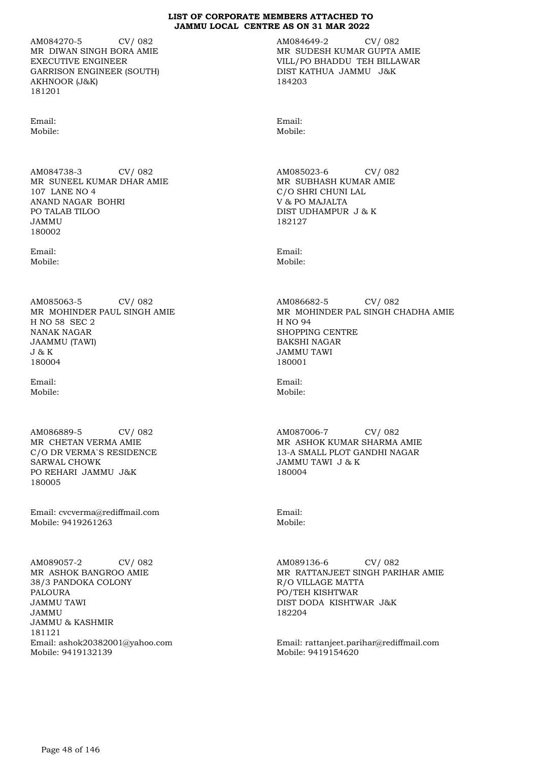**LIST OF CORPORATE MEMBERS ATTACHED TO JAMMU LOCAL CENTRE AS ON 31 MAR 2022**

AM084270-5 CV/ 082
MR DIWAN SINGH BORA AMIE
EXECUTIVE ENGINEER
GARRISON ENGINEER (SOUTH)
AKHNOOR (J&K)
181201

Email:
Mobile:

AM084649-2 CV/ 082
MR SUDESH KUMAR GUPTA AMIE
VILL/PO BHADDU TEH BILLAWAR
DIST KATHUA JAMMU J&K
184203

Email:
Mobile:

AM084738-3 CV/ 082
MR SUNEEL KUMAR DHAR AMIE
107 LANE NO 4
ANAND NAGAR BOHRI
PO TALAB TILOO
JAMMU
180002

Email:
Mobile:

AM085023-6 CV/ 082
MR SUBHASH KUMAR AMIE
C/O SHRI CHUNI LAL
V & PO MAJALTA
DIST UDHAMPUR J & K
182127

Email:
Mobile:

AM085063-5 CV/ 082
MR MOHINDER PAUL SINGH AMIE
H NO 58 SEC 2
NANAK NAGAR
JAAMMU (TAWI)
J & K
180004

Email:
Mobile:

AM086682-5 CV/ 082
MR MOHINDER PAL SINGH CHADHA AMIE
H NO 94
SHOPPING CENTRE
BAKSHI NAGAR
JAMMU TAWI
180001

Email:
Mobile:

AM086889-5 CV/ 082
MR CHETAN VERMA AMIE
C/O DR VERMA`S RESIDENCE
SARWAL CHOWK
PO REHARI JAMMU J&K
180005

Email: cvcverma@rediffmail.com
Mobile: 9419261263

AM087006-7 CV/ 082
MR ASHOK KUMAR SHARMA AMIE
13-A SMALL PLOT GANDHI NAGAR
JAMMU TAWI J & K
180004

Email:
Mobile:

AM089057-2 CV/ 082
MR ASHOK BANGROO AMIE
38/3 PANDOKA COLONY
PALOURA
JAMMU TAWI
JAMMU
JAMMU & KASHMIR
181121
Email: ashok20382001@yahoo.com
Mobile: 9419132139

AM089136-6 CV/ 082
MR RATTANJEET SINGH PARIHAR AMIE
R/O VILLAGE MATTA
PO/TEH KISHTWAR
DIST DODA KISHTWAR J&K
182204

Email: rattanjeet.parihar@rediffmail.com
Mobile: 9419154620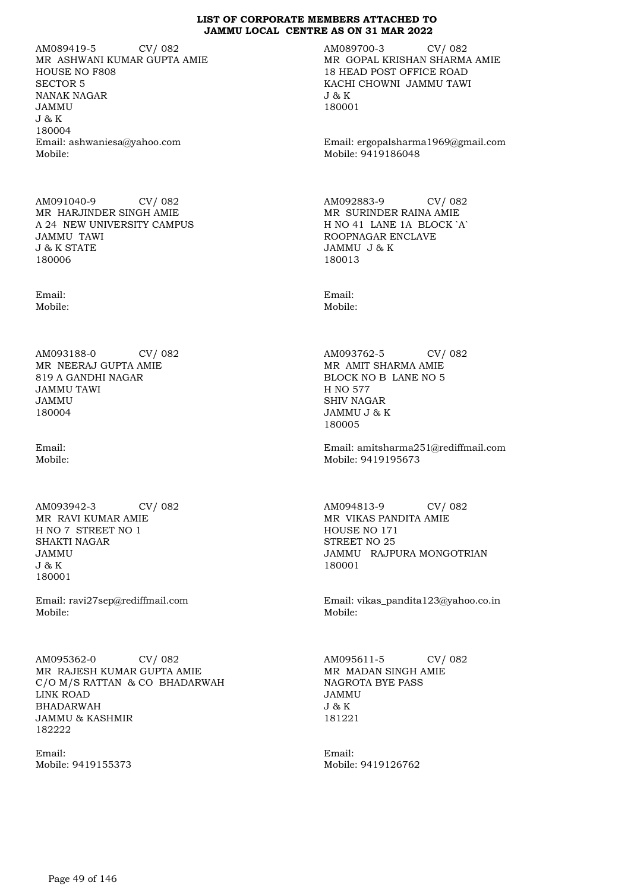# LIST OF CORPORATE MEMBERS ATTACHED TO JAMMU LOCAL CENTRE AS ON 31 MAR 2022

AM089419-5 CV/ 082
MR ASHWANI KUMAR GUPTA AMIE
HOUSE NO F808
SECTOR 5
NANAK NAGAR
JAMMU
J & K
180004
Email: ashwaniesa@yahoo.com
Mobile:

AM089700-3 CV/ 082
MR GOPAL KRISHAN SHARMA AMIE
18 HEAD POST OFFICE ROAD
KACHI CHOWNI JAMMU TAWI
J & K
180001
Email: ergopalsharma1969@gmail.com
Mobile: 9419186048

AM091040-9 CV/ 082
MR HARJINDER SINGH AMIE
A 24 NEW UNIVERSITY CAMPUS
JAMMU TAWI
J & K STATE
180006
Email:
Mobile:

AM092883-9 CV/ 082
MR SURINDER RAINA AMIE
H NO 41 LANE 1A BLOCK `A`
ROOPNAGAR ENCLAVE
JAMMU J & K
180013
Email:
Mobile:

AM093188-0 CV/ 082
MR NEERAJ GUPTA AMIE
819 A GANDHI NAGAR
JAMMU TAWI
JAMMU
180004
Email:
Mobile:

AM093762-5 CV/ 082
MR AMIT SHARMA AMIE
BLOCK NO B LANE NO 5
H NO 577
SHIV NAGAR
JAMMU J & K
180005
Email: amitsharma251@rediffmail.com
Mobile: 9419195673

AM093942-3 CV/ 082
MR RAVI KUMAR AMIE
H NO 7 STREET NO 1
SHAKTI NAGAR
JAMMU
J & K
180001
Email: ravi27sep@rediffmail.com
Mobile:

AM094813-9 CV/ 082
MR VIKAS PANDITA AMIE
HOUSE NO 171
STREET NO 25
JAMMU RAJPURA MONGOTRIAN
180001
Email: vikas_pandita123@yahoo.co.in
Mobile:

AM095362-0 CV/ 082
MR RAJESH KUMAR GUPTA AMIE
C/O M/S RATTAN & CO BHADARWAH
LINK ROAD
BHADARWAH
JAMMU & KASHMIR
182222
Email:
Mobile: 9419155373

AM095611-5 CV/ 082
MR MADAN SINGH AMIE
NAGROTA BYE PASS
JAMMU
J & K
181221
Email:
Mobile: 9419126762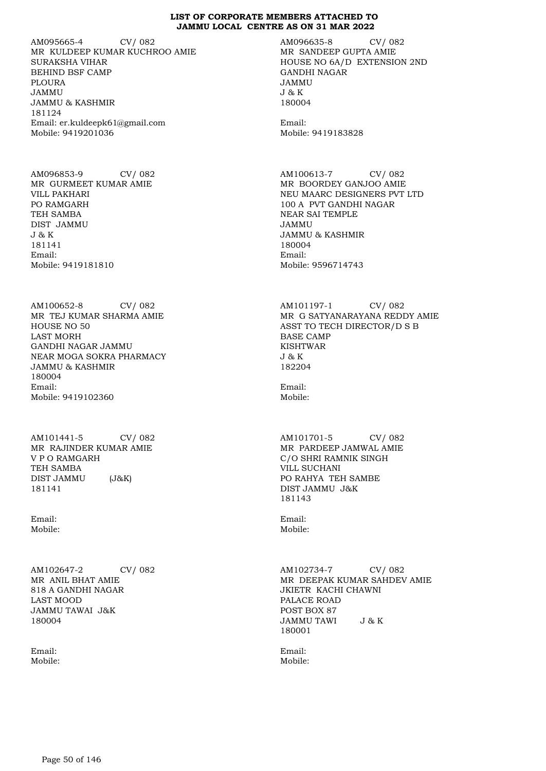**LIST OF CORPORATE MEMBERS ATTACHED TO JAMMU LOCAL CENTRE AS ON 31 MAR 2022**

AM095665-4 CV/ 082
MR KULDEEP KUMAR KUCHROO AMIE
SURAKSHA VIHAR
BEHIND BSF CAMP
PLOURA
JAMMU
JAMMU & KASHMIR
181124
Email: er.kuldeepk61@gmail.com
Mobile: 9419201036

AM096635-8 CV/ 082
MR SANDEEP GUPTA AMIE
HOUSE NO 6A/D EXTENSION 2ND
GANDHI NAGAR
JAMMU
J & K
180004

Email:
Mobile: 9419183828

AM096853-9 CV/ 082
MR GURMEET KUMAR AMIE
VILL PAKHARI
PO RAMGARH
TEH SAMBA
DIST JAMMU
J & K
181141
Email:
Mobile: 9419181810

AM100613-7 CV/ 082
MR BOORDEY GANJOO AMIE
NEU MAARC DESIGNERS PVT LTD
100 A PVT GANDHI NAGAR
NEAR SAI TEMPLE
JAMMU
JAMMU & KASHMIR
180004
Email:
Mobile: 9596714743

AM100652-8 CV/ 082
MR TEJ KUMAR SHARMA AMIE
HOUSE NO 50
LAST MORH
GANDHI NAGAR JAMMU
NEAR MOGA SOKRA PHARMACY
JAMMU & KASHMIR
180004
Email:
Mobile: 9419102360

AM101197-1 CV/ 082
MR G SATYANARAYANA REDDY AMIE
ASST TO TECH DIRECTOR/D S B
BASE CAMP
KISHTWAR
J & K
182204

Email:
Mobile:

AM101441-5 CV/ 082
MR RAJINDER KUMAR AMIE
V P O RAMGARH
TEH SAMBA
DIST JAMMU (J&K)
181141

Email:
Mobile:

AM101701-5 CV/ 082
MR PARDEEP JAMWAL AMIE
C/O SHRI RAMNIK SINGH
VILL SUCHANI
PO RAHYA TEH SAMBE
DIST JAMMU J&K
181143

Email:
Mobile:

AM102647-2 CV/ 082
MR ANIL BHAT AMIE
818 A GANDHI NAGAR
LAST MOOD
JAMMU TAWAI J&K
180004

Email:
Mobile:

AM102734-7 CV/ 082
MR DEEPAK KUMAR SAHDEV AMIE
JKIETR KACHI CHAWNI
PALACE ROAD
POST BOX 87
JAMMU TAWI J & K
180001

Email:
Mobile: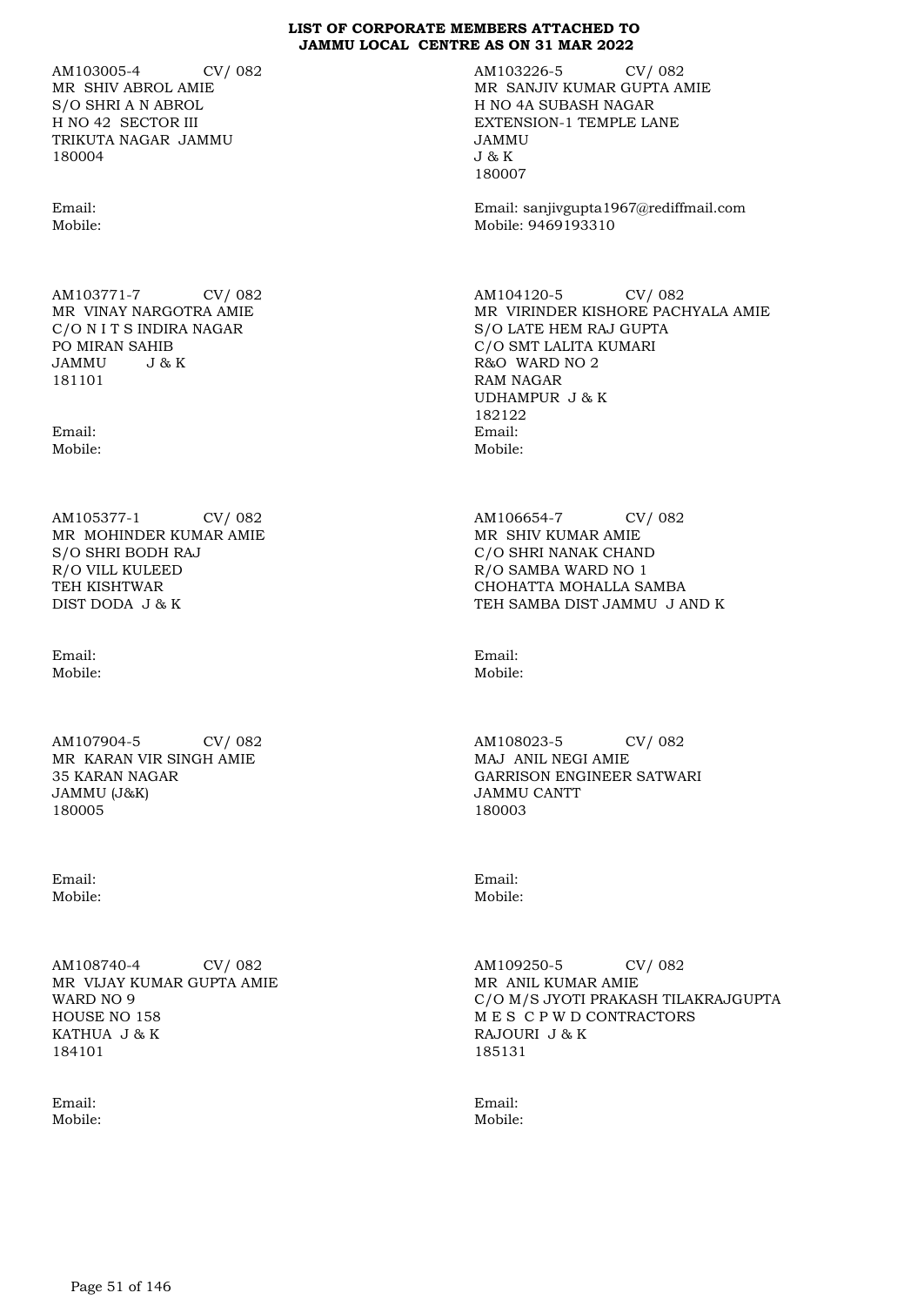# LIST OF CORPORATE MEMBERS ATTACHED TO JAMMU LOCAL CENTRE AS ON 31 MAR 2022

AM103005-4 CV/ 082
MR SHIV ABROL AMIE
S/O SHRI A N ABROL
H NO 42 SECTOR III
TRIKUTA NAGAR JAMMU
180004

Email:
Mobile:

AM103226-5 CV/ 082
MR SANJIV KUMAR GUPTA AMIE
H NO 4A SUBASH NAGAR
EXTENSION-1 TEMPLE LANE
JAMMU
J & K
180007

Email: sanjivgupta1967@rediffmail.com
Mobile: 9469193310

AM103771-7 CV/ 082
MR VINAY NARGOTRA AMIE
C/O N I T S INDIRA NAGAR
PO MIRAN SAHIB
JAMMU J & K
181101

Email:
Mobile:

AM104120-5 CV/ 082
MR VIRINDER KISHORE PACHYALA AMIE
S/O LATE HEM RAJ GUPTA
C/O SMT LALITA KUMARI
R&O WARD NO 2
RAM NAGAR
UDHAMPUR J & K
182122
Email:
Mobile:

AM105377-1 CV/ 082
MR MOHINDER KUMAR AMIE
S/O SHRI BODH RAJ
R/O VILL KULEED
TEH KISHTWAR
DIST DODA J & K

Email:
Mobile:

AM106654-7 CV/ 082
MR SHIV KUMAR AMIE
C/O SHRI NANAK CHAND
R/O SAMBA WARD NO 1
CHOHATTA MOHALLA SAMBA
TEH SAMBA DIST JAMMU J AND K

Email:
Mobile:

AM107904-5 CV/ 082
MR KARAN VIR SINGH AMIE
35 KARAN NAGAR
JAMMU (J&K)
180005

Email:
Mobile:

AM108023-5 CV/ 082
MAJ ANIL NEGI AMIE
GARRISON ENGINEER SATWARI
JAMMU CANTT
180003

Email:
Mobile:

AM108740-4 CV/ 082
MR VIJAY KUMAR GUPTA AMIE
WARD NO 9
HOUSE NO 158
KATHUA J & K
184101

Email:
Mobile:

AM109250-5 CV/ 082
MR ANIL KUMAR AMIE
C/O M/S JYOTI PRAKASH TILAKRAJGUPTA
M E S C P W D CONTRACTORS
RAJOURI J & K
185131

Email:
Mobile: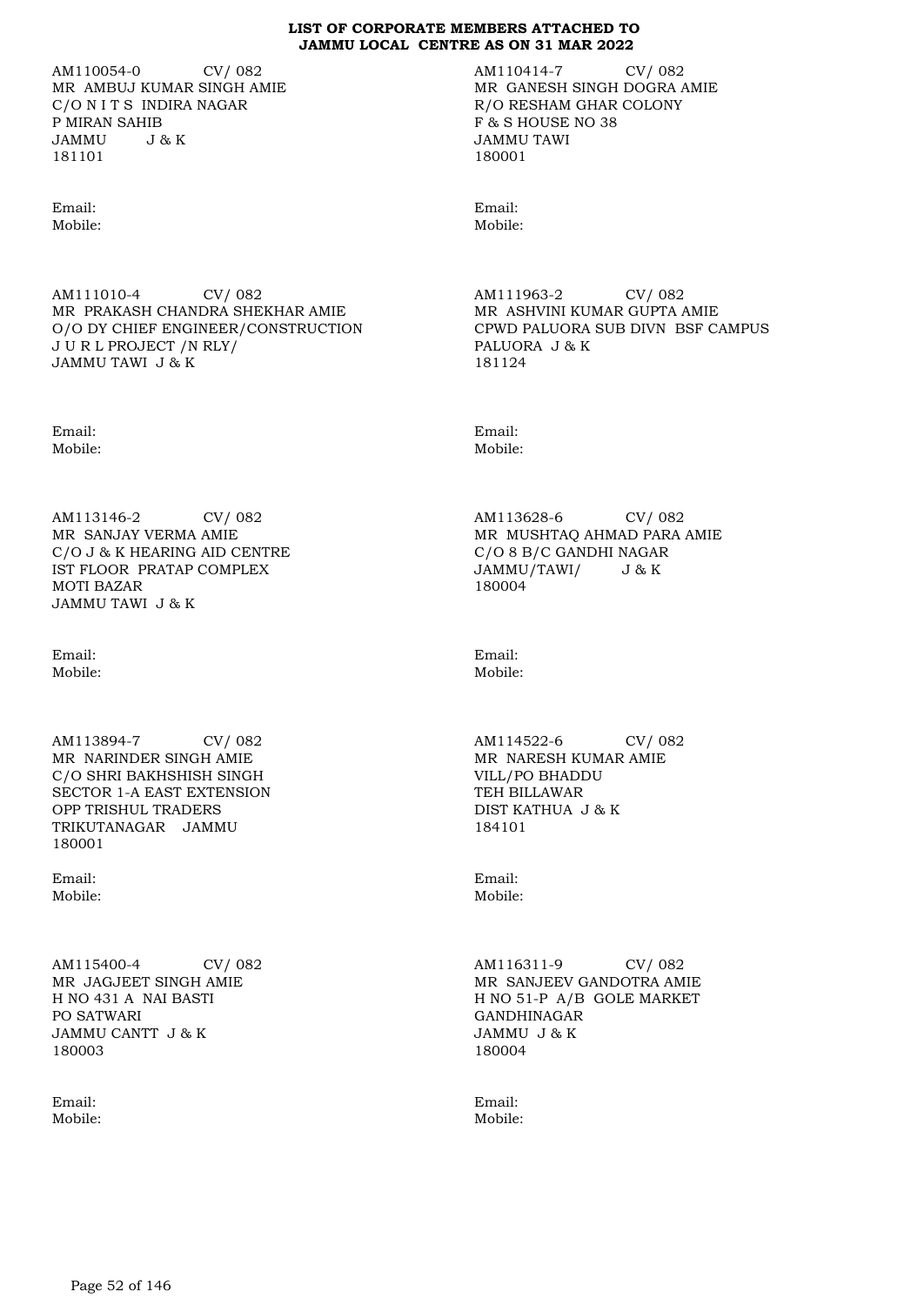**LIST OF CORPORATE MEMBERS ATTACHED TO JAMMU LOCAL CENTRE AS ON 31 MAR 2022**

AM110054-0 CV/ 082
MR AMBUJ KUMAR SINGH AMIE
C/O N I T S INDIRA NAGAR
P MIRAN SAHIB
JAMMU J & K
181101

Email:
Mobile:

AM110414-7 CV/ 082
MR GANESH SINGH DOGRA AMIE
R/O RESHAM GHAR COLONY
F & S HOUSE NO 38
JAMMU TAWI
180001

Email:
Mobile:

AM111010-4 CV/ 082
MR PRAKASH CHANDRA SHEKHAR AMIE
O/O DY CHIEF ENGINEER/CONSTRUCTION
J U R L PROJECT /N RLY/
JAMMU TAWI J & K

Email:
Mobile:

AM111963-2 CV/ 082
MR ASHVINI KUMAR GUPTA AMIE
CPWD PALUORA SUB DIVN BSF CAMPUS
PALUORA J & K
181124

Email:
Mobile:

AM113146-2 CV/ 082
MR SANJAY VERMA AMIE
C/O J & K HEARING AID CENTRE
IST FLOOR PRATAP COMPLEX
MOTI BAZAR
JAMMU TAWI J & K

Email:
Mobile:

AM113628-6 CV/ 082
MR MUSHTAQ AHMAD PARA AMIE
C/O 8 B/C GANDHI NAGAR
JAMMU/TAWI/ J & K
180004

Email:
Mobile:

AM113894-7 CV/ 082
MR NARINDER SINGH AMIE
C/O SHRI BAKHSHISH SINGH
SECTOR 1-A EAST EXTENSION
OPP TRISHUL TRADERS
TRIKUTANAGAR JAMMU
180001

Email:
Mobile:

AM114522-6 CV/ 082
MR NARESH KUMAR AMIE
VILL/PO BHADDU
TEH BILLAWAR
DIST KATHUA J & K
184101

Email:
Mobile:

AM115400-4 CV/ 082
MR JAGJEET SINGH AMIE
H NO 431 A NAI BASTI
PO SATWARI
JAMMU CANTT J & K
180003

Email:
Mobile:

AM116311-9 CV/ 082
MR SANJEEV GANDOTRA AMIE
H NO 51-P A/B GOLE MARKET
GANDHINAGAR
JAMMU J & K
180004

Email:
Mobile: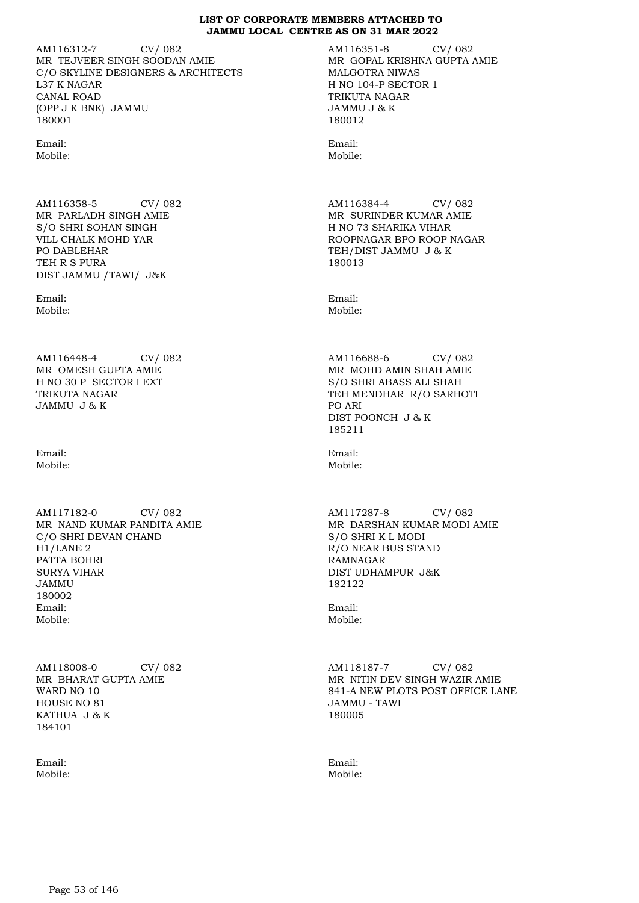**LIST OF CORPORATE MEMBERS ATTACHED TO JAMMU LOCAL CENTRE AS ON 31 MAR 2022**

AM116312-7 CV/ 082
MR TEJVEER SINGH SOODAN AMIE
C/O SKYLINE DESIGNERS & ARCHITECTS
L37 K NAGAR
CANAL ROAD
(OPP J K BNK) JAMMU
180001

Email:
Mobile:

AM116351-8 CV/ 082
MR GOPAL KRISHNA GUPTA AMIE
MALGOTRA NIWAS
H NO 104-P SECTOR 1
TRIKUTA NAGAR
JAMMU J & K
180012

Email:
Mobile:

AM116358-5 CV/ 082
MR PARLADH SINGH AMIE
S/O SHRI SOHAN SINGH
VILL CHALK MOHD YAR
PO DABLEHAR
TEH R S PURA
DIST JAMMU /TAWI/ J&K

Email:
Mobile:

AM116384-4 CV/ 082
MR SURINDER KUMAR AMIE
H NO 73 SHARIKA VIHAR
ROOPNAGAR BPO ROOP NAGAR
TEH/DIST JAMMU J & K
180013

Email:
Mobile:

AM116448-4 CV/ 082
MR OMESH GUPTA AMIE
H NO 30 P SECTOR I EXT
TRIKUTA NAGAR
JAMMU J & K

Email:
Mobile:

AM116688-6 CV/ 082
MR MOHD AMIN SHAH AMIE
S/O SHRI ABASS ALI SHAH
TEH MENDHAR R/O SARHOTI
PO ARI
DIST POONCH J & K
185211

Email:
Mobile:

AM117182-0 CV/ 082
MR NAND KUMAR PANDITA AMIE
C/O SHRI DEVAN CHAND
H1/LANE 2
PATTA BOHRI
SURYA VIHAR
JAMMU
180002
Email:
Mobile:

AM117287-8 CV/ 082
MR DARSHAN KUMAR MODI AMIE
S/O SHRI K L MODI
R/O NEAR BUS STAND
RAMNAGAR
DIST UDHAMPUR J&K
182122

Email:
Mobile:

AM118008-0 CV/ 082
MR BHARAT GUPTA AMIE
WARD NO 10
HOUSE NO 81
KATHUA J & K
184101

Email:
Mobile:

AM118187-7 CV/ 082
MR NITIN DEV SINGH WAZIR AMIE
841-A NEW PLOTS POST OFFICE LANE
JAMMU - TAWI
180005

Email:
Mobile: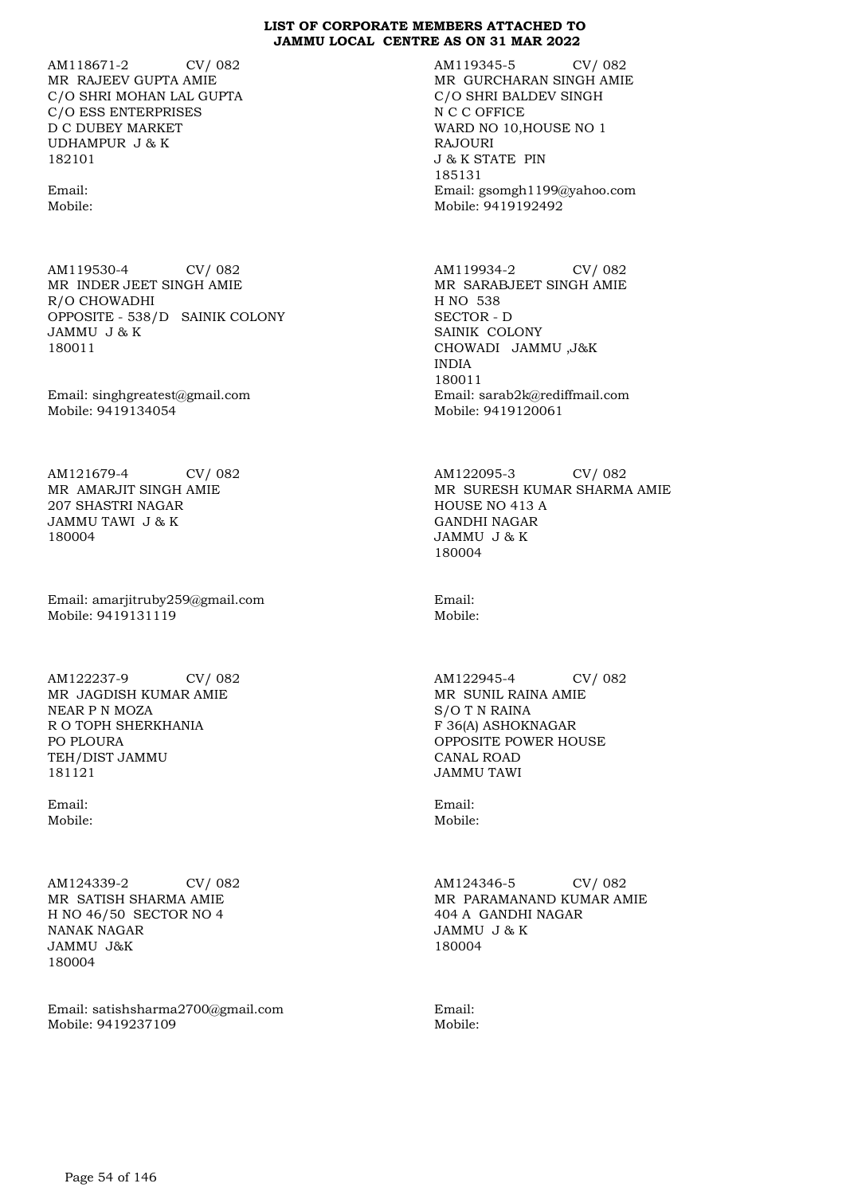# LIST OF CORPORATE MEMBERS ATTACHED TO JAMMU LOCAL CENTRE AS ON 31 MAR 2022

AM118671-2 CV/ 082
MR RAJEEV GUPTA AMIE
C/O SHRI MOHAN LAL GUPTA
C/O ESS ENTERPRISES
D C DUBEY MARKET
UDHAMPUR J & K
182101

Email:
Mobile:

AM119345-5 CV/ 082
MR GURCHARAN SINGH AMIE
C/O SHRI BALDEV SINGH
N C C OFFICE
WARD NO 10,HOUSE NO 1
RAJOURI
J & K STATE PIN
185131
Email: gsomgh1199@yahoo.com
Mobile: 9419192492

AM119530-4 CV/ 082
MR INDER JEET SINGH AMIE
R/O CHOWADHI
OPPOSITE - 538/D SAINIK COLONY
JAMMU J & K
180011

Email: singhgreatest@gmail.com
Mobile: 9419134054

AM119934-2 CV/ 082
MR SARABJEET SINGH AMIE
H NO 538
SECTOR - D
SAINIK COLONY
CHOWADI JAMMU ,J&K
INDIA
180011
Email: sarab2k@rediffmail.com
Mobile: 9419120061

AM121679-4 CV/ 082
MR AMARJIT SINGH AMIE
207 SHASTRI NAGAR
JAMMU TAWI J & K
180004

Email: amarjitruby259@gmail.com
Mobile: 9419131119

AM122095-3 CV/ 082
MR SURESH KUMAR SHARMA AMIE
HOUSE NO 413 A
GANDHI NAGAR
JAMMU J & K
180004

Email:
Mobile:

AM122237-9 CV/ 082
MR JAGDISH KUMAR AMIE
NEAR P N MOZA
R O TOPH SHERKHANIA
PO PLOURA
TEH/DIST JAMMU
181121

Email:
Mobile:

AM122945-4 CV/ 082
MR SUNIL RAINA AMIE
S/O T N RAINA
F 36(A) ASHOKNAGAR
OPPOSITE POWER HOUSE
CANAL ROAD
JAMMU TAWI

Email:
Mobile:

AM124339-2 CV/ 082
MR SATISH SHARMA AMIE
H NO 46/50 SECTOR NO 4
NANAK NAGAR
JAMMU J&K
180004

Email: satishsharma2700@gmail.com
Mobile: 9419237109

AM124346-5 CV/ 082
MR PARAMANAND KUMAR AMIE
404 A GANDHI NAGAR
JAMMU J & K
180004

Email:
Mobile: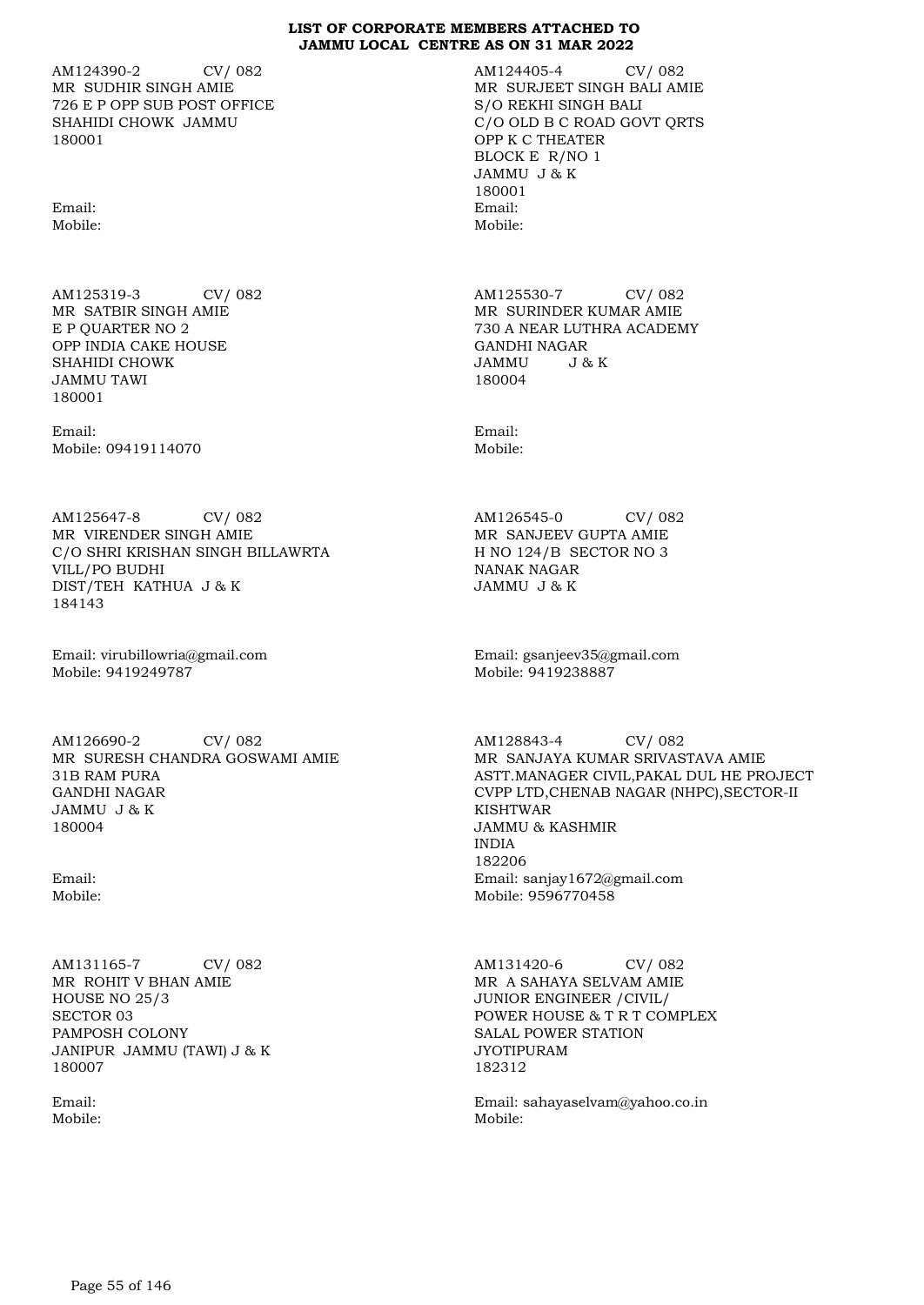# LIST OF CORPORATE MEMBERS ATTACHED TO JAMMU LOCAL CENTRE AS ON 31 MAR 2022

AM124390-2 CV/ 082
MR SUDHIR SINGH AMIE
726 E P OPP SUB POST OFFICE
SHAHIDI CHOWK JAMMU
180001

Email:
Mobile:

AM124405-4 CV/ 082
MR SURJEET SINGH BALI AMIE
S/O REKHI SINGH BALI
C/O OLD B C ROAD GOVT QRTS
OPP K C THEATER
BLOCK E R/NO 1
JAMMU J & K
180001
Email:
Mobile:

AM125319-3 CV/ 082
MR SATBIR SINGH AMIE
E P QUARTER NO 2
OPP INDIA CAKE HOUSE
SHAHIDI CHOWK
JAMMU TAWI
180001

Email:
Mobile: 09419114070

AM125530-7 CV/ 082
MR SURINDER KUMAR AMIE
730 A NEAR LUTHRA ACADEMY
GANDHI NAGAR
JAMMU J & K
180004

Email:
Mobile:

AM125647-8 CV/ 082
MR VIRENDER SINGH AMIE
C/O SHRI KRISHAN SINGH BILLAWRTA
VILL/PO BUDHI
DIST/TEH KATHUA J & K
184143

Email: virubillowria@gmail.com
Mobile: 9419249787

AM126545-0 CV/ 082
MR SANJEEV GUPTA AMIE
H NO 124/B SECTOR NO 3
NANAK NAGAR
JAMMU J & K

Email: gsanjeev35@gmail.com
Mobile: 9419238887

AM126690-2 CV/ 082
MR SURESH CHANDRA GOSWAMI AMIE
31B RAM PURA
GANDHI NAGAR
JAMMU J & K
180004

Email:
Mobile:

AM128843-4 CV/ 082
MR SANJAYA KUMAR SRIVASTAVA AMIE
ASTT.MANAGER CIVIL,PAKAL DUL HE PROJECT
CVPP LTD,CHENAB NAGAR (NHPC),SECTOR-II
KISHTWAR
JAMMU & KASHMIR
INDIA
182206
Email: sanjay1672@gmail.com
Mobile: 9596770458

AM131165-7 CV/ 082
MR ROHIT V BHAN AMIE
HOUSE NO 25/3
SECTOR 03
PAMPOSH COLONY
JANIPUR JAMMU (TAWI) J & K
180007

Email:
Mobile:

AM131420-6 CV/ 082
MR A SAHAYA SELVAM AMIE
JUNIOR ENGINEER /CIVIL/
POWER HOUSE & T R T COMPLEX
SALAL POWER STATION
JYOTIPURAM
182312

Email: sahayaselvam@yahoo.co.in
Mobile: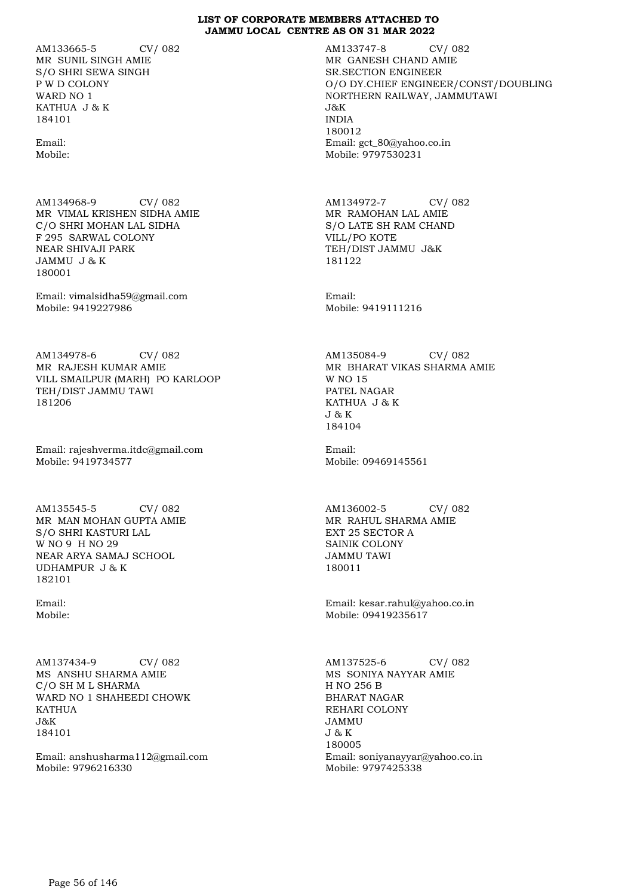**LIST OF CORPORATE MEMBERS ATTACHED TO JAMMU LOCAL CENTRE AS ON 31 MAR 2022**

AM133665-5 CV/ 082
MR SUNIL SINGH AMIE
S/O SHRI SEWA SINGH
P W D COLONY
WARD NO 1
KATHUA J & K
184101

Email:
Mobile:

AM133747-8 CV/ 082
MR GANESH CHAND AMIE
SR.SECTION ENGINEER
O/O DY.CHIEF ENGINEER/CONST/DOUBLING
NORTHERN RAILWAY, JAMMUTAWI
J&K
INDIA
180012
Email: gct_80@yahoo.co.in
Mobile: 9797530231

AM134968-9 CV/ 082
MR VIMAL KRISHEN SIDHA AMIE
C/O SHRI MOHAN LAL SIDHA
F 295 SARWAL COLONY
NEAR SHIVAJI PARK
JAMMU J & K
180001

Email: vimalsidha59@gmail.com
Mobile: 9419227986

AM134972-7 CV/ 082
MR RAMOHAN LAL AMIE
S/O LATE SH RAM CHAND
VILL/PO KOTE
TEH/DIST JAMMU J&K
181122

Email:
Mobile: 9419111216

AM134978-6 CV/ 082
MR RAJESH KUMAR AMIE
VILL SMAILPUR (MARH) PO KARLOOP
TEH/DIST JAMMU TAWI
181206

Email: rajeshverma.itdc@gmail.com
Mobile: 9419734577

AM135084-9 CV/ 082
MR BHARAT VIKAS SHARMA AMIE
W NO 15
PATEL NAGAR
KATHUA J & K
J & K
184104

Email:
Mobile: 09469145561

AM135545-5 CV/ 082
MR MAN MOHAN GUPTA AMIE
S/O SHRI KASTURI LAL
W NO 9 H NO 29
NEAR ARYA SAMAJ SCHOOL
UDHAMPUR J & K
182101

Email:
Mobile:

AM136002-5 CV/ 082
MR RAHUL SHARMA AMIE
EXT 25 SECTOR A
SAINIK COLONY
JAMMU TAWI
180011

Email: kesar.rahul@yahoo.co.in
Mobile: 09419235617

AM137434-9 CV/ 082
MS ANSHU SHARMA AMIE
C/O SH M L SHARMA
WARD NO 1 SHAHEEDI CHOWK
KATHUA
J&K
184101

Email: anshusharma112@gmail.com
Mobile: 9796216330

AM137525-6 CV/ 082
MS SONIYA NAYYAR AMIE
H NO 256 B
BHARAT NAGAR
REHARI COLONY
JAMMU
J & K
180005
Email: soniyanayyar@yahoo.co.in
Mobile: 9797425338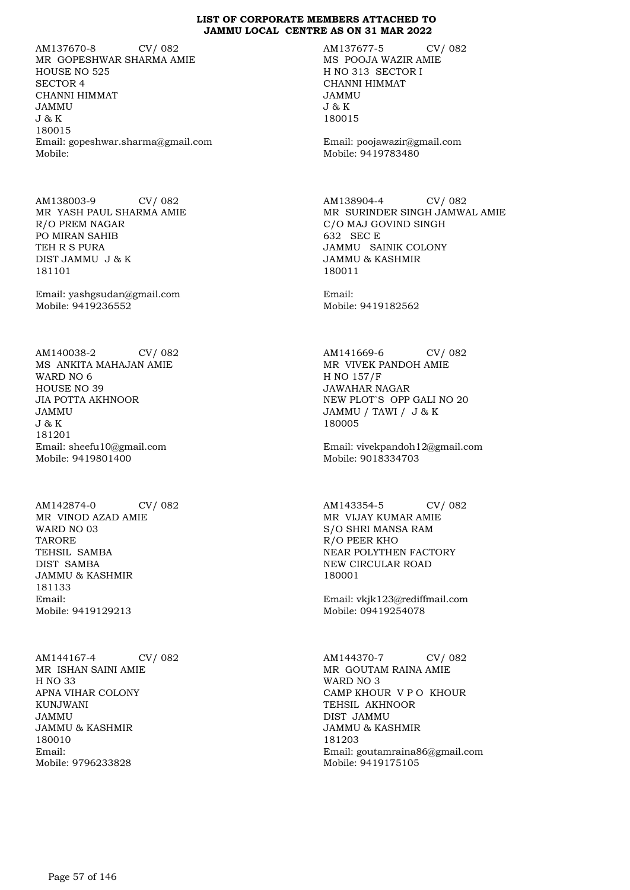# LIST OF CORPORATE MEMBERS ATTACHED TO JAMMU LOCAL CENTRE AS ON 31 MAR 2022

AM137670-8 CV/ 082
MR GOPESHWAR SHARMA AMIE
HOUSE NO 525
SECTOR 4
CHANNI HIMMAT
JAMMU
J & K
180015
Email: gopeshwar.sharma@gmail.com
Mobile:

AM137677-5 CV/ 082
MS POOJA WAZIR AMIE
H NO 313 SECTOR I
CHANNI HIMMAT
JAMMU
J & K
180015

Email: poojawazir@gmail.com
Mobile: 9419783480

AM138003-9 CV/ 082
MR YASH PAUL SHARMA AMIE
R/O PREM NAGAR
PO MIRAN SAHIB
TEH R S PURA
DIST JAMMU J & K
181101

Email: yashgsudan@gmail.com
Mobile: 9419236552

AM138904-4 CV/ 082
MR SURINDER SINGH JAMWAL AMIE
C/O MAJ GOVIND SINGH
632 SEC E
JAMMU SAINIK COLONY
JAMMU & KASHMIR
180011

Email:
Mobile: 9419182562

AM140038-2 CV/ 082
MS ANKITA MAHAJAN AMIE
WARD NO 6
HOUSE NO 39
JIA POTTA AKHNOOR
JAMMU
J & K
181201
Email: sheefu10@gmail.com
Mobile: 9419801400

AM141669-6 CV/ 082
MR VIVEK PANDOH AMIE
H NO 157/F
JAWAHAR NAGAR
NEW PLOT`S OPP GALI NO 20
JAMMU / TAWI / J & K
180005

Email: vivekpandoh12@gmail.com
Mobile: 9018334703

AM142874-0 CV/ 082
MR VINOD AZAD AMIE
WARD NO 03
TARORE
TEHSIL SAMBA
DIST SAMBA
JAMMU & KASHMIR
181133
Email:
Mobile: 9419129213

AM143354-5 CV/ 082
MR VIJAY KUMAR AMIE
S/O SHRI MANSA RAM
R/O PEER KHO
NEAR POLYTHEN FACTORY
NEW CIRCULAR ROAD
180001

Email: vkjk123@rediffmail.com
Mobile: 09419254078

AM144167-4 CV/ 082
MR ISHAN SAINI AMIE
H NO 33
APNA VIHAR COLONY
KUNJWANI
JAMMU
JAMMU & KASHMIR
180010
Email:
Mobile: 9796233828

AM144370-7 CV/ 082
MR GOUTAM RAINA AMIE
WARD NO 3
CAMP KHOUR V P O KHOUR
TEHSIL AKHNOOR
DIST JAMMU
JAMMU & KASHMIR
181203
Email: goutamraina86@gmail.com
Mobile: 9419175105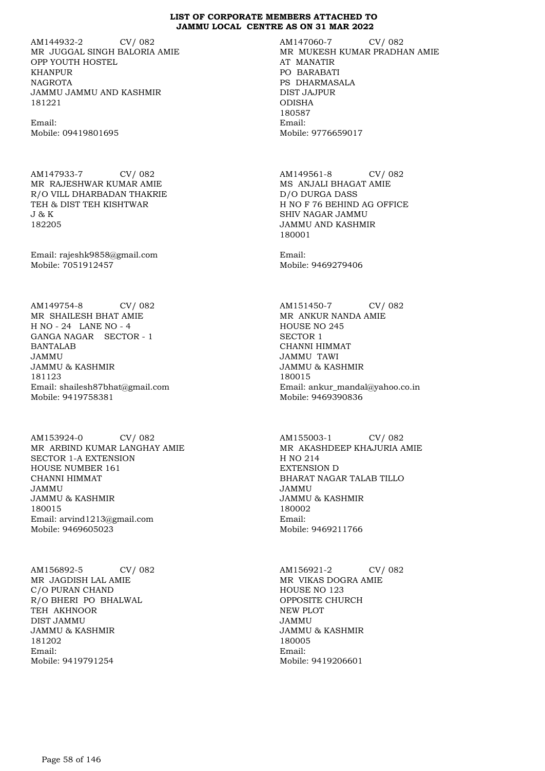**LIST OF CORPORATE MEMBERS ATTACHED TO JAMMU LOCAL CENTRE AS ON 31 MAR 2022**

AM144932-2 CV/ 082
MR JUGGAL SINGH BALORIA AMIE
OPP YOUTH HOSTEL
KHANPUR
NAGROTA
JAMMU JAMMU AND KASHMIR
181221

Email:
Mobile: 09419801695

AM147060-7 CV/ 082
MR MUKESH KUMAR PRADHAN AMIE
AT MANATIR
PO BARABATI
PS DHARMASALA
DIST JAJPUR
ODISHA
180587
Email:
Mobile: 9776659017

AM147933-7 CV/ 082
MR RAJESHWAR KUMAR AMIE
R/O VILL DHARBADAN THAKRIE
TEH & DIST TEH KISHTWAR
J & K
182205

Email: rajeshk9858@gmail.com
Mobile: 7051912457

AM149561-8 CV/ 082
MS ANJALI BHAGAT AMIE
D/O DURGA DASS
H NO F 76 BEHIND AG OFFICE
SHIV NAGAR JAMMU
JAMMU AND KASHMIR
180001

Email:
Mobile: 9469279406

AM149754-8 CV/ 082
MR SHAILESH BHAT AMIE
H NO - 24 LANE NO - 4
GANGA NAGAR SECTOR - 1
BANTALAB
JAMMU
JAMMU & KASHMIR
181123
Email: shailesh87bhat@gmail.com
Mobile: 9419758381

AM151450-7 CV/ 082
MR ANKUR NANDA AMIE
HOUSE NO 245
SECTOR 1
CHANNI HIMMAT
JAMMU TAWI
JAMMU & KASHMIR
180015
Email: ankur_mandal@yahoo.co.in
Mobile: 9469390836

AM153924-0 CV/ 082
MR ARBIND KUMAR LANGHAY AMIE
SECTOR 1-A EXTENSION
HOUSE NUMBER 161
CHANNI HIMMAT
JAMMU
JAMMU & KASHMIR
180015
Email: arvind1213@gmail.com
Mobile: 9469605023

AM155003-1 CV/ 082
MR AKASHDEEP KHAJURIA AMIE
H NO 214
EXTENSION D
BHARAT NAGAR TALAB TILLO
JAMMU
JAMMU & KASHMIR
180002
Email:
Mobile: 9469211766

AM156892-5 CV/ 082
MR JAGDISH LAL AMIE
C/O PURAN CHAND
R/O BHERI PO BHALWAL
TEH AKHNOOR
DIST JAMMU
JAMMU & KASHMIR
181202
Email:
Mobile: 9419791254

AM156921-2 CV/ 082
MR VIKAS DOGRA AMIE
HOUSE NO 123
OPPOSITE CHURCH
NEW PLOT
JAMMU
JAMMU & KASHMIR
180005
Email:
Mobile: 9419206601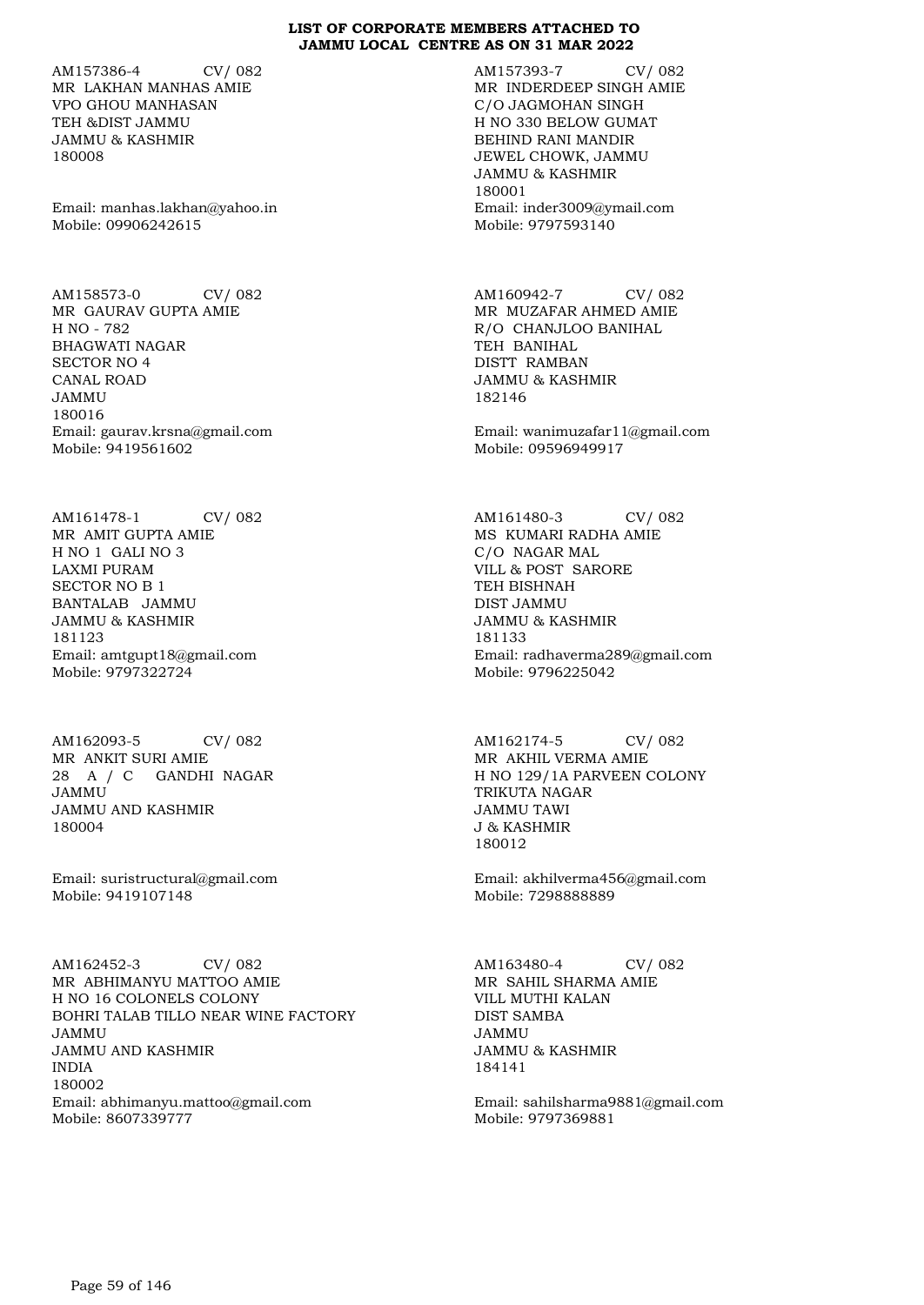**LIST OF CORPORATE MEMBERS ATTACHED TO JAMMU LOCAL CENTRE AS ON 31 MAR 2022**

AM157386-4 CV/ 082
MR LAKHAN MANHAS AMIE
VPO GHOU MANHASAN
TEH &DIST JAMMU
JAMMU & KASHMIR
180008

Email: manhas.lakhan@yahoo.in
Mobile: 09906242615

AM157393-7 CV/ 082
MR INDERDEEP SINGH AMIE
C/O JAGMOHAN SINGH
H NO 330 BELOW GUMAT
BEHIND RANI MANDIR
JEWEL CHOWK, JAMMU
JAMMU & KASHMIR
180001
Email: inder3009@ymail.com
Mobile: 9797593140

AM158573-0 CV/ 082
MR GAURAV GUPTA AMIE
H NO - 782
BHAGWATI NAGAR
SECTOR NO 4
CANAL ROAD
JAMMU
180016
Email: gaurav.krsna@gmail.com
Mobile: 9419561602

AM160942-7 CV/ 082
MR MUZAFAR AHMED AMIE
R/O CHANJLOO BANIHAL
TEH BANIHAL
DISTT RAMBAN
JAMMU & KASHMIR
182146

Email: wanimuzafar11@gmail.com
Mobile: 09596949917

AM161478-1 CV/ 082
MR AMIT GUPTA AMIE
H NO 1 GALI NO 3
LAXMI PURAM
SECTOR NO B 1
BANTALAB JAMMU
JAMMU & KASHMIR
181123
Email: amtgupt18@gmail.com
Mobile: 9797322724

AM161480-3 CV/ 082
MS KUMARI RADHA AMIE
C/O NAGAR MAL
VILL & POST SARORE
TEH BISHNAH
DIST JAMMU
JAMMU & KASHMIR
181133
Email: radhaverma289@gmail.com
Mobile: 9796225042

AM162093-5 CV/ 082
MR ANKIT SURI AMIE
28 A / C GANDHI NAGAR
JAMMU
JAMMU AND KASHMIR
180004

Email: suristructural@gmail.com
Mobile: 9419107148

AM162174-5 CV/ 082
MR AKHIL VERMA AMIE
H NO 129/1A PARVEEN COLONY
TRIKUTA NAGAR
JAMMU TAWI
J & KASHMIR
180012

Email: akhilverma456@gmail.com
Mobile: 7298888889

AM162452-3 CV/ 082
MR ABHIMANYU MATTOO AMIE
H NO 16 COLONELS COLONY
BOHRI TALAB TILLO NEAR WINE FACTORY
JAMMU
JAMMU AND KASHMIR
INDIA
180002
Email: abhimanyu.mattoo@gmail.com
Mobile: 8607339777

AM163480-4 CV/ 082
MR SAHIL SHARMA AMIE
VILL MUTHI KALAN
DIST SAMBA
JAMMU
JAMMU & KASHMIR
184141

Email: sahilsharma9881@gmail.com
Mobile: 9797369881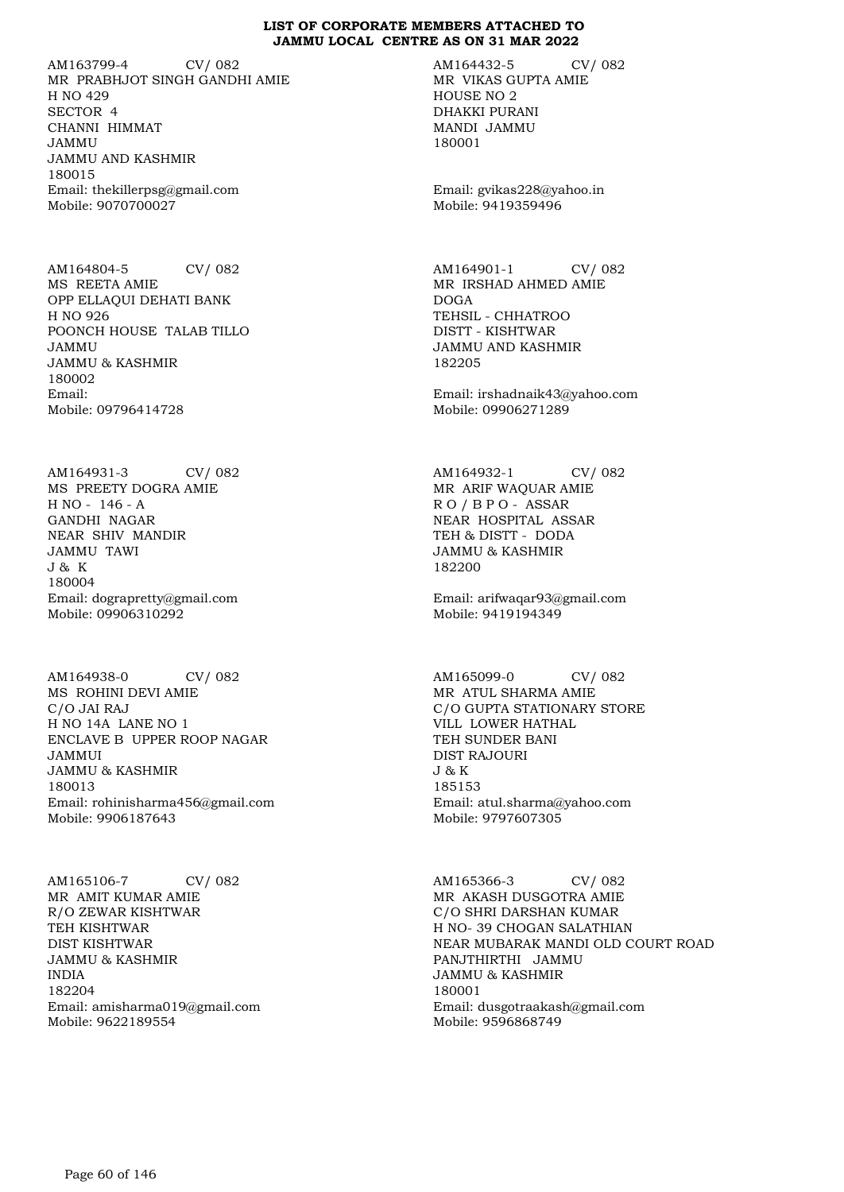**LIST OF CORPORATE MEMBERS ATTACHED TO JAMMU LOCAL CENTRE AS ON 31 MAR 2022**

AM163799-4 CV/ 082
MR PRABHJOT SINGH GANDHI AMIE
H NO 429
SECTOR 4
CHANNI HIMMAT
JAMMU
JAMMU AND KASHMIR
180015
Email: thekillerpsg@gmail.com
Mobile: 9070700027

AM164432-5 CV/ 082
MR VIKAS GUPTA AMIE
HOUSE NO 2
DHAKKI PURANI
MANDI JAMMU
180001
Email: gvikas228@yahoo.in
Mobile: 9419359496

AM164804-5 CV/ 082
MS REETA AMIE
OPP ELLAQUI DEHATI BANK
H NO 926
POONCH HOUSE TALAB TILLO
JAMMU
JAMMU & KASHMIR
180002
Email:
Mobile: 09796414728

AM164901-1 CV/ 082
MR IRSHAD AHMED AMIE
DOGA
TEHSIL - CHHATROO
DISTT - KISHTWAR
JAMMU AND KASHMIR
182205
Email: irshadnaik43@yahoo.com
Mobile: 09906271289

AM164931-3 CV/ 082
MS PREETY DOGRA AMIE
H NO - 146 - A
GANDHI NAGAR
NEAR SHIV MANDIR
JAMMU TAWI
J & K
180004
Email: dograpretty@gmail.com
Mobile: 09906310292

AM164932-1 CV/ 082
MR ARIF WAQUAR AMIE
R O / B P O - ASSAR
NEAR HOSPITAL ASSAR
TEH & DISTT - DODA
JAMMU & KASHMIR
182200
Email: arifwaqar93@gmail.com
Mobile: 9419194349

AM164938-0 CV/ 082
MS ROHINI DEVI AMIE
C/O JAI RAJ
H NO 14A LANE NO 1
ENCLAVE B UPPER ROOP NAGAR
JAMMUI
JAMMU & KASHMIR
180013
Email: rohinisharma456@gmail.com
Mobile: 9906187643

AM165099-0 CV/ 082
MR ATUL SHARMA AMIE
C/O GUPTA STATIONARY STORE
VILL LOWER HATHAL
TEH SUNDER BANI
DIST RAJOURI
J & K
185153
Email: atul.sharma@yahoo.com
Mobile: 9797607305

AM165106-7 CV/ 082
MR AMIT KUMAR AMIE
R/O ZEWAR KISHTWAR
TEH KISHTWAR
DIST KISHTWAR
JAMMU & KASHMIR
INDIA
182204
Email: amisharma019@gmail.com
Mobile: 9622189554

AM165366-3 CV/ 082
MR AKASH DUSGOTRA AMIE
C/O SHRI DARSHAN KUMAR
H NO- 39 CHOGAN SALATHIAN
NEAR MUBARAK MANDI OLD COURT ROAD
PANJTHIRTHI JAMMU
JAMMU & KASHMIR
180001
Email: dusgotraakash@gmail.com
Mobile: 9596868749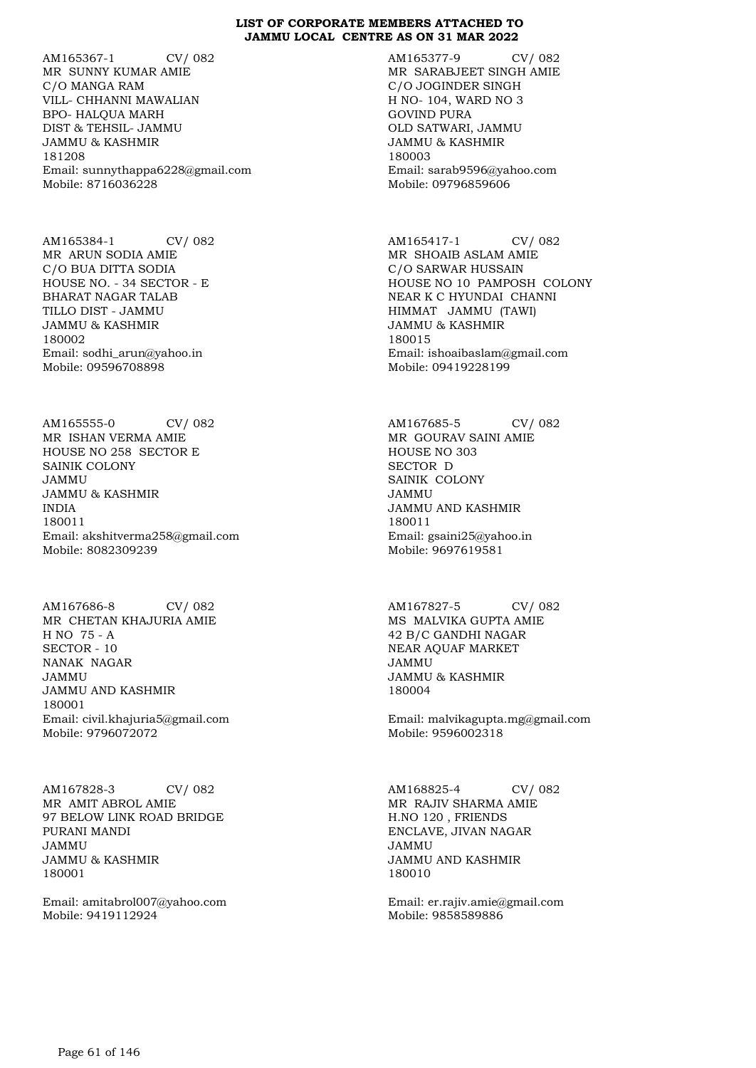**LIST OF CORPORATE MEMBERS ATTACHED TO JAMMU LOCAL CENTRE AS ON 31 MAR 2022**

AM165367-1 CV/ 082
MR SUNNY KUMAR AMIE
C/O MANGA RAM
VILL- CHHANNI MAWALIAN
BPO- HALQUA MARH
DIST & TEHSIL- JAMMU
JAMMU & KASHMIR
181208
Email: sunnythappa6228@gmail.com
Mobile: 8716036228

AM165377-9 CV/ 082
MR SARABJEET SINGH AMIE
C/O JOGINDER SINGH
H NO- 104, WARD NO 3
GOVIND PURA
OLD SATWARI, JAMMU
JAMMU & KASHMIR
180003
Email: sarab9596@yahoo.com
Mobile: 09796859606

AM165384-1 CV/ 082
MR ARUN SODIA AMIE
C/O BUA DITTA SODIA
HOUSE NO. - 34 SECTOR - E
BHARAT NAGAR TALAB
TILLO DIST - JAMMU
JAMMU & KASHMIR
180002
Email: sodhi_arun@yahoo.in
Mobile: 09596708898

AM165417-1 CV/ 082
MR SHOAIB ASLAM AMIE
C/O SARWAR HUSSAIN
HOUSE NO 10 PAMPOSH COLONY
NEAR K C HYUNDAI CHANNI
HIMMAT JAMMU (TAWI)
JAMMU & KASHMIR
180015
Email: ishoaibaslam@gmail.com
Mobile: 09419228199

AM165555-0 CV/ 082
MR ISHAN VERMA AMIE
HOUSE NO 258 SECTOR E
SAINIK COLONY
JAMMU
JAMMU & KASHMIR
INDIA
180011
Email: akshitverma258@gmail.com
Mobile: 8082309239

AM167685-5 CV/ 082
MR GOURAV SAINI AMIE
HOUSE NO 303
SECTOR D
SAINIK COLONY
JAMMU
JAMMU AND KASHMIR
180011
Email: gsaini25@yahoo.in
Mobile: 9697619581

AM167686-8 CV/ 082
MR CHETAN KHAJURIA AMIE
H NO 75 - A
SECTOR - 10
NANAK NAGAR
JAMMU
JAMMU AND KASHMIR
180001
Email: civil.khajuria5@gmail.com
Mobile: 9796072072

AM167827-5 CV/ 082
MS MALVIKA GUPTA AMIE
42 B/C GANDHI NAGAR
NEAR AQUAF MARKET
JAMMU
JAMMU & KASHMIR
180004

Email: malvikagupta.mg@gmail.com
Mobile: 9596002318

AM167828-3 CV/ 082
MR AMIT ABROL AMIE
97 BELOW LINK ROAD BRIDGE
PURANI MANDI
JAMMU
JAMMU & KASHMIR
180001

Email: amitabrol007@yahoo.com
Mobile: 9419112924

AM168825-4 CV/ 082
MR RAJIV SHARMA AMIE
H.NO 120 , FRIENDS
ENCLAVE, JIVAN NAGAR
JAMMU
JAMMU AND KASHMIR
180010

Email: er.rajiv.amie@gmail.com
Mobile: 9858589886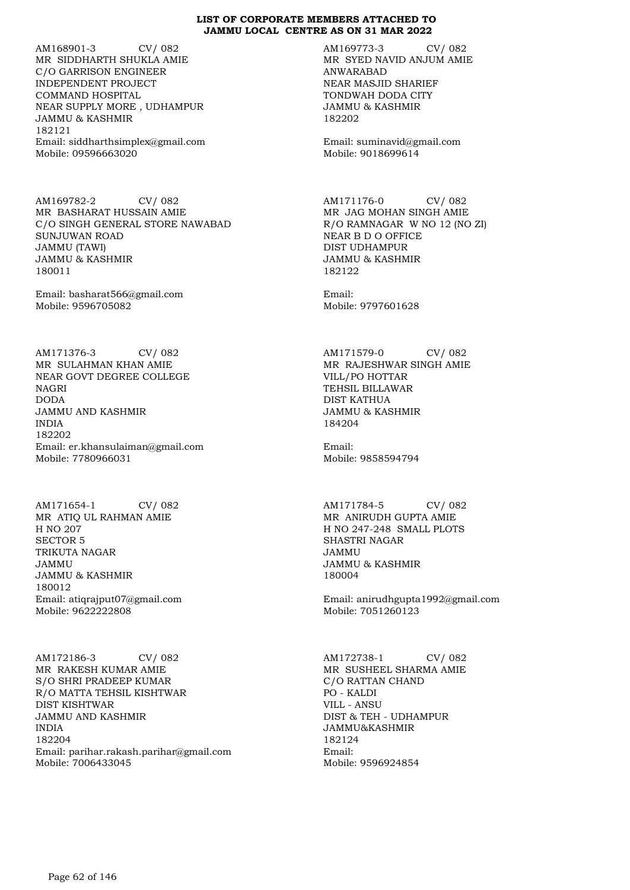**LIST OF CORPORATE MEMBERS ATTACHED TO JAMMU LOCAL CENTRE AS ON 31 MAR 2022**

AM168901-3 CV/ 082
MR SIDDHARTH SHUKLA AMIE
C/O GARRISON ENGINEER
INDEPENDENT PROJECT
COMMAND HOSPITAL
NEAR SUPPLY MORE , UDHAMPUR
JAMMU & KASHMIR
182121
Email: siddharthsimplex@gmail.com
Mobile: 09596663020

AM169773-3 CV/ 082
MR SYED NAVID ANJUM AMIE
ANWARABAD
NEAR MASJID SHARIEF
TONDWAH DODA CITY
JAMMU & KASHMIR
182202

Email: suminavid@gmail.com
Mobile: 9018699614

AM169782-2 CV/ 082
MR BASHARAT HUSSAIN AMIE
C/O SINGH GENERAL STORE NAWABAD
SUNJUWAN ROAD
JAMMU (TAWI)
JAMMU & KASHMIR
180011

Email: basharat566@gmail.com
Mobile: 9596705082

AM171176-0 CV/ 082
MR JAG MOHAN SINGH AMIE
R/O RAMNAGAR W NO 12 (NO ZI)
NEAR B D O OFFICE
DIST UDHAMPUR
JAMMU & KASHMIR
182122

Email:
Mobile: 9797601628

AM171376-3 CV/ 082
MR SULAHMAN KHAN AMIE
NEAR GOVT DEGREE COLLEGE
NAGRI
DODA
JAMMU AND KASHMIR
INDIA
182202
Email: er.khansulaiman@gmail.com
Mobile: 7780966031

AM171579-0 CV/ 082
MR RAJESHWAR SINGH AMIE
VILL/PO HOTTAR
TEHSIL BILLAWAR
DIST KATHUA
JAMMU & KASHMIR
184204

Email:
Mobile: 9858594794

AM171654-1 CV/ 082
MR ATIQ UL RAHMAN AMIE
H NO 207
SECTOR 5
TRIKUTA NAGAR
JAMMU
JAMMU & KASHMIR
180012
Email: atiqrajput07@gmail.com
Mobile: 9622222808

AM171784-5 CV/ 082
MR ANIRUDH GUPTA AMIE
H NO 247-248 SMALL PLOTS
SHASTRI NAGAR
JAMMU
JAMMU & KASHMIR
180004

Email: anirudhgupta1992@gmail.com
Mobile: 7051260123

AM172186-3 CV/ 082
MR RAKESH KUMAR AMIE
S/O SHRI PRADEEP KUMAR
R/O MATTA TEHSIL KISHTWAR
DIST KISHTWAR
JAMMU AND KASHMIR
INDIA
182204
Email: parihar.rakash.parihar@gmail.com
Mobile: 7006433045

AM172738-1 CV/ 082
MR SUSHEEL SHARMA AMIE
C/O RATTAN CHAND
PO - KALDI
VILL - ANSU
DIST & TEH - UDHAMPUR
JAMMU&KASHMIR
182124
Email:
Mobile: 9596924854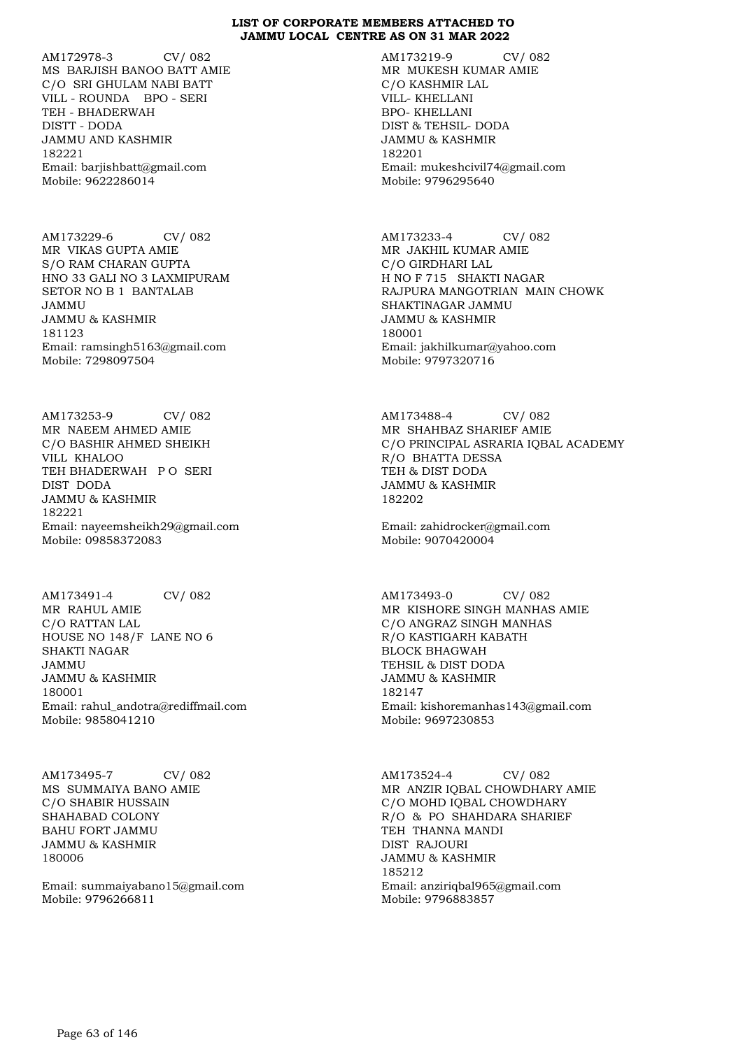**LIST OF CORPORATE MEMBERS ATTACHED TO JAMMU LOCAL CENTRE AS ON 31 MAR 2022**

AM172978-3 CV/ 082
MS BARJISH BANOO BATT AMIE
C/O SRI GHULAM NABI BATT
VILL - ROUNDA BPO - SERI
TEH - BHADERWAH
DISTT - DODA
JAMMU AND KASHMIR
182221
Email: barjishbatt@gmail.com
Mobile: 9622286014

AM173219-9 CV/ 082
MR MUKESH KUMAR AMIE
C/O KASHMIR LAL
VILL- KHELLANI
BPO- KHELLANI
DIST & TEHSIL- DODA
JAMMU & KASHMIR
182201
Email: mukeshcivil74@gmail.com
Mobile: 9796295640

AM173229-6 CV/ 082
MR VIKAS GUPTA AMIE
S/O RAM CHARAN GUPTA
HNO 33 GALI NO 3 LAXMIPURAM
SETOR NO B 1 BANTALAB
JAMMU
JAMMU & KASHMIR
181123
Email: ramsingh5163@gmail.com
Mobile: 7298097504

AM173233-4 CV/ 082
MR JAKHIL KUMAR AMIE
C/O GIRDHARI LAL
H NO F 715 SHAKTI NAGAR
RAJPURA MANGOTRIAN MAIN CHOWK
SHAKTINAGAR JAMMU
JAMMU & KASHMIR
180001
Email: jakhilkumar@yahoo.com
Mobile: 9797320716

AM173253-9 CV/ 082
MR NAEEM AHMED AMIE
C/O BASHIR AHMED SHEIKH
VILL KHALOO
TEH BHADERWAH P O SERI
DIST DODA
JAMMU & KASHMIR
182221
Email: nayeemsheikh29@gmail.com
Mobile: 09858372083

AM173488-4 CV/ 082
MR SHAHBAZ SHARIEF AMIE
C/O PRINCIPAL ASRARIA IQBAL ACADEMY
R/O BHATTA DESSA
TEH & DIST DODA
JAMMU & KASHMIR
182202

Email: zahidrocker@gmail.com
Mobile: 9070420004

AM173491-4 CV/ 082
MR RAHUL AMIE
C/O RATTAN LAL
HOUSE NO 148/F LANE NO 6
SHAKTI NAGAR
JAMMU
JAMMU & KASHMIR
180001
Email: rahul_andotra@rediffmail.com
Mobile: 9858041210

AM173493-0 CV/ 082
MR KISHORE SINGH MANHAS AMIE
C/O ANGRAZ SINGH MANHAS
R/O KASTIGARH KABATH
BLOCK BHAGWAH
TEHSIL & DIST DODA
JAMMU & KASHMIR
182147
Email: kishoremanhas143@gmail.com
Mobile: 9697230853

AM173495-7 CV/ 082
MS SUMMAIYA BANO AMIE
C/O SHABIR HUSSAIN
SHAHABAD COLONY
BAHU FORT JAMMU
JAMMU & KASHMIR
180006

Email: summaiyabano15@gmail.com
Mobile: 9796266811

AM173524-4 CV/ 082
MR ANZIR IQBAL CHOWDHARY AMIE
C/O MOHD IQBAL CHOWDHARY
R/O & PO SHAHDARA SHARIEF
TEH THANNA MANDI
DIST RAJOURI
JAMMU & KASHMIR
185212
Email: anziriqbal965@gmail.com
Mobile: 9796883857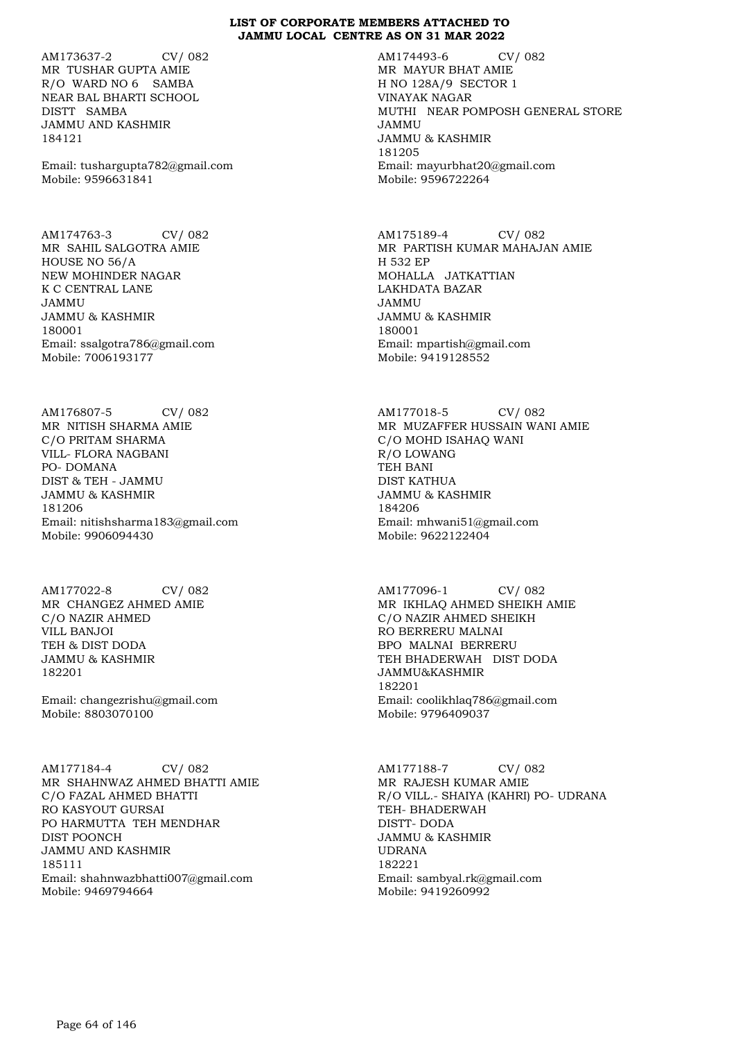**LIST OF CORPORATE MEMBERS ATTACHED TO JAMMU LOCAL CENTRE AS ON 31 MAR 2022**

AM173637-2 CV/ 082
MR TUSHAR GUPTA AMIE
R/O WARD NO 6 SAMBA
NEAR BAL BHARTI SCHOOL
DISTT SAMBA
JAMMU AND KASHMIR
184121

Email: tushargupta782@gmail.com
Mobile: 9596631841

AM174493-6 CV/ 082
MR MAYUR BHAT AMIE
H NO 128A/9 SECTOR 1
VINAYAK NAGAR
MUTHI NEAR POMPOSH GENERAL STORE
JAMMU
JAMMU & KASHMIR
181205
Email: mayurbhat20@gmail.com
Mobile: 9596722264

AM174763-3 CV/ 082
MR SAHIL SALGOTRA AMIE
HOUSE NO 56/A
NEW MOHINDER NAGAR
K C CENTRAL LANE
JAMMU
JAMMU & KASHMIR
180001
Email: ssalgotra786@gmail.com
Mobile: 7006193177

AM175189-4 CV/ 082
MR PARTISH KUMAR MAHAJAN AMIE
H 532 EP
MOHALLA JATKATTIAN
LAKHDATA BAZAR
JAMMU
JAMMU & KASHMIR
180001
Email: mpartish@gmail.com
Mobile: 9419128552

AM176807-5 CV/ 082
MR NITISH SHARMA AMIE
C/O PRITAM SHARMA
VILL- FLORA NAGBANI
PO- DOMANA
DIST & TEH - JAMMU
JAMMU & KASHMIR
181206
Email: nitishsharma183@gmail.com
Mobile: 9906094430

AM177018-5 CV/ 082
MR MUZAFFER HUSSAIN WANI AMIE
C/O MOHD ISAHAQ WANI
R/O LOWANG
TEH BANI
DIST KATHUA
JAMMU & KASHMIR
184206
Email: mhwani51@gmail.com
Mobile: 9622122404

AM177022-8 CV/ 082
MR CHANGEZ AHMED AMIE
C/O NAZIR AHMED
VILL BANJOI
TEH & DIST DODA
JAMMU & KASHMIR
182201

Email: changezrishu@gmail.com
Mobile: 8803070100

AM177096-1 CV/ 082
MR IKHLAQ AHMED SHEIKH AMIE
C/O NAZIR AHMED SHEIKH
RO BERRERU MALNAI
BPO MALNAI BERRERU
TEH BHADERWAH DIST DODA
JAMMU&KASHMIR
182201
Email: coolikhlaq786@gmail.com
Mobile: 9796409037

AM177184-4 CV/ 082
MR SHAHNWAZ AHMED BHATTI AMIE
C/O FAZAL AHMED BHATTI
RO KASYOUT GURSAI
PO HARMUTTA TEH MENDHAR
DIST POONCH
JAMMU AND KASHMIR
185111
Email: shahnwazbhatti007@gmail.com
Mobile: 9469794664

AM177188-7 CV/ 082
MR RAJESH KUMAR AMIE
R/O VILL.- SHAIYA (KAHRI) PO- UDRANA
TEH- BHADERWAH
DISTT- DODA
JAMMU & KASHMIR
UDRANA
182221
Email: sambyal.rk@gmail.com
Mobile: 9419260992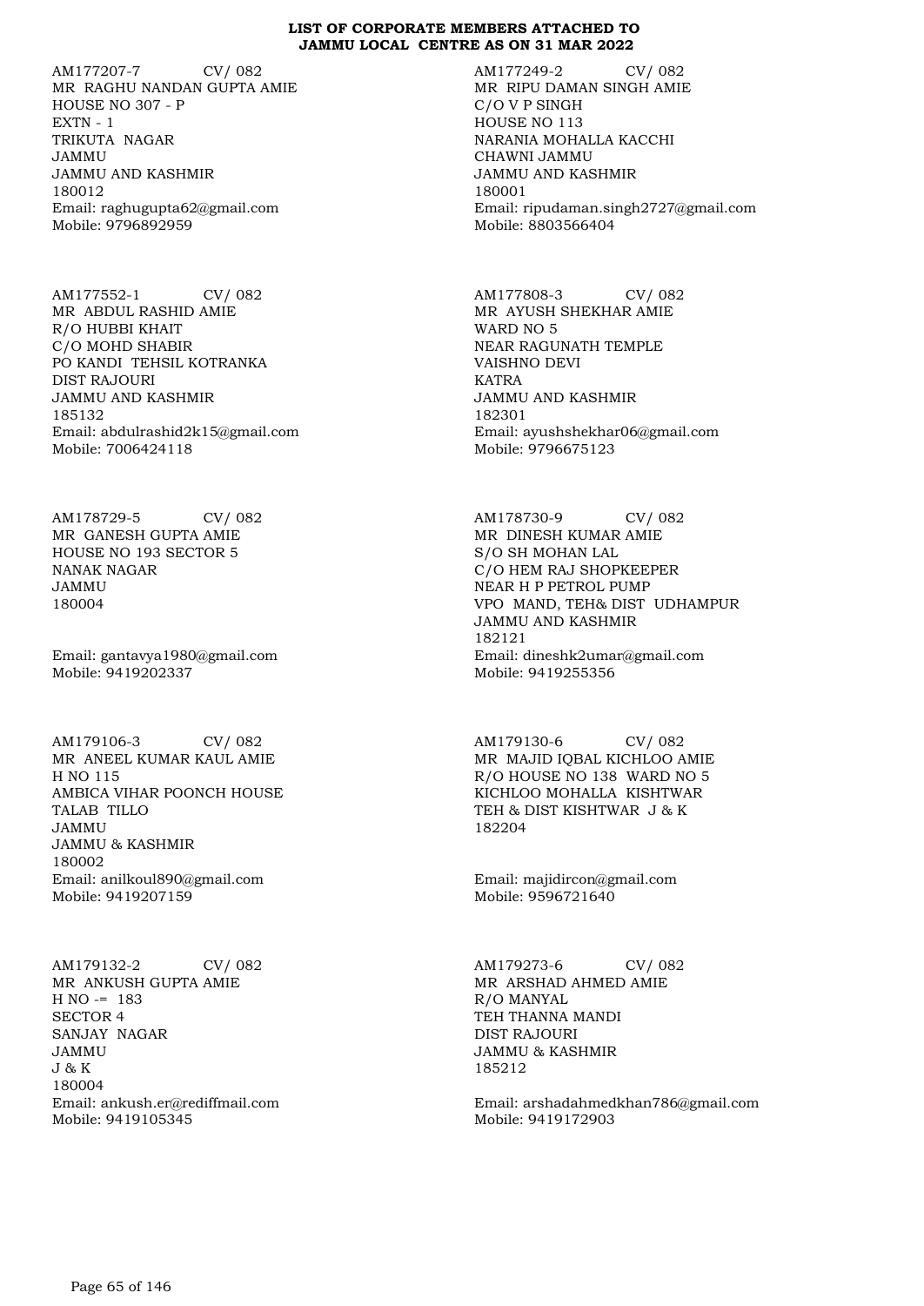**LIST OF CORPORATE MEMBERS ATTACHED TO JAMMU LOCAL CENTRE AS ON 31 MAR 2022**

AM177207-7 CV/ 082
MR RAGHU NANDAN GUPTA AMIE
HOUSE NO 307 - P
EXTN - 1
TRIKUTA NAGAR
JAMMU
JAMMU AND KASHMIR
180012
Email: raghugupta62@gmail.com
Mobile: 9796892959

AM177249-2 CV/ 082
MR RIPU DAMAN SINGH AMIE
C/O V P SINGH
HOUSE NO 113
NARANIA MOHALLA KACCHI
CHAWNI JAMMU
JAMMU AND KASHMIR
180001
Email: ripudaman.singh2727@gmail.com
Mobile: 8803566404

AM177552-1 CV/ 082
MR ABDUL RASHID AMIE
R/O HUBBI KHAIT
C/O MOHD SHABIR
PO KANDI TEHSIL KOTRANKA
DIST RAJOURI
JAMMU AND KASHMIR
185132
Email: abdulrashid2k15@gmail.com
Mobile: 7006424118

AM177808-3 CV/ 082
MR AYUSH SHEKHAR AMIE
WARD NO 5
NEAR RAGUNATH TEMPLE
VAISHNO DEVI
KATRA
JAMMU AND KASHMIR
182301
Email: ayushshekhar06@gmail.com
Mobile: 9796675123

AM178729-5 CV/ 082
MR GANESH GUPTA AMIE
HOUSE NO 193 SECTOR 5
NANAK NAGAR
JAMMU
180004

Email: gantavya1980@gmail.com
Mobile: 9419202337

AM178730-9 CV/ 082
MR DINESH KUMAR AMIE
S/O SH MOHAN LAL
C/O HEM RAJ SHOPKEEPER
NEAR H P PETROL PUMP
VPO MAND, TEH& DIST UDHAMPUR
JAMMU AND KASHMIR
182121
Email: dineshk2umar@gmail.com
Mobile: 9419255356

AM179106-3 CV/ 082
MR ANEEL KUMAR KAUL AMIE
H NO 115
AMBICA VIHAR POONCH HOUSE
TALAB TILLO
JAMMU
JAMMU & KASHMIR
180002
Email: anilkoul890@gmail.com
Mobile: 9419207159

AM179130-6 CV/ 082
MR MAJID IQBAL KICHLOO AMIE
R/O HOUSE NO 138 WARD NO 5
KICHLOO MOHALLA KISHTWAR
TEH & DIST KISHTWAR J & K
182204

Email: majidircon@gmail.com
Mobile: 9596721640

AM179132-2 CV/ 082
MR ANKUSH GUPTA AMIE
H NO -= 183
SECTOR 4
SANJAY NAGAR
JAMMU
J & K
180004
Email: ankush.er@rediffmail.com
Mobile: 9419105345

AM179273-6 CV/ 082
MR ARSHAD AHMED AMIE
R/O MANYAL
TEH THANNA MANDI
DIST RAJOURI
JAMMU & KASHMIR
185212

Email: arshadahmedkhan786@gmail.com
Mobile: 9419172903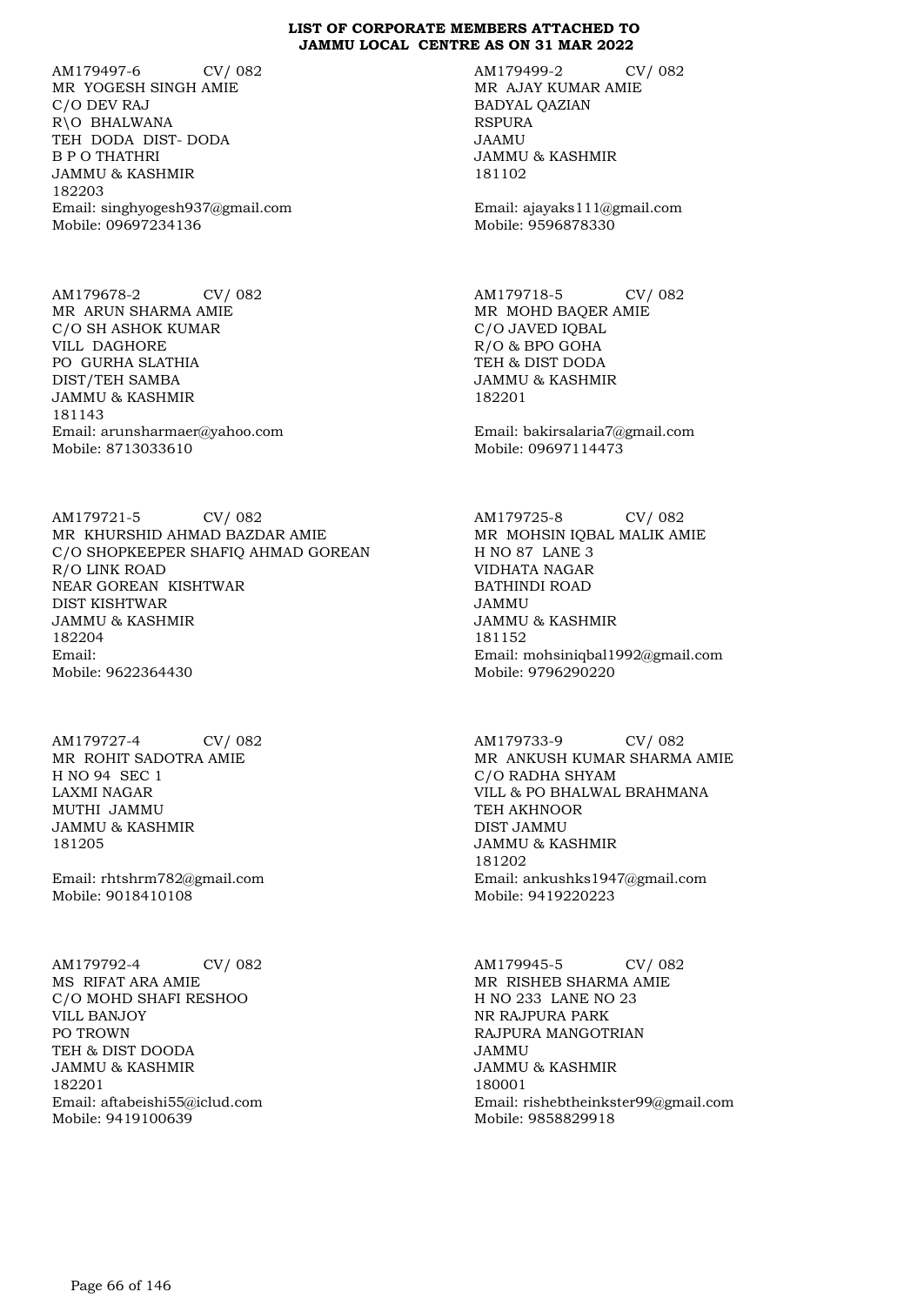**LIST OF CORPORATE MEMBERS ATTACHED TO JAMMU LOCAL CENTRE AS ON 31 MAR 2022**

AM179497-6 CV/ 082
MR YOGESH SINGH AMIE
C/O DEV RAJ
R\O BHALWANA
TEH DODA DIST- DODA
B P O THATHRI
JAMMU & KASHMIR
182203
Email: singhyogesh937@gmail.com
Mobile: 09697234136

AM179499-2 CV/ 082
MR AJAY KUMAR AMIE
BADYAL QAZIAN
RSPURA
JAAMU
JAMMU & KASHMIR
181102

Email: ajayaks111@gmail.com
Mobile: 9596878330

AM179678-2 CV/ 082
MR ARUN SHARMA AMIE
C/O SH ASHOK KUMAR
VILL DAGHORE
PO GURHA SLATHIA
DIST/TEH SAMBA
JAMMU & KASHMIR
181143
Email: arunsharmaer@yahoo.com
Mobile: 8713033610

AM179718-5 CV/ 082
MR MOHD BAQER AMIE
C/O JAVED IQBAL
R/O & BPO GOHA
TEH & DIST DODA
JAMMU & KASHMIR
182201

Email: bakirsalaria7@gmail.com
Mobile: 09697114473

AM179721-5 CV/ 082
MR KHURSHID AHMAD BAZDAR AMIE
C/O SHOPKEEPER SHAFIQ AHMAD GOREAN
R/O LINK ROAD
NEAR GOREAN KISHTWAR
DIST KISHTWAR
JAMMU & KASHMIR
182204
Email:
Mobile: 9622364430

AM179725-8 CV/ 082
MR MOHSIN IQBAL MALIK AMIE
H NO 87 LANE 3
VIDHATA NAGAR
BATHINDI ROAD
JAMMU
JAMMU & KASHMIR
181152
Email: mohsiniqbal1992@gmail.com
Mobile: 9796290220

AM179727-4 CV/ 082
MR ROHIT SADOTRA AMIE
H NO 94 SEC 1
LAXMI NAGAR
MUTHI JAMMU
JAMMU & KASHMIR
181205

Email: rhtshrm782@gmail.com
Mobile: 9018410108

AM179733-9 CV/ 082
MR ANKUSH KUMAR SHARMA AMIE
C/O RADHA SHYAM
VILL & PO BHALWAL BRAHMANA
TEH AKHNOOR
DIST JAMMU
JAMMU & KASHMIR
181202
Email: ankushks1947@gmail.com
Mobile: 9419220223

AM179792-4 CV/ 082
MS RIFAT ARA AMIE
C/O MOHD SHAFI RESHOO
VILL BANJOY
PO TROWN
TEH & DIST DOODA
JAMMU & KASHMIR
182201
Email: aftabeishi55@iclud.com
Mobile: 9419100639

AM179945-5 CV/ 082
MR RISHEB SHARMA AMIE
H NO 233 LANE NO 23
NR RAJPURA PARK
RAJPURA MANGOTRIAN
JAMMU
JAMMU & KASHMIR
180001
Email: rishebtheinkster99@gmail.com
Mobile: 9858829918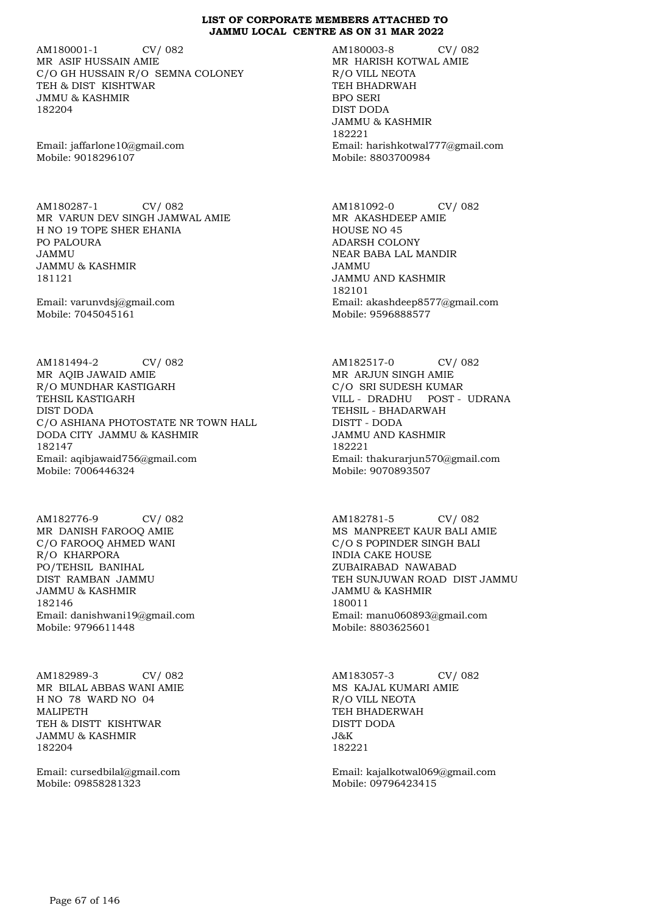**LIST OF CORPORATE MEMBERS ATTACHED TO JAMMU LOCAL CENTRE AS ON 31 MAR 2022**

AM180001-1 CV/ 082
MR ASIF HUSSAIN AMIE
C/O GH HUSSAIN R/O SEMNA COLONEY
TEH & DIST KISHTWAR
JMMU & KASHMIR
182204

Email: jaffarlone10@gmail.com
Mobile: 9018296107

AM180003-8 CV/ 082
MR HARISH KOTWAL AMIE
R/O VILL NEOTA
TEH BHADRWAH
BPO SERI
DIST DODA
JAMMU & KASHMIR
182221
Email: harishkotwal777@gmail.com
Mobile: 8803700984

AM180287-1 CV/ 082
MR VARUN DEV SINGH JAMWAL AMIE
H NO 19 TOPE SHER EHANIA
PO PALOURA
JAMMU
JAMMU & KASHMIR
181121

Email: varunvdsj@gmail.com
Mobile: 7045045161

AM181092-0 CV/ 082
MR AKASHDEEP AMIE
HOUSE NO 45
ADARSH COLONY
NEAR BABA LAL MANDIR
JAMMU
JAMMU AND KASHMIR
182101
Email: akashdeep8577@gmail.com
Mobile: 9596888577

AM181494-2 CV/ 082
MR AQIB JAWAID AMIE
R/O MUNDHAR KASTIGARH
TEHSIL KASTIGARH
DIST DODA
C/O ASHIANA PHOTOSTATE NR TOWN HALL
DODA CITY JAMMU & KASHMIR
182147
Email: aqibjawaid756@gmail.com
Mobile: 7006446324

AM182517-0 CV/ 082
MR ARJUN SINGH AMIE
C/O SRI SUDESH KUMAR
VILL - DRADHU POST - UDRANA
TEHSIL - BHADARWAH
DISTT - DODA
JAMMU AND KASHMIR
182221
Email: thakurarjun570@gmail.com
Mobile: 9070893507

AM182776-9 CV/ 082
MR DANISH FAROOQ AMIE
C/O FAROOQ AHMED WANI
R/O KHARPORA
PO/TEHSIL BANIHAL
DIST RAMBAN JAMMU
JAMMU & KASHMIR
182146
Email: danishwani19@gmail.com
Mobile: 9796611448

AM182781-5 CV/ 082
MS MANPREET KAUR BALI AMIE
C/O S POPINDER SINGH BALI
INDIA CAKE HOUSE
ZUBAIRABAD NAWABAD
TEH SUNJUWAN ROAD DIST JAMMU
JAMMU & KASHMIR
180011
Email: manu060893@gmail.com
Mobile: 8803625601

AM182989-3 CV/ 082
MR BILAL ABBAS WANI AMIE
H NO 78 WARD NO 04
MALIPETH
TEH & DISTT KISHTWAR
JAMMU & KASHMIR
182204

Email: cursedbilal@gmail.com
Mobile: 09858281323

AM183057-3 CV/ 082
MS KAJAL KUMARI AMIE
R/O VILL NEOTA
TEH BHADERWAH
DISTT DODA
J&K
182221

Email: kajalkotwal069@gmail.com
Mobile: 09796423415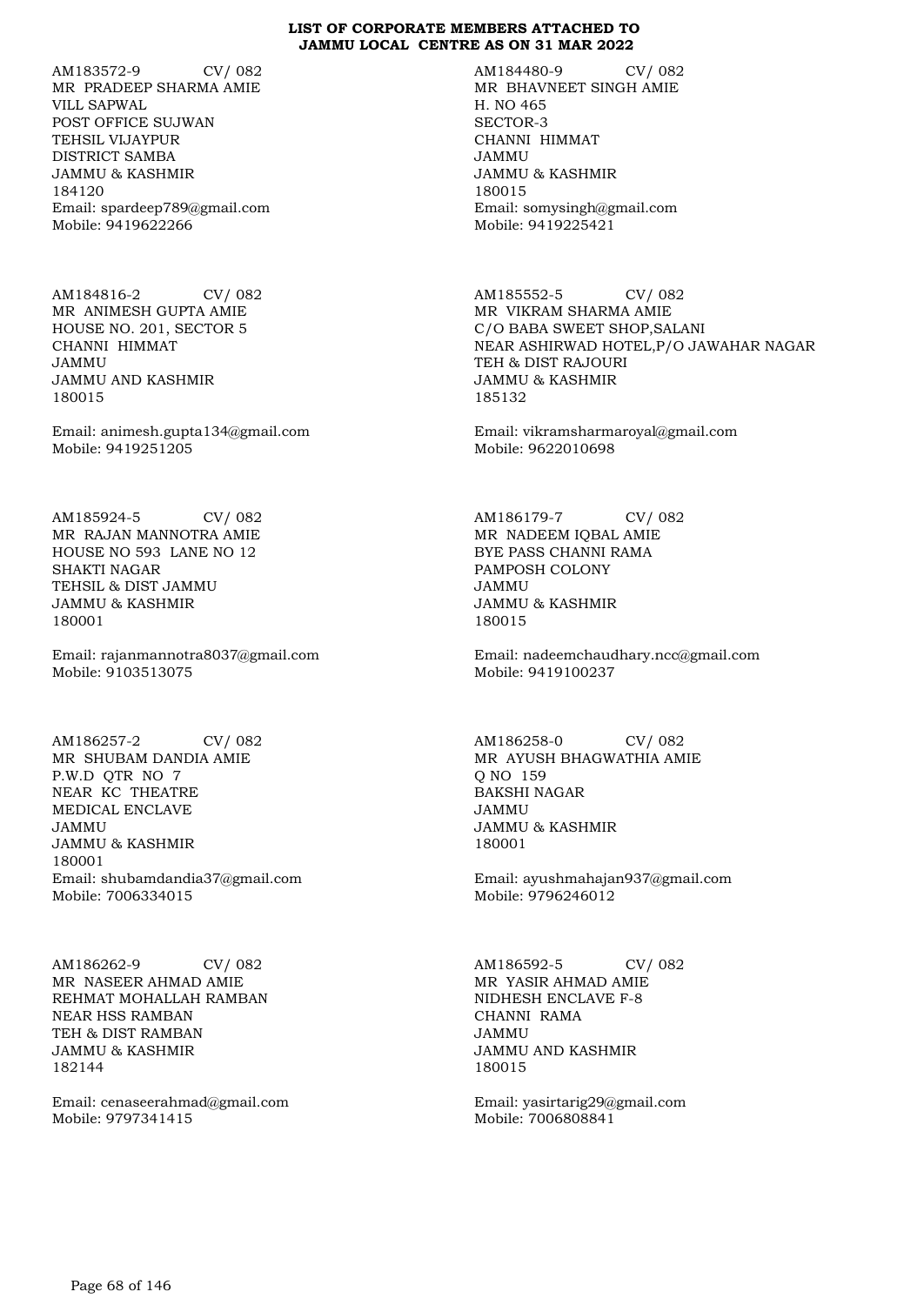**LIST OF CORPORATE MEMBERS ATTACHED TO JAMMU LOCAL CENTRE AS ON 31 MAR 2022**

AM183572-9 CV/ 082
MR PRADEEP SHARMA AMIE
VILL SAPWAL
POST OFFICE SUJWAN
TEHSIL VIJAYPUR
DISTRICT SAMBA
JAMMU & KASHMIR
184120
Email: spardeep789@gmail.com
Mobile: 9419622266

AM184480-9 CV/ 082
MR BHAVNEET SINGH AMIE
H. NO 465
SECTOR-3
CHANNI HIMMAT
JAMMU
JAMMU & KASHMIR
180015
Email: somysingh@gmail.com
Mobile: 9419225421

AM184816-2 CV/ 082
MR ANIMESH GUPTA AMIE
HOUSE NO. 201, SECTOR 5
CHANNI HIMMAT
JAMMU
JAMMU AND KASHMIR
180015

Email: animesh.gupta134@gmail.com
Mobile: 9419251205

AM185552-5 CV/ 082
MR VIKRAM SHARMA AMIE
C/O BABA SWEET SHOP,SALANI
NEAR ASHIRWAD HOTEL,P/O JAWAHAR NAGAR
TEH & DIST RAJOURI
JAMMU & KASHMIR
185132

Email: vikramsharmaroyal@gmail.com
Mobile: 9622010698

AM185924-5 CV/ 082
MR RAJAN MANNOTRA AMIE
HOUSE NO 593 LANE NO 12
SHAKTI NAGAR
TEHSIL & DIST JAMMU
JAMMU & KASHMIR
180001

Email: rajanmannotra8037@gmail.com
Mobile: 9103513075

AM186179-7 CV/ 082
MR NADEEM IQBAL AMIE
BYE PASS CHANNI RAMA
PAMPOSH COLONY
JAMMU
JAMMU & KASHMIR
180015

Email: nadeemchaudhary.ncc@gmail.com
Mobile: 9419100237

AM186257-2 CV/ 082
MR SHUBAM DANDIA AMIE
P.W.D QTR NO 7
NEAR KC THEATRE
MEDICAL ENCLAVE
JAMMU
JAMMU & KASHMIR
180001
Email: shubamdandia37@gmail.com
Mobile: 7006334015

AM186258-0 CV/ 082
MR AYUSH BHAGWATHIA AMIE
Q NO 159
BAKSHI NAGAR
JAMMU
JAMMU & KASHMIR
180001

Email: ayushmahajan937@gmail.com
Mobile: 9796246012

AM186262-9 CV/ 082
MR NASEER AHMAD AMIE
REHMAT MOHALLAH RAMBAN
NEAR HSS RAMBAN
TEH & DIST RAMBAN
JAMMU & KASHMIR
182144

Email: cenaseerahmad@gmail.com
Mobile: 9797341415

AM186592-5 CV/ 082
MR YASIR AHMAD AMIE
NIDHESH ENCLAVE F-8
CHANNI RAMA
JAMMU
JAMMU AND KASHMIR
180015

Email: yasirtarig29@gmail.com
Mobile: 7006808841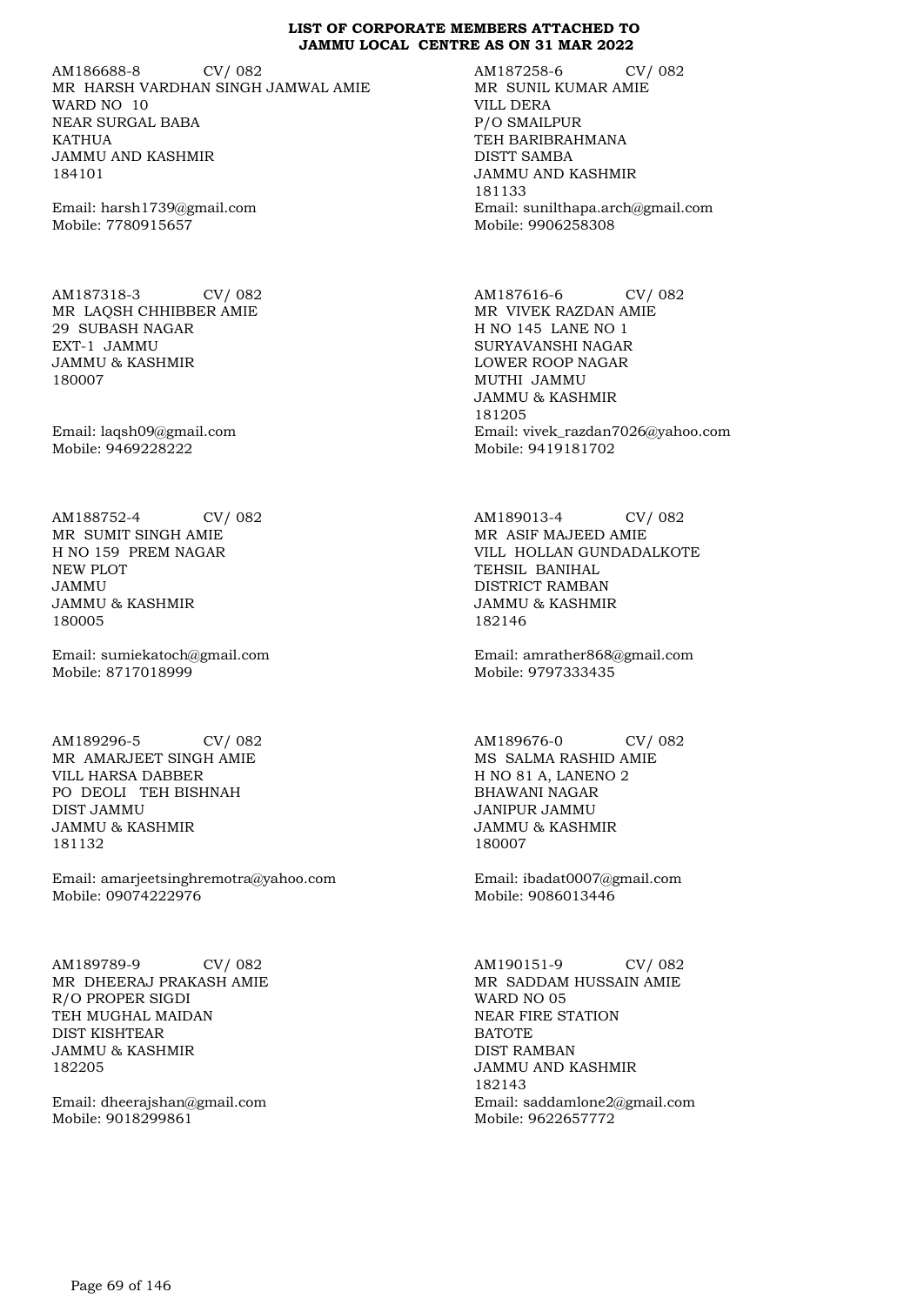**LIST OF CORPORATE MEMBERS ATTACHED TO JAMMU LOCAL CENTRE AS ON 31 MAR 2022**

AM186688-8 CV/ 082
MR HARSH VARDHAN SINGH JAMWAL AMIE
WARD NO 10
NEAR SURGAL BABA
KATHUA
JAMMU AND KASHMIR
184101

Email: harsh1739@gmail.com
Mobile: 7780915657

AM187258-6 CV/ 082
MR SUNIL KUMAR AMIE
VILL DERA
P/O SMAILPUR
TEH BARIBRAHMANA
DISTT SAMBA
JAMMU AND KASHMIR
181133
Email: sunilthapa.arch@gmail.com
Mobile: 9906258308

AM187318-3 CV/ 082
MR LAQSH CHHIBBER AMIE
29 SUBASH NAGAR
EXT-1 JAMMU
JAMMU & KASHMIR
180007

Email: laqsh09@gmail.com
Mobile: 9469228222

AM187616-6 CV/ 082
MR VIVEK RAZDAN AMIE
H NO 145 LANE NO 1
SURYAVANSHI NAGAR
LOWER ROOP NAGAR
MUTHI JAMMU
JAMMU & KASHMIR
181205
Email: vivek_razdan7026@yahoo.com
Mobile: 9419181702

AM188752-4 CV/ 082
MR SUMIT SINGH AMIE
H NO 159 PREM NAGAR
NEW PLOT
JAMMU
JAMMU & KASHMIR
180005

Email: sumiekatoch@gmail.com
Mobile: 8717018999

AM189013-4 CV/ 082
MR ASIF MAJEED AMIE
VILL HOLLAN GUNDADALKOTE
TEHSIL BANIHAL
DISTRICT RAMBAN
JAMMU & KASHMIR
182146

Email: amrather868@gmail.com
Mobile: 9797333435

AM189296-5 CV/ 082
MR AMARJEET SINGH AMIE
VILL HARSA DABBER
PO DEOLI TEH BISHNAH
DIST JAMMU
JAMMU & KASHMIR
181132

Email: amarjeetsinghremotra@yahoo.com
Mobile: 09074222976

AM189676-0 CV/ 082
MS SALMA RASHID AMIE
H NO 81 A, LANENO 2
BHAWANI NAGAR
JANIPUR JAMMU
JAMMU & KASHMIR
180007

Email: ibadat0007@gmail.com
Mobile: 9086013446

AM189789-9 CV/ 082
MR DHEERAJ PRAKASH AMIE
R/O PROPER SIGDI
TEH MUGHAL MAIDAN
DIST KISHTEAR
JAMMU & KASHMIR
182205

Email: dheerajshan@gmail.com
Mobile: 9018299861

AM190151-9 CV/ 082
MR SADDAM HUSSAIN AMIE
WARD NO 05
NEAR FIRE STATION
BATOTE
DIST RAMBAN
JAMMU AND KASHMIR
182143
Email: saddamlone2@gmail.com
Mobile: 9622657772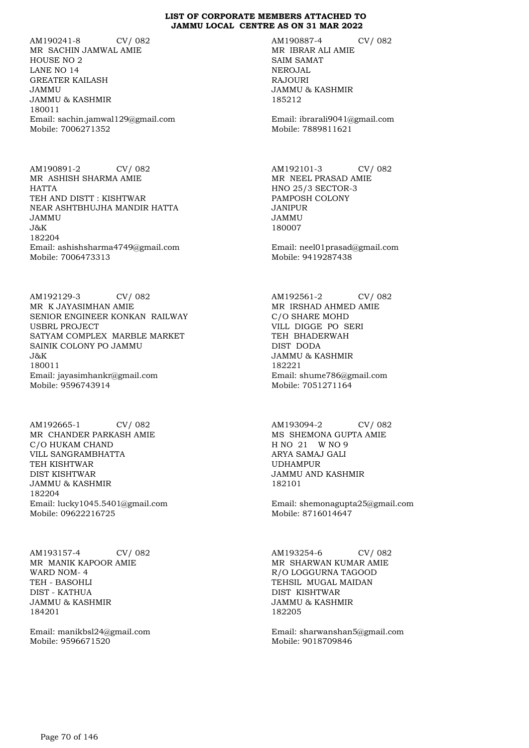**LIST OF CORPORATE MEMBERS ATTACHED TO JAMMU LOCAL CENTRE AS ON 31 MAR 2022**

AM190241-8 CV/ 082
MR SACHIN JAMWAL AMIE
HOUSE NO 2
LANE NO 14
GREATER KAILASH
JAMMU
JAMMU & KASHMIR
180011
Email: sachin.jamwal129@gmail.com
Mobile: 7006271352

AM190887-4 CV/ 082
MR IBRAR ALI AMIE
SAIM SAMAT
NEROJAL
RAJOURI
JAMMU & KASHMIR
185212

Email: ibrarali9041@gmail.com
Mobile: 7889811621

AM190891-2 CV/ 082
MR ASHISH SHARMA AMIE
HATTA
TEH AND DISTT : KISHTWAR
NEAR ASHTBHUJHA MANDIR HATTA
JAMMU
J&K
182204
Email: ashishsharma4749@gmail.com
Mobile: 7006473313

AM192101-3 CV/ 082
MR NEEL PRASAD AMIE
HNO 25/3 SECTOR-3
PAMPOSH COLONY
JANIPUR
JAMMU
180007

Email: neel01prasad@gmail.com
Mobile: 9419287438

AM192129-3 CV/ 082
MR K JAYASIMHAN AMIE
SENIOR ENGINEER KONKAN RAILWAY
USBRL PROJECT
SATYAM COMPLEX MARBLE MARKET
SAINIK COLONY PO JAMMU
J&K
180011
Email: jayasimhankr@gmail.com
Mobile: 9596743914

AM192561-2 CV/ 082
MR IRSHAD AHMED AMIE
C/O SHARE MOHD
VILL DIGGE PO SERI
TEH BHADERWAH
DIST DODA
JAMMU & KASHMIR
182221
Email: shume786@gmail.com
Mobile: 7051271164

AM192665-1 CV/ 082
MR CHANDER PARKASH AMIE
C/O HUKAM CHAND
VILL SANGRAMBHATTA
TEH KISHTWAR
DIST KISHTWAR
JAMMU & KASHMIR
182204
Email: lucky1045.5401@gmail.com
Mobile: 09622216725

AM193094-2 CV/ 082
MS SHEMONA GUPTA AMIE
H NO 21 W NO 9
ARYA SAMAJ GALI
UDHAMPUR
JAMMU AND KASHMIR
182101

Email: shemonagupta25@gmail.com
Mobile: 8716014647

AM193157-4 CV/ 082
MR MANIK KAPOOR AMIE
WARD NOM- 4
TEH - BASOHLI
DIST - KATHUA
JAMMU & KASHMIR
184201

Email: manikbsl24@gmail.com
Mobile: 9596671520

AM193254-6 CV/ 082
MR SHARWAN KUMAR AMIE
R/O LOGGURNA TAGOOD
TEHSIL MUGAL MAIDAN
DIST KISHTWAR
JAMMU & KASHMIR
182205

Email: sharwanshan5@gmail.com
Mobile: 9018709846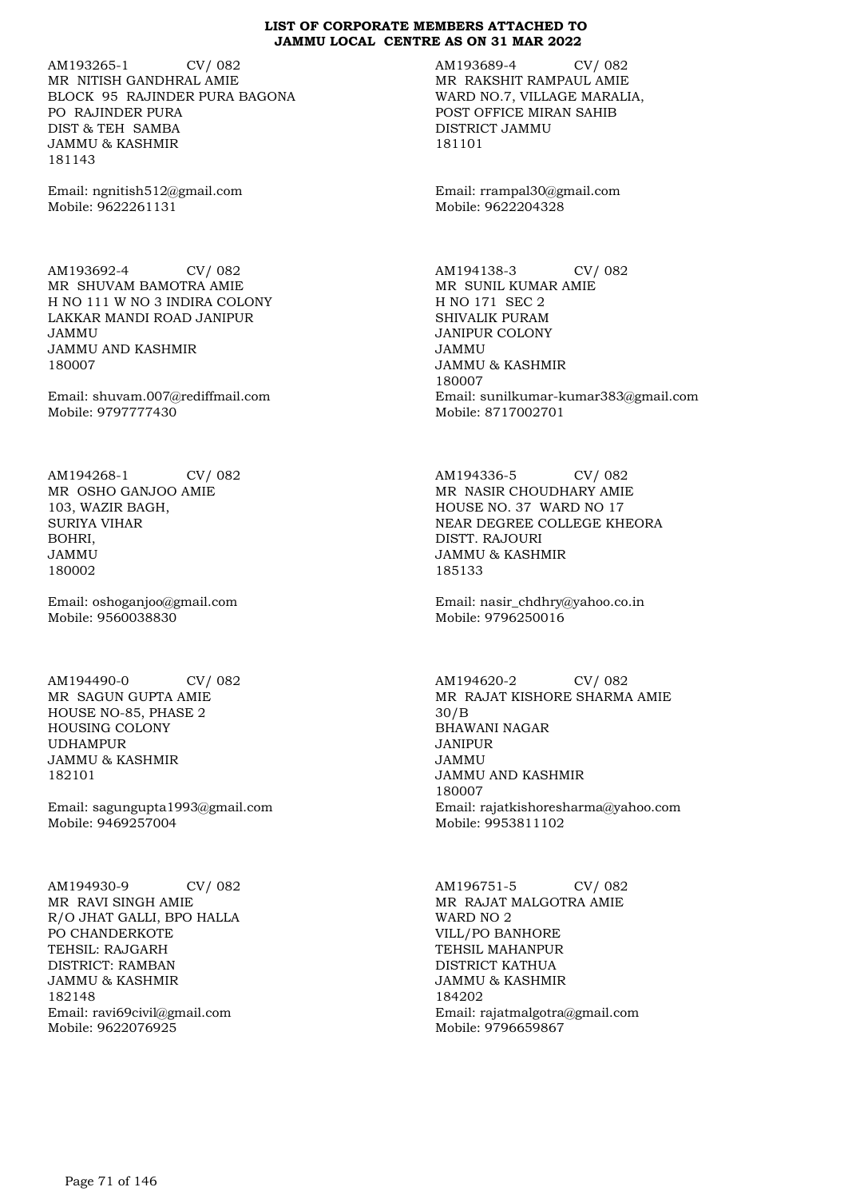**LIST OF CORPORATE MEMBERS ATTACHED TO JAMMU LOCAL CENTRE AS ON 31 MAR 2022**

AM193265-1 CV/ 082
MR NITISH GANDHRAL AMIE
BLOCK 95 RAJINDER PURA BAGONA
PO RAJINDER PURA
DIST & TEH SAMBA
JAMMU & KASHMIR
181143

Email: ngnitish512@gmail.com
Mobile: 9622261131

AM193689-4 CV/ 082
MR RAKSHIT RAMPAUL AMIE
WARD NO.7, VILLAGE MARALIA,
POST OFFICE MIRAN SAHIB
DISTRICT JAMMU
181101

Email: rrampal30@gmail.com
Mobile: 9622204328

AM193692-4 CV/ 082
MR SHUVAM BAMOTRA AMIE
H NO 111 W NO 3 INDIRA COLONY
LAKKAR MANDI ROAD JANIPUR
JAMMU
JAMMU AND KASHMIR
180007

Email: shuvam.007@rediffmail.com
Mobile: 9797777430

AM194138-3 CV/ 082
MR SUNIL KUMAR AMIE
H NO 171 SEC 2
SHIVALIK PURAM
JANIPUR COLONY
JAMMU
JAMMU & KASHMIR
180007
Email: sunilkumar-kumar383@gmail.com
Mobile: 8717002701

AM194268-1 CV/ 082
MR OSHO GANJOO AMIE
103, WAZIR BAGH,
SURIYA VIHAR
BOHRI,
JAMMU
180002

Email: oshoganjoo@gmail.com
Mobile: 9560038830

AM194336-5 CV/ 082
MR NASIR CHOUDHARY AMIE
HOUSE NO. 37 WARD NO 17
NEAR DEGREE COLLEGE KHEORA
DISTT. RAJOURI
JAMMU & KASHMIR
185133

Email: nasir_chdhry@yahoo.co.in
Mobile: 9796250016

AM194490-0 CV/ 082
MR SAGUN GUPTA AMIE
HOUSE NO-85, PHASE 2
HOUSING COLONY
UDHAMPUR
JAMMU & KASHMIR
182101

Email: sagungupta1993@gmail.com
Mobile: 9469257004

AM194620-2 CV/ 082
MR RAJAT KISHORE SHARMA AMIE
30/B
BHAWANI NAGAR
JANIPUR
JAMMU
JAMMU AND KASHMIR
180007
Email: rajatkishoresharma@yahoo.com
Mobile: 9953811102

AM194930-9 CV/ 082
MR RAVI SINGH AMIE
R/O JHAT GALLI, BPO HALLA
PO CHANDERKOTE
TEHSIL: RAJGARH
DISTRICT: RAMBAN
JAMMU & KASHMIR
182148
Email: ravi69civil@gmail.com
Mobile: 9622076925

AM196751-5 CV/ 082
MR RAJAT MALGOTRA AMIE
WARD NO 2
VILL/PO BANHORE
TEHSIL MAHANPUR
DISTRICT KATHUA
JAMMU & KASHMIR
184202
Email: rajatmalgotra@gmail.com
Mobile: 9796659867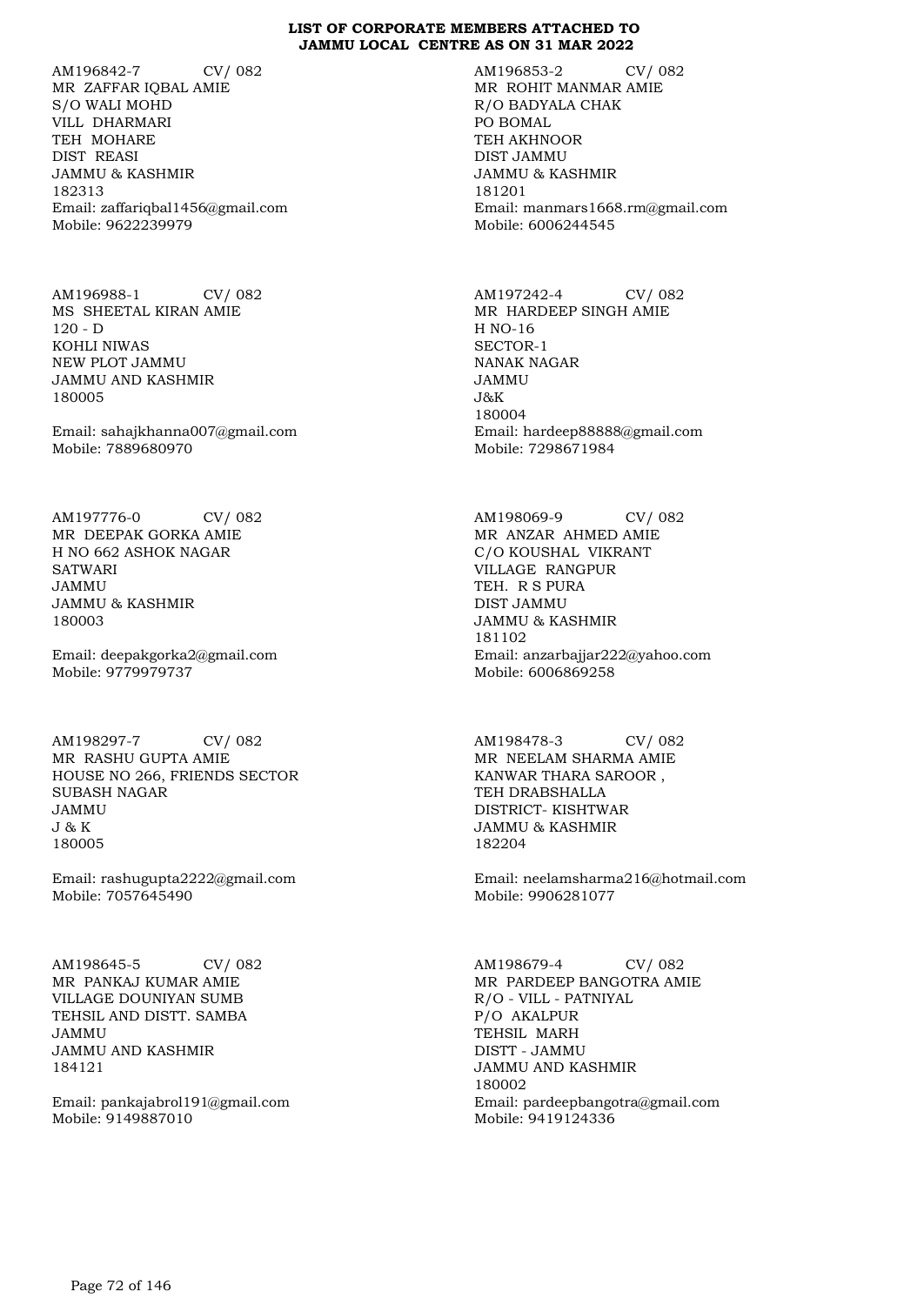**LIST OF CORPORATE MEMBERS ATTACHED TO JAMMU LOCAL CENTRE AS ON 31 MAR 2022**

AM196842-7 CV/ 082
MR ZAFFAR IQBAL AMIE
S/O WALI MOHD
VILL DHARMARI
TEH MOHARE
DIST REASI
JAMMU & KASHMIR
182313
Email: zaffariqbal1456@gmail.com
Mobile: 9622239979

AM196853-2 CV/ 082
MR ROHIT MANMAR AMIE
R/O BADYALA CHAK
PO BOMAL
TEH AKHNOOR
DIST JAMMU
JAMMU & KASHMIR
181201
Email: manmars1668.rm@gmail.com
Mobile: 6006244545

AM196988-1 CV/ 082
MS SHEETAL KIRAN AMIE
120 - D
KOHLI NIWAS
NEW PLOT JAMMU
JAMMU AND KASHMIR
180005

Email: sahajkhanna007@gmail.com
Mobile: 7889680970

AM197242-4 CV/ 082
MR HARDEEP SINGH AMIE
H NO-16
SECTOR-1
NANAK NAGAR
JAMMU
J&K
180004
Email: hardeep88888@gmail.com
Mobile: 7298671984

AM197776-0 CV/ 082
MR DEEPAK GORKA AMIE
H NO 662 ASHOK NAGAR
SATWARI
JAMMU
JAMMU & KASHMIR
180003

Email: deepakgorka2@gmail.com
Mobile: 9779979737

AM198069-9 CV/ 082
MR ANZAR AHMED AMIE
C/O KOUSHAL VIKRANT
VILLAGE RANGPUR
TEH. R S PURA
DIST JAMMU
JAMMU & KASHMIR
181102
Email: anzarbajjar222@yahoo.com
Mobile: 6006869258

AM198297-7 CV/ 082
MR RASHU GUPTA AMIE
HOUSE NO 266, FRIENDS SECTOR
SUBASH NAGAR
JAMMU
J & K
180005

Email: rashugupta2222@gmail.com
Mobile: 7057645490

AM198478-3 CV/ 082
MR NEELAM SHARMA AMIE
KANWAR THARA SAROOR ,
TEH DRABSHALLA
DISTRICT- KISHTWAR
JAMMU & KASHMIR
182204

Email: neelamsharma216@hotmail.com
Mobile: 9906281077

AM198645-5 CV/ 082
MR PANKAJ KUMAR AMIE
VILLAGE DOUNIYAN SUMB
TEHSIL AND DISTT. SAMBA
JAMMU
JAMMU AND KASHMIR
184121

Email: pankajabrol191@gmail.com
Mobile: 9149887010

AM198679-4 CV/ 082
MR PARDEEP BANGOTRA AMIE
R/O - VILL - PATNIYAL
P/O AKALPUR
TEHSIL MARH
DISTT - JAMMU
JAMMU AND KASHMIR
180002
Email: pardeepbangotra@gmail.com
Mobile: 9419124336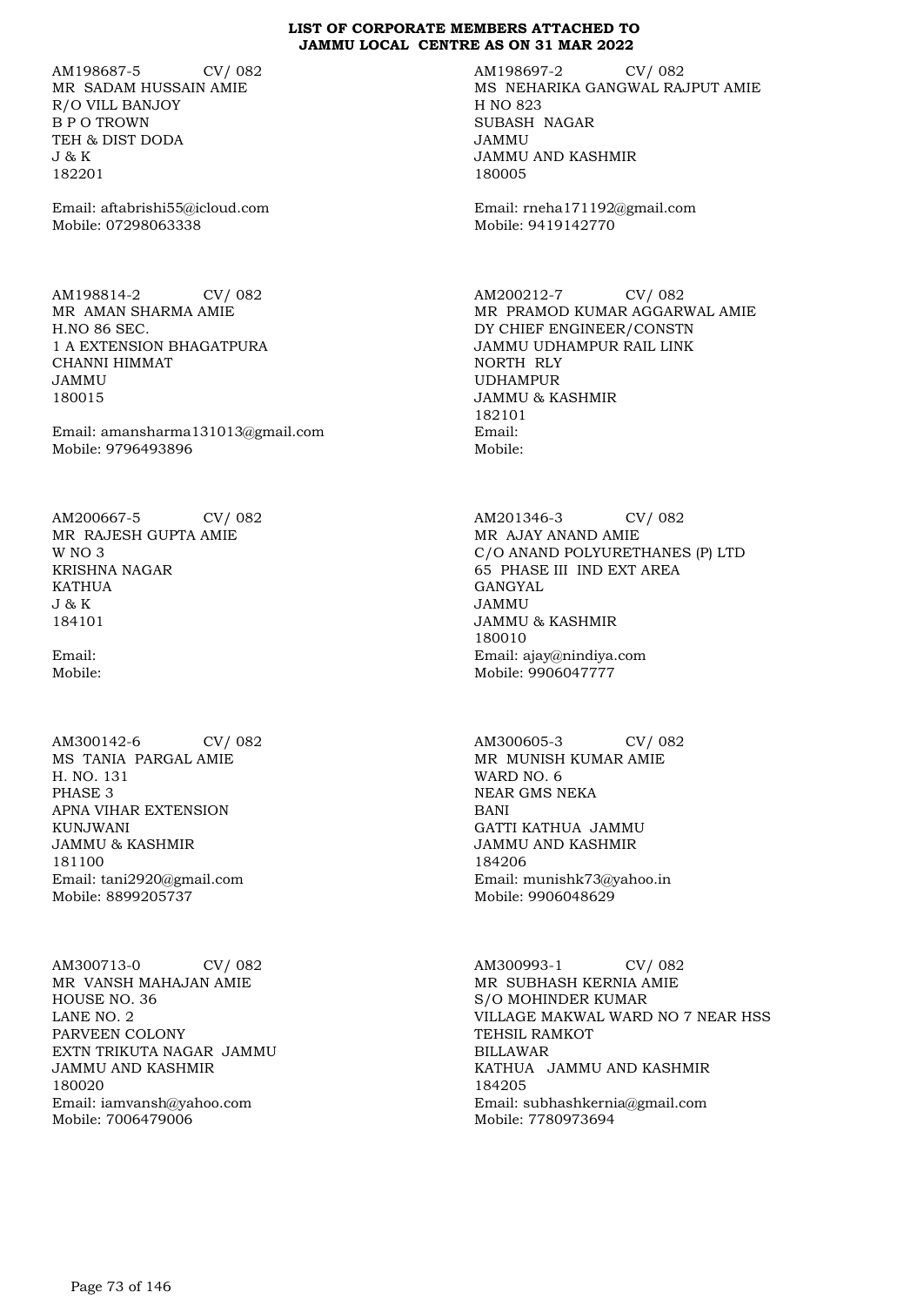**LIST OF CORPORATE MEMBERS ATTACHED TO JAMMU LOCAL CENTRE AS ON 31 MAR 2022**

AM198687-5 CV/ 082
MR SADAM HUSSAIN AMIE
R/O VILL BANJOY
B P O TROWN
TEH & DIST DODA
J & K
182201

Email: aftabrishi55@icloud.com
Mobile: 07298063338

AM198697-2 CV/ 082
MS NEHARIKA GANGWAL RAJPUT AMIE
H NO 823
SUBASH NAGAR
JAMMU
JAMMU AND KASHMIR
180005

Email: rneha171192@gmail.com
Mobile: 9419142770

AM198814-2 CV/ 082
MR AMAN SHARMA AMIE
H.NO 86 SEC.
1 A EXTENSION BHAGATPURA
CHANNI HIMMAT
JAMMU
180015

Email: amansharma131013@gmail.com
Mobile: 9796493896

AM200212-7 CV/ 082
MR PRAMOD KUMAR AGGARWAL AMIE
DY CHIEF ENGINEER/CONSTN
JAMMU UDHAMPUR RAIL LINK
NORTH RLY
UDHAMPUR
JAMMU & KASHMIR
182101
Email:
Mobile:

AM200667-5 CV/ 082
MR RAJESH GUPTA AMIE
W NO 3
KRISHNA NAGAR
KATHUA
J & K
184101

Email:
Mobile:

AM201346-3 CV/ 082
MR AJAY ANAND AMIE
C/O ANAND POLYURETHANES (P) LTD
65 PHASE III IND EXT AREA
GANGYAL
JAMMU
JAMMU & KASHMIR
180010
Email: ajay@nindiya.com
Mobile: 9906047777

AM300142-6 CV/ 082
MS TANIA PARGAL AMIE
H. NO. 131
PHASE 3
APNA VIHAR EXTENSION
KUNJWANI
JAMMU & KASHMIR
181100
Email: tani2920@gmail.com
Mobile: 8899205737

AM300605-3 CV/ 082
MR MUNISH KUMAR AMIE
WARD NO. 6
NEAR GMS NEKA
BANI
GATTI KATHUA JAMMU
JAMMU AND KASHMIR
184206
Email: munishk73@yahoo.in
Mobile: 9906048629

AM300713-0 CV/ 082
MR VANSH MAHAJAN AMIE
HOUSE NO. 36
LANE NO. 2
PARVEEN COLONY
EXTN TRIKUTA NAGAR JAMMU
JAMMU AND KASHMIR
180020
Email: iamvansh@yahoo.com
Mobile: 7006479006

AM300993-1 CV/ 082
MR SUBHASH KERNIA AMIE
S/O MOHINDER KUMAR
VILLAGE MAKWAL WARD NO 7 NEAR HSS
TEHSIL RAMKOT
BILLAWAR
KATHUA JAMMU AND KASHMIR
184205
Email: subhashkernia@gmail.com
Mobile: 7780973694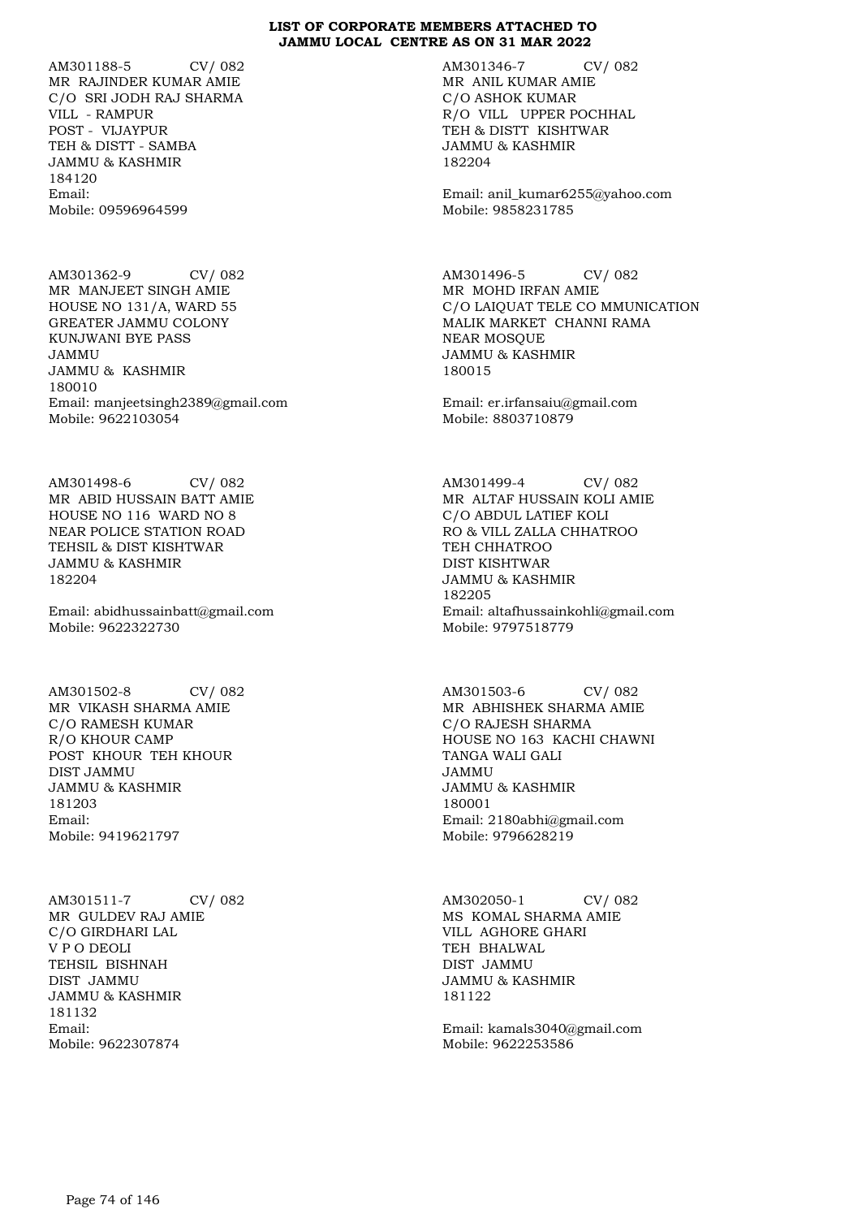**LIST OF CORPORATE MEMBERS ATTACHED TO JAMMU LOCAL CENTRE AS ON 31 MAR 2022**

AM301188-5 CV/ 082
MR RAJINDER KUMAR AMIE
C/O SRI JODH RAJ SHARMA
VILL - RAMPUR
POST - VIJAYPUR
TEH & DISTT - SAMBA
JAMMU & KASHMIR
184120
Email:
Mobile: 09596964599

AM301346-7 CV/ 082
MR ANIL KUMAR AMIE
C/O ASHOK KUMAR
R/O VILL UPPER POCHHAL
TEH & DISTT KISHTWAR
JAMMU & KASHMIR
182204
Email: anil_kumar6255@yahoo.com
Mobile: 9858231785

AM301362-9 CV/ 082
MR MANJEET SINGH AMIE
HOUSE NO 131/A, WARD 55
GREATER JAMMU COLONY
KUNJWANI BYE PASS
JAMMU
JAMMU & KASHMIR
180010
Email: manjeetsingh2389@gmail.com
Mobile: 9622103054

AM301496-5 CV/ 082
MR MOHD IRFAN AMIE
C/O LAIQUAT TELE CO MMUNICATION
MALIK MARKET CHANNI RAMA
NEAR MOSQUE
JAMMU & KASHMIR
180015
Email: er.irfansaiu@gmail.com
Mobile: 8803710879

AM301498-6 CV/ 082
MR ABID HUSSAIN BATT AMIE
HOUSE NO 116 WARD NO 8
NEAR POLICE STATION ROAD
TEHSIL & DIST KISHTWAR
JAMMU & KASHMIR
182204
Email: abidhussainbatt@gmail.com
Mobile: 9622322730

AM301499-4 CV/ 082
MR ALTAF HUSSAIN KOLI AMIE
C/O ABDUL LATIEF KOLI
RO & VILL ZALLA CHHATROO
TEH CHHATROO
DIST KISHTWAR
JAMMU & KASHMIR
182205
Email: altafhussainkohli@gmail.com
Mobile: 9797518779

AM301502-8 CV/ 082
MR VIKASH SHARMA AMIE
C/O RAMESH KUMAR
R/O KHOUR CAMP
POST KHOUR TEH KHOUR
DIST JAMMU
JAMMU & KASHMIR
181203
Email:
Mobile: 9419621797

AM301503-6 CV/ 082
MR ABHISHEK SHARMA AMIE
C/O RAJESH SHARMA
HOUSE NO 163 KACHI CHAWNI
TANGA WALI GALI
JAMMU
JAMMU & KASHMIR
180001
Email: 2180abhi@gmail.com
Mobile: 9796628219

AM301511-7 CV/ 082
MR GULDEV RAJ AMIE
C/O GIRDHARI LAL
V P O DEOLI
TEHSIL BISHNAH
DIST JAMMU
JAMMU & KASHMIR
181132
Email:
Mobile: 9622307874

AM302050-1 CV/ 082
MS KOMAL SHARMA AMIE
VILL AGHORE GHARI
TEH BHALWAL
DIST JAMMU
JAMMU & KASHMIR
181122
Email: kamals3040@gmail.com
Mobile: 9622253586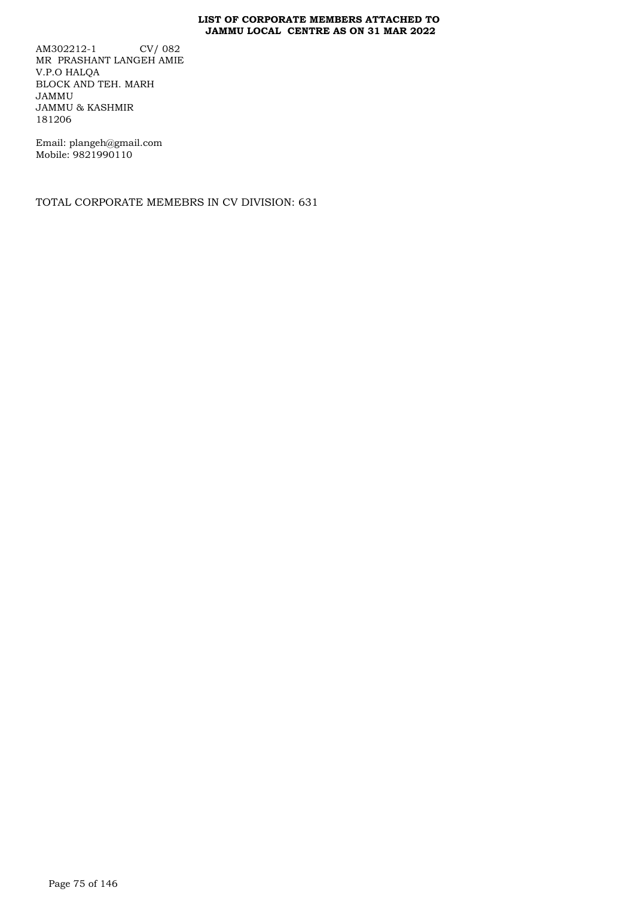**LIST OF CORPORATE MEMBERS ATTACHED TO JAMMU LOCAL CENTRE AS ON 31 MAR 2022**

AM302212-1 CV/ 082
MR PRASHANT LANGEH AMIE
V.P.O HALQA
BLOCK AND TEH. MARH
JAMMU
JAMMU & KASHMIR
181206

Email: plangeh@gmail.com
Mobile: 9821990110

TOTAL CORPORATE MEMEBRS IN CV DIVISION: 631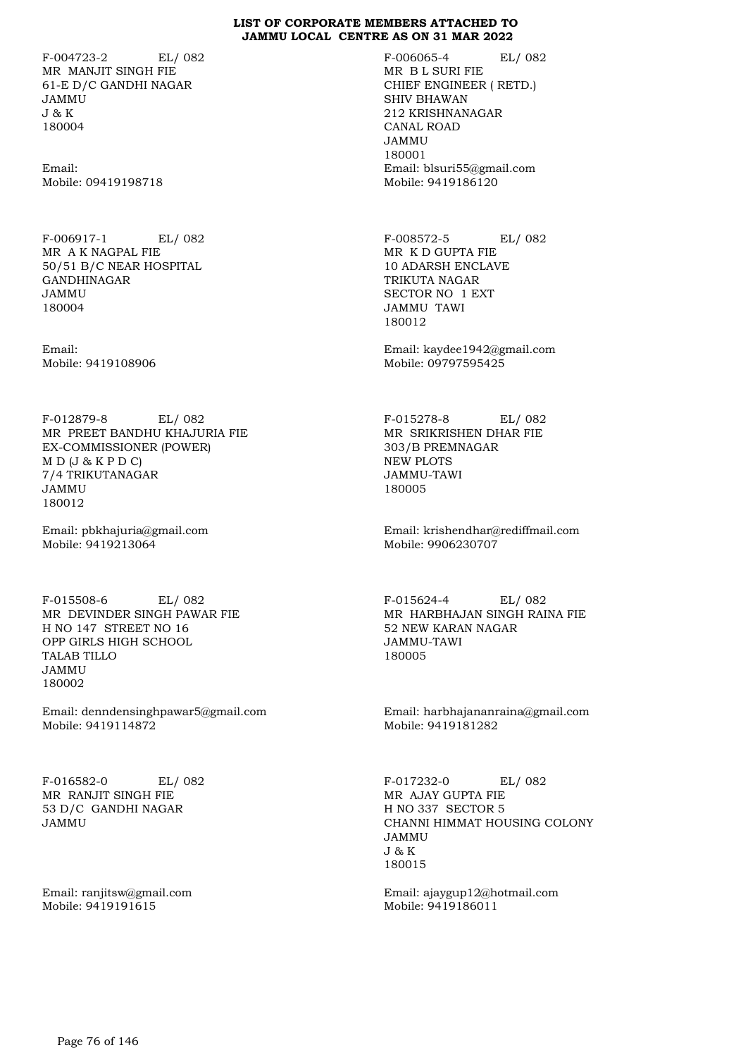**LIST OF CORPORATE MEMBERS ATTACHED TO JAMMU LOCAL CENTRE AS ON 31 MAR 2022**

F-004723-2 EL/ 082
MR MANJIT SINGH FIE
61-E D/C GANDHI NAGAR
JAMMU
J & K
180004

Email:
Mobile: 09419198718

F-006065-4 EL/ 082
MR B L SURI FIE
CHIEF ENGINEER ( RETD.)
SHIV BHAWAN
212 KRISHNANAGAR
CANAL ROAD
JAMMU
180001
Email: blsuri55@gmail.com
Mobile: 9419186120

F-006917-1 EL/ 082
MR A K NAGPAL FIE
50/51 B/C NEAR HOSPITAL
GANDHINAGAR
JAMMU
180004

Email:
Mobile: 9419108906

F-008572-5 EL/ 082
MR K D GUPTA FIE
10 ADARSH ENCLAVE
TRIKUTA NAGAR
SECTOR NO 1 EXT
JAMMU TAWI
180012

Email: kaydee1942@gmail.com
Mobile: 09797595425

F-012879-8 EL/ 082
MR PREET BANDHU KHAJURIA FIE
EX-COMMISSIONER (POWER)
M D (J & K P D C)
7/4 TRIKUTANAGAR
JAMMU
180012

Email: pbkhajuria@gmail.com
Mobile: 9419213064

F-015278-8 EL/ 082
MR SRIKRISHEN DHAR FIE
303/B PREMNAGAR
NEW PLOTS
JAMMU-TAWI
180005

Email: krishendhar@rediffmail.com
Mobile: 9906230707

F-015508-6 EL/ 082
MR DEVINDER SINGH PAWAR FIE
H NO 147 STREET NO 16
OPP GIRLS HIGH SCHOOL
TALAB TILLO
JAMMU
180002

Email: denndensinghpawar5@gmail.com
Mobile: 9419114872

F-015624-4 EL/ 082
MR HARBHAJAN SINGH RAINA FIE
52 NEW KARAN NAGAR
JAMMU-TAWI
180005

Email: harbhajananraina@gmail.com
Mobile: 9419181282

F-016582-0 EL/ 082
MR RANJIT SINGH FIE
53 D/C GANDHI NAGAR
JAMMU

Email: ranjitsw@gmail.com
Mobile: 9419191615

F-017232-0 EL/ 082
MR AJAY GUPTA FIE
H NO 337 SECTOR 5
CHANNI HIMMAT HOUSING COLONY
JAMMU
J & K
180015

Email: ajaygup12@hotmail.com
Mobile: 9419186011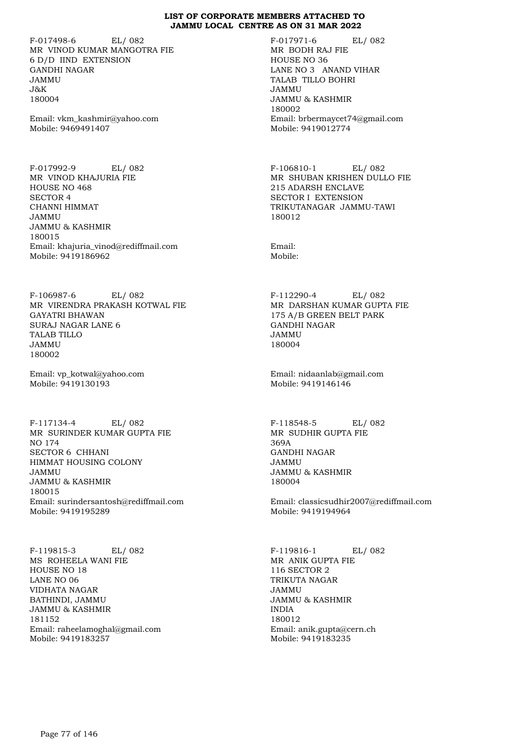**LIST OF CORPORATE MEMBERS ATTACHED TO JAMMU LOCAL CENTRE AS ON 31 MAR 2022**

F-017498-6 EL/ 082
MR VINOD KUMAR MANGOTRA FIE
6 D/D IIND EXTENSION
GANDHI NAGAR
JAMMU
J&K
180004

Email: vkm_kashmir@yahoo.com
Mobile: 9469491407

F-017971-6 EL/ 082
MR BODH RAJ FIE
HOUSE NO 36
LANE NO 3 ANAND VIHAR
TALAB TILLO BOHRI
JAMMU
JAMMU & KASHMIR
180002
Email: brbermaycet74@gmail.com
Mobile: 9419012774

F-017992-9 EL/ 082
MR VINOD KHAJURIA FIE
HOUSE NO 468
SECTOR 4
CHANNI HIMMAT
JAMMU
JAMMU & KASHMIR
180015
Email: khajuria_vinod@rediffmail.com
Mobile: 9419186962

F-106810-1 EL/ 082
MR SHUBAN KRISHEN DULLO FIE
215 ADARSH ENCLAVE
SECTOR I EXTENSION
TRIKUTANAGAR JAMMU-TAWI
180012

Email:
Mobile:

F-106987-6 EL/ 082
MR VIRENDRA PRAKASH KOTWAL FIE
GAYATRI BHAWAN
SURAJ NAGAR LANE 6
TALAB TILLO
JAMMU
180002

Email: vp_kotwal@yahoo.com
Mobile: 9419130193

F-112290-4 EL/ 082
MR DARSHAN KUMAR GUPTA FIE
175 A/B GREEN BELT PARK
GANDHI NAGAR
JAMMU
180004

Email: nidaanlab@gmail.com
Mobile: 9419146146

F-117134-4 EL/ 082
MR SURINDER KUMAR GUPTA FIE
NO 174
SECTOR 6 CHHANI
HIMMAT HOUSING COLONY
JAMMU
JAMMU & KASHMIR
180015
Email: surindersantosh@rediffmail.com
Mobile: 9419195289

F-118548-5 EL/ 082
MR SUDHIR GUPTA FIE
369A
GANDHI NAGAR
JAMMU
JAMMU & KASHMIR
180004

Email: classicsudhir2007@rediffmail.com
Mobile: 9419194964

F-119815-3 EL/ 082
MS ROHEELA WANI FIE
HOUSE NO 18
LANE NO 06
VIDHATA NAGAR
BATHINDI, JAMMU
JAMMU & KASHMIR
181152
Email: raheelamoghal@gmail.com
Mobile: 9419183257

F-119816-1 EL/ 082
MR ANIK GUPTA FIE
116 SECTOR 2
TRIKUTA NAGAR
JAMMU
JAMMU & KASHMIR
INDIA
180012
Email: anik.gupta@cern.ch
Mobile: 9419183235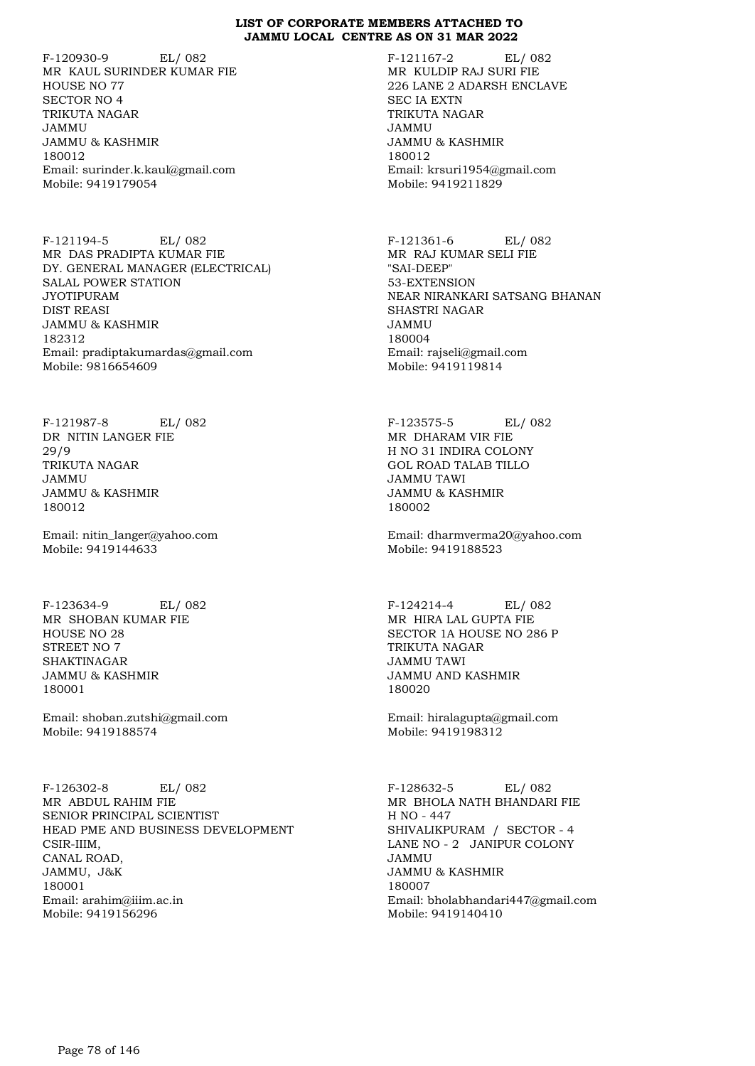**LIST OF CORPORATE MEMBERS ATTACHED TO JAMMU LOCAL CENTRE AS ON 31 MAR 2022**

F-120930-9 EL/ 082
MR KAUL SURINDER KUMAR FIE
HOUSE NO 77
SECTOR NO 4
TRIKUTA NAGAR
JAMMU
JAMMU & KASHMIR
180012
Email: surinder.k.kaul@gmail.com
Mobile: 9419179054

F-121167-2 EL/ 082
MR KULDIP RAJ SURI FIE
226 LANE 2 ADARSH ENCLAVE
SEC IA EXTN
TRIKUTA NAGAR
JAMMU
JAMMU & KASHMIR
180012
Email: krsuri1954@gmail.com
Mobile: 9419211829

F-121194-5 EL/ 082
MR DAS PRADIPTA KUMAR FIE
DY. GENERAL MANAGER (ELECTRICAL)
SALAL POWER STATION
JYOTIPURAM
DIST REASI
JAMMU & KASHMIR
182312
Email: pradiptakumardas@gmail.com
Mobile: 9816654609

F-121361-6 EL/ 082
MR RAJ KUMAR SELI FIE
"SAI-DEEP"
53-EXTENSION
NEAR NIRANKARI SATSANG BHANAN
SHASTRI NAGAR
JAMMU
180004
Email: rajseli@gmail.com
Mobile: 9419119814

F-121987-8 EL/ 082
DR NITIN LANGER FIE
29/9
TRIKUTA NAGAR
JAMMU
JAMMU & KASHMIR
180012

Email: nitin_langer@yahoo.com
Mobile: 9419144633

F-123575-5 EL/ 082
MR DHARAM VIR FIE
H NO 31 INDIRA COLONY
GOL ROAD TALAB TILLO
JAMMU TAWI
JAMMU & KASHMIR
180002

Email: dharmverma20@yahoo.com
Mobile: 9419188523

F-123634-9 EL/ 082
MR SHOBAN KUMAR FIE
HOUSE NO 28
STREET NO 7
SHAKTINAGAR
JAMMU & KASHMIR
180001

Email: shoban.zutshi@gmail.com
Mobile: 9419188574

F-124214-4 EL/ 082
MR HIRA LAL GUPTA FIE
SECTOR 1A HOUSE NO 286 P
TRIKUTA NAGAR
JAMMU TAWI
JAMMU AND KASHMIR
180020

Email: hiralagupta@gmail.com
Mobile: 9419198312

F-126302-8 EL/ 082
MR ABDUL RAHIM FIE
SENIOR PRINCIPAL SCIENTIST
HEAD PME AND BUSINESS DEVELOPMENT
CSIR-IIIM,
CANAL ROAD,
JAMMU, J&K
180001
Email: arahim@iiim.ac.in
Mobile: 9419156296

F-128632-5 EL/ 082
MR BHOLA NATH BHANDARI FIE
H NO - 447
SHIVALIKPURAM / SECTOR - 4
LANE NO - 2 JANIPUR COLONY
JAMMU
JAMMU & KASHMIR
180007
Email: bholabhandari447@gmail.com
Mobile: 9419140410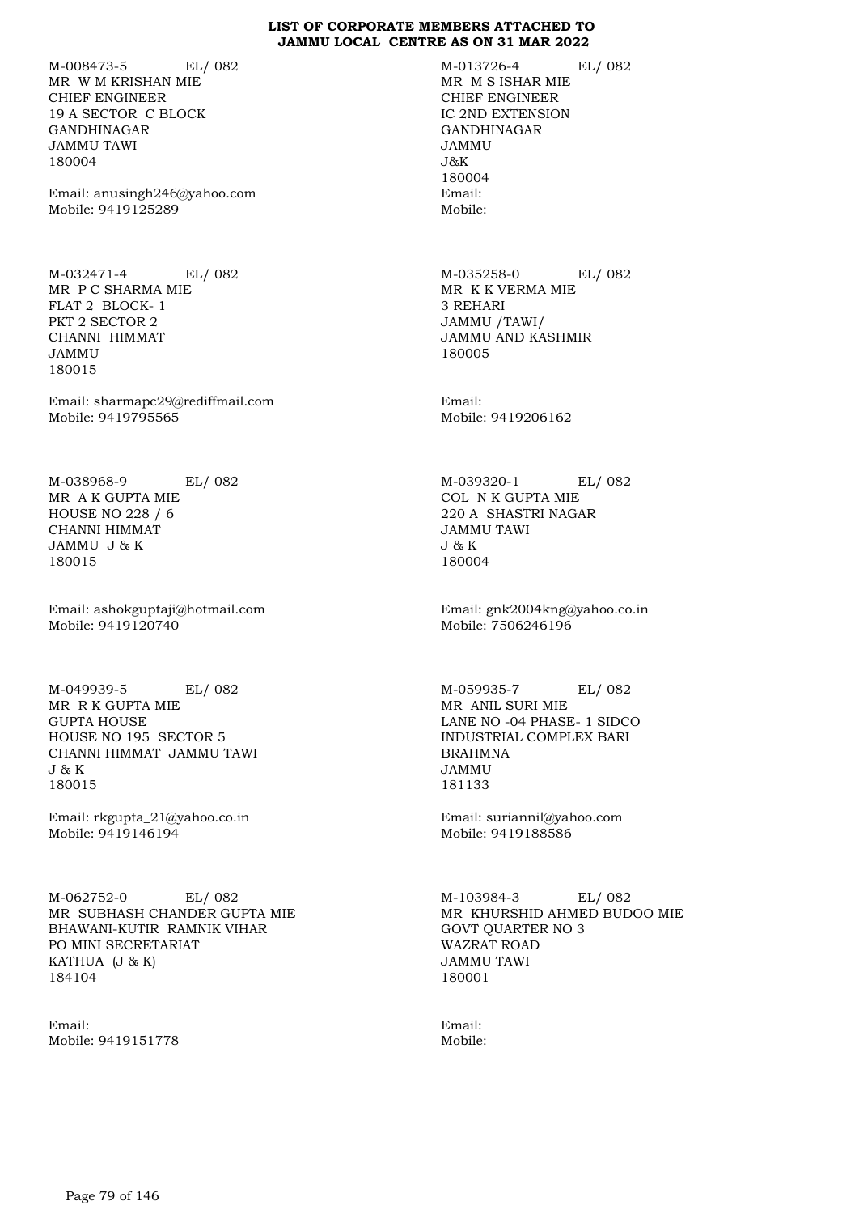# LIST OF CORPORATE MEMBERS ATTACHED TO JAMMU LOCAL CENTRE AS ON 31 MAR 2022

M-008473-5 EL/ 082
MR W M KRISHAN MIE
CHIEF ENGINEER
19 A SECTOR C BLOCK
GANDHINAGAR
JAMMU TAWI
180004

Email: anusingh246@yahoo.com
Mobile: 9419125289

M-013726-4 EL/ 082
MR M S ISHAR MIE
CHIEF ENGINEER
IC 2ND EXTENSION
GANDHINAGAR
JAMMU
J&K
180004
Email:
Mobile:

M-032471-4 EL/ 082
MR P C SHARMA MIE
FLAT 2 BLOCK- 1
PKT 2 SECTOR 2
CHANNI HIMMAT
JAMMU
180015

Email: sharmapc29@rediffmail.com
Mobile: 9419795565

M-035258-0 EL/ 082
MR K K VERMA MIE
3 REHARI
JAMMU /TAWI/
JAMMU AND KASHMIR
180005

Email:
Mobile: 9419206162

M-038968-9 EL/ 082
MR A K GUPTA MIE
HOUSE NO 228 / 6
CHANNI HIMMAT
JAMMU J & K
180015

Email: ashokguptaji@hotmail.com
Mobile: 9419120740

M-039320-1 EL/ 082
COL N K GUPTA MIE
220 A SHASTRI NAGAR
JAMMU TAWI
J & K
180004

Email: gnk2004kng@yahoo.co.in
Mobile: 7506246196

M-049939-5 EL/ 082
MR R K GUPTA MIE
GUPTA HOUSE
HOUSE NO 195 SECTOR 5
CHANNI HIMMAT JAMMU TAWI
J & K
180015

Email: rkgupta_21@yahoo.co.in
Mobile: 9419146194

M-059935-7 EL/ 082
MR ANIL SURI MIE
LANE NO -04 PHASE- 1 SIDCO
INDUSTRIAL COMPLEX BARI
BRAHMNA
JAMMU
181133

Email: suriannil@yahoo.com
Mobile: 9419188586

M-062752-0 EL/ 082
MR SUBHASH CHANDER GUPTA MIE
BHAWANI-KUTIR RAMNIK VIHAR
PO MINI SECRETARIAT
KATHUA (J & K)
184104

Email:
Mobile: 9419151778

M-103984-3 EL/ 082
MR KHURSHID AHMED BUDOO MIE
GOVT QUARTER NO 3
WAZRAT ROAD
JAMMU TAWI
180001

Email:
Mobile: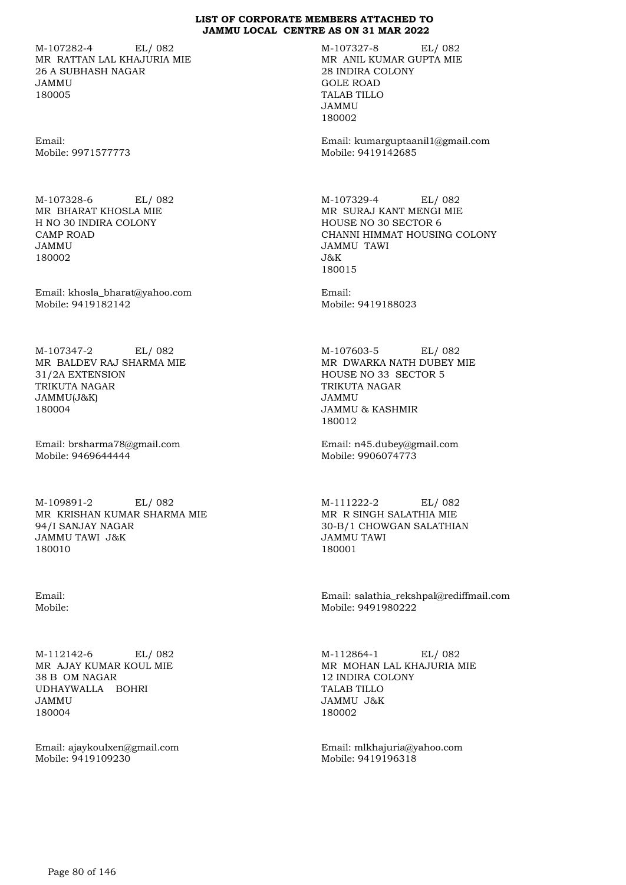**LIST OF CORPORATE MEMBERS ATTACHED TO JAMMU LOCAL CENTRE AS ON 31 MAR 2022**

M-107282-4 EL/ 082
MR RATTAN LAL KHAJURIA MIE
26 A SUBHASH NAGAR
JAMMU
180005

Email:
Mobile: 9971577773

M-107327-8 EL/ 082
MR ANIL KUMAR GUPTA MIE
28 INDIRA COLONY
GOLE ROAD
TALAB TILLO
JAMMU
180002

Email: kumarguptaanil1@gmail.com
Mobile: 9419142685

M-107328-6 EL/ 082
MR BHARAT KHOSLA MIE
H NO 30 INDIRA COLONY
CAMP ROAD
JAMMU
180002

Email: khosla_bharat@yahoo.com
Mobile: 9419182142

M-107329-4 EL/ 082
MR SURAJ KANT MENGI MIE
HOUSE NO 30 SECTOR 6
CHANNI HIMMAT HOUSING COLONY
JAMMU TAWI
J&K
180015

Email:
Mobile: 9419188023

M-107347-2 EL/ 082
MR BALDEV RAJ SHARMA MIE
31/2A EXTENSION
TRIKUTA NAGAR
JAMMU(J&K)
180004

Email: brsharma78@gmail.com
Mobile: 9469644444

M-107603-5 EL/ 082
MR DWARKA NATH DUBEY MIE
HOUSE NO 33 SECTOR 5
TRIKUTA NAGAR
JAMMU
JAMMU & KASHMIR
180012

Email: n45.dubey@gmail.com
Mobile: 9906074773

M-109891-2 EL/ 082
MR KRISHAN KUMAR SHARMA MIE
94/I SANJAY NAGAR
JAMMU TAWI J&K
180010

Email:
Mobile:

M-111222-2 EL/ 082
MR R SINGH SALATHIA MIE
30-B/1 CHOWGAN SALATHIAN
JAMMU TAWI
180001

Email: salathia_rekshpal@rediffmail.com
Mobile: 9491980222

M-112142-6 EL/ 082
MR AJAY KUMAR KOUL MIE
38 B OM NAGAR
UDHAYWALLA BOHRI
JAMMU
180004

Email: ajaykoulxen@gmail.com
Mobile: 9419109230

M-112864-1 EL/ 082
MR MOHAN LAL KHAJURIA MIE
12 INDIRA COLONY
TALAB TILLO
JAMMU J&K
180002

Email: mlkhajuria@yahoo.com
Mobile: 9419196318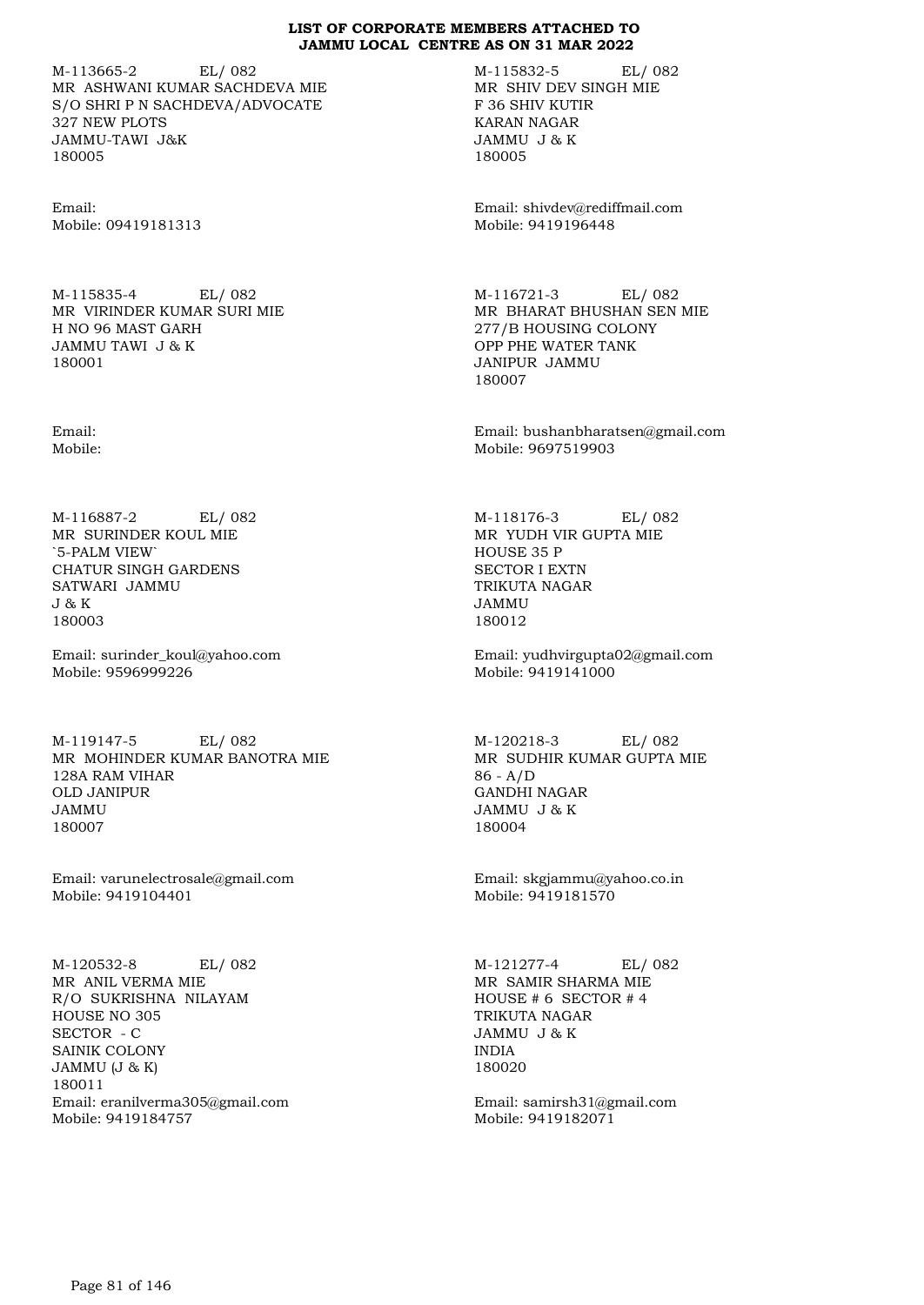**LIST OF CORPORATE MEMBERS ATTACHED TO JAMMU LOCAL CENTRE AS ON 31 MAR 2022**

M-113665-2 EL/ 082
MR ASHWANI KUMAR SACHDEVA MIE
S/O SHRI P N SACHDEVA/ADVOCATE
327 NEW PLOTS
JAMMU-TAWI J&K
180005

Email:
Mobile: 09419181313

M-115832-5 EL/ 082
MR SHIV DEV SINGH MIE
F 36 SHIV KUTIR
KARAN NAGAR
JAMMU J & K
180005

Email: shivdev@rediffmail.com
Mobile: 9419196448

M-115835-4 EL/ 082
MR VIRINDER KUMAR SURI MIE
H NO 96 MAST GARH
JAMMU TAWI J & K
180001

Email:
Mobile:

M-116721-3 EL/ 082
MR BHARAT BHUSHAN SEN MIE
277/B HOUSING COLONY
OPP PHE WATER TANK
JANIPUR JAMMU
180007

Email: bushanbharatsen@gmail.com
Mobile: 9697519903

M-116887-2 EL/ 082
MR SURINDER KOUL MIE
`5-PALM VIEW`
CHATUR SINGH GARDENS
SATWARI JAMMU
J & K
180003

Email: surinder_koul@yahoo.com
Mobile: 9596999226

M-118176-3 EL/ 082
MR YUDH VIR GUPTA MIE
HOUSE 35 P
SECTOR I EXTN
TRIKUTA NAGAR
JAMMU
180012

Email: yudhvirgupta02@gmail.com
Mobile: 9419141000

M-119147-5 EL/ 082
MR MOHINDER KUMAR BANOTRA MIE
128A RAM VIHAR
OLD JANIPUR
JAMMU
180007

Email: varunelectrosale@gmail.com
Mobile: 9419104401

M-120218-3 EL/ 082
MR SUDHIR KUMAR GUPTA MIE
86 - A/D
GANDHI NAGAR
JAMMU J & K
180004

Email: skgjammu@yahoo.co.in
Mobile: 9419181570

M-120532-8 EL/ 082
MR ANIL VERMA MIE
R/O SUKRISHNA NILAYAM
HOUSE NO 305
SECTOR - C
SAINIK COLONY
JAMMU (J & K)
180011
Email: eranilverma305@gmail.com
Mobile: 9419184757

M-121277-4 EL/ 082
MR SAMIR SHARMA MIE
HOUSE # 6 SECTOR # 4
TRIKUTA NAGAR
JAMMU J & K
INDIA
180020

Email: samirsh31@gmail.com
Mobile: 9419182071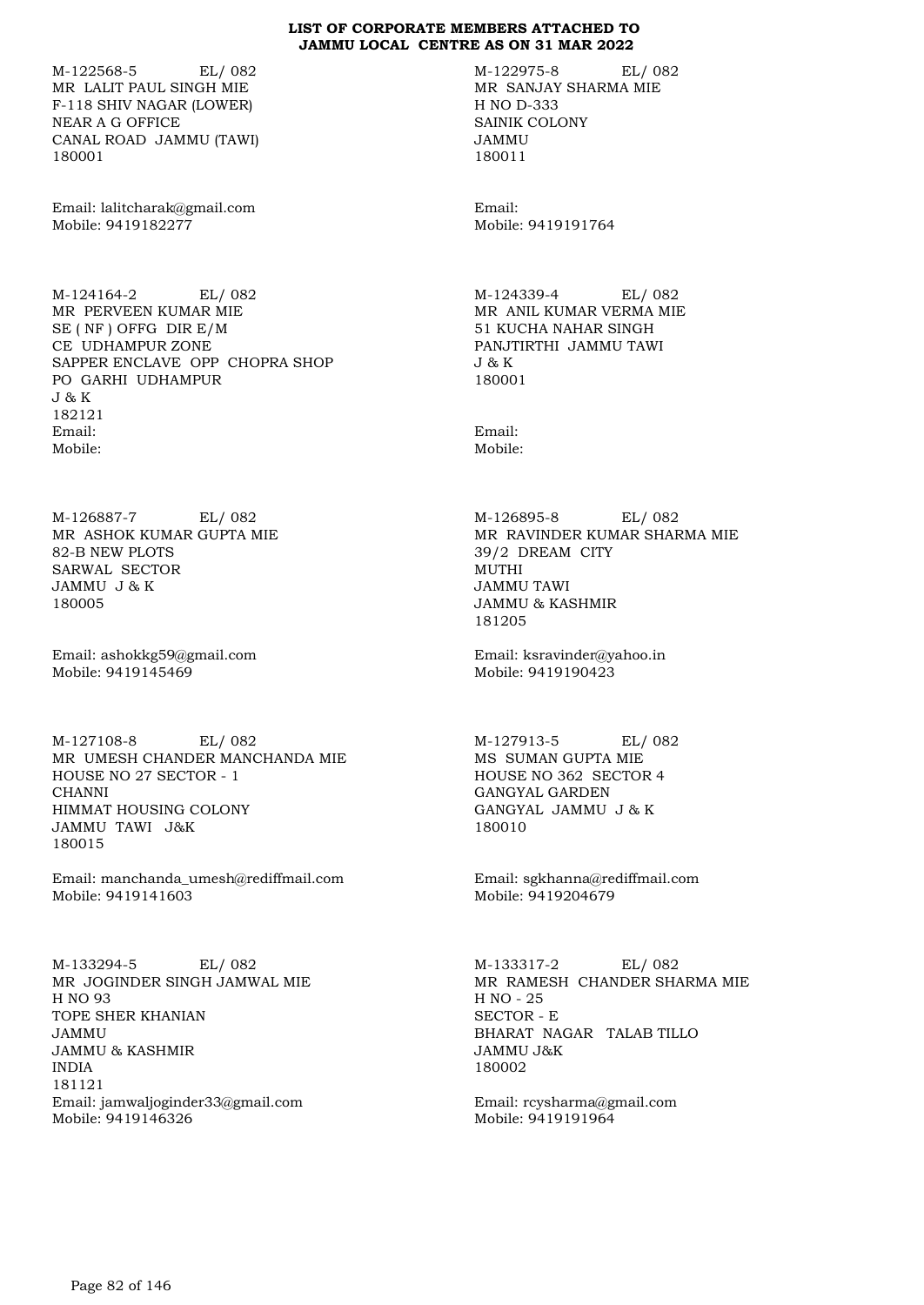**LIST OF CORPORATE MEMBERS ATTACHED TO JAMMU LOCAL CENTRE AS ON 31 MAR 2022**

M-122568-5 EL/ 082
MR LALIT PAUL SINGH MIE
F-118 SHIV NAGAR (LOWER)
NEAR A G OFFICE
CANAL ROAD JAMMU (TAWI)
180001

Email: lalitcharak@gmail.com
Mobile: 9419182277

M-122975-8 EL/ 082
MR SANJAY SHARMA MIE
H NO D-333
SAINIK COLONY
JAMMU
180011

Email:
Mobile: 9419191764

M-124164-2 EL/ 082
MR PERVEEN KUMAR MIE
SE ( NF ) OFFG DIR E/M
CE UDHAMPUR ZONE
SAPPER ENCLAVE OPP CHOPRA SHOP
PO GARHI UDHAMPUR
J & K
182121
Email:
Mobile:

M-124339-4 EL/ 082
MR ANIL KUMAR VERMA MIE
51 KUCHA NAHAR SINGH
PANJTIRTHI JAMMU TAWI
J & K
180001

Email:
Mobile:

M-126887-7 EL/ 082
MR ASHOK KUMAR GUPTA MIE
82-B NEW PLOTS
SARWAL SECTOR
JAMMU J & K
180005

Email: ashokkg59@gmail.com
Mobile: 9419145469

M-126895-8 EL/ 082
MR RAVINDER KUMAR SHARMA MIE
39/2 DREAM CITY
MUTHI
JAMMU TAWI
JAMMU & KASHMIR
181205

Email: ksravinder@yahoo.in
Mobile: 9419190423

M-127108-8 EL/ 082
MR UMESH CHANDER MANCHANDA MIE
HOUSE NO 27 SECTOR - 1
CHANNI
HIMMAT HOUSING COLONY
JAMMU TAWI J&K
180015

Email: manchanda_umesh@rediffmail.com
Mobile: 9419141603

M-127913-5 EL/ 082
MS SUMAN GUPTA MIE
HOUSE NO 362 SECTOR 4
GANGYAL GARDEN
GANGYAL JAMMU J & K
180010

Email: sgkhanna@rediffmail.com
Mobile: 9419204679

M-133294-5 EL/ 082
MR JOGINDER SINGH JAMWAL MIE
H NO 93
TOPE SHER KHANIAN
JAMMU
JAMMU & KASHMIR
INDIA
181121
Email: jamwaljoginder33@gmail.com
Mobile: 9419146326

M-133317-2 EL/ 082
MR RAMESH CHANDER SHARMA MIE
H NO - 25
SECTOR - E
BHARAT NAGAR TALAB TILLO
JAMMU J&K
180002

Email: rcysharma@gmail.com
Mobile: 9419191964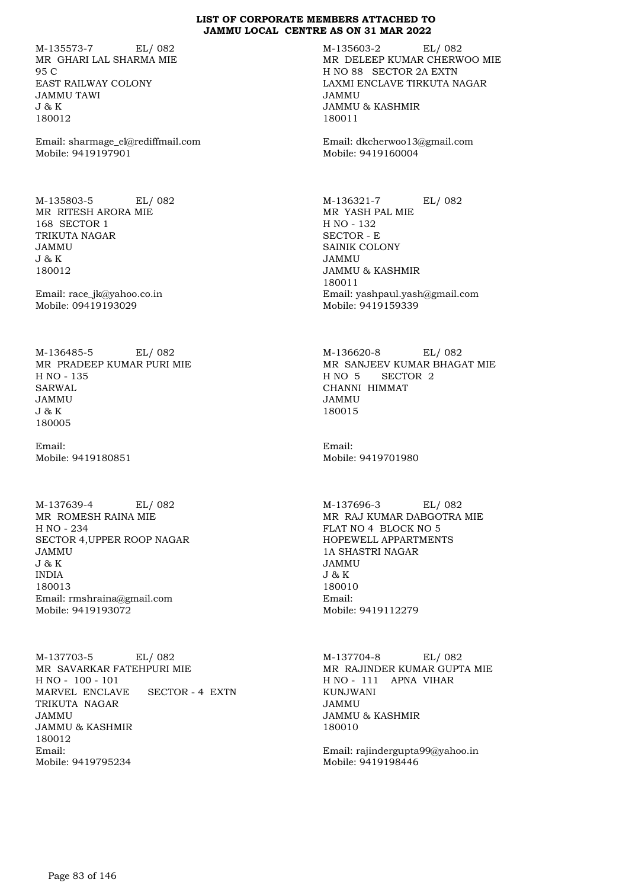**LIST OF CORPORATE MEMBERS ATTACHED TO JAMMU LOCAL CENTRE AS ON 31 MAR 2022**

M-135573-7 EL/ 082
MR GHARI LAL SHARMA MIE
95 C
EAST RAILWAY COLONY
JAMMU TAWI
J & K
180012

Email: sharmage_el@rediffmail.com
Mobile: 9419197901

M-135603-2 EL/ 082
MR DELEEP KUMAR CHERWOO MIE
H NO 88 SECTOR 2A EXTN
LAXMI ENCLAVE TIRKUTA NAGAR
JAMMU
JAMMU & KASHMIR
180011

Email: dkcherwoo13@gmail.com
Mobile: 9419160004

M-135803-5 EL/ 082
MR RITESH ARORA MIE
168 SECTOR 1
TRIKUTA NAGAR
JAMMU
J & K
180012

Email: race_jk@yahoo.co.in
Mobile: 09419193029

M-136321-7 EL/ 082
MR YASH PAL MIE
H NO - 132
SECTOR - E
SAINIK COLONY
JAMMU
JAMMU & KASHMIR
180011
Email: yashpaul.yash@gmail.com
Mobile: 9419159339

M-136485-5 EL/ 082
MR PRADEEP KUMAR PURI MIE
H NO - 135
SARWAL
JAMMU
J & K
180005

Email:
Mobile: 9419180851

M-136620-8 EL/ 082
MR SANJEEV KUMAR BHAGAT MIE
H NO 5 SECTOR 2
CHANNI HIMMAT
JAMMU
180015

Email:
Mobile: 9419701980

M-137639-4 EL/ 082
MR ROMESH RAINA MIE
H NO - 234
SECTOR 4,UPPER ROOP NAGAR
JAMMU
J & K
INDIA
180013
Email: rmshraina@gmail.com
Mobile: 9419193072

M-137696-3 EL/ 082
MR RAJ KUMAR DABGOTRA MIE
FLAT NO 4 BLOCK NO 5
HOPEWELL APPARTMENTS
1A SHASTRI NAGAR
JAMMU
J & K
180010
Email:
Mobile: 9419112279

M-137703-5 EL/ 082
MR SAVARKAR FATEHPURI MIE
H NO - 100 - 101
MARVEL ENCLAVE SECTOR - 4 EXTN
TRIKUTA NAGAR
JAMMU
JAMMU & KASHMIR
180012
Email:
Mobile: 9419795234

M-137704-8 EL/ 082
MR RAJINDER KUMAR GUPTA MIE
H NO - 111 APNA VIHAR
KUNJWANI
JAMMU
JAMMU & KASHMIR
180010

Email: rajindergupta99@yahoo.in
Mobile: 9419198446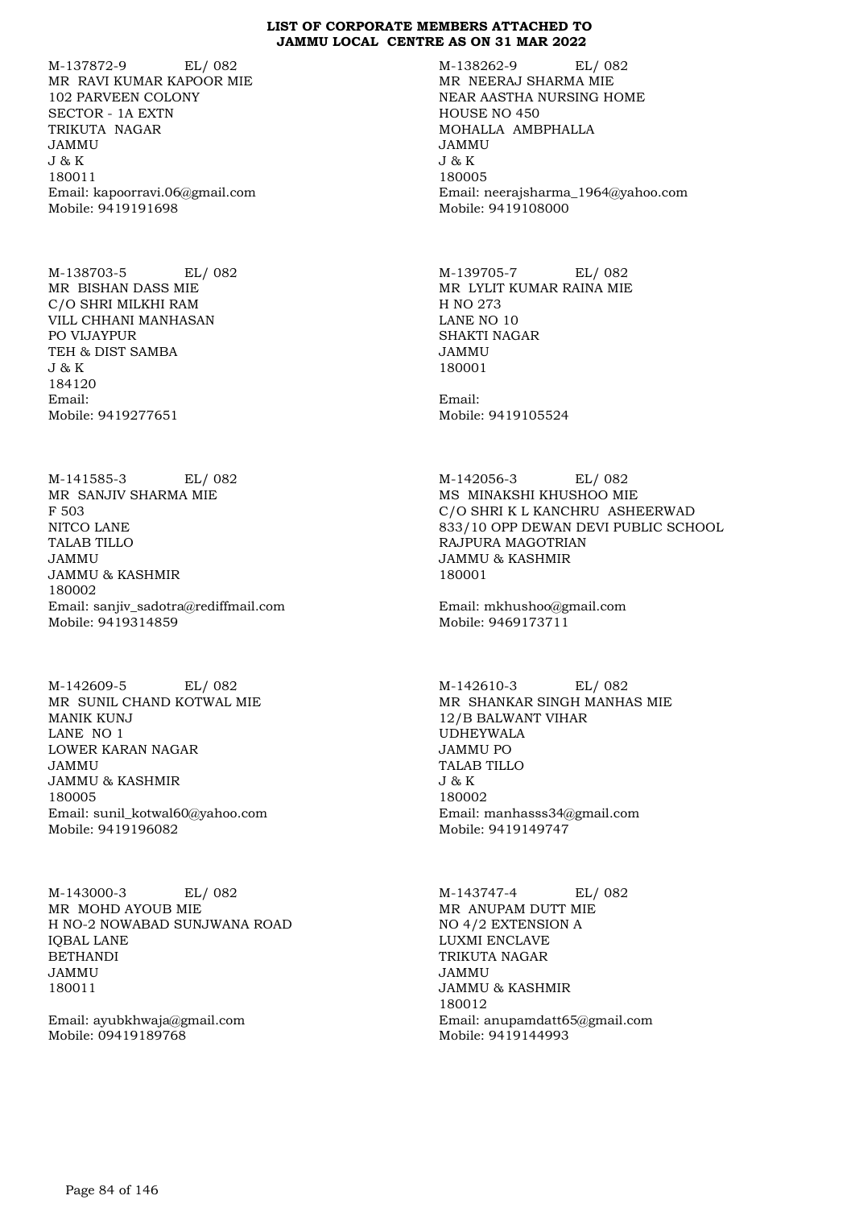**LIST OF CORPORATE MEMBERS ATTACHED TO JAMMU LOCAL CENTRE AS ON 31 MAR 2022**

M-137872-9 EL/ 082
MR RAVI KUMAR KAPOOR MIE
102 PARVEEN COLONY
SECTOR - 1A EXTN
TRIKUTA NAGAR
JAMMU
J & K
180011
Email: kapoorravi.06@gmail.com
Mobile: 9419191698

M-138262-9 EL/ 082
MR NEERAJ SHARMA MIE
NEAR AASTHA NURSING HOME
HOUSE NO 450
MOHALLA AMBPHALLA
JAMMU
J & K
180005
Email: neerajsharma_1964@yahoo.com
Mobile: 9419108000

M-138703-5 EL/ 082
MR BISHAN DASS MIE
C/O SHRI MILKHI RAM
VILL CHHANI MANHASAN
PO VIJAYPUR
TEH & DIST SAMBA
J & K
184120
Email:
Mobile: 9419277651

M-139705-7 EL/ 082
MR LYLIT KUMAR RAINA MIE
H NO 273
LANE NO 10
SHAKTI NAGAR
JAMMU
180001

Email:
Mobile: 9419105524

M-141585-3 EL/ 082
MR SANJIV SHARMA MIE
F 503
NITCO LANE
TALAB TILLO
JAMMU
JAMMU & KASHMIR
180002
Email: sanjiv_sadotra@rediffmail.com
Mobile: 9419314859

M-142056-3 EL/ 082
MS MINAKSHI KHUSHOO MIE
C/O SHRI K L KANCHRU ASHEERWAD
833/10 OPP DEWAN DEVI PUBLIC SCHOOL
RAJPURA MAGOTRIAN
JAMMU & KASHMIR
180001

Email: mkhushoo@gmail.com
Mobile: 9469173711

M-142609-5 EL/ 082
MR SUNIL CHAND KOTWAL MIE
MANIK KUNJ
LANE NO 1
LOWER KARAN NAGAR
JAMMU
JAMMU & KASHMIR
180005
Email: sunil_kotwal60@yahoo.com
Mobile: 9419196082

M-142610-3 EL/ 082
MR SHANKAR SINGH MANHAS MIE
12/B BALWANT VIHAR
UDHEYWALA
JAMMU PO
TALAB TILLO
J & K
180002
Email: manhasss34@gmail.com
Mobile: 9419149747

M-143000-3 EL/ 082
MR MOHD AYOUB MIE
H NO-2 NOWABAD SUNJWANA ROAD
IQBAL LANE
BETHANDI
JAMMU
180011

Email: ayubkhwaja@gmail.com
Mobile: 09419189768

M-143747-4 EL/ 082
MR ANUPAM DUTT MIE
NO 4/2 EXTENSION A
LUXMI ENCLAVE
TRIKUTA NAGAR
JAMMU
JAMMU & KASHMIR
180012
Email: anupamdatt65@gmail.com
Mobile: 9419144993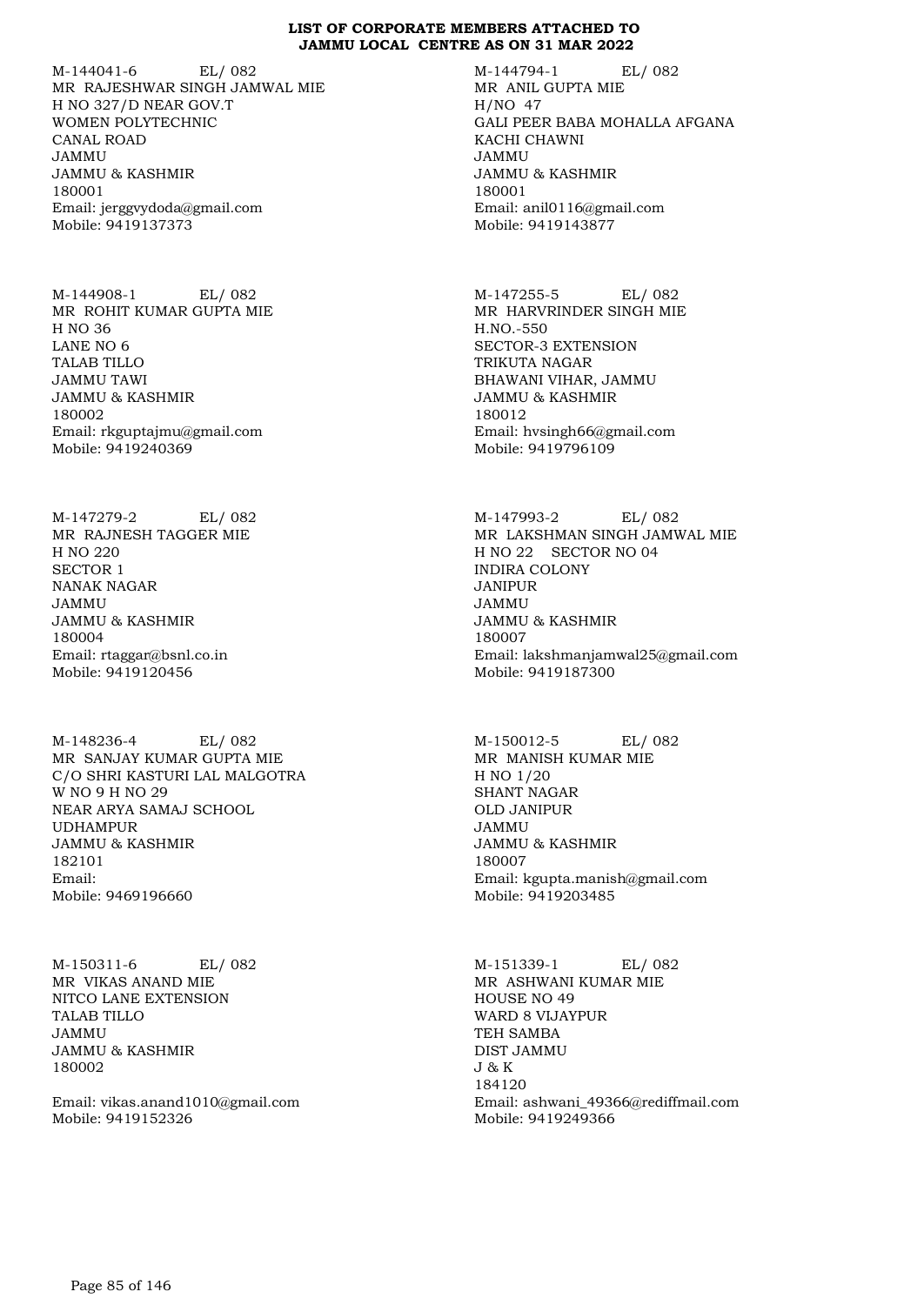**LIST OF CORPORATE MEMBERS ATTACHED TO JAMMU LOCAL CENTRE AS ON 31 MAR 2022**

M-144041-6 EL/ 082
MR RAJESHWAR SINGH JAMWAL MIE
H NO 327/D NEAR GOV.T
WOMEN POLYTECHNIC
CANAL ROAD
JAMMU
JAMMU & KASHMIR
180001
Email: jerggvydoda@gmail.com
Mobile: 9419137373

M-144794-1 EL/ 082
MR ANIL GUPTA MIE
H/NO 47
GALI PEER BABA MOHALLA AFGANA
KACHI CHAWNI
JAMMU
JAMMU & KASHMIR
180001
Email: anil0116@gmail.com
Mobile: 9419143877

M-144908-1 EL/ 082
MR ROHIT KUMAR GUPTA MIE
H NO 36
LANE NO 6
TALAB TILLO
JAMMU TAWI
JAMMU & KASHMIR
180002
Email: rkguptajmu@gmail.com
Mobile: 9419240369

M-147255-5 EL/ 082
MR HARVRINDER SINGH MIE
H.NO.-550
SECTOR-3 EXTENSION
TRIKUTA NAGAR
BHAWANI VIHAR, JAMMU
JAMMU & KASHMIR
180012
Email: hvsingh66@gmail.com
Mobile: 9419796109

M-147279-2 EL/ 082
MR RAJNESH TAGGER MIE
H NO 220
SECTOR 1
NANAK NAGAR
JAMMU
JAMMU & KASHMIR
180004
Email: rtaggar@bsnl.co.in
Mobile: 9419120456

M-147993-2 EL/ 082
MR LAKSHMAN SINGH JAMWAL MIE
H NO 22 SECTOR NO 04
INDIRA COLONY
JANIPUR
JAMMU
JAMMU & KASHMIR
180007
Email: lakshmanjamwal25@gmail.com
Mobile: 9419187300

M-148236-4 EL/ 082
MR SANJAY KUMAR GUPTA MIE
C/O SHRI KASTURI LAL MALGOTRA
W NO 9 H NO 29
NEAR ARYA SAMAJ SCHOOL
UDHAMPUR
JAMMU & KASHMIR
182101
Email:
Mobile: 9469196660

M-150012-5 EL/ 082
MR MANISH KUMAR MIE
H NO 1/20
SHANT NAGAR
OLD JANIPUR
JAMMU
JAMMU & KASHMIR
180007
Email: kgupta.manish@gmail.com
Mobile: 9419203485

M-150311-6 EL/ 082
MR VIKAS ANAND MIE
NITCO LANE EXTENSION
TALAB TILLO
JAMMU
JAMMU & KASHMIR
180002

Email: vikas.anand1010@gmail.com
Mobile: 9419152326

M-151339-1 EL/ 082
MR ASHWANI KUMAR MIE
HOUSE NO 49
WARD 8 VIJAYPUR
TEH SAMBA
DIST JAMMU
J & K
184120
Email: ashwani_49366@rediffmail.com
Mobile: 9419249366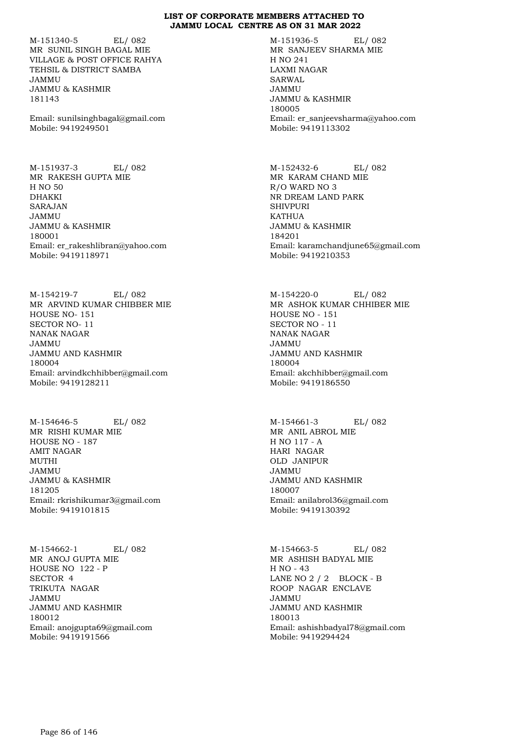**LIST OF CORPORATE MEMBERS ATTACHED TO JAMMU LOCAL CENTRE AS ON 31 MAR 2022**

M-151340-5 EL/ 082
MR SUNIL SINGH BAGAL MIE
VILLAGE & POST OFFICE RAHYA
TEHSIL & DISTRICT SAMBA
JAMMU
JAMMU & KASHMIR
181143

Email: sunilsinghbagal@gmail.com
Mobile: 9419249501

M-151936-5 EL/ 082
MR SANJEEV SHARMA MIE
H NO 241
LAXMI NAGAR
SARWAL
JAMMU
JAMMU & KASHMIR
180005
Email: er_sanjeevsharma@yahoo.com
Mobile: 9419113302

M-151937-3 EL/ 082
MR RAKESH GUPTA MIE
H NO 50
DHAKKI
SARAJAN
JAMMU
JAMMU & KASHMIR
180001
Email: er_rakeshlibran@yahoo.com
Mobile: 9419118971

M-152432-6 EL/ 082
MR KARAM CHAND MIE
R/O WARD NO 3
NR DREAM LAND PARK
SHIVPURI
KATHUA
JAMMU & KASHMIR
184201
Email: karamchandjune65@gmail.com
Mobile: 9419210353

M-154219-7 EL/ 082
MR ARVIND KUMAR CHIBBER MIE
HOUSE NO- 151
SECTOR NO- 11
NANAK NAGAR
JAMMU
JAMMU AND KASHMIR
180004
Email: arvindkchhibber@gmail.com
Mobile: 9419128211

M-154220-0 EL/ 082
MR ASHOK KUMAR CHHIBER MIE
HOUSE NO - 151
SECTOR NO - 11
NANAK NAGAR
JAMMU
JAMMU AND KASHMIR
180004
Email: akchhibber@gmail.com
Mobile: 9419186550

M-154646-5 EL/ 082
MR RISHI KUMAR MIE
HOUSE NO - 187
AMIT NAGAR
MUTHI
JAMMU
JAMMU & KASHMIR
181205
Email: rkrishikumar3@gmail.com
Mobile: 9419101815

M-154661-3 EL/ 082
MR ANIL ABROL MIE
H NO 117 - A
HARI NAGAR
OLD JANIPUR
JAMMU
JAMMU AND KASHMIR
180007
Email: anilabrol36@gmail.com
Mobile: 9419130392

M-154662-1 EL/ 082
MR ANOJ GUPTA MIE
HOUSE NO 122 - P
SECTOR 4
TRIKUTA NAGAR
JAMMU
JAMMU AND KASHMIR
180012
Email: anojgupta69@gmail.com
Mobile: 9419191566

M-154663-5 EL/ 082
MR ASHISH BADYAL MIE
H NO - 43
LANE NO 2 / 2 BLOCK - B
ROOP NAGAR ENCLAVE
JAMMU
JAMMU AND KASHMIR
180013
Email: ashishbadyal78@gmail.com
Mobile: 9419294424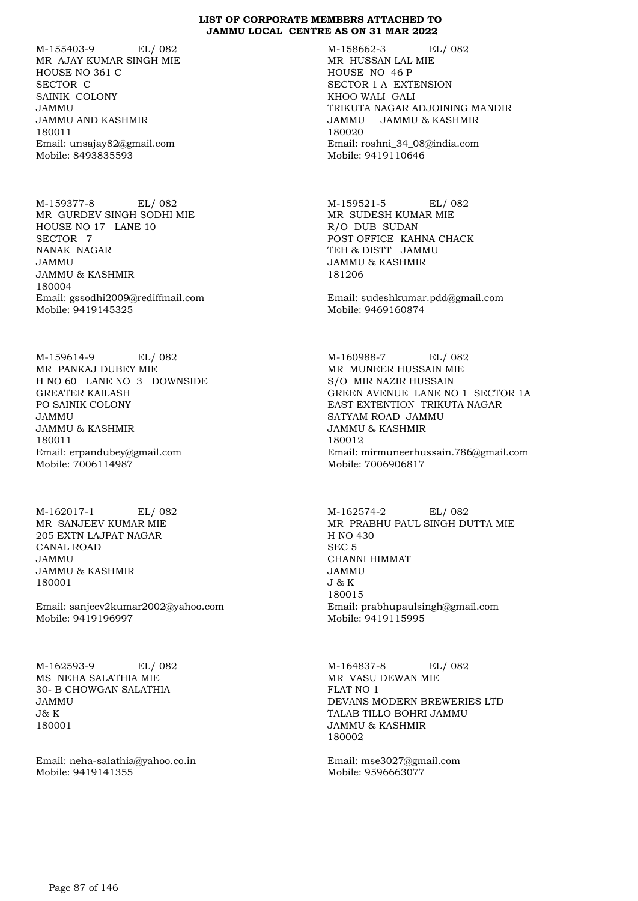**LIST OF CORPORATE MEMBERS ATTACHED TO JAMMU LOCAL CENTRE AS ON 31 MAR 2022**

M-155403-9 EL/ 082
MR AJAY KUMAR SINGH MIE
HOUSE NO 361 C
SECTOR C
SAINIK COLONY
JAMMU
JAMMU AND KASHMIR
180011
Email: unsajay82@gmail.com
Mobile: 8493835593

M-158662-3 EL/ 082
MR HUSSAN LAL MIE
HOUSE NO 46 P
SECTOR 1 A EXTENSION
KHOO WALI GALI
TRIKUTA NAGAR ADJOINING MANDIR
JAMMU JAMMU & KASHMIR
180020
Email: roshni_34_08@india.com
Mobile: 9419110646

M-159377-8 EL/ 082
MR GURDEV SINGH SODHI MIE
HOUSE NO 17 LANE 10
SECTOR 7
NANAK NAGAR
JAMMU
JAMMU & KASHMIR
180004
Email: gssodhi2009@rediffmail.com
Mobile: 9419145325

M-159521-5 EL/ 082
MR SUDESH KUMAR MIE
R/O DUB SUDAN
POST OFFICE KAHNA CHACK
TEH & DISTT JAMMU
JAMMU & KASHMIR
181206

Email: sudeshkumar.pdd@gmail.com
Mobile: 9469160874

M-159614-9 EL/ 082
MR PANKAJ DUBEY MIE
H NO 60 LANE NO 3 DOWNSIDE
GREATER KAILASH
PO SAINIK COLONY
JAMMU
JAMMU & KASHMIR
180011
Email: erpandubey@gmail.com
Mobile: 7006114987

M-160988-7 EL/ 082
MR MUNEER HUSSAIN MIE
S/O MIR NAZIR HUSSAIN
GREEN AVENUE LANE NO 1 SECTOR 1A
EAST EXTENTION TRIKUTA NAGAR
SATYAM ROAD JAMMU
JAMMU & KASHMIR
180012
Email: mirmuneerhussain.786@gmail.com
Mobile: 7006906817

M-162017-1 EL/ 082
MR SANJEEV KUMAR MIE
205 EXTN LAJPAT NAGAR
CANAL ROAD
JAMMU
JAMMU & KASHMIR
180001

Email: sanjeev2kumar2002@yahoo.com
Mobile: 9419196997

M-162574-2 EL/ 082
MR PRABHU PAUL SINGH DUTTA MIE
H NO 430
SEC 5
CHANNI HIMMAT
JAMMU
J & K
180015
Email: prabhupaulsingh@gmail.com
Mobile: 9419115995

M-162593-9 EL/ 082
MS NEHA SALATHIA MIE
30- B CHOWGAN SALATHIA
JAMMU
J& K
180001

Email: neha-salathia@yahoo.co.in
Mobile: 9419141355

M-164837-8 EL/ 082
MR VASU DEWAN MIE
FLAT NO 1
DEVANS MODERN BREWERIES LTD
TALAB TILLO BOHRI JAMMU
JAMMU & KASHMIR
180002

Email: mse3027@gmail.com
Mobile: 9596663077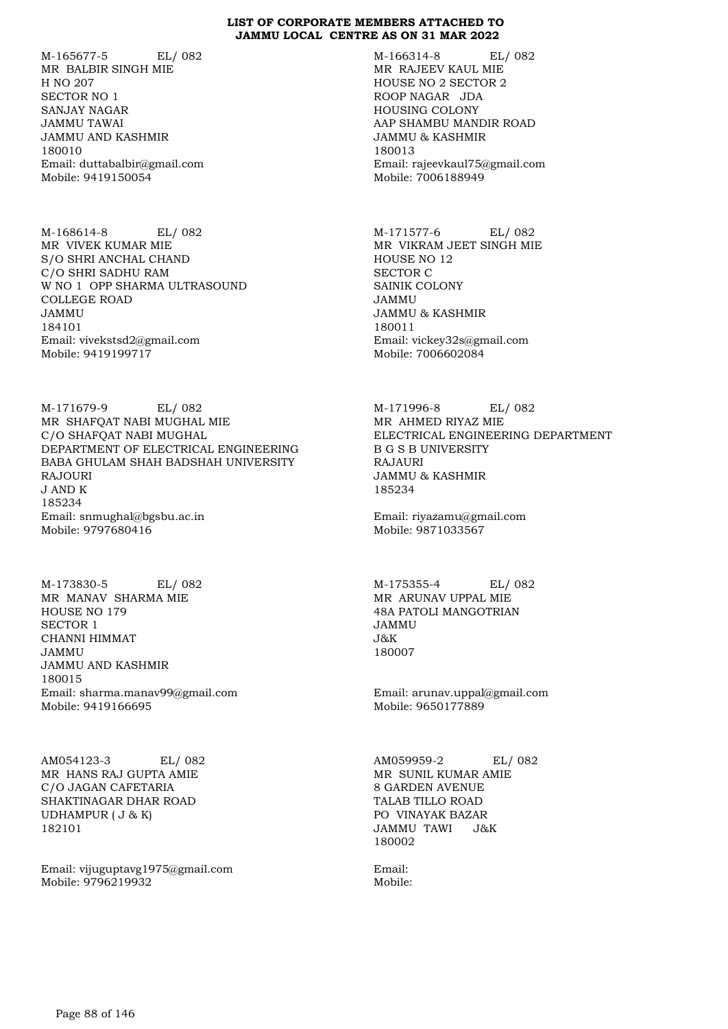**LIST OF CORPORATE MEMBERS ATTACHED TO JAMMU LOCAL CENTRE AS ON 31 MAR 2022**

M-165677-5 EL/ 082
MR BALBIR SINGH MIE
H NO 207
SECTOR NO 1
SANJAY NAGAR
JAMMU TAWAI
JAMMU AND KASHMIR
180010
Email: duttabalbir@gmail.com
Mobile: 9419150054

M-166314-8 EL/ 082
MR RAJEEV KAUL MIE
HOUSE NO 2 SECTOR 2
ROOP NAGAR JDA
HOUSING COLONY
AAP SHAMBU MANDIR ROAD
JAMMU & KASHMIR
180013
Email: rajeevkaul75@gmail.com
Mobile: 7006188949

M-168614-8 EL/ 082
MR VIVEK KUMAR MIE
S/O SHRI ANCHAL CHAND
C/O SHRI SADHU RAM
W NO 1 OPP SHARMA ULTRASOUND
COLLEGE ROAD
JAMMU
184101
Email: vivekstsd2@gmail.com
Mobile: 9419199717

M-171577-6 EL/ 082
MR VIKRAM JEET SINGH MIE
HOUSE NO 12
SECTOR C
SAINIK COLONY
JAMMU
JAMMU & KASHMIR
180011
Email: vickey32s@gmail.com
Mobile: 7006602084

M-171679-9 EL/ 082
MR SHAFQAT NABI MUGHAL MIE
C/O SHAFQAT NABI MUGHAL
DEPARTMENT OF ELECTRICAL ENGINEERING
BABA GHULAM SHAH BADSHAH UNIVERSITY
RAJOURI
J AND K
185234
Email: snmughal@bgsbu.ac.in
Mobile: 9797680416

M-171996-8 EL/ 082
MR AHMED RIYAZ MIE
ELECTRICAL ENGINEERING DEPARTMENT
B G S B UNIVERSITY
RAJAURI
JAMMU & KASHMIR
185234
Email: riyazamu@gmail.com
Mobile: 9871033567

M-173830-5 EL/ 082
MR MANAV SHARMA MIE
HOUSE NO 179
SECTOR 1
CHANNI HIMMAT
JAMMU
JAMMU AND KASHMIR
180015
Email: sharma.manav99@gmail.com
Mobile: 9419166695

M-175355-4 EL/ 082
MR ARUNAV UPPAL MIE
48A PATOLI MANGOTRIAN
JAMMU
J&K
180007
Email: arunav.uppal@gmail.com
Mobile: 9650177889

AM054123-3 EL/ 082
MR HANS RAJ GUPTA AMIE
C/O JAGAN CAFETARIA
SHAKTINAGAR DHAR ROAD
UDHAMPUR ( J & K)
182101
Email: vijuguptavg1975@gmail.com
Mobile: 9796219932

AM059959-2 EL/ 082
MR SUNIL KUMAR AMIE
8 GARDEN AVENUE
TALAB TILLO ROAD
PO VINAYAK BAZAR
JAMMU TAWI J&K
180002
Email:
Mobile: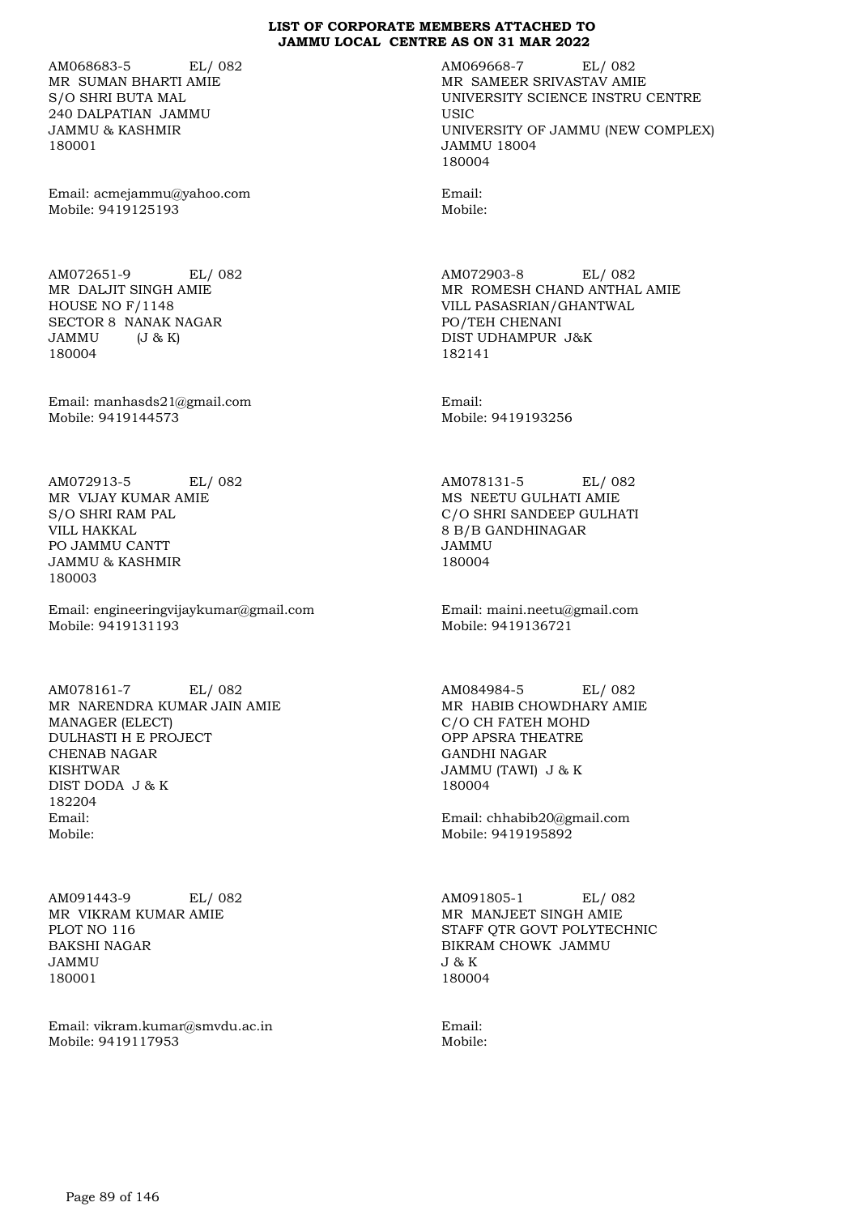**LIST OF CORPORATE MEMBERS ATTACHED TO JAMMU LOCAL CENTRE AS ON 31 MAR 2022**

AM068683-5 EL/ 082
MR SUMAN BHARTI AMIE
S/O SHRI BUTA MAL
240 DALPATIAN JAMMU
JAMMU & KASHMIR
180001

Email: acmejammu@yahoo.com
Mobile: 9419125193

AM069668-7 EL/ 082
MR SAMEER SRIVASTAV AMIE
UNIVERSITY SCIENCE INSTRU CENTRE
USIC
UNIVERSITY OF JAMMU (NEW COMPLEX)
JAMMU 18004
180004

Email:
Mobile:

AM072651-9 EL/ 082
MR DALJIT SINGH AMIE
HOUSE NO F/1148
SECTOR 8 NANAK NAGAR
JAMMU (J & K)
180004

Email: manhasds21@gmail.com
Mobile: 9419144573

AM072903-8 EL/ 082
MR ROMESH CHAND ANTHAL AMIE
VILL PASASRIAN/GHANTWAL
PO/TEH CHENANI
DIST UDHAMPUR J&K
182141

Email:
Mobile: 9419193256

AM072913-5 EL/ 082
MR VIJAY KUMAR AMIE
S/O SHRI RAM PAL
VILL HAKKAL
PO JAMMU CANTT
JAMMU & KASHMIR
180003

Email: engineeringvijaykumar@gmail.com
Mobile: 9419131193

AM078131-5 EL/ 082
MS NEETU GULHATI AMIE
C/O SHRI SANDEEP GULHATI
8 B/B GANDHINAGAR
JAMMU
180004

Email: maini.neetu@gmail.com
Mobile: 9419136721

AM078161-7 EL/ 082
MR NARENDRA KUMAR JAIN AMIE
MANAGER (ELECT)
DULHASTI H E PROJECT
CHENAB NAGAR
KISHTWAR
DIST DODA J & K
182204
Email:
Mobile:

AM084984-5 EL/ 082
MR HABIB CHOWDHARY AMIE
C/O CH FATEH MOHD
OPP APSRA THEATRE
GANDHI NAGAR
JAMMU (TAWI) J & K
180004

Email: chhabib20@gmail.com
Mobile: 9419195892

AM091443-9 EL/ 082
MR VIKRAM KUMAR AMIE
PLOT NO 116
BAKSHI NAGAR
JAMMU
180001

Email: vikram.kumar@smvdu.ac.in
Mobile: 9419117953

AM091805-1 EL/ 082
MR MANJEET SINGH AMIE
STAFF QTR GOVT POLYTECHNIC
BIKRAM CHOWK JAMMU
J & K
180004

Email:
Mobile: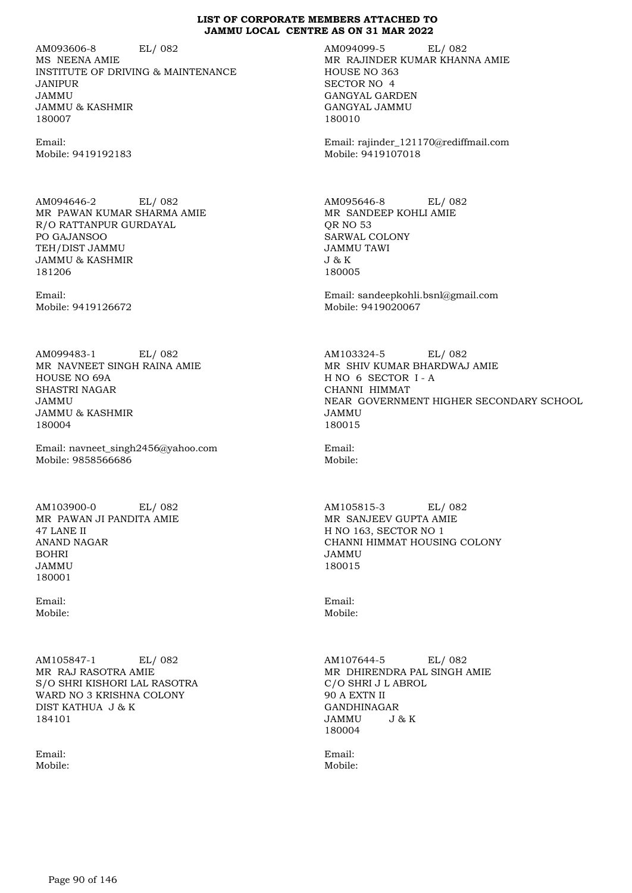**LIST OF CORPORATE MEMBERS ATTACHED TO JAMMU LOCAL CENTRE AS ON 31 MAR 2022**

AM093606-8 EL/ 082
MS NEENA AMIE
INSTITUTE OF DRIVING & MAINTENANCE
JANIPUR
JAMMU
JAMMU & KASHMIR
180007

Email:
Mobile: 9419192183

AM094099-5 EL/ 082
MR RAJINDER KUMAR KHANNA AMIE
HOUSE NO 363
SECTOR NO 4
GANGYAL GARDEN
GANGYAL JAMMU
180010

Email: rajinder_121170@rediffmail.com
Mobile: 9419107018

AM094646-2 EL/ 082
MR PAWAN KUMAR SHARMA AMIE
R/O RATTANPUR GURDAYAL
PO GAJANSOO
TEH/DIST JAMMU
JAMMU & KASHMIR
181206

Email:
Mobile: 9419126672

AM095646-8 EL/ 082
MR SANDEEP KOHLI AMIE
QR NO 53
SARWAL COLONY
JAMMU TAWI
J & K
180005

Email: sandeepkohli.bsnl@gmail.com
Mobile: 9419020067

AM099483-1 EL/ 082
MR NAVNEET SINGH RAINA AMIE
HOUSE NO 69A
SHASTRI NAGAR
JAMMU
JAMMU & KASHMIR
180004

Email: navneet_singh2456@yahoo.com
Mobile: 9858566686

AM103324-5 EL/ 082
MR SHIV KUMAR BHARDWAJ AMIE
H NO 6 SECTOR I - A
CHANNI HIMMAT
NEAR GOVERNMENT HIGHER SECONDARY SCHOOL
JAMMU
180015

Email:
Mobile:

AM103900-0 EL/ 082
MR PAWAN JI PANDITA AMIE
47 LANE II
ANAND NAGAR
BOHRI
JAMMU
180001

Email:
Mobile:

AM105815-3 EL/ 082
MR SANJEEV GUPTA AMIE
H NO 163, SECTOR NO 1
CHANNI HIMMAT HOUSING COLONY
JAMMU
180015

Email:
Mobile:

AM105847-1 EL/ 082
MR RAJ RASOTRA AMIE
S/O SHRI KISHORI LAL RASOTRA
WARD NO 3 KRISHNA COLONY
DIST KATHUA J & K
184101

Email:
Mobile:

AM107644-5 EL/ 082
MR DHIRENDRA PAL SINGH AMIE
C/O SHRI J L ABROL
90 A EXTN II
GANDHINAGAR
JAMMU J & K
180004

Email:
Mobile: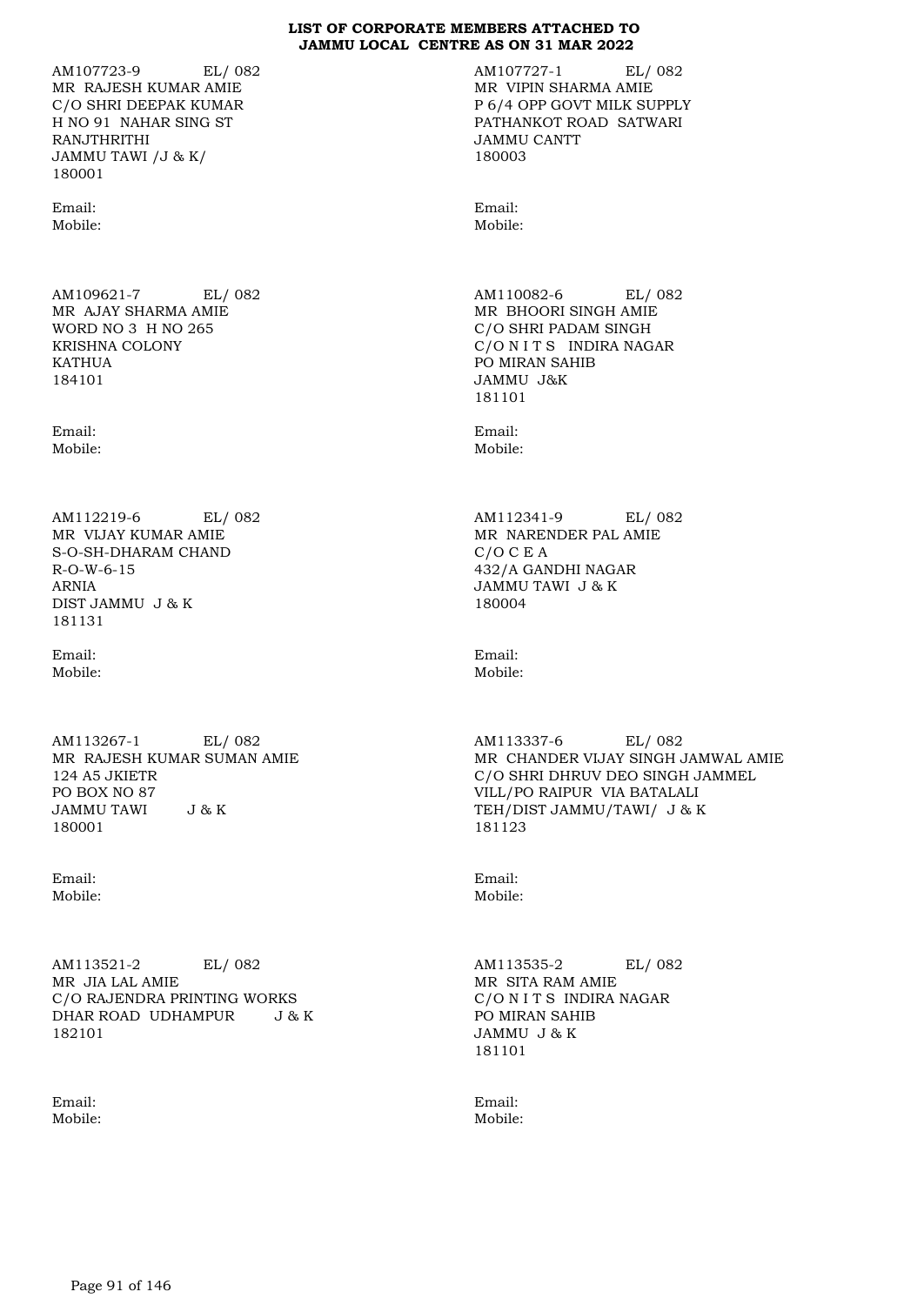**LIST OF CORPORATE MEMBERS ATTACHED TO JAMMU LOCAL CENTRE AS ON 31 MAR 2022**

AM107723-9 EL/ 082
MR RAJESH KUMAR AMIE
C/O SHRI DEEPAK KUMAR
H NO 91 NAHAR SING ST
RANJTHRITHI
JAMMU TAWI /J & K/
180001

Email:
Mobile:

AM107727-1 EL/ 082
MR VIPIN SHARMA AMIE
P 6/4 OPP GOVT MILK SUPPLY
PATHANKOT ROAD SATWARI
JAMMU CANTT
180003

Email:
Mobile:

AM109621-7 EL/ 082
MR AJAY SHARMA AMIE
WORD NO 3 H NO 265
KRISHNA COLONY
KATHUA
184101

Email:
Mobile:

AM110082-6 EL/ 082
MR BHOORI SINGH AMIE
C/O SHRI PADAM SINGH
C/O N I T S INDIRA NAGAR
PO MIRAN SAHIB
JAMMU J&K
181101

Email:
Mobile:

AM112219-6 EL/ 082
MR VIJAY KUMAR AMIE
S-O-SH-DHARAM CHAND
R-O-W-6-15
ARNIA
DIST JAMMU J & K
181131

Email:
Mobile:

AM112341-9 EL/ 082
MR NARENDER PAL AMIE
C/O C E A
432/A GANDHI NAGAR
JAMMU TAWI J & K
180004

Email:
Mobile:

AM113267-1 EL/ 082
MR RAJESH KUMAR SUMAN AMIE
124 A5 JKIETR
PO BOX NO 87
JAMMU TAWI J & K
180001

Email:
Mobile:

AM113337-6 EL/ 082
MR CHANDER VIJAY SINGH JAMWAL AMIE
C/O SHRI DHRUV DEO SINGH JAMMEL
VILL/PO RAIPUR VIA BATALALI
TEH/DIST JAMMU/TAWI/ J & K
181123

Email:
Mobile:

AM113521-2 EL/ 082
MR JIA LAL AMIE
C/O RAJENDRA PRINTING WORKS
DHAR ROAD UDHAMPUR J & K
182101

Email:
Mobile:

AM113535-2 EL/ 082
MR SITA RAM AMIE
C/O N I T S INDIRA NAGAR
PO MIRAN SAHIB
JAMMU J & K
181101

Email:
Mobile: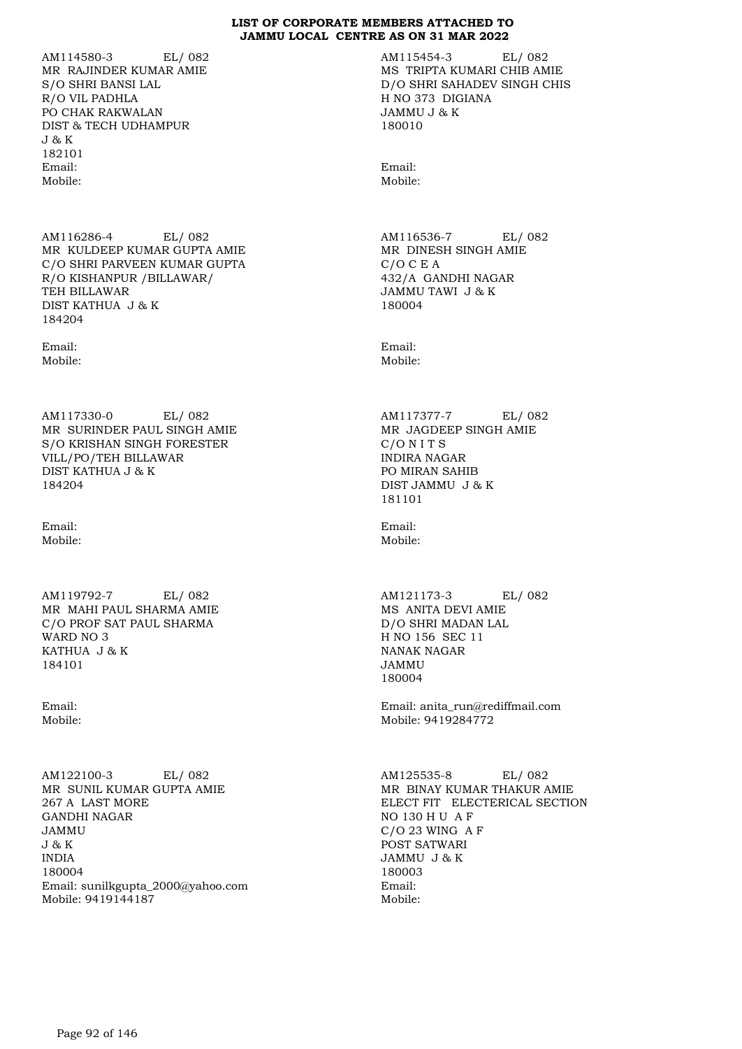# LIST OF CORPORATE MEMBERS ATTACHED TO JAMMU LOCAL CENTRE AS ON 31 MAR 2022

AM114580-3 EL/ 082
MR RAJINDER KUMAR AMIE
S/O SHRI BANSI LAL
R/O VIL PADHLA
PO CHAK RAKWALAN
DIST & TECH UDHAMPUR
J & K
182101
Email:
Mobile:

AM115454-3 EL/ 082
MS TRIPTA KUMARI CHIB AMIE
D/O SHRI SAHADEV SINGH CHIS
H NO 373 DIGIANA
JAMMU J & K
180010

Email:
Mobile:

AM116286-4 EL/ 082
MR KULDEEP KUMAR GUPTA AMIE
C/O SHRI PARVEEN KUMAR GUPTA
R/O KISHANPUR /BILLAWAR/
TEH BILLAWAR
DIST KATHUA J & K
184204

Email:
Mobile:

AM116536-7 EL/ 082
MR DINESH SINGH AMIE
C/O C E A
432/A GANDHI NAGAR
JAMMU TAWI J & K
180004

Email:
Mobile:

AM117330-0 EL/ 082
MR SURINDER PAUL SINGH AMIE
S/O KRISHAN SINGH FORESTER
VILL/PO/TEH BILLAWAR
DIST KATHUA J & K
184204

Email:
Mobile:

AM117377-7 EL/ 082
MR JAGDEEP SINGH AMIE
C/O N I T S
INDIRA NAGAR
PO MIRAN SAHIB
DIST JAMMU J & K
181101

Email:
Mobile:

AM119792-7 EL/ 082
MR MAHI PAUL SHARMA AMIE
C/O PROF SAT PAUL SHARMA
WARD NO 3
KATHUA J & K
184101

Email:
Mobile:

AM121173-3 EL/ 082
MS ANITA DEVI AMIE
D/O SHRI MADAN LAL
H NO 156 SEC 11
NANAK NAGAR
JAMMU
180004

Email: anita_run@rediffmail.com
Mobile: 9419284772

AM122100-3 EL/ 082
MR SUNIL KUMAR GUPTA AMIE
267 A LAST MORE
GANDHI NAGAR
JAMMU
J & K
INDIA
180004
Email: sunilkgupta_2000@yahoo.com
Mobile: 9419144187

AM125535-8 EL/ 082
MR BINAY KUMAR THAKUR AMIE
ELECT FIT ELECTERICAL SECTION
NO 130 H U A F
C/O 23 WING A F
POST SATWARI
JAMMU J & K
180003
Email:
Mobile: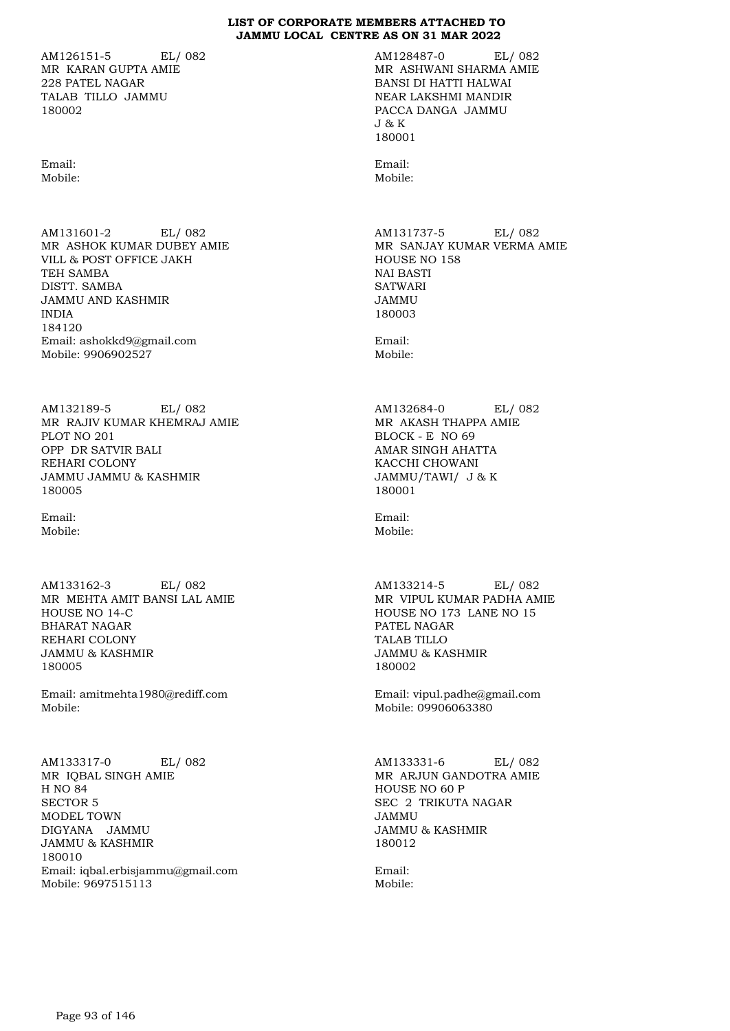**LIST OF CORPORATE MEMBERS ATTACHED TO JAMMU LOCAL CENTRE AS ON 31 MAR 2022**

AM126151-5 EL/ 082
MR KARAN GUPTA AMIE
228 PATEL NAGAR
TALAB TILLO JAMMU
180002

Email:
Mobile:

AM128487-0 EL/ 082
MR ASHWANI SHARMA AMIE
BANSI DI HATTI HALWAI
NEAR LAKSHMI MANDIR
PACCA DANGA JAMMU
J & K
180001

Email:
Mobile:

AM131601-2 EL/ 082
MR ASHOK KUMAR DUBEY AMIE
VILL & POST OFFICE JAKH
TEH SAMBA
DISTT. SAMBA
JAMMU AND KASHMIR
INDIA
184120
Email: ashokkd9@gmail.com
Mobile: 9906902527

AM131737-5 EL/ 082
MR SANJAY KUMAR VERMA AMIE
HOUSE NO 158
NAI BASTI
SATWARI
JAMMU
180003

Email:
Mobile:

AM132189-5 EL/ 082
MR RAJIV KUMAR KHEMRAJ AMIE
PLOT NO 201
OPP DR SATVIR BALI
REHARI COLONY
JAMMU JAMMU & KASHMIR
180005

Email:
Mobile:

AM132684-0 EL/ 082
MR AKASH THAPPA AMIE
BLOCK - E NO 69
AMAR SINGH AHATTA
KACCHI CHOWANI
JAMMU/TAWI/ J & K
180001

Email:
Mobile:

AM133162-3 EL/ 082
MR MEHTA AMIT BANSI LAL AMIE
HOUSE NO 14-C
BHARAT NAGAR
REHARI COLONY
JAMMU & KASHMIR
180005

Email: amitmehta1980@rediff.com
Mobile:

AM133214-5 EL/ 082
MR VIPUL KUMAR PADHA AMIE
HOUSE NO 173 LANE NO 15
PATEL NAGAR
TALAB TILLO
JAMMU & KASHMIR
180002

Email: vipul.padhe@gmail.com
Mobile: 09906063380

AM133317-0 EL/ 082
MR IQBAL SINGH AMIE
H NO 84
SECTOR 5
MODEL TOWN
DIGYANA JAMMU
JAMMU & KASHMIR
180010
Email: iqbal.erbisjammu@gmail.com
Mobile: 9697515113

AM133331-6 EL/ 082
MR ARJUN GANDOTRA AMIE
HOUSE NO 60 P
SEC 2 TRIKUTA NAGAR
JAMMU
JAMMU & KASHMIR
180012

Email:
Mobile: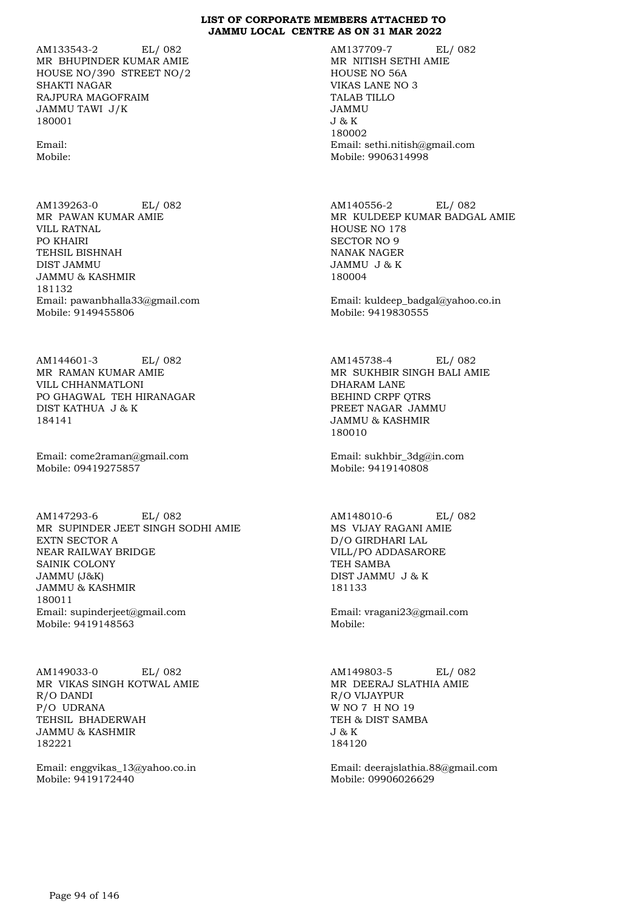**LIST OF CORPORATE MEMBERS ATTACHED TO JAMMU LOCAL CENTRE AS ON 31 MAR 2022**

AM133543-2 EL/ 082
MR BHUPINDER KUMAR AMIE
HOUSE NO/390 STREET NO/2
SHAKTI NAGAR
RAJPURA MAGOFRAIM
JAMMU TAWI J/K
180001

Email:
Mobile:

AM137709-7 EL/ 082
MR NITISH SETHI AMIE
HOUSE NO 56A
VIKAS LANE NO 3
TALAB TILLO
JAMMU
J & K
180002
Email: sethi.nitish@gmail.com
Mobile: 9906314998

AM139263-0 EL/ 082
MR PAWAN KUMAR AMIE
VILL RATNAL
PO KHAIRI
TEHSIL BISHNAH
DIST JAMMU
JAMMU & KASHMIR
181132
Email: pawanbhalla33@gmail.com
Mobile: 9149455806

AM140556-2 EL/ 082
MR KULDEEP KUMAR BADGAL AMIE
HOUSE NO 178
SECTOR NO 9
NANAK NAGER
JAMMU J & K
180004

Email: kuldeep_badgal@yahoo.co.in
Mobile: 9419830555

AM144601-3 EL/ 082
MR RAMAN KUMAR AMIE
VILL CHHANMATLONI
PO GHAGWAL TEH HIRANAGAR
DIST KATHUA J & K
184141

Email: come2raman@gmail.com
Mobile: 09419275857

AM145738-4 EL/ 082
MR SUKHBIR SINGH BALI AMIE
DHARAM LANE
BEHIND CRPF QTRS
PREET NAGAR JAMMU
JAMMU & KASHMIR
180010

Email: sukhbir_3dg@in.com
Mobile: 9419140808

AM147293-6 EL/ 082
MR SUPINDER JEET SINGH SODHI AMIE
EXTN SECTOR A
NEAR RAILWAY BRIDGE
SAINIK COLONY
JAMMU (J&K)
JAMMU & KASHMIR
180011
Email: supinderjeet@gmail.com
Mobile: 9419148563

AM148010-6 EL/ 082
MS VIJAY RAGANI AMIE
D/O GIRDHARI LAL
VILL/PO ADDASARORE
TEH SAMBA
DIST JAMMU J & K
181133

Email: vragani23@gmail.com
Mobile:

AM149033-0 EL/ 082
MR VIKAS SINGH KOTWAL AMIE
R/O DANDI
P/O UDRANA
TEHSIL BHADERWAH
JAMMU & KASHMIR
182221

Email: enggvikas_13@yahoo.co.in
Mobile: 9419172440

AM149803-5 EL/ 082
MR DEERAJ SLATHIA AMIE
R/O VIJAYPUR
W NO 7 H NO 19
TEH & DIST SAMBA
J & K
184120

Email: deerajslathia.88@gmail.com
Mobile: 09906026629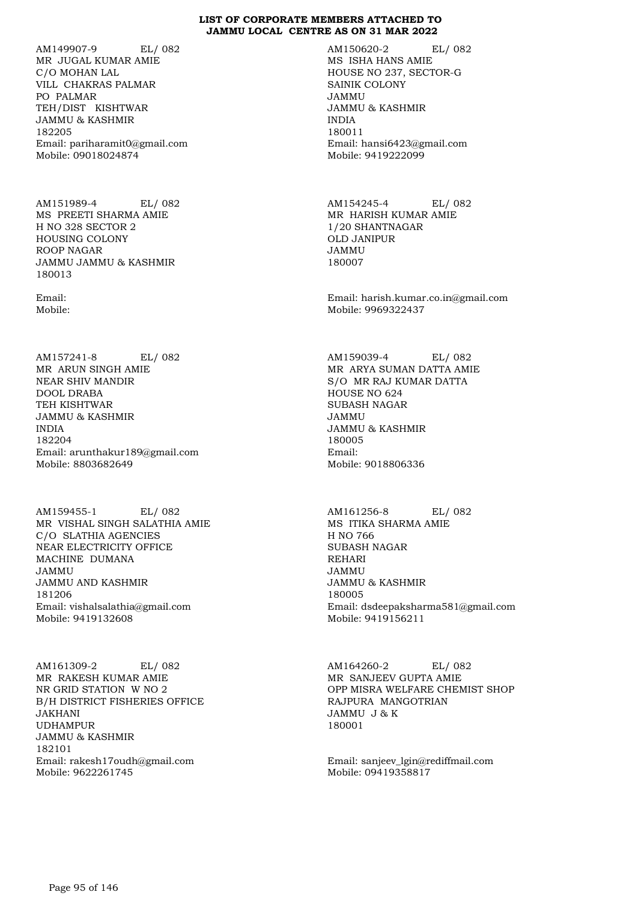**LIST OF CORPORATE MEMBERS ATTACHED TO JAMMU LOCAL CENTRE AS ON 31 MAR 2022**

AM149907-9 EL/ 082
MR JUGAL KUMAR AMIE
C/O MOHAN LAL
VILL CHAKRAS PALMAR
PO PALMAR
TEH/DIST KISHTWAR
JAMMU & KASHMIR
182205
Email: pariharamit0@gmail.com
Mobile: 09018024874

AM150620-2 EL/ 082
MS ISHA HANS AMIE
HOUSE NO 237, SECTOR-G
SAINIK COLONY
JAMMU
JAMMU & KASHMIR
INDIA
180011
Email: hansi6423@gmail.com
Mobile: 9419222099

AM151989-4 EL/ 082
MS PREETI SHARMA AMIE
H NO 328 SECTOR 2
HOUSING COLONY
ROOP NAGAR
JAMMU JAMMU & KASHMIR
180013

Email:
Mobile:

AM154245-4 EL/ 082
MR HARISH KUMAR AMIE
1/20 SHANTNAGAR
OLD JANIPUR
JAMMU
180007

Email: harish.kumar.co.in@gmail.com
Mobile: 9969322437

AM157241-8 EL/ 082
MR ARUN SINGH AMIE
NEAR SHIV MANDIR
DOOL DRABA
TEH KISHTWAR
JAMMU & KASHMIR
INDIA
182204
Email: arunthakur189@gmail.com
Mobile: 8803682649

AM159039-4 EL/ 082
MR ARYA SUMAN DATTA AMIE
S/O MR RAJ KUMAR DATTA
HOUSE NO 624
SUBASH NAGAR
JAMMU
JAMMU & KASHMIR
180005
Email:
Mobile: 9018806336

AM159455-1 EL/ 082
MR VISHAL SINGH SALATHIA AMIE
C/O SLATHIA AGENCIES
NEAR ELECTRICITY OFFICE
MACHINE DUMANA
JAMMU
JAMMU AND KASHMIR
181206
Email: vishalsalathia@gmail.com
Mobile: 9419132608

AM161256-8 EL/ 082
MS ITIKA SHARMA AMIE
H NO 766
SUBASH NAGAR
REHARI
JAMMU
JAMMU & KASHMIR
180005
Email: dsdeepaksharma581@gmail.com
Mobile: 9419156211

AM161309-2 EL/ 082
MR RAKESH KUMAR AMIE
NR GRID STATION W NO 2
B/H DISTRICT FISHERIES OFFICE
JAKHANI
UDHAMPUR
JAMMU & KASHMIR
182101
Email: rakesh17oudh@gmail.com
Mobile: 9622261745

AM164260-2 EL/ 082
MR SANJEEV GUPTA AMIE
OPP MISRA WELFARE CHEMIST SHOP
RAJPURA MANGOTRIAN
JAMMU J & K
180001

Email: sanjeev_lgin@rediffmail.com
Mobile: 09419358817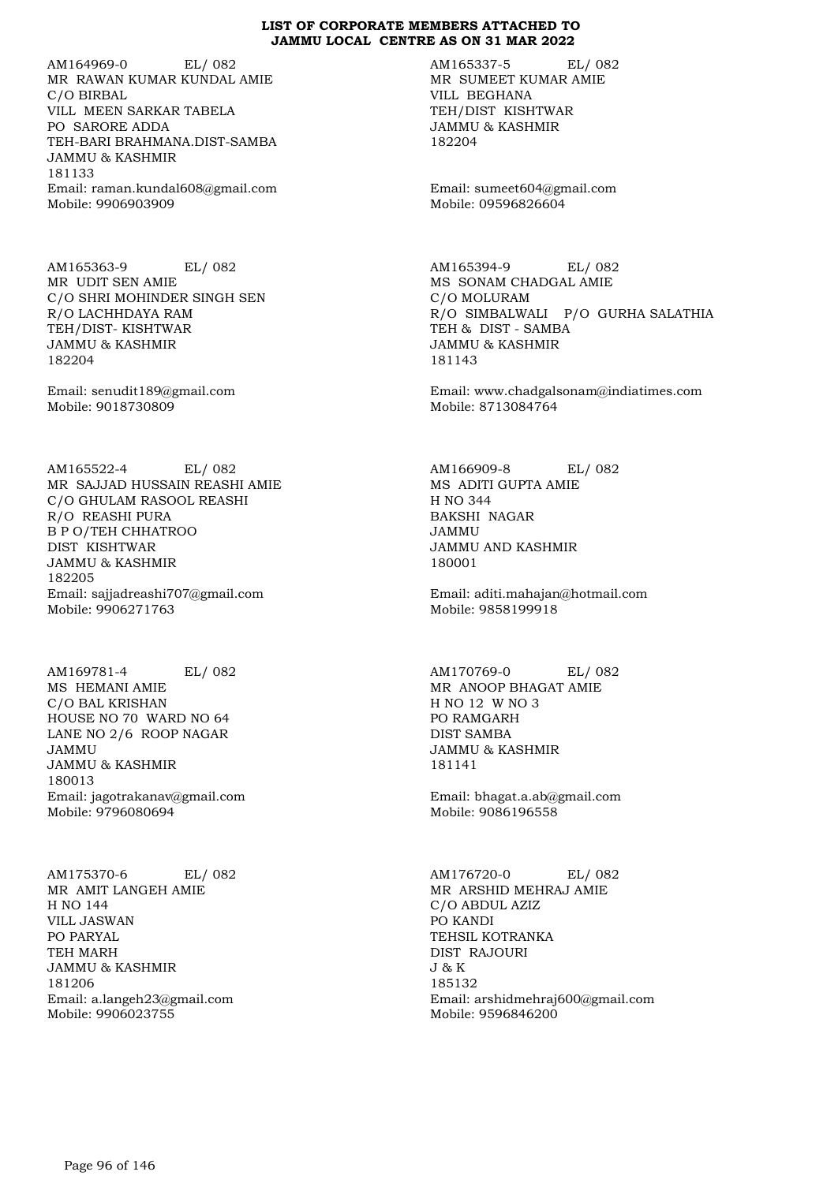**LIST OF CORPORATE MEMBERS ATTACHED TO JAMMU LOCAL CENTRE AS ON 31 MAR 2022**

AM164969-0 EL/ 082
MR RAWAN KUMAR KUNDAL AMIE
C/O BIRBAL
VILL MEEN SARKAR TABELA
PO SARORE ADDA
TEH-BARI BRAHMANA.DIST-SAMBA
JAMMU & KASHMIR
181133
Email: raman.kundal608@gmail.com
Mobile: 9906903909

AM165337-5 EL/ 082
MR SUMEET KUMAR AMIE
VILL BEGHANA
TEH/DIST KISHTWAR
JAMMU & KASHMIR
182204
Email: sumeet604@gmail.com
Mobile: 09596826604

AM165363-9 EL/ 082
MR UDIT SEN AMIE
C/O SHRI MOHINDER SINGH SEN
R/O LACHHDAYA RAM
TEH/DIST- KISHTWAR
JAMMU & KASHMIR
182204
Email: senudit189@gmail.com
Mobile: 9018730809

AM165394-9 EL/ 082
MS SONAM CHADGAL AMIE
C/O MOLURAM
R/O SIMBALWALI P/O GURHA SALATHIA
TEH & DIST - SAMBA
JAMMU & KASHMIR
181143
Email: www.chadgalsonam@indiatimes.com
Mobile: 8713084764

AM165522-4 EL/ 082
MR SAJJAD HUSSAIN REASHI AMIE
C/O GHULAM RASOOL REASHI
R/O REASHI PURA
B P O/TEH CHHATROO
DIST KISHTWAR
JAMMU & KASHMIR
182205
Email: sajjadreashi707@gmail.com
Mobile: 9906271763

AM166909-8 EL/ 082
MS ADITI GUPTA AMIE
H NO 344
BAKSHI NAGAR
JAMMU
JAMMU AND KASHMIR
180001
Email: aditi.mahajan@hotmail.com
Mobile: 9858199918

AM169781-4 EL/ 082
MS HEMANI AMIE
C/O BAL KRISHAN
HOUSE NO 70 WARD NO 64
LANE NO 2/6 ROOP NAGAR
JAMMU
JAMMU & KASHMIR
180013
Email: jagotrakanav@gmail.com
Mobile: 9796080694

AM170769-0 EL/ 082
MR ANOOP BHAGAT AMIE
H NO 12 W NO 3
PO RAMGARH
DIST SAMBA
JAMMU & KASHMIR
181141
Email: bhagat.a.ab@gmail.com
Mobile: 9086196558

AM175370-6 EL/ 082
MR AMIT LANGEH AMIE
H NO 144
VILL JASWAN
PO PARYAL
TEH MARH
JAMMU & KASHMIR
181206
Email: a.langeh23@gmail.com
Mobile: 9906023755

AM176720-0 EL/ 082
MR ARSHID MEHRAJ AMIE
C/O ABDUL AZIZ
PO KANDI
TEHSIL KOTRANKA
DIST RAJOURI
J & K
185132
Email: arshidmehraj600@gmail.com
Mobile: 9596846200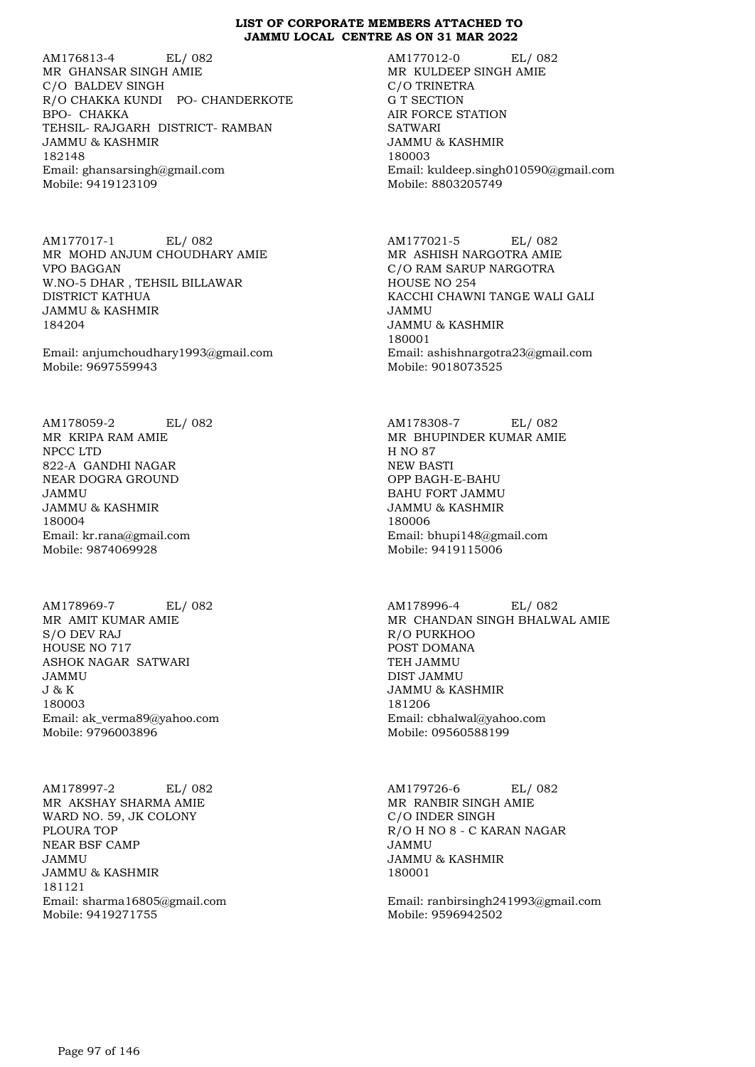**LIST OF CORPORATE MEMBERS ATTACHED TO JAMMU LOCAL CENTRE AS ON 31 MAR 2022**

AM176813-4 EL/ 082
MR GHANSAR SINGH AMIE
C/O BALDEV SINGH
R/O CHAKKA KUNDI PO- CHANDERKOTE
BPO- CHAKKA
TEHSIL- RAJGARH DISTRICT- RAMBAN
JAMMU & KASHMIR
182148
Email: ghansarsingh@gmail.com
Mobile: 9419123109

AM177012-0 EL/ 082
MR KULDEEP SINGH AMIE
C/O TRINETRA
G T SECTION
AIR FORCE STATION
SATWARI
JAMMU & KASHMIR
180003
Email: kuldeep.singh010590@gmail.com
Mobile: 8803205749

AM177017-1 EL/ 082
MR MOHD ANJUM CHOUDHARY AMIE
VPO BAGGAN
W.NO-5 DHAR , TEHSIL BILLAWAR
DISTRICT KATHUA
JAMMU & KASHMIR
184204

Email: anjumchoudhary1993@gmail.com
Mobile: 9697559943

AM177021-5 EL/ 082
MR ASHISH NARGOTRA AMIE
C/O RAM SARUP NARGOTRA
HOUSE NO 254
KACCHI CHAWNI TANGE WALI GALI
JAMMU
JAMMU & KASHMIR
180001
Email: ashishnargotra23@gmail.com
Mobile: 9018073525

AM178059-2 EL/ 082
MR KRIPA RAM AMIE
NPCC LTD
822-A GANDHI NAGAR
NEAR DOGRA GROUND
JAMMU
JAMMU & KASHMIR
180004
Email: kr.rana@gmail.com
Mobile: 9874069928

AM178308-7 EL/ 082
MR BHUPINDER KUMAR AMIE
H NO 87
NEW BASTI
OPP BAGH-E-BAHU
BAHU FORT JAMMU
JAMMU & KASHMIR
180006
Email: bhupi148@gmail.com
Mobile: 9419115006

AM178969-7 EL/ 082
MR AMIT KUMAR AMIE
S/O DEV RAJ
HOUSE NO 717
ASHOK NAGAR SATWARI
JAMMU
J & K
180003
Email: ak_verma89@yahoo.com
Mobile: 9796003896

AM178996-4 EL/ 082
MR CHANDAN SINGH BHALWAL AMIE
R/O PURKHOO
POST DOMANA
TEH JAMMU
DIST JAMMU
JAMMU & KASHMIR
181206
Email: cbhalwal@yahoo.com
Mobile: 09560588199

AM178997-2 EL/ 082
MR AKSHAY SHARMA AMIE
WARD NO. 59, JK COLONY
PLOURA TOP
NEAR BSF CAMP
JAMMU
JAMMU & KASHMIR
181121
Email: sharma16805@gmail.com
Mobile: 9419271755

AM179726-6 EL/ 082
MR RANBIR SINGH AMIE
C/O INDER SINGH
R/O H NO 8 - C KARAN NAGAR
JAMMU
JAMMU & KASHMIR
180001

Email: ranbirsingh241993@gmail.com
Mobile: 9596942502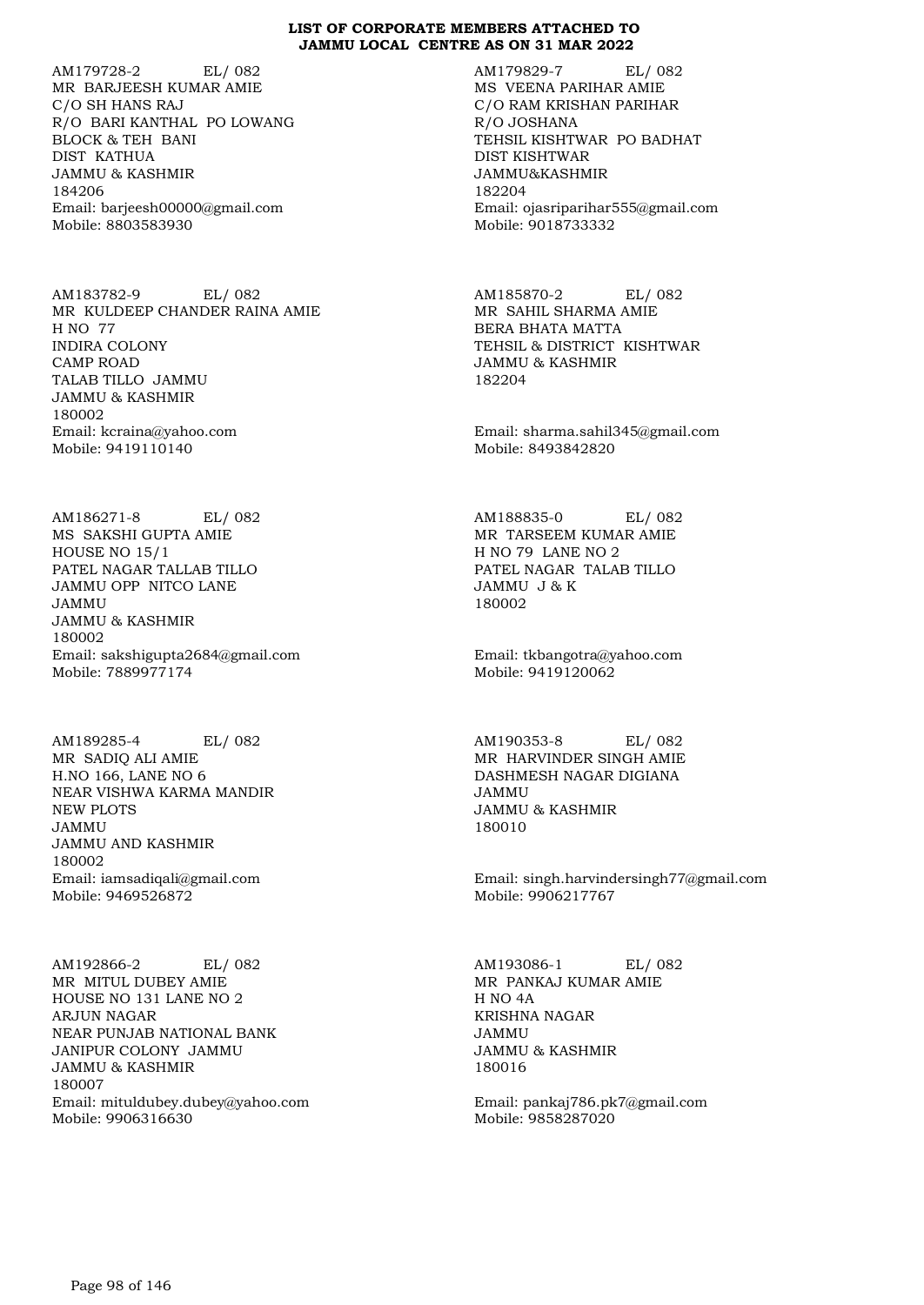**LIST OF CORPORATE MEMBERS ATTACHED TO JAMMU LOCAL CENTRE AS ON 31 MAR 2022**

AM179728-2 EL/ 082
MR BARJEESH KUMAR AMIE
C/O SH HANS RAJ
R/O BARI KANTHAL PO LOWANG
BLOCK & TEH BANI
DIST KATHUA
JAMMU & KASHMIR
184206
Email: barjeesh00000@gmail.com
Mobile: 8803583930

AM179829-7 EL/ 082
MS VEENA PARIHAR AMIE
C/O RAM KRISHAN PARIHAR
R/O JOSHANA
TEHSIL KISHTWAR PO BADHAT
DIST KISHTWAR
JAMMU&KASHMIR
182204
Email: ojasriparihar555@gmail.com
Mobile: 9018733332

AM183782-9 EL/ 082
MR KULDEEP CHANDER RAINA AMIE
H NO 77
INDIRA COLONY
CAMP ROAD
TALAB TILLO JAMMU
JAMMU & KASHMIR
180002
Email: kcraina@yahoo.com
Mobile: 9419110140

AM185870-2 EL/ 082
MR SAHIL SHARMA AMIE
BERA BHATA MATTA
TEHSIL & DISTRICT KISHTWAR
JAMMU & KASHMIR
182204
Email: sharma.sahil345@gmail.com
Mobile: 8493842820

AM186271-8 EL/ 082
MS SAKSHI GUPTA AMIE
HOUSE NO 15/1
PATEL NAGAR TALLAB TILLO
JAMMU OPP NITCO LANE
JAMMU
JAMMU & KASHMIR
180002
Email: sakshigupta2684@gmail.com
Mobile: 7889977174

AM188835-0 EL/ 082
MR TARSEEM KUMAR AMIE
H NO 79 LANE NO 2
PATEL NAGAR TALAB TILLO
JAMMU J & K
180002
Email: tkbangotra@yahoo.com
Mobile: 9419120062

AM189285-4 EL/ 082
MR SADIQ ALI AMIE
H.NO 166, LANE NO 6
NEAR VISHWA KARMA MANDIR
NEW PLOTS
JAMMU
JAMMU AND KASHMIR
180002
Email: iamsadiqali@gmail.com
Mobile: 9469526872

AM190353-8 EL/ 082
MR HARVINDER SINGH AMIE
DASHMESH NAGAR DIGIANA
JAMMU
JAMMU & KASHMIR
180010
Email: singh.harvindersingh77@gmail.com
Mobile: 9906217767

AM192866-2 EL/ 082
MR MITUL DUBEY AMIE
HOUSE NO 131 LANE NO 2
ARJUN NAGAR
NEAR PUNJAB NATIONAL BANK
JANIPUR COLONY JAMMU
JAMMU & KASHMIR
180007
Email: mituldubey.dubey@yahoo.com
Mobile: 9906316630

AM193086-1 EL/ 082
MR PANKAJ KUMAR AMIE
H NO 4A
KRISHNA NAGAR
JAMMU
JAMMU & KASHMIR
180016
Email: pankaj786.pk7@gmail.com
Mobile: 9858287020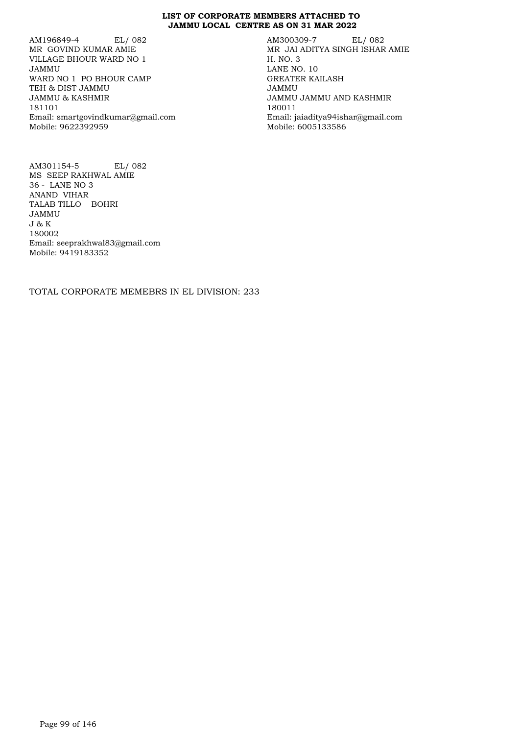**LIST OF CORPORATE MEMBERS ATTACHED TO JAMMU LOCAL CENTRE AS ON 31 MAR 2022**

AM196849-4 EL/ 082
MR GOVIND KUMAR AMIE
VILLAGE BHOUR WARD NO 1
JAMMU
WARD NO 1 PO BHOUR CAMP
TEH & DIST JAMMU
JAMMU & KASHMIR
181101
Email: smartgovindkumar@gmail.com
Mobile: 9622392959

AM300309-7 EL/ 082
MR JAI ADITYA SINGH ISHAR AMIE
H. NO. 3
LANE NO. 10
GREATER KAILASH
JAMMU
JAMMU JAMMU AND KASHMIR
180011
Email: jaiaditya94ishar@gmail.com
Mobile: 6005133586

AM301154-5 EL/ 082
MS SEEP RAKHWAL AMIE
36 - LANE NO 3
ANAND VIHAR
TALAB TILLO BOHRI
JAMMU
J & K
180002
Email: seeprakhwal83@gmail.com
Mobile: 9419183352

TOTAL CORPORATE MEMEBRS IN EL DIVISION: 233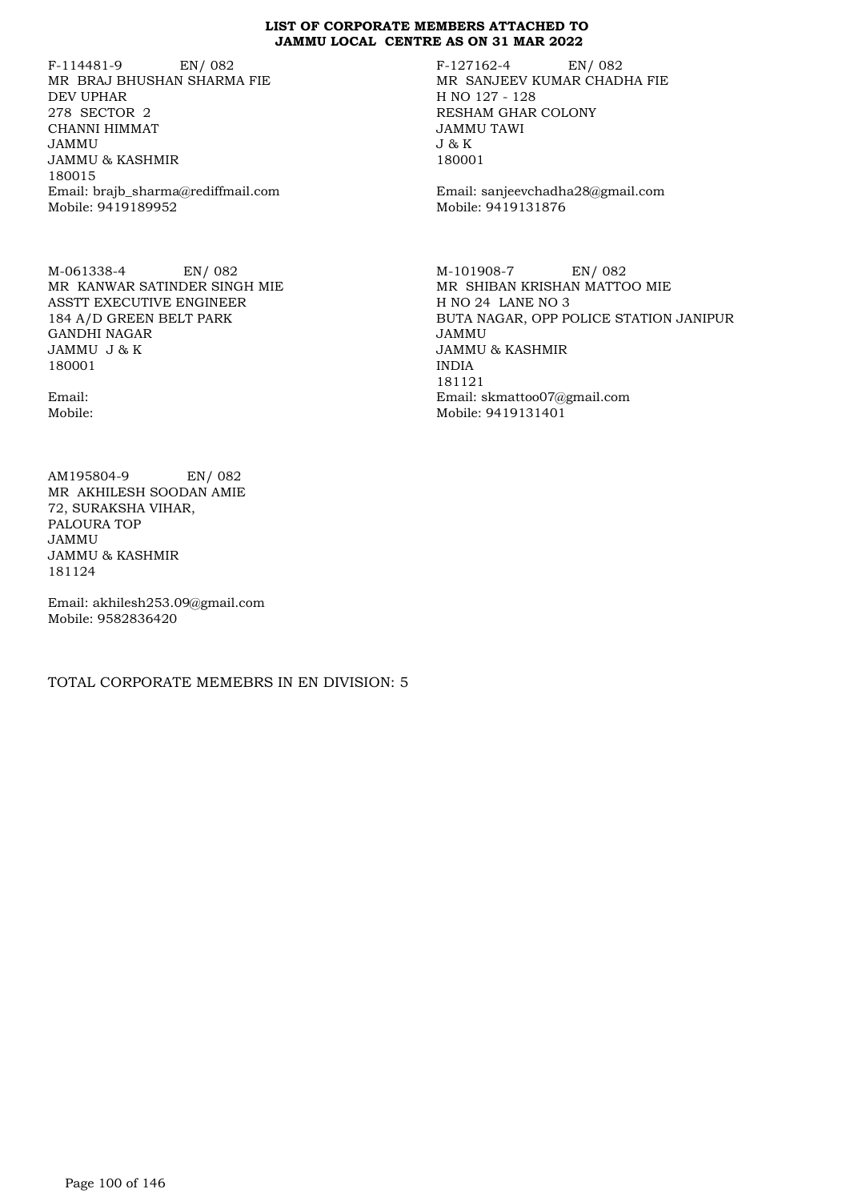**LIST OF CORPORATE MEMBERS ATTACHED TO JAMMU LOCAL CENTRE AS ON 31 MAR 2022**

F-114481-9 EN/ 082
MR BRAJ BHUSHAN SHARMA FIE
DEV UPHAR
278 SECTOR 2
CHANNI HIMMAT
JAMMU
JAMMU & KASHMIR
180015
Email: brajb_sharma@rediffmail.com
Mobile: 9419189952

F-127162-4 EN/ 082
MR SANJEEV KUMAR CHADHA FIE
H NO 127 - 128
RESHAM GHAR COLONY
JAMMU TAWI
J & K
180001

Email: sanjeevchadha28@gmail.com
Mobile: 9419131876

M-061338-4 EN/ 082
MR KANWAR SATINDER SINGH MIE
ASSTT EXECUTIVE ENGINEER
184 A/D GREEN BELT PARK
GANDHI NAGAR
JAMMU J & K
180001

Email:
Mobile:

M-101908-7 EN/ 082
MR SHIBAN KRISHAN MATTOO MIE
H NO 24 LANE NO 3
BUTA NAGAR, OPP POLICE STATION JANIPUR
JAMMU
JAMMU & KASHMIR
INDIA
181121
Email: skmattoo07@gmail.com
Mobile: 9419131401

AM195804-9 EN/ 082
MR AKHILESH SOODAN AMIE
72, SURAKSHA VIHAR,
PALOURA TOP
JAMMU
JAMMU & KASHMIR
181124

Email: akhilesh253.09@gmail.com
Mobile: 9582836420

TOTAL CORPORATE MEMEBRS IN EN DIVISION: 5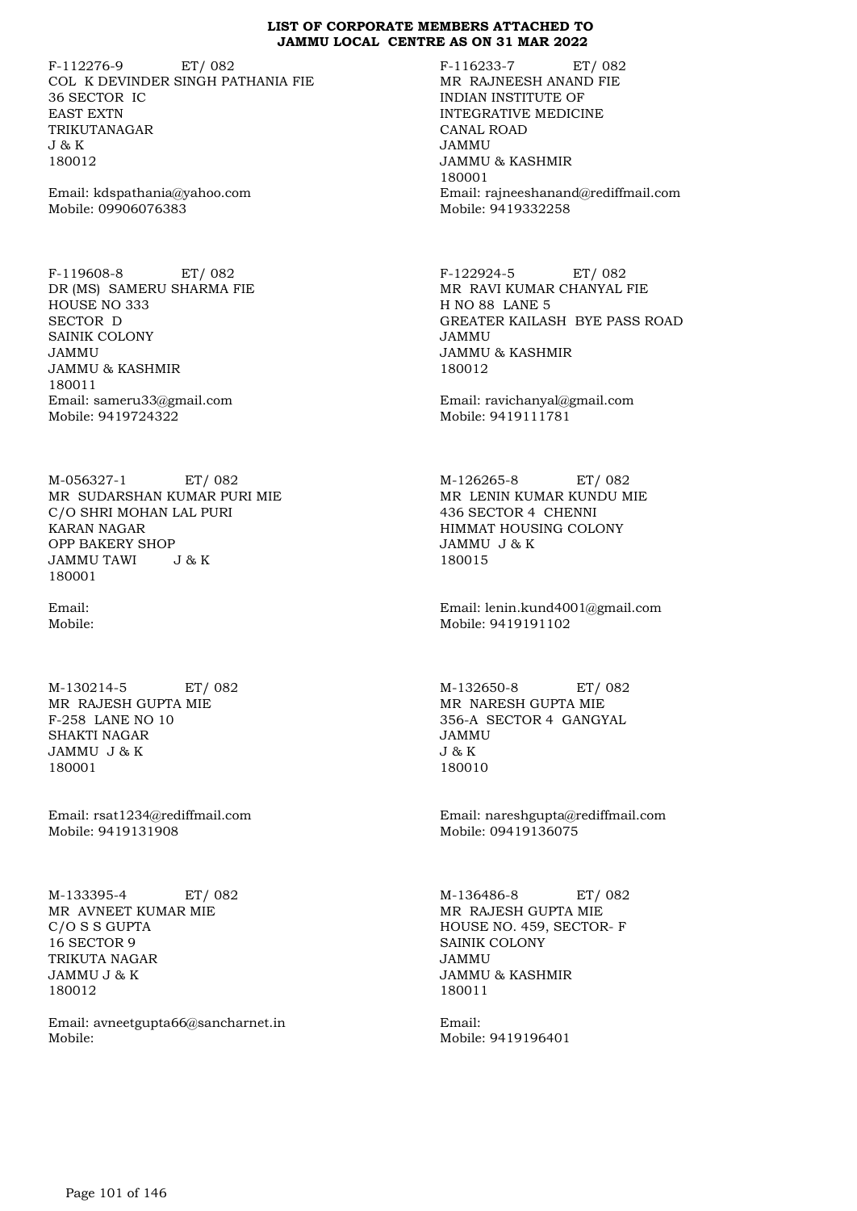**LIST OF CORPORATE MEMBERS ATTACHED TO JAMMU LOCAL CENTRE AS ON 31 MAR 2022**

F-112276-9 ET/ 082
COL K DEVINDER SINGH PATHANIA FIE
36 SECTOR IC
EAST EXTN
TRIKUTANAGAR
J & K
180012

Email: kdspathania@yahoo.com
Mobile: 09906076383

F-116233-7 ET/ 082
MR RAJNEESH ANAND FIE
INDIAN INSTITUTE OF
INTEGRATIVE MEDICINE
CANAL ROAD
JAMMU
JAMMU & KASHMIR
180001
Email: rajneeshanand@rediffmail.com
Mobile: 9419332258

F-119608-8 ET/ 082
DR (MS) SAMERU SHARMA FIE
HOUSE NO 333
SECTOR D
SAINIK COLONY
JAMMU
JAMMU & KASHMIR
180011
Email: sameru33@gmail.com
Mobile: 9419724322

F-122924-5 ET/ 082
MR RAVI KUMAR CHANYAL FIE
H NO 88 LANE 5
GREATER KAILASH BYE PASS ROAD
JAMMU
JAMMU & KASHMIR
180012

Email: ravichanyal@gmail.com
Mobile: 9419111781

M-056327-1 ET/ 082
MR SUDARSHAN KUMAR PURI MIE
C/O SHRI MOHAN LAL PURI
KARAN NAGAR
OPP BAKERY SHOP
JAMMU TAWI J & K
180001

Email:
Mobile:

M-126265-8 ET/ 082
MR LENIN KUMAR KUNDU MIE
436 SECTOR 4 CHENNI
HIMMAT HOUSING COLONY
JAMMU J & K
180015

Email: lenin.kund4001@gmail.com
Mobile: 9419191102

M-130214-5 ET/ 082
MR RAJESH GUPTA MIE
F-258 LANE NO 10
SHAKTI NAGAR
JAMMU J & K
180001

Email: rsat1234@rediffmail.com
Mobile: 9419131908

M-132650-8 ET/ 082
MR NARESH GUPTA MIE
356-A SECTOR 4 GANGYAL
JAMMU
J & K
180010

Email: nareshgupta@rediffmail.com
Mobile: 09419136075

M-133395-4 ET/ 082
MR AVNEET KUMAR MIE
C/O S S GUPTA
16 SECTOR 9
TRIKUTA NAGAR
JAMMU J & K
180012

Email: avneetgupta66@sancharnet.in
Mobile:

M-136486-8 ET/ 082
MR RAJESH GUPTA MIE
HOUSE NO. 459, SECTOR- F
SAINIK COLONY
JAMMU
JAMMU & KASHMIR
180011

Email:
Mobile: 9419196401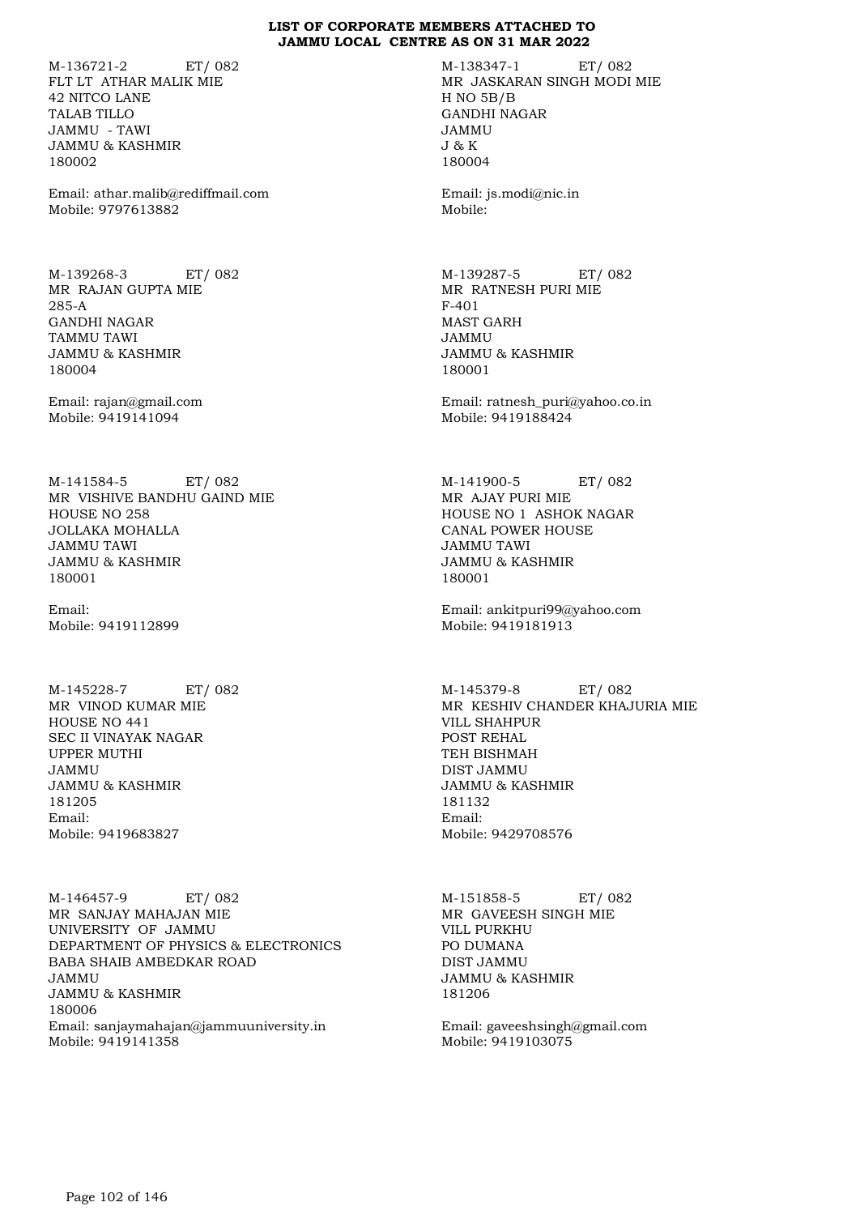**LIST OF CORPORATE MEMBERS ATTACHED TO JAMMU LOCAL CENTRE AS ON 31 MAR 2022**

M-136721-2 ET/ 082
FLT LT ATHAR MALIK MIE
42 NITCO LANE
TALAB TILLO
JAMMU - TAWI
JAMMU & KASHMIR
180002

Email: athar.malib@rediffmail.com
Mobile: 9797613882

M-138347-1 ET/ 082
MR JASKARAN SINGH MODI MIE
H NO 5B/B
GANDHI NAGAR
JAMMU
J & K
180004

Email: js.modi@nic.in
Mobile:

M-139268-3 ET/ 082
MR RAJAN GUPTA MIE
285-A
GANDHI NAGAR
TAMMU TAWI
JAMMU & KASHMIR
180004

Email: rajan@gmail.com
Mobile: 9419141094

M-139287-5 ET/ 082
MR RATNESH PURI MIE
F-401
MAST GARH
JAMMU
JAMMU & KASHMIR
180001

Email: ratnesh_puri@yahoo.co.in
Mobile: 9419188424

M-141584-5 ET/ 082
MR VISHIVE BANDHU GAIND MIE
HOUSE NO 258
JOLLAKA MOHALLA
JAMMU TAWI
JAMMU & KASHMIR
180001

Email:
Mobile: 9419112899

M-141900-5 ET/ 082
MR AJAY PURI MIE
HOUSE NO 1 ASHOK NAGAR
CANAL POWER HOUSE
JAMMU TAWI
JAMMU & KASHMIR
180001

Email: ankitpuri99@yahoo.com
Mobile: 9419181913

M-145228-7 ET/ 082
MR VINOD KUMAR MIE
HOUSE NO 441
SEC II VINAYAK NAGAR
UPPER MUTHI
JAMMU
JAMMU & KASHMIR
181205
Email:
Mobile: 9419683827

M-145379-8 ET/ 082
MR KESHIV CHANDER KHAJURIA MIE
VILL SHAHPUR
POST REHAL
TEH BISHMAH
DIST JAMMU
JAMMU & KASHMIR
181132
Email:
Mobile: 9429708576

M-146457-9 ET/ 082
MR SANJAY MAHAJAN MIE
UNIVERSITY OF JAMMU
DEPARTMENT OF PHYSICS & ELECTRONICS
BABA SHAIB AMBEDKAR ROAD
JAMMU
JAMMU & KASHMIR
180006
Email: sanjaymahajan@jammuuniversity.in
Mobile: 9419141358

M-151858-5 ET/ 082
MR GAVEESH SINGH MIE
VILL PURKHU
PO DUMANA
DIST JAMMU
JAMMU & KASHMIR
181206

Email: gaveeshsingh@gmail.com
Mobile: 9419103075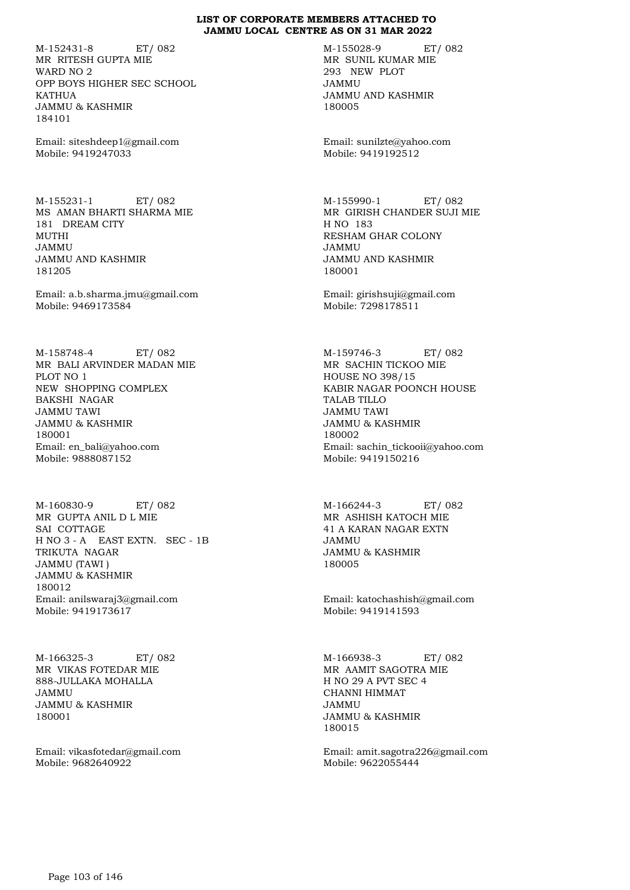**LIST OF CORPORATE MEMBERS ATTACHED TO JAMMU LOCAL CENTRE AS ON 31 MAR 2022**

M-152431-8 ET/ 082
MR RITESH GUPTA MIE
WARD NO 2
OPP BOYS HIGHER SEC SCHOOL
KATHUA
JAMMU & KASHMIR
184101

Email: siteshdeep1@gmail.com
Mobile: 9419247033

M-155028-9 ET/ 082
MR SUNIL KUMAR MIE
293 NEW PLOT
JAMMU
JAMMU AND KASHMIR
180005

Email: sunilzte@yahoo.com
Mobile: 9419192512

M-155231-1 ET/ 082
MS AMAN BHARTI SHARMA MIE
181 DREAM CITY
MUTHI
JAMMU
JAMMU AND KASHMIR
181205

Email: a.b.sharma.jmu@gmail.com
Mobile: 9469173584

M-155990-1 ET/ 082
MR GIRISH CHANDER SUJI MIE
H NO 183
RESHAM GHAR COLONY
JAMMU
JAMMU AND KASHMIR
180001

Email: girishsuji@gmail.com
Mobile: 7298178511

M-158748-4 ET/ 082
MR BALI ARVINDER MADAN MIE
PLOT NO 1
NEW SHOPPING COMPLEX
BAKSHI NAGAR
JAMMU TAWI
JAMMU & KASHMIR
180001
Email: en_bali@yahoo.com
Mobile: 9888087152

M-159746-3 ET/ 082
MR SACHIN TICKOO MIE
HOUSE NO 398/15
KABIR NAGAR POONCH HOUSE
TALAB TILLO
JAMMU TAWI
JAMMU & KASHMIR
180002
Email: sachin_tickooii@yahoo.com
Mobile: 9419150216

M-160830-9 ET/ 082
MR GUPTA ANIL D L MIE
SAI COTTAGE
H NO 3 - A EAST EXTN. SEC - 1B
TRIKUTA NAGAR
JAMMU (TAWI )
JAMMU & KASHMIR
180012
Email: anilswaraj3@gmail.com
Mobile: 9419173617

M-166244-3 ET/ 082
MR ASHISH KATOCH MIE
41 A KARAN NAGAR EXTN
JAMMU
JAMMU & KASHMIR
180005

Email: katochashish@gmail.com
Mobile: 9419141593

M-166325-3 ET/ 082
MR VIKAS FOTEDAR MIE
888-JULLAKA MOHALLA
JAMMU
JAMMU & KASHMIR
180001

Email: vikasfotedar@gmail.com
Mobile: 9682640922

M-166938-3 ET/ 082
MR AAMIT SAGOTRA MIE
H NO 29 A PVT SEC 4
CHANNI HIMMAT
JAMMU
JAMMU & KASHMIR
180015

Email: amit.sagotra226@gmail.com
Mobile: 9622055444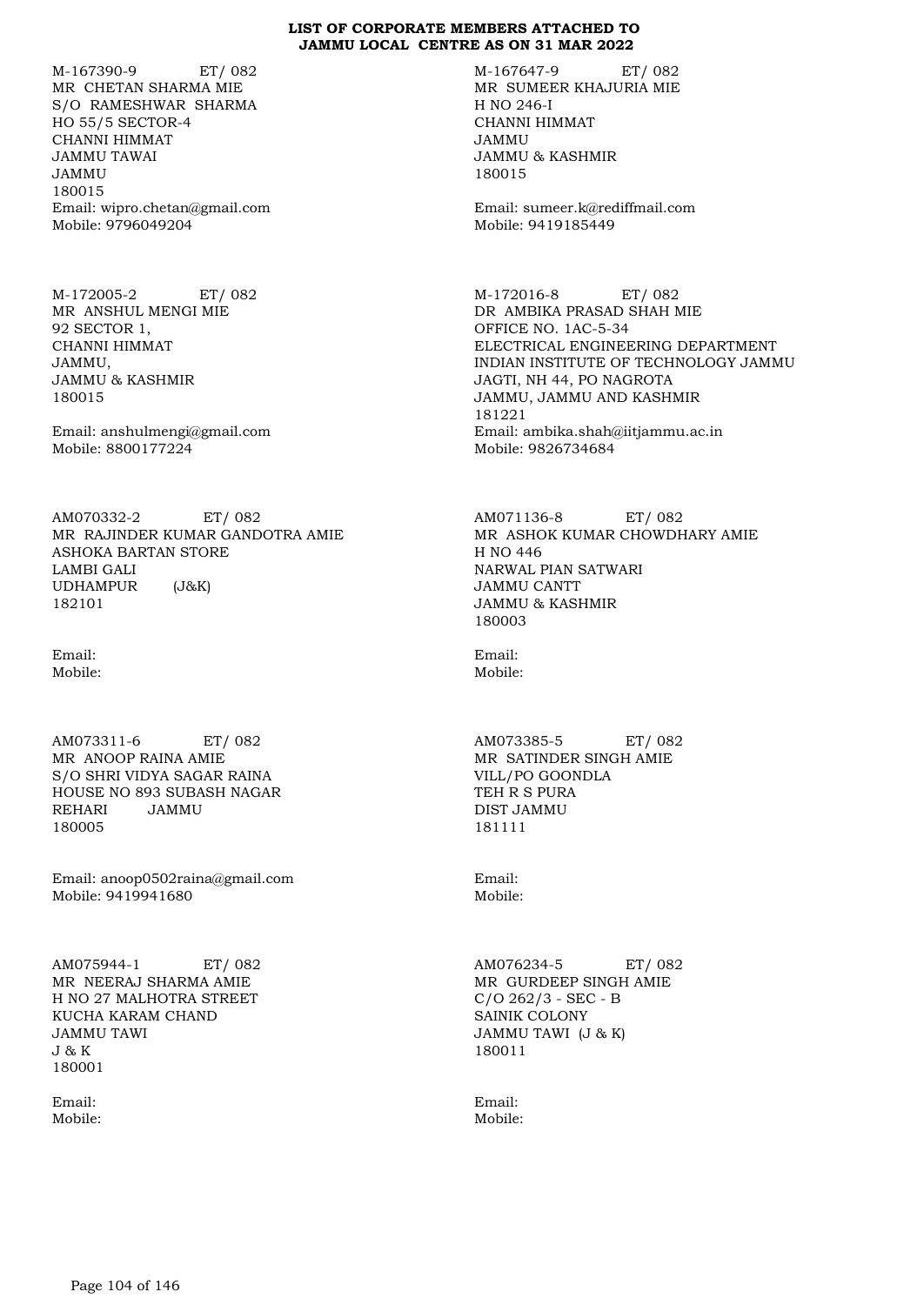**LIST OF CORPORATE MEMBERS ATTACHED TO JAMMU LOCAL CENTRE AS ON 31 MAR 2022**

M-167390-9 ET/ 082
MR CHETAN SHARMA MIE
S/O RAMESHWAR SHARMA
HO 55/5 SECTOR-4
CHANNI HIMMAT
JAMMU TAWAI
JAMMU
180015
Email: wipro.chetan@gmail.com
Mobile: 9796049204

M-167647-9 ET/ 082
MR SUMEER KHAJURIA MIE
H NO 246-I
CHANNI HIMMAT
JAMMU
JAMMU & KASHMIR
180015

Email: sumeer.k@rediffmail.com
Mobile: 9419185449

M-172005-2 ET/ 082
MR ANSHUL MENGI MIE
92 SECTOR 1,
CHANNI HIMMAT
JAMMU,
JAMMU & KASHMIR
180015

Email: anshulmengi@gmail.com
Mobile: 8800177224

M-172016-8 ET/ 082
DR AMBIKA PRASAD SHAH MIE
OFFICE NO. 1AC-5-34
ELECTRICAL ENGINEERING DEPARTMENT
INDIAN INSTITUTE OF TECHNOLOGY JAMMU
JAGTI, NH 44, PO NAGROTA
JAMMU, JAMMU AND KASHMIR
181221
Email: ambika.shah@iitjammu.ac.in
Mobile: 9826734684

AM070332-2 ET/ 082
MR RAJINDER KUMAR GANDOTRA AMIE
ASHOKA BARTAN STORE
LAMBI GALI
UDHAMPUR (J&K)
182101

Email:
Mobile:

AM071136-8 ET/ 082
MR ASHOK KUMAR CHOWDHARY AMIE
H NO 446
NARWAL PIAN SATWARI
JAMMU CANTT
JAMMU & KASHMIR
180003

Email:
Mobile:

AM073311-6 ET/ 082
MR ANOOP RAINA AMIE
S/O SHRI VIDYA SAGAR RAINA
HOUSE NO 893 SUBASH NAGAR
REHARI JAMMU
180005

Email: anoop0502raina@gmail.com
Mobile: 9419941680

AM073385-5 ET/ 082
MR SATINDER SINGH AMIE
VILL/PO GOONDLA
TEH R S PURA
DIST JAMMU
181111

Email:
Mobile:

AM075944-1 ET/ 082
MR NEERAJ SHARMA AMIE
H NO 27 MALHOTRA STREET
KUCHA KARAM CHAND
JAMMU TAWI
J & K
180001

Email:
Mobile:

AM076234-5 ET/ 082
MR GURDEEP SINGH AMIE
C/O 262/3 - SEC - B
SAINIK COLONY
JAMMU TAWI (J & K)
180011

Email:
Mobile: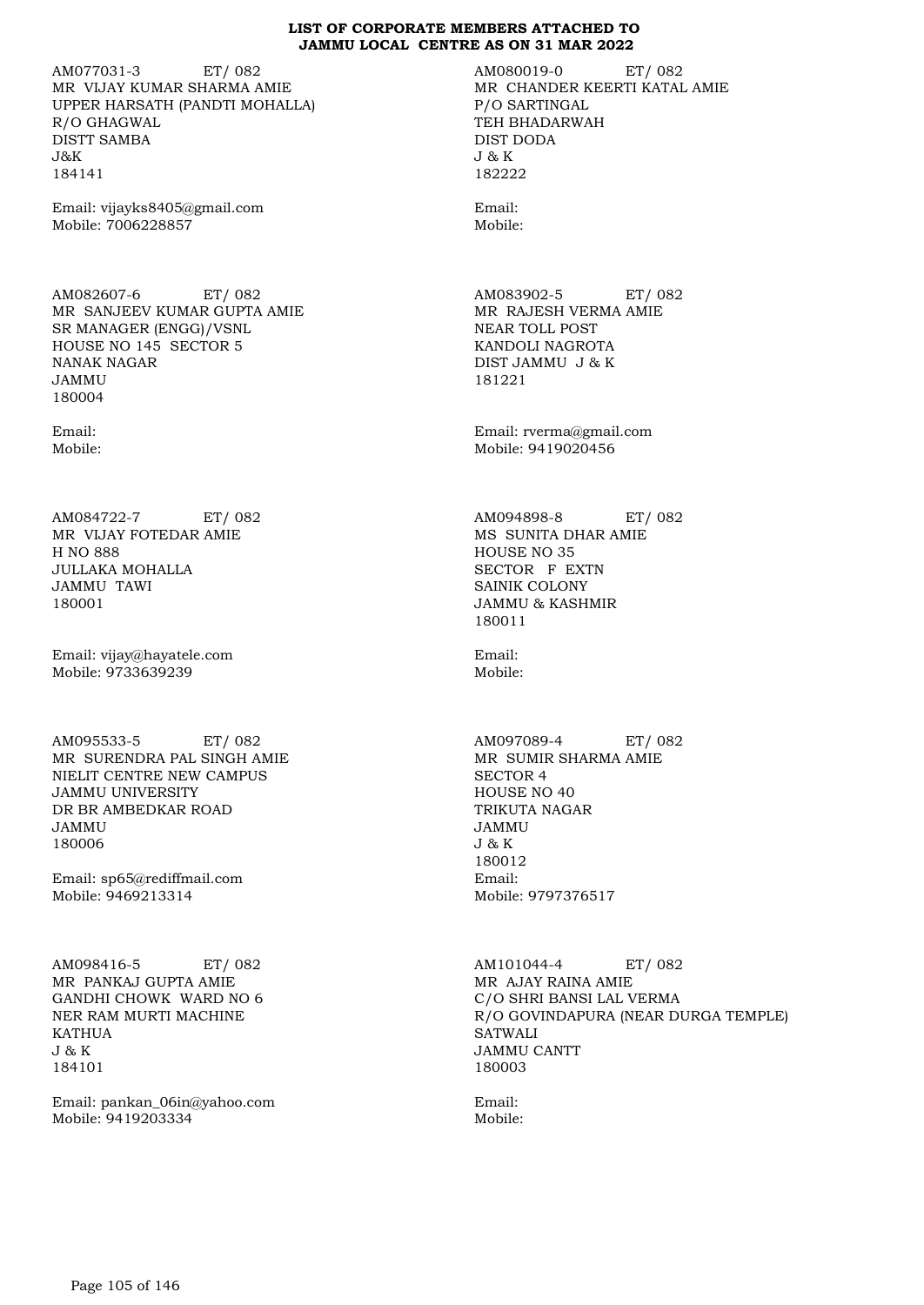# LIST OF CORPORATE MEMBERS ATTACHED TO JAMMU LOCAL CENTRE AS ON 31 MAR 2022

AM077031-3 ET/ 082
MR VIJAY KUMAR SHARMA AMIE
UPPER HARSATH (PANDTI MOHALLA)
R/O GHAGWAL
DISTT SAMBA
J&K
184141

Email: vijayks8405@gmail.com
Mobile: 7006228857

AM080019-0 ET/ 082
MR CHANDER KEERTI KATAL AMIE
P/O SARTINGAL
TEH BHADARWAH
DIST DODA
J & K
182222

Email:
Mobile:

AM082607-6 ET/ 082
MR SANJEEV KUMAR GUPTA AMIE
SR MANAGER (ENGG)/VSNL
HOUSE NO 145 SECTOR 5
NANAK NAGAR
JAMMU
180004

Email:
Mobile:

AM083902-5 ET/ 082
MR RAJESH VERMA AMIE
NEAR TOLL POST
KANDOLI NAGROTA
DIST JAMMU J & K
181221

Email: rverma@gmail.com
Mobile: 9419020456

AM084722-7 ET/ 082
MR VIJAY FOTEDAR AMIE
H NO 888
JULLAKA MOHALLA
JAMMU TAWI
180001

Email: vijay@hayatele.com
Mobile: 9733639239

AM094898-8 ET/ 082
MS SUNITA DHAR AMIE
HOUSE NO 35
SECTOR F EXTN
SAINIK COLONY
JAMMU & KASHMIR
180011

Email:
Mobile:

AM095533-5 ET/ 082
MR SURENDRA PAL SINGH AMIE
NIELIT CENTRE NEW CAMPUS
JAMMU UNIVERSITY
DR BR AMBEDKAR ROAD
JAMMU
180006

Email: sp65@rediffmail.com
Mobile: 9469213314

AM097089-4 ET/ 082
MR SUMIR SHARMA AMIE
SECTOR 4
HOUSE NO 40
TRIKUTA NAGAR
JAMMU
J & K
180012
Email:
Mobile: 9797376517

AM098416-5 ET/ 082
MR PANKAJ GUPTA AMIE
GANDHI CHOWK WARD NO 6
NER RAM MURTI MACHINE
KATHUA
J & K
184101

Email: pankan_06in@yahoo.com
Mobile: 9419203334

AM101044-4 ET/ 082
MR AJAY RAINA AMIE
C/O SHRI BANSI LAL VERMA
R/O GOVINDAPURA (NEAR DURGA TEMPLE)
SATWALI
JAMMU CANTT
180003

Email:
Mobile: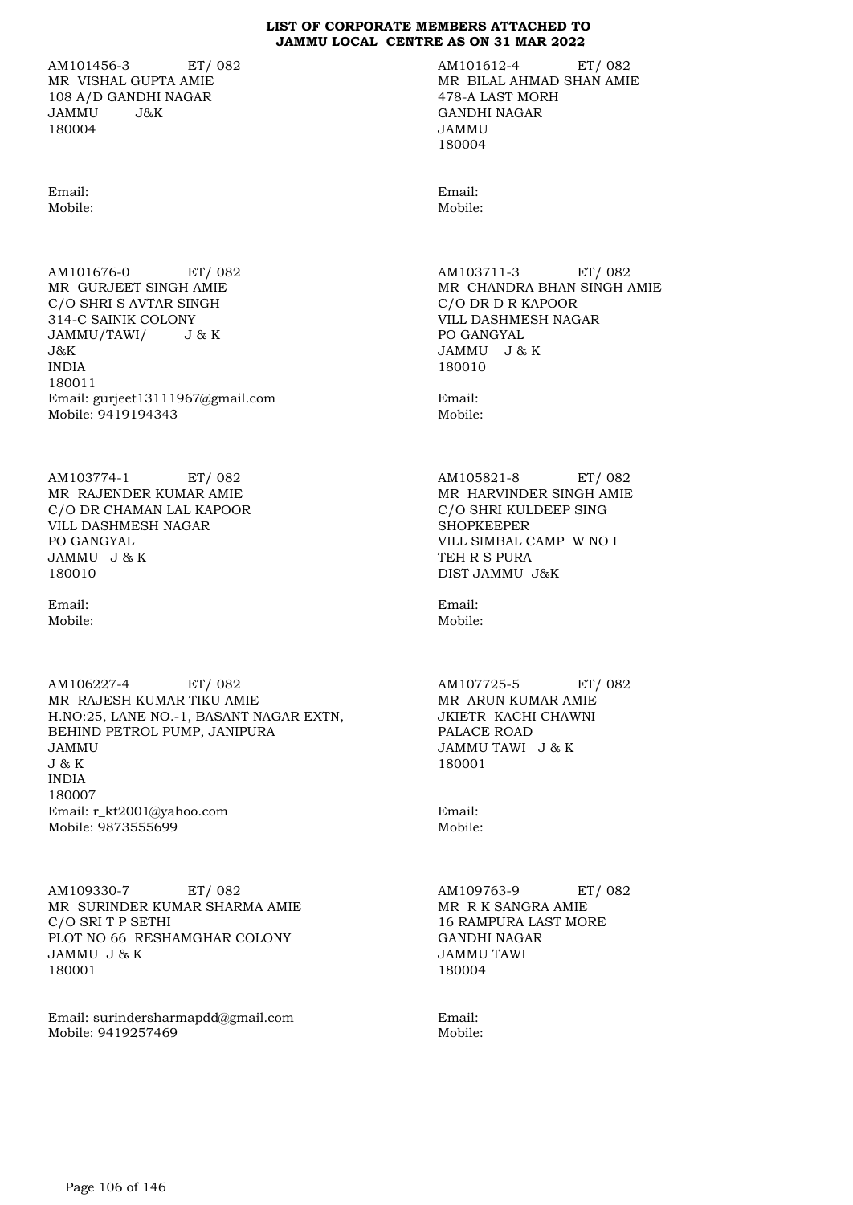# LIST OF CORPORATE MEMBERS ATTACHED TO JAMMU LOCAL CENTRE AS ON 31 MAR 2022

AM101456-3 ET/ 082
MR VISHAL GUPTA AMIE
108 A/D GANDHI NAGAR
JAMMU J&K
180004

Email:
Mobile:

AM101612-4 ET/ 082
MR BILAL AHMAD SHAN AMIE
478-A LAST MORH
GANDHI NAGAR
JAMMU
180004

Email:
Mobile:

AM101676-0 ET/ 082
MR GURJEET SINGH AMIE
C/O SHRI S AVTAR SINGH
314-C SAINIK COLONY
JAMMU/TAWI/ J & K
J&K
INDIA
180011
Email: gurjeet13111967@gmail.com
Mobile: 9419194343

AM103711-3 ET/ 082
MR CHANDRA BHAN SINGH AMIE
C/O DR D R KAPOOR
VILL DASHMESH NAGAR
PO GANGYAL
JAMMU J & K
180010

Email:
Mobile:

AM103774-1 ET/ 082
MR RAJENDER KUMAR AMIE
C/O DR CHAMAN LAL KAPOOR
VILL DASHMESH NAGAR
PO GANGYAL
JAMMU J & K
180010

Email:
Mobile:

AM105821-8 ET/ 082
MR HARVINDER SINGH AMIE
C/O SHRI KULDEEP SING
SHOPKEEPER
VILL SIMBAL CAMP W NO I
TEH R S PURA
DIST JAMMU J&K

Email:
Mobile:

AM106227-4 ET/ 082
MR RAJESH KUMAR TIKU AMIE
H.NO:25, LANE NO.-1, BASANT NAGAR EXTN,
BEHIND PETROL PUMP, JANIPURA
JAMMU
J & K
INDIA
180007
Email: r_kt2001@yahoo.com
Mobile: 9873555699

AM107725-5 ET/ 082
MR ARUN KUMAR AMIE
JKIETR KACHI CHAWNI
PALACE ROAD
JAMMU TAWI J & K
180001

Email:
Mobile:

AM109330-7 ET/ 082
MR SURINDER KUMAR SHARMA AMIE
C/O SRI T P SETHI
PLOT NO 66 RESHAMGHAR COLONY
JAMMU J & K
180001

Email: surindersharmapdd@gmail.com
Mobile: 9419257469

AM109763-9 ET/ 082
MR R K SANGRA AMIE
16 RAMPURA LAST MORE
GANDHI NAGAR
JAMMU TAWI
180004

Email:
Mobile: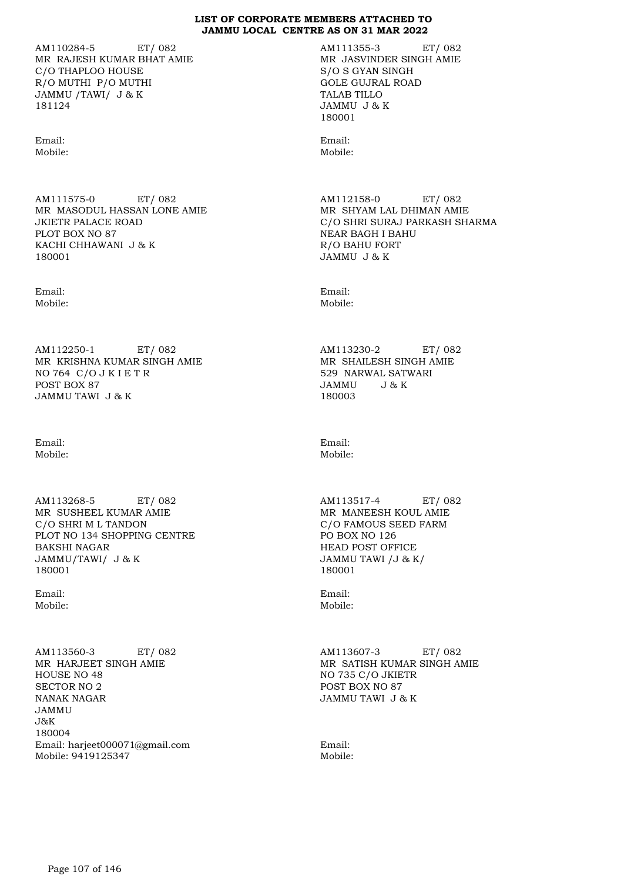**LIST OF CORPORATE MEMBERS ATTACHED TO JAMMU LOCAL CENTRE AS ON 31 MAR 2022**

AM110284-5 ET/ 082
MR RAJESH KUMAR BHAT AMIE
C/O THAPLOO HOUSE
R/O MUTHI P/O MUTHI
JAMMU /TAWI/ J & K
181124

Email:
Mobile:

AM111355-3 ET/ 082
MR JASVINDER SINGH AMIE
S/O S GYAN SINGH
GOLE GUJRAL ROAD
TALAB TILLO
JAMMU J & K
180001

Email:
Mobile:

AM111575-0 ET/ 082
MR MASODUL HASSAN LONE AMIE
JKIETR PALACE ROAD
PLOT BOX NO 87
KACHI CHHAWANI J & K
180001

Email:
Mobile:

AM112158-0 ET/ 082
MR SHYAM LAL DHIMAN AMIE
C/O SHRI SURAJ PARKASH SHARMA
NEAR BAGH I BAHU
R/O BAHU FORT
JAMMU J & K

Email:
Mobile:

AM112250-1 ET/ 082
MR KRISHNA KUMAR SINGH AMIE
NO 764 C/O J K I E T R
POST BOX 87
JAMMU TAWI J & K

Email:
Mobile:

AM113230-2 ET/ 082
MR SHAILESH SINGH AMIE
529 NARWAL SATWARI
JAMMU J & K
180003

Email:
Mobile:

AM113268-5 ET/ 082
MR SUSHEEL KUMAR AMIE
C/O SHRI M L TANDON
PLOT NO 134 SHOPPING CENTRE
BAKSHI NAGAR
JAMMU/TAWI/ J & K
180001

Email:
Mobile:

AM113517-4 ET/ 082
MR MANEESH KOUL AMIE
C/O FAMOUS SEED FARM
PO BOX NO 126
HEAD POST OFFICE
JAMMU TAWI /J & K/
180001

Email:
Mobile:

AM113560-3 ET/ 082
MR HARJEET SINGH AMIE
HOUSE NO 48
SECTOR NO 2
NANAK NAGAR
JAMMU
J&K
180004
Email: harjeet000071@gmail.com
Mobile: 9419125347

AM113607-3 ET/ 082
MR SATISH KUMAR SINGH AMIE
NO 735 C/O JKIETR
POST BOX NO 87
JAMMU TAWI J & K

Email:
Mobile: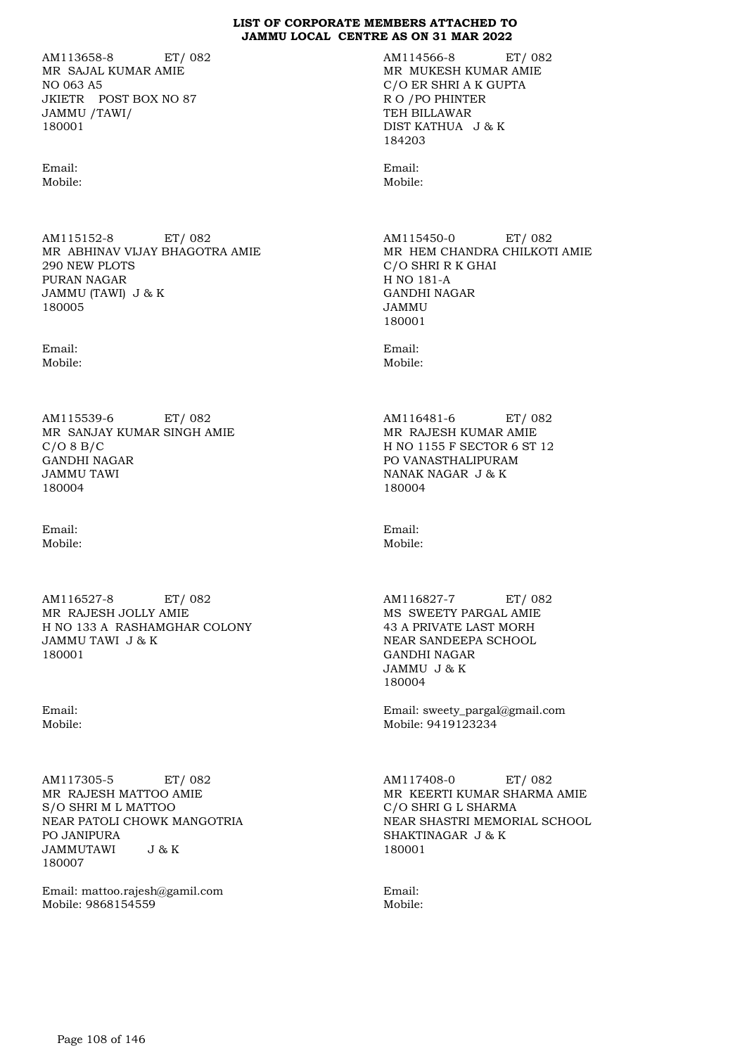**LIST OF CORPORATE MEMBERS ATTACHED TO JAMMU LOCAL CENTRE AS ON 31 MAR 2022**

AM113658-8 ET/ 082
MR SAJAL KUMAR AMIE
NO 063 A5
JKIETR POST BOX NO 87
JAMMU /TAWI/
180001

Email:
Mobile:

AM114566-8 ET/ 082
MR MUKESH KUMAR AMIE
C/O ER SHRI A K GUPTA
R O /PO PHINTER
TEH BILLAWAR
DIST KATHUA J & K
184203

Email:
Mobile:

AM115152-8 ET/ 082
MR ABHINAV VIJAY BHAGOTRA AMIE
290 NEW PLOTS
PURAN NAGAR
JAMMU (TAWI) J & K
180005

Email:
Mobile:

AM115450-0 ET/ 082
MR HEM CHANDRA CHILKOTI AMIE
C/O SHRI R K GHAI
H NO 181-A
GANDHI NAGAR
JAMMU
180001

Email:
Mobile:

AM115539-6 ET/ 082
MR SANJAY KUMAR SINGH AMIE
C/O 8 B/C
GANDHI NAGAR
JAMMU TAWI
180004

Email:
Mobile:

AM116481-6 ET/ 082
MR RAJESH KUMAR AMIE
H NO 1155 F SECTOR 6 ST 12
PO VANASTHALIPURAM
NANAK NAGAR J & K
180004

Email:
Mobile:

AM116527-8 ET/ 082
MR RAJESH JOLLY AMIE
H NO 133 A RASHAMGHAR COLONY
JAMMU TAWI J & K
180001

Email:
Mobile:

AM116827-7 ET/ 082
MS SWEETY PARGAL AMIE
43 A PRIVATE LAST MORH
NEAR SANDEEPA SCHOOL
GANDHI NAGAR
JAMMU J & K
180004

Email: sweety_pargal@gmail.com
Mobile: 9419123234

AM117305-5 ET/ 082
MR RAJESH MATTOO AMIE
S/O SHRI M L MATTOO
NEAR PATOLI CHOWK MANGOTRIA
PO JANIPURA
JAMMUTAWI J & K
180007

Email: mattoo.rajesh@gamil.com
Mobile: 9868154559

AM117408-0 ET/ 082
MR KEERTI KUMAR SHARMA AMIE
C/O SHRI G L SHARMA
NEAR SHASTRI MEMORIAL SCHOOL
SHAKTINAGAR J & K
180001

Email:
Mobile: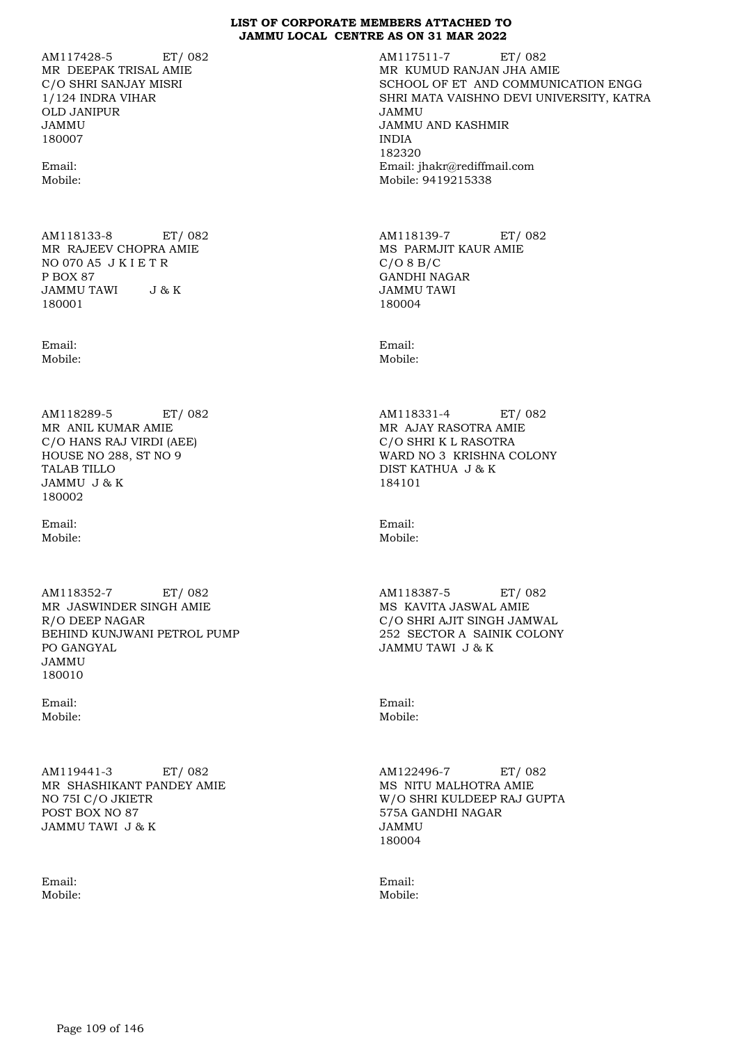# LIST OF CORPORATE MEMBERS ATTACHED TO JAMMU LOCAL CENTRE AS ON 31 MAR 2022

AM117428-5 ET/ 082
MR DEEPAK TRISAL AMIE
C/O SHRI SANJAY MISRI
1/124 INDRA VIHAR
OLD JANIPUR
JAMMU
180007

Email:
Mobile:

AM117511-7 ET/ 082
MR KUMUD RANJAN JHA AMIE
SCHOOL OF ET AND COMMUNICATION ENGG
SHRI MATA VAISHNO DEVI UNIVERSITY, KATRA
JAMMU
JAMMU AND KASHMIR
INDIA
182320
Email: jhakr@rediffmail.com
Mobile: 9419215338

AM118133-8 ET/ 082
MR RAJEEV CHOPRA AMIE
NO 070 A5 J K I E T R
P BOX 87
JAMMU TAWI J & K
180001

Email:
Mobile:

AM118139-7 ET/ 082
MS PARMJIT KAUR AMIE
C/O 8 B/C
GANDHI NAGAR
JAMMU TAWI
180004

Email:
Mobile:

AM118289-5 ET/ 082
MR ANIL KUMAR AMIE
C/O HANS RAJ VIRDI (AEE)
HOUSE NO 288, ST NO 9
TALAB TILLO
JAMMU J & K
180002

Email:
Mobile:

AM118331-4 ET/ 082
MR AJAY RASOTRA AMIE
C/O SHRI K L RASOTRA
WARD NO 3 KRISHNA COLONY
DIST KATHUA J & K
184101

Email:
Mobile:

AM118352-7 ET/ 082
MR JASWINDER SINGH AMIE
R/O DEEP NAGAR
BEHIND KUNJWANI PETROL PUMP
PO GANGYAL
JAMMU
180010

Email:
Mobile:

AM118387-5 ET/ 082
MS KAVITA JASWAL AMIE
C/O SHRI AJIT SINGH JAMWAL
252 SECTOR A SAINIK COLONY
JAMMU TAWI J & K

Email:
Mobile:

AM119441-3 ET/ 082
MR SHASHIKANT PANDEY AMIE
NO 75I C/O JKIETR
POST BOX NO 87
JAMMU TAWI J & K

Email:
Mobile:

AM122496-7 ET/ 082
MS NITU MALHOTRA AMIE
W/O SHRI KULDEEP RAJ GUPTA
575A GANDHI NAGAR
JAMMU
180004

Email:
Mobile: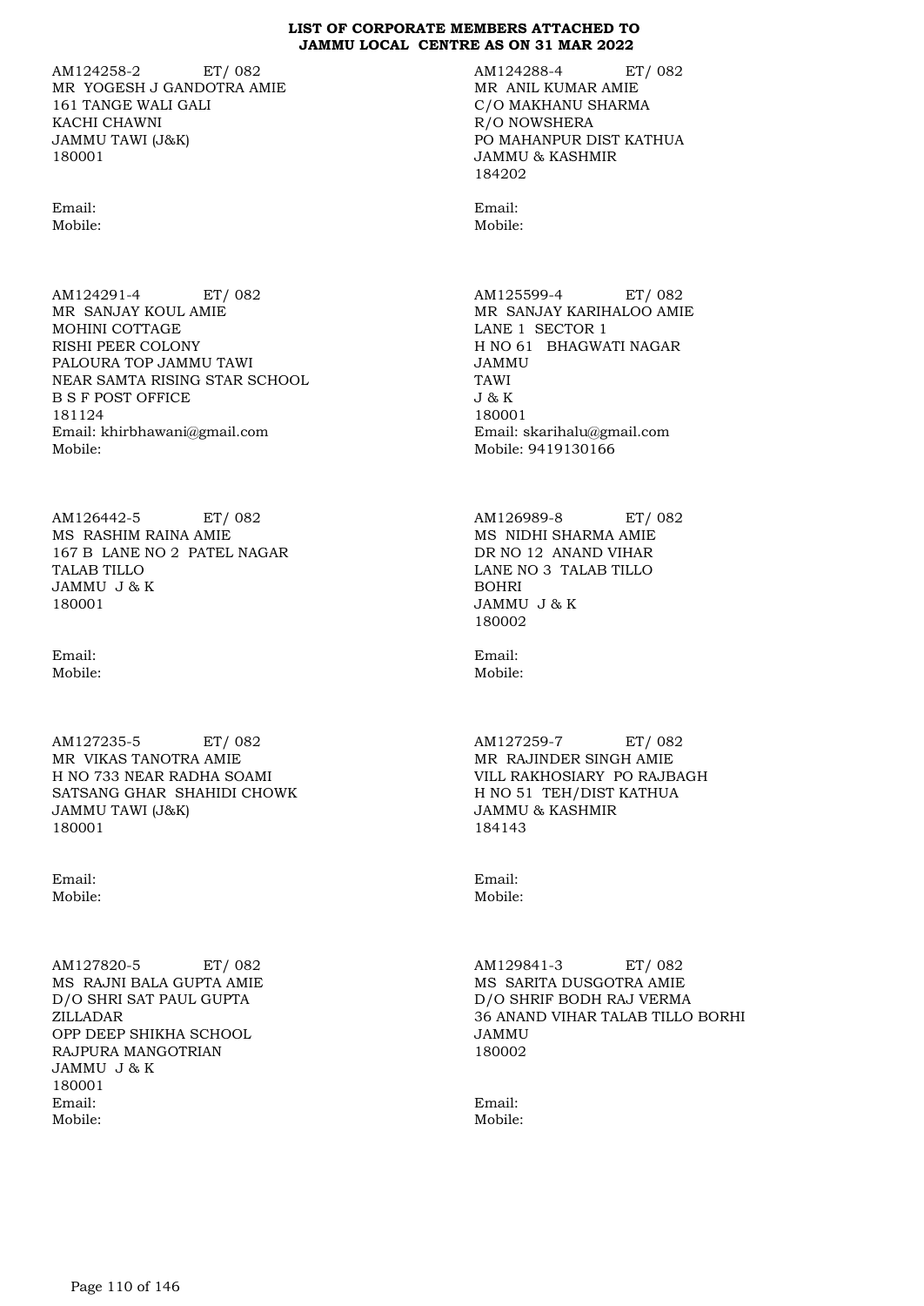**LIST OF CORPORATE MEMBERS ATTACHED TO JAMMU LOCAL CENTRE AS ON 31 MAR 2022**

AM124258-2 ET/ 082
MR YOGESH J GANDOTRA AMIE
161 TANGE WALI GALI
KACHI CHAWNI
JAMMU TAWI (J&K)
180001

Email:
Mobile:

AM124288-4 ET/ 082
MR ANIL KUMAR AMIE
C/O MAKHANU SHARMA
R/O NOWSHERA
PO MAHANPUR DIST KATHUA
JAMMU & KASHMIR
184202

Email:
Mobile:

AM124291-4 ET/ 082
MR SANJAY KOUL AMIE
MOHINI COTTAGE
RISHI PEER COLONY
PALOURA TOP JAMMU TAWI
NEAR SAMTA RISING STAR SCHOOL
B S F POST OFFICE
181124
Email: khirbhawani@gmail.com
Mobile:

AM125599-4 ET/ 082
MR SANJAY KARIHALOO AMIE
LANE 1 SECTOR 1
H NO 61 BHAGWATI NAGAR
JAMMU
TAWI
J & K
180001
Email: skarihalu@gmail.com
Mobile: 9419130166

AM126442-5 ET/ 082
MS RASHIM RAINA AMIE
167 B LANE NO 2 PATEL NAGAR
TALAB TILLO
JAMMU J & K
180001

Email:
Mobile:

AM126989-8 ET/ 082
MS NIDHI SHARMA AMIE
DR NO 12 ANAND VIHAR
LANE NO 3 TALAB TILLO
BOHRI
JAMMU J & K
180002

Email:
Mobile:

AM127235-5 ET/ 082
MR VIKAS TANOTRA AMIE
H NO 733 NEAR RADHA SOAMI
SATSANG GHAR SHAHIDI CHOWK
JAMMU TAWI (J&K)
180001

Email:
Mobile:

AM127259-7 ET/ 082
MR RAJINDER SINGH AMIE
VILL RAKHOSIARY PO RAJBAGH
H NO 51 TEH/DIST KATHUA
JAMMU & KASHMIR
184143

Email:
Mobile:

AM127820-5 ET/ 082
MS RAJNI BALA GUPTA AMIE
D/O SHRI SAT PAUL GUPTA
ZILLADAR
OPP DEEP SHIKHA SCHOOL
RAJPURA MANGOTRIAN
JAMMU J & K
180001
Email:
Mobile:

AM129841-3 ET/ 082
MS SARITA DUSGOTRA AMIE
D/O SHRIF BODH RAJ VERMA
36 ANAND VIHAR TALAB TILLO BORHI
JAMMU
180002

Email:
Mobile: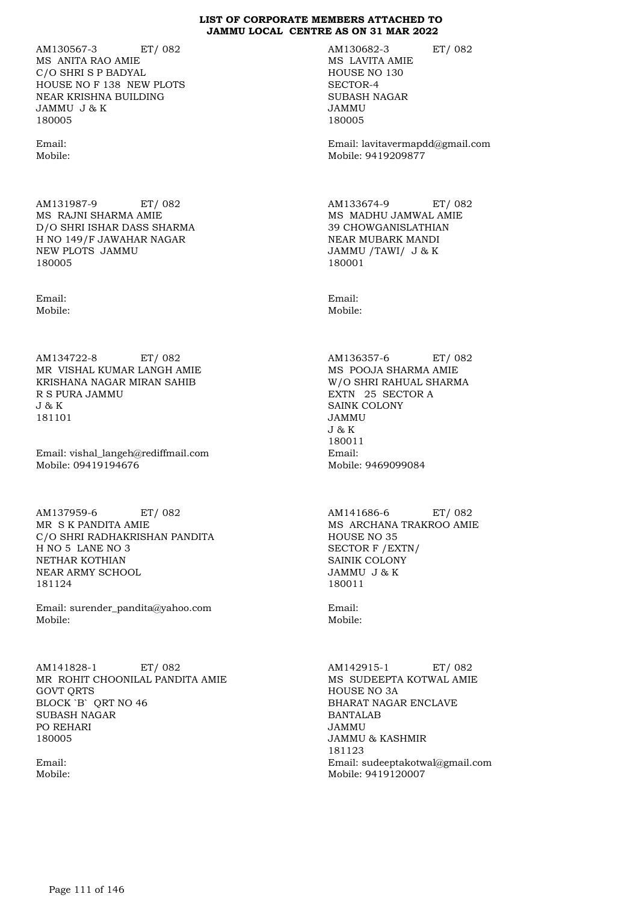**LIST OF CORPORATE MEMBERS ATTACHED TO JAMMU LOCAL CENTRE AS ON 31 MAR 2022**

AM130567-3 ET/ 082
MS ANITA RAO AMIE
C/O SHRI S P BADYAL
HOUSE NO F 138 NEW PLOTS
NEAR KRISHNA BUILDING
JAMMU J & K
180005

Email:
Mobile:

AM130682-3 ET/ 082
MS LAVITA AMIE
HOUSE NO 130
SECTOR-4
SUBASH NAGAR
JAMMU
180005

Email: lavitavermapdd@gmail.com
Mobile: 9419209877

AM131987-9 ET/ 082
MS RAJNI SHARMA AMIE
D/O SHRI ISHAR DASS SHARMA
H NO 149/F JAWAHAR NAGAR
NEW PLOTS JAMMU
180005

Email:
Mobile:

AM133674-9 ET/ 082
MS MADHU JAMWAL AMIE
39 CHOWGANISLATHIAN
NEAR MUBARK MANDI
JAMMU /TAWI/ J & K
180001

Email:
Mobile:

AM134722-8 ET/ 082
MR VISHAL KUMAR LANGH AMIE
KRISHANA NAGAR MIRAN SAHIB
R S PURA JAMMU
J & K
181101

Email: vishal_langeh@rediffmail.com
Mobile: 09419194676

AM136357-6 ET/ 082
MS POOJA SHARMA AMIE
W/O SHRI RAHUAL SHARMA
EXTN 25 SECTOR A
SAINK COLONY
JAMMU
J & K
180011
Email:
Mobile: 9469099084

AM137959-6 ET/ 082
MR S K PANDITA AMIE
C/O SHRI RADHAKRISHAN PANDITA
H NO 5 LANE NO 3
NETHAR KOTHIAN
NEAR ARMY SCHOOL
181124

Email: surender_pandita@yahoo.com
Mobile:

AM141686-6 ET/ 082
MS ARCHANA TRAKROO AMIE
HOUSE NO 35
SECTOR F /EXTN/
SAINIK COLONY
JAMMU J & K
180011

Email:
Mobile:

AM141828-1 ET/ 082
MR ROHIT CHOONILAL PANDITA AMIE
GOVT QRTS
BLOCK `B` QRT NO 46
SUBASH NAGAR
PO REHARI
180005

Email:
Mobile:

AM142915-1 ET/ 082
MS SUDEEPTA KOTWAL AMIE
HOUSE NO 3A
BHARAT NAGAR ENCLAVE
BANTALAB
JAMMU
JAMMU & KASHMIR
181123
Email: sudeeptakotwal@gmail.com
Mobile: 9419120007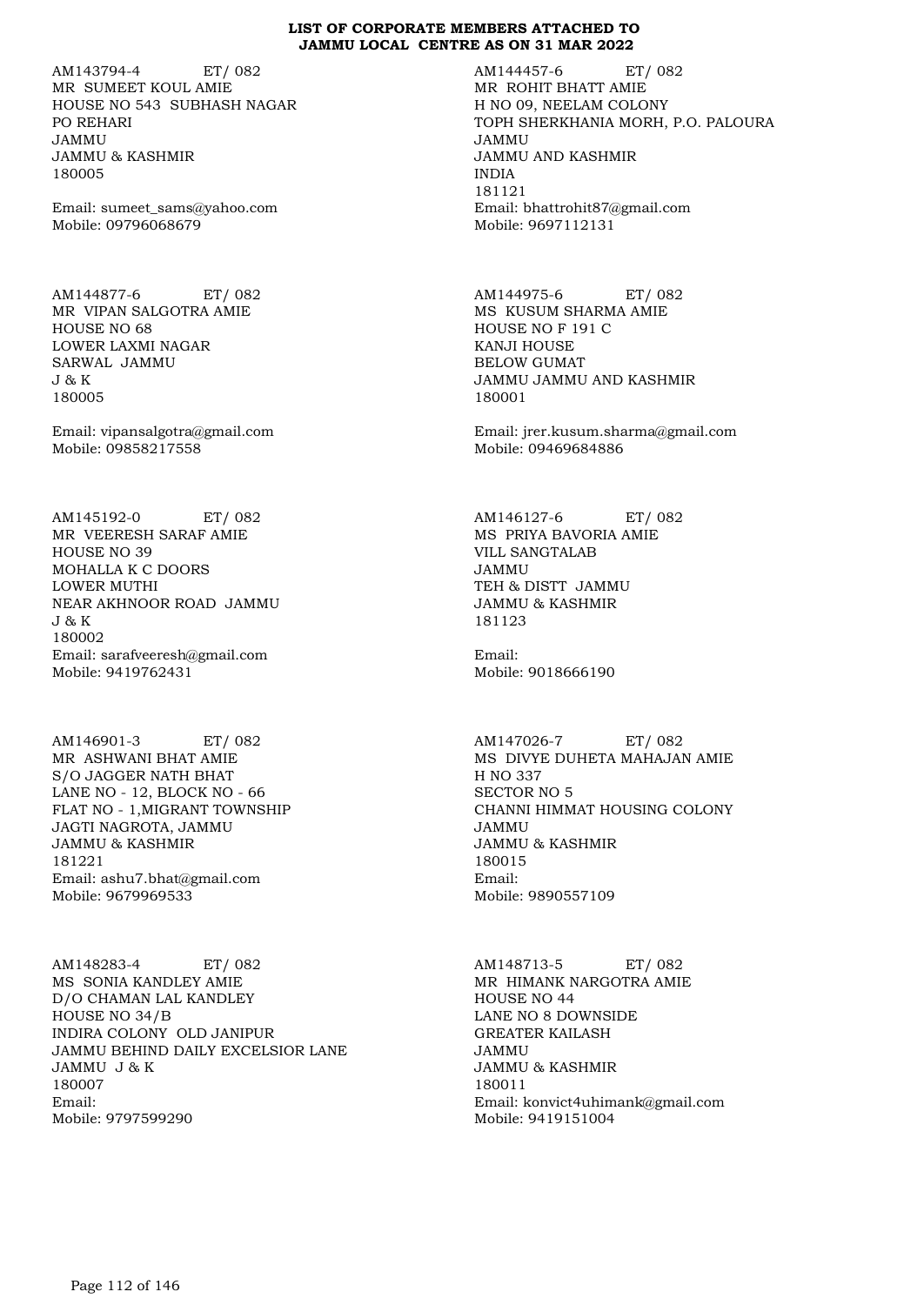**LIST OF CORPORATE MEMBERS ATTACHED TO JAMMU LOCAL CENTRE AS ON 31 MAR 2022**

AM143794-4 ET/ 082
MR SUMEET KOUL AMIE
HOUSE NO 543 SUBHASH NAGAR
PO REHARI
JAMMU
JAMMU & KASHMIR
180005

Email: sumeet_sams@yahoo.com
Mobile: 09796068679

AM144457-6 ET/ 082
MR ROHIT BHATT AMIE
H NO 09, NEELAM COLONY
TOPH SHERKHANIA MORH, P.O. PALOURA
JAMMU
JAMMU AND KASHMIR
INDIA
181121
Email: bhattrohit87@gmail.com
Mobile: 9697112131

AM144877-6 ET/ 082
MR VIPAN SALGOTRA AMIE
HOUSE NO 68
LOWER LAXMI NAGAR
SARWAL JAMMU
J & K
180005

Email: vipansalgotra@gmail.com
Mobile: 09858217558

AM144975-6 ET/ 082
MS KUSUM SHARMA AMIE
HOUSE NO F 191 C
KANJI HOUSE
BELOW GUMAT
JAMMU JAMMU AND KASHMIR
180001

Email: jrer.kusum.sharma@gmail.com
Mobile: 09469684886

AM145192-0 ET/ 082
MR VEERESH SARAF AMIE
HOUSE NO 39
MOHALLA K C DOORS
LOWER MUTHI
NEAR AKHNOOR ROAD JAMMU
J & K
180002
Email: sarafveeresh@gmail.com
Mobile: 9419762431

AM146127-6 ET/ 082
MS PRIYA BAVORIA AMIE
VILL SANGTALAB
JAMMU
TEH & DISTT JAMMU
JAMMU & KASHMIR
181123

Email:
Mobile: 9018666190

AM146901-3 ET/ 082
MR ASHWANI BHAT AMIE
S/O JAGGER NATH BHAT
LANE NO - 12, BLOCK NO - 66
FLAT NO - 1,MIGRANT TOWNSHIP
JAGTI NAGROTA, JAMMU
JAMMU & KASHMIR
181221
Email: ashu7.bhat@gmail.com
Mobile: 9679969533

AM147026-7 ET/ 082
MS DIVYE DUHETA MAHAJAN AMIE
H NO 337
SECTOR NO 5
CHANNI HIMMAT HOUSING COLONY
JAMMU
JAMMU & KASHMIR
180015
Email:
Mobile: 9890557109

AM148283-4 ET/ 082
MS SONIA KANDLEY AMIE
D/O CHAMAN LAL KANDLEY
HOUSE NO 34/B
INDIRA COLONY OLD JANIPUR
JAMMU BEHIND DAILY EXCELSIOR LANE
JAMMU J & K
180007
Email:
Mobile: 9797599290

AM148713-5 ET/ 082
MR HIMANK NARGOTRA AMIE
HOUSE NO 44
LANE NO 8 DOWNSIDE
GREATER KAILASH
JAMMU
JAMMU & KASHMIR
180011
Email: konvict4uhimank@gmail.com
Mobile: 9419151004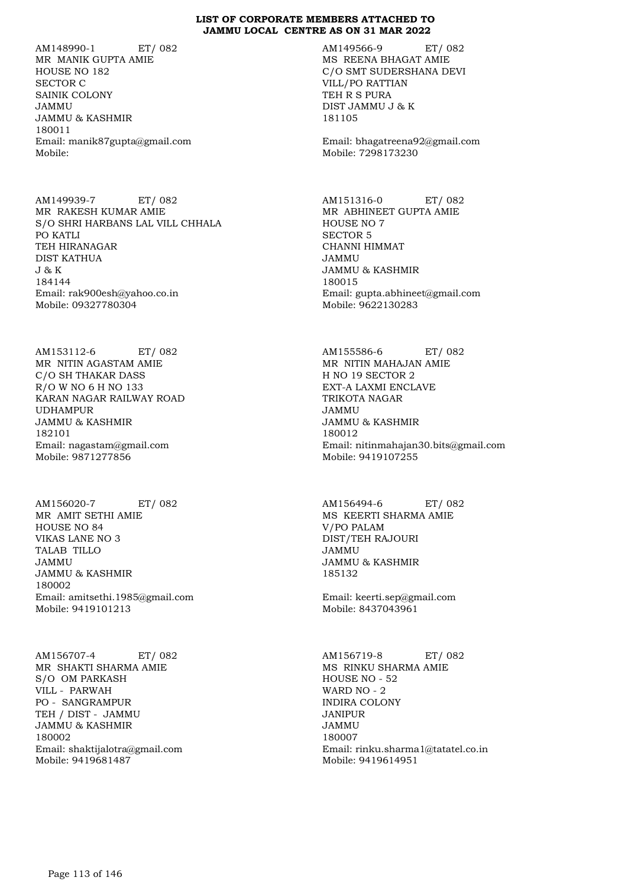# LIST OF CORPORATE MEMBERS ATTACHED TO JAMMU LOCAL CENTRE AS ON 31 MAR 2022

AM148990-1 ET/ 082
MR MANIK GUPTA AMIE
HOUSE NO 182
SECTOR C
SAINIK COLONY
JAMMU
JAMMU & KASHMIR
180011
Email: manik87gupta@gmail.com
Mobile:

AM149566-9 ET/ 082
MS REENA BHAGAT AMIE
C/O SMT SUDERSHANA DEVI
VILL/PO RATTIAN
TEH R S PURA
DIST JAMMU J & K
181105
Email: bhagatreena92@gmail.com
Mobile: 7298173230

AM149939-7 ET/ 082
MR RAKESH KUMAR AMIE
S/O SHRI HARBANS LAL VILL CHHALA
PO KATLI
TEH HIRANAGAR
DIST KATHUA
J & K
184144
Email: rak900esh@yahoo.co.in
Mobile: 09327780304

AM151316-0 ET/ 082
MR ABHINEET GUPTA AMIE
HOUSE NO 7
SECTOR 5
CHANNI HIMMAT
JAMMU
JAMMU & KASHMIR
180015
Email: gupta.abhineet@gmail.com
Mobile: 9622130283

AM153112-6 ET/ 082
MR NITIN AGASTAM AMIE
C/O SH THAKAR DASS
R/O W NO 6 H NO 133
KARAN NAGAR RAILWAY ROAD
UDHAMPUR
JAMMU & KASHMIR
182101
Email: nagastam@gmail.com
Mobile: 9871277856

AM155586-6 ET/ 082
MR NITIN MAHAJAN AMIE
H NO 19 SECTOR 2
EXT-A LAXMI ENCLAVE
TRIKOTA NAGAR
JAMMU
JAMMU & KASHMIR
180012
Email: nitinmahajan30.bits@gmail.com
Mobile: 9419107255

AM156020-7 ET/ 082
MR AMIT SETHI AMIE
HOUSE NO 84
VIKAS LANE NO 3
TALAB TILLO
JAMMU
JAMMU & KASHMIR
180002
Email: amitsethi.1985@gmail.com
Mobile: 9419101213

AM156494-6 ET/ 082
MS KEERTI SHARMA AMIE
V/PO PALAM
DIST/TEH RAJOURI
JAMMU
JAMMU & KASHMIR
185132
Email: keerti.sep@gmail.com
Mobile: 8437043961

AM156707-4 ET/ 082
MR SHAKTI SHARMA AMIE
S/O OM PARKASH
VILL - PARWAH
PO - SANGRAMPUR
TEH / DIST - JAMMU
JAMMU & KASHMIR
180002
Email: shaktijalotra@gmail.com
Mobile: 9419681487

AM156719-8 ET/ 082
MS RINKU SHARMA AMIE
HOUSE NO - 52
WARD NO - 2
INDIRA COLONY
JANIPUR
JAMMU
180007
Email: rinku.sharma1@tatatel.co.in
Mobile: 9419614951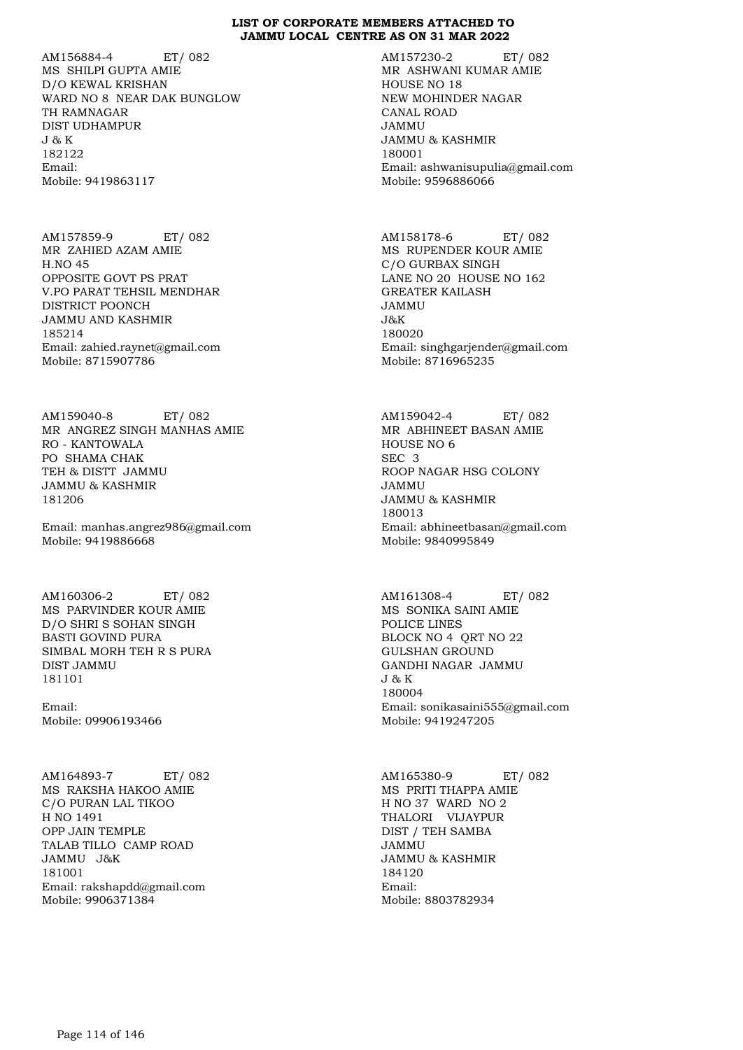**LIST OF CORPORATE MEMBERS ATTACHED TO JAMMU LOCAL CENTRE AS ON 31 MAR 2022**

AM156884-4 ET/ 082
MS SHILPI GUPTA AMIE
D/O KEWAL KRISHAN
WARD NO 8 NEAR DAK BUNGLOW
TH RAMNAGAR
DIST UDHAMPUR
J & K
182122
Email:
Mobile: 9419863117

AM157230-2 ET/ 082
MR ASHWANI KUMAR AMIE
HOUSE NO 18
NEW MOHINDER NAGAR
CANAL ROAD
JAMMU
JAMMU & KASHMIR
180001
Email: ashwanisupulia@gmail.com
Mobile: 9596886066

AM157859-9 ET/ 082
MR ZAHIED AZAM AMIE
H.NO 45
OPPOSITE GOVT PS PRAT
V.PO PARAT TEHSIL MENDHAR
DISTRICT POONCH
JAMMU AND KASHMIR
185214
Email: zahied.raynet@gmail.com
Mobile: 8715907786

AM158178-6 ET/ 082
MS RUPENDER KOUR AMIE
C/O GURBAX SINGH
LANE NO 20 HOUSE NO 162
GREATER KAILASH
JAMMU
J&K
180020
Email: singhgarjender@gmail.com
Mobile: 8716965235

AM159040-8 ET/ 082
MR ANGREZ SINGH MANHAS AMIE
RO - KANTOWALA
PO SHAMA CHAK
TEH & DISTT JAMMU
JAMMU & KASHMIR
181206

Email: manhas.angrez986@gmail.com
Mobile: 9419886668

AM159042-4 ET/ 082
MR ABHINEET BASAN AMIE
HOUSE NO 6
SEC 3
ROOP NAGAR HSG COLONY
JAMMU
JAMMU & KASHMIR
180013
Email: abhineetbasan@gmail.com
Mobile: 9840995849

AM160306-2 ET/ 082
MS PARVINDER KOUR AMIE
D/O SHRI S SOHAN SINGH
BASTI GOVIND PURA
SIMBAL MORH TEH R S PURA
DIST JAMMU
181101

Email:
Mobile: 09906193466

AM161308-4 ET/ 082
MS SONIKA SAINI AMIE
POLICE LINES
BLOCK NO 4 QRT NO 22
GULSHAN GROUND
GANDHI NAGAR JAMMU
J & K
180004
Email: sonikasaini555@gmail.com
Mobile: 9419247205

AM164893-7 ET/ 082
MS RAKSHA HAKOO AMIE
C/O PURAN LAL TIKOO
H NO 1491
OPP JAIN TEMPLE
TALAB TILLO CAMP ROAD
JAMMU J&K
181001
Email: rakshapdd@gmail.com
Mobile: 9906371384

AM165380-9 ET/ 082
MS PRITI THAPPA AMIE
H NO 37 WARD NO 2
THALORI VIJAYPUR
DIST / TEH SAMBA
JAMMU
JAMMU & KASHMIR
184120
Email:
Mobile: 8803782934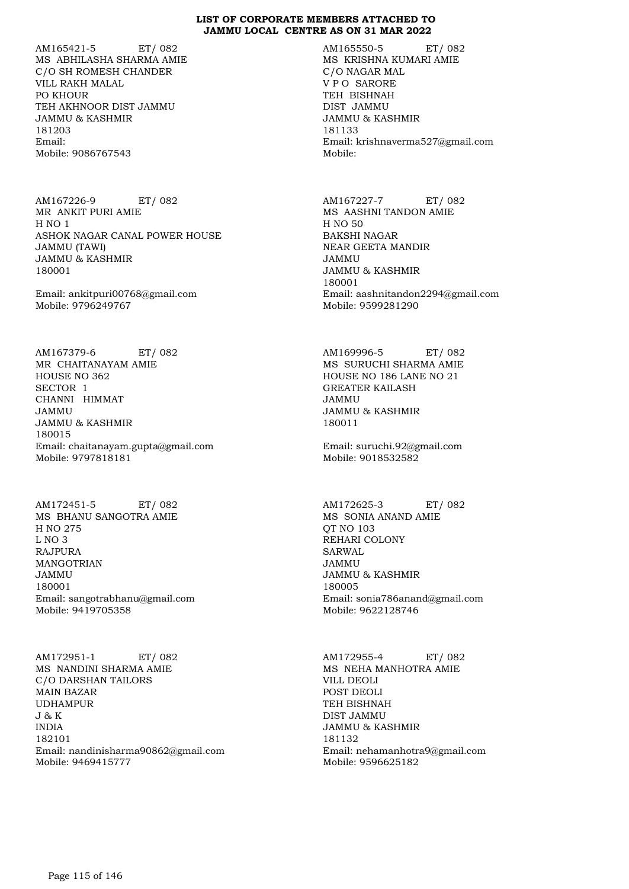# LIST OF CORPORATE MEMBERS ATTACHED TO JAMMU LOCAL CENTRE AS ON 31 MAR 2022

AM165421-5 ET/ 082
MS ABHILASHA SHARMA AMIE
C/O SH ROMESH CHANDER
VILL RAKH MALAL
PO KHOUR
TEH AKHNOOR DIST JAMMU
JAMMU & KASHMIR
181203
Email:
Mobile: 9086767543

AM165550-5 ET/ 082
MS KRISHNA KUMARI AMIE
C/O NAGAR MAL
V P O SARORE
TEH BISHNAH
DIST JAMMU
JAMMU & KASHMIR
181133
Email: krishnaverma527@gmail.com
Mobile:

AM167226-9 ET/ 082
MR ANKIT PURI AMIE
H NO 1
ASHOK NAGAR CANAL POWER HOUSE
JAMMU (TAWI)
JAMMU & KASHMIR
180001

Email: ankitpuri00768@gmail.com
Mobile: 9796249767

AM167227-7 ET/ 082
MS AASHNI TANDON AMIE
H NO 50
BAKSHI NAGAR
NEAR GEETA MANDIR
JAMMU
JAMMU & KASHMIR
180001
Email: aashnitandon2294@gmail.com
Mobile: 9599281290

AM167379-6 ET/ 082
MR CHAITANAYAM AMIE
HOUSE NO 362
SECTOR 1
CHANNI HIMMAT
JAMMU
JAMMU & KASHMIR
180015
Email: chaitanayam.gupta@gmail.com
Mobile: 9797818181

AM169996-5 ET/ 082
MS SURUCHI SHARMA AMIE
HOUSE NO 186 LANE NO 21
GREATER KAILASH
JAMMU
JAMMU & KASHMIR
180011

Email: suruchi.92@gmail.com
Mobile: 9018532582

AM172451-5 ET/ 082
MS BHANU SANGOTRA AMIE
H NO 275
L NO 3
RAJPURA
MANGOTRIAN
JAMMU
180001
Email: sangotrabhanu@gmail.com
Mobile: 9419705358

AM172625-3 ET/ 082
MS SONIA ANAND AMIE
QT NO 103
REHARI COLONY
SARWAL
JAMMU
JAMMU & KASHMIR
180005
Email: sonia786anand@gmail.com
Mobile: 9622128746

AM172951-1 ET/ 082
MS NANDINI SHARMA AMIE
C/O DARSHAN TAILORS
MAIN BAZAR
UDHAMPUR
J & K
INDIA
182101
Email: nandinisharma90862@gmail.com
Mobile: 9469415777

AM172955-4 ET/ 082
MS NEHA MANHOTRA AMIE
VILL DEOLI
POST DEOLI
TEH BISHNAH
DIST JAMMU
JAMMU & KASHMIR
181132
Email: nehamanhotra9@gmail.com
Mobile: 9596625182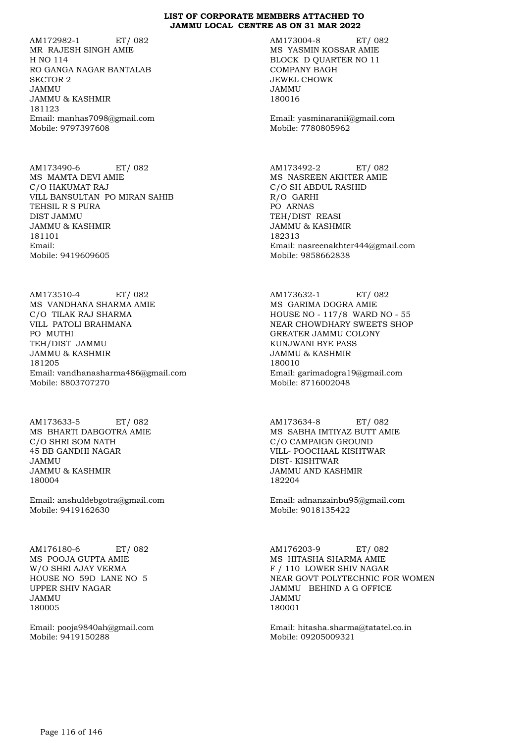**LIST OF CORPORATE MEMBERS ATTACHED TO JAMMU LOCAL CENTRE AS ON 31 MAR 2022**

AM172982-1 ET/ 082
MR RAJESH SINGH AMIE
H NO 114
RO GANGA NAGAR BANTALAB
SECTOR 2
JAMMU
JAMMU & KASHMIR
181123
Email: manhas7098@gmail.com
Mobile: 9797397608

AM173004-8 ET/ 082
MS YASMIN KOSSAR AMIE
BLOCK D QUARTER NO 11
COMPANY BAGH
JEWEL CHOWK
JAMMU
180016

Email: yasminaranii@gmail.com
Mobile: 7780805962

AM173490-6 ET/ 082
MS MAMTA DEVI AMIE
C/O HAKUMAT RAJ
VILL BANSULTAN PO MIRAN SAHIB
TEHSIL R S PURA
DIST JAMMU
JAMMU & KASHMIR
181101
Email:
Mobile: 9419609605

AM173492-2 ET/ 082
MS NASREEN AKHTER AMIE
C/O SH ABDUL RASHID
R/O GARHI
PO ARNAS
TEH/DIST REASI
JAMMU & KASHMIR
182313
Email: nasreenakhter444@gmail.com
Mobile: 9858662838

AM173510-4 ET/ 082
MS VANDHANA SHARMA AMIE
C/O TILAK RAJ SHARMA
VILL PATOLI BRAHMANA
PO MUTHI
TEH/DIST JAMMU
JAMMU & KASHMIR
181205
Email: vandhanasharma486@gmail.com
Mobile: 8803707270

AM173632-1 ET/ 082
MS GARIMA DOGRA AMIE
HOUSE NO - 117/8 WARD NO - 55
NEAR CHOWDHARY SWEETS SHOP
GREATER JAMMU COLONY
KUNJWANI BYE PASS
JAMMU & KASHMIR
180010
Email: garimadogra19@gmail.com
Mobile: 8716002048

AM173633-5 ET/ 082
MS BHARTI DABGOTRA AMIE
C/O SHRI SOM NATH
45 BB GANDHI NAGAR
JAMMU
JAMMU & KASHMIR
180004

Email: anshuldebgotra@gmail.com
Mobile: 9419162630

AM173634-8 ET/ 082
MS SABHA IMTIYAZ BUTT AMIE
C/O CAMPAIGN GROUND
VILL- POOCHAAL KISHTWAR
DIST- KISHTWAR
JAMMU AND KASHMIR
182204

Email: adnanzainbu95@gmail.com
Mobile: 9018135422

AM176180-6 ET/ 082
MS POOJA GUPTA AMIE
W/O SHRI AJAY VERMA
HOUSE NO 59D LANE NO 5
UPPER SHIV NAGAR
JAMMU
180005

Email: pooja9840ah@gmail.com
Mobile: 9419150288

AM176203-9 ET/ 082
MS HITASHA SHARMA AMIE
F / 110 LOWER SHIV NAGAR
NEAR GOVT POLYTECHNIC FOR WOMEN
JAMMU BEHIND A G OFFICE
JAMMU
180001

Email: hitasha.sharma@tatatel.co.in
Mobile: 09205009321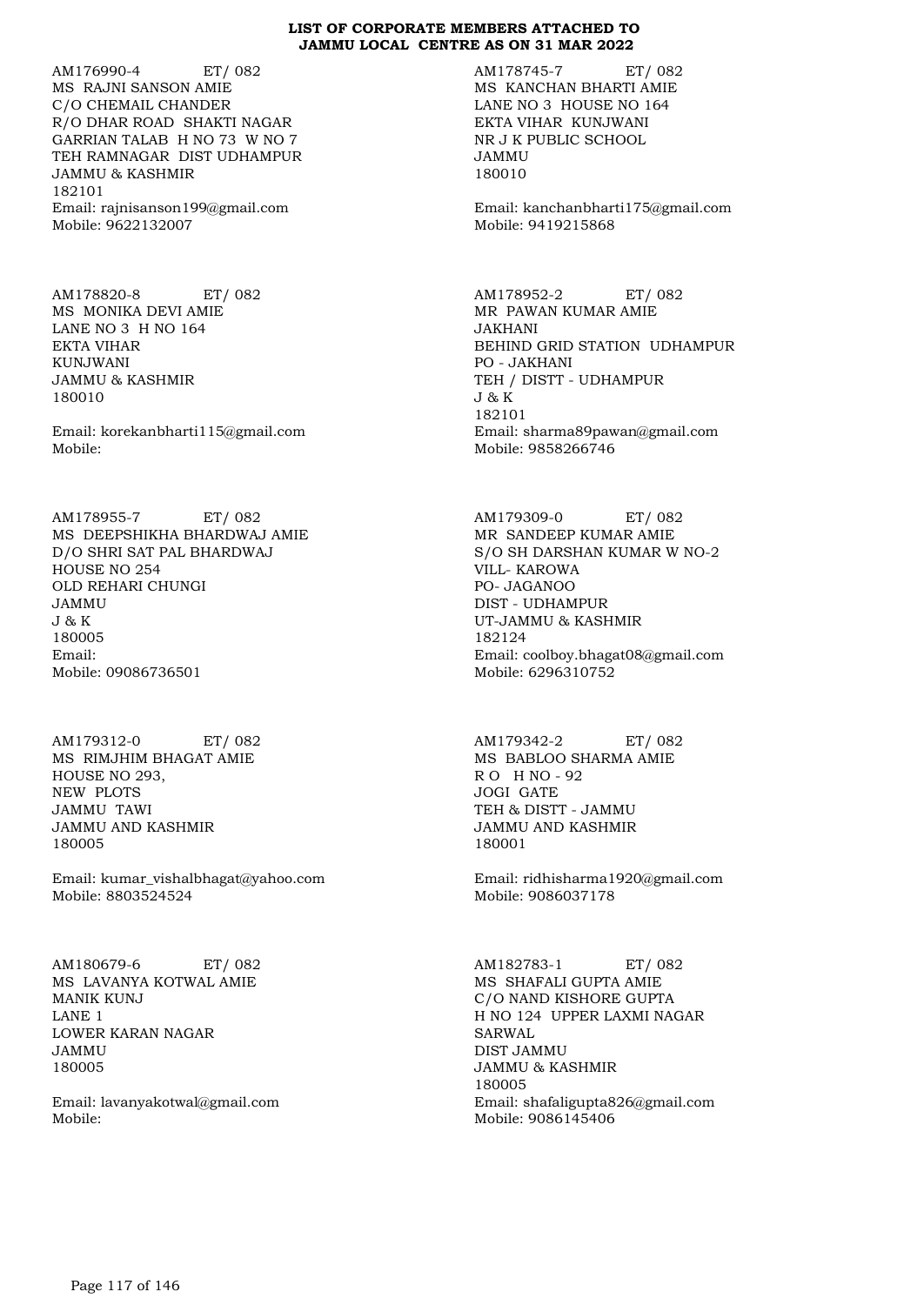**LIST OF CORPORATE MEMBERS ATTACHED TO JAMMU LOCAL CENTRE AS ON 31 MAR 2022**

AM176990-4 ET/ 082
MS RAJNI SANSON AMIE
C/O CHEMAIL CHANDER
R/O DHAR ROAD SHAKTI NAGAR
GARRIAN TALAB H NO 73 W NO 7
TEH RAMNAGAR DIST UDHAMPUR
JAMMU & KASHMIR
182101
Email: rajnisanson199@gmail.com
Mobile: 9622132007

AM178745-7 ET/ 082
MS KANCHAN BHARTI AMIE
LANE NO 3 HOUSE NO 164
EKTA VIHAR KUNJWANI
NR J K PUBLIC SCHOOL
JAMMU
180010

Email: kanchanbharti175@gmail.com
Mobile: 9419215868

AM178820-8 ET/ 082
MS MONIKA DEVI AMIE
LANE NO 3 H NO 164
EKTA VIHAR
KUNJWANI
JAMMU & KASHMIR
180010

Email: korekanbharti115@gmail.com
Mobile:

AM178952-2 ET/ 082
MR PAWAN KUMAR AMIE
JAKHANI
BEHIND GRID STATION UDHAMPUR
PO - JAKHANI
TEH / DISTT - UDHAMPUR
J & K
182101
Email: sharma89pawan@gmail.com
Mobile: 9858266746

AM178955-7 ET/ 082
MS DEEPSHIKHA BHARDWAJ AMIE
D/O SHRI SAT PAL BHARDWAJ
HOUSE NO 254
OLD REHARI CHUNGI
JAMMU
J & K
180005
Email:
Mobile: 09086736501

AM179309-0 ET/ 082
MR SANDEEP KUMAR AMIE
S/O SH DARSHAN KUMAR W NO-2
VILL- KAROWA
PO- JAGANOO
DIST - UDHAMPUR
UT-JAMMU & KASHMIR
182124
Email: coolboy.bhagat08@gmail.com
Mobile: 6296310752

AM179312-0 ET/ 082
MS RIMJHIM BHAGAT AMIE
HOUSE NO 293,
NEW PLOTS
JAMMU TAWI
JAMMU AND KASHMIR
180005

Email: kumar_vishalbhagat@yahoo.com
Mobile: 8803524524

AM179342-2 ET/ 082
MS BABLOO SHARMA AMIE
R O H NO - 92
JOGI GATE
TEH & DISTT - JAMMU
JAMMU AND KASHMIR
180001

Email: ridhisharma1920@gmail.com
Mobile: 9086037178

AM180679-6 ET/ 082
MS LAVANYA KOTWAL AMIE
MANIK KUNJ
LANE 1
LOWER KARAN NAGAR
JAMMU
180005

Email: lavanyakotwal@gmail.com
Mobile:

AM182783-1 ET/ 082
MS SHAFALI GUPTA AMIE
C/O NAND KISHORE GUPTA
H NO 124 UPPER LAXMI NAGAR
SARWAL
DIST JAMMU
JAMMU & KASHMIR
180005
Email: shafaligupta826@gmail.com
Mobile: 9086145406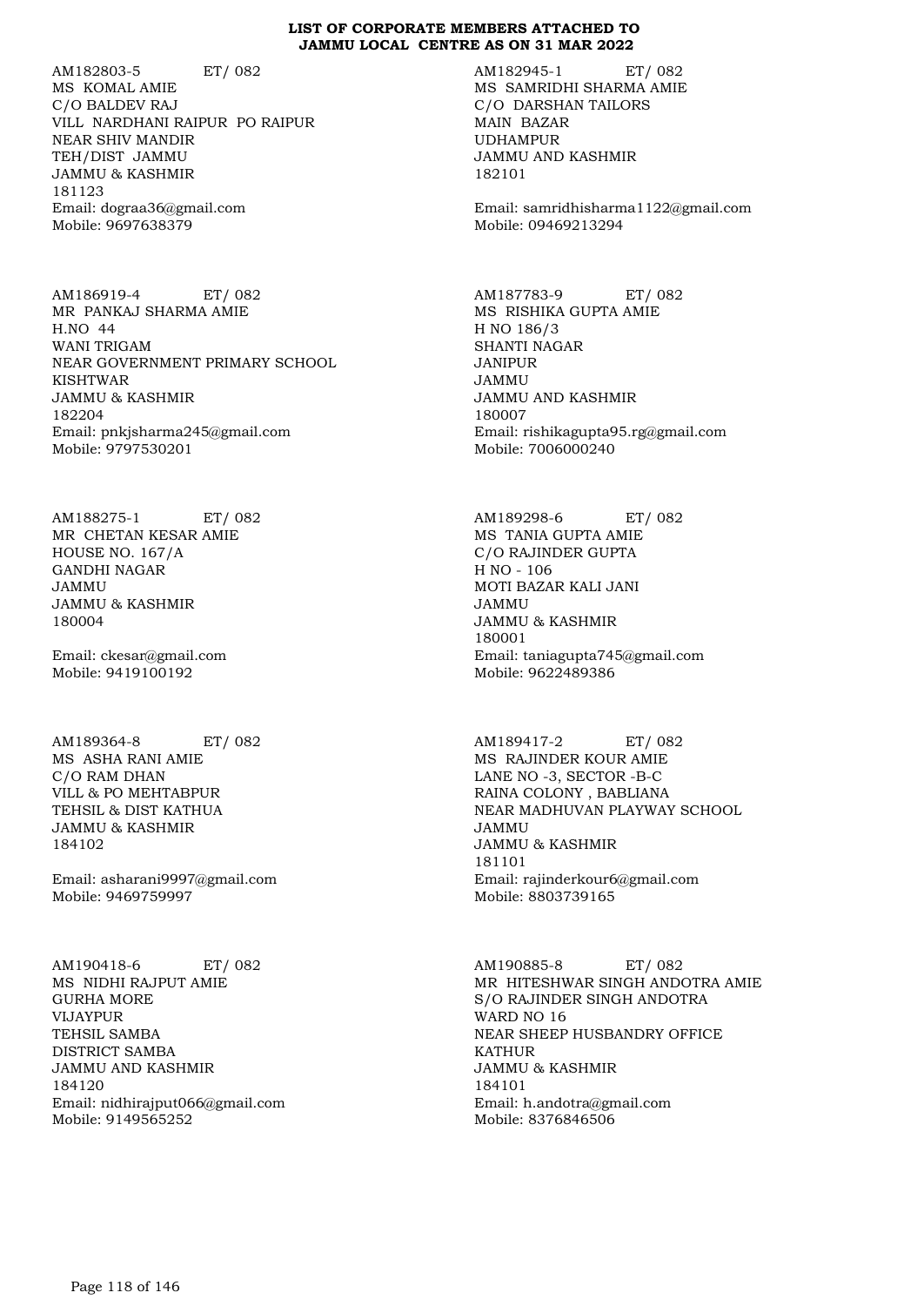**LIST OF CORPORATE MEMBERS ATTACHED TO JAMMU LOCAL CENTRE AS ON 31 MAR 2022**

AM182803-5 ET/ 082
MS KOMAL AMIE
C/O BALDEV RAJ
VILL NARDHANI RAIPUR PO RAIPUR
NEAR SHIV MANDIR
TEH/DIST JAMMU
JAMMU & KASHMIR
181123
Email: dograa36@gmail.com
Mobile: 9697638379

AM182945-1 ET/ 082
MS SAMRIDHI SHARMA AMIE
C/O DARSHAN TAILORS
MAIN BAZAR
UDHAMPUR
JAMMU AND KASHMIR
182101
Email: samridhisharma1122@gmail.com
Mobile: 09469213294

AM186919-4 ET/ 082
MR PANKAJ SHARMA AMIE
H.NO 44
WANI TRIGAM
NEAR GOVERNMENT PRIMARY SCHOOL
KISHTWAR
JAMMU & KASHMIR
182204
Email: pnkjsharma245@gmail.com
Mobile: 9797530201

AM187783-9 ET/ 082
MS RISHIKA GUPTA AMIE
H NO 186/3
SHANTI NAGAR
JANIPUR
JAMMU
JAMMU AND KASHMIR
180007
Email: rishikagupta95.rg@gmail.com
Mobile: 7006000240

AM188275-1 ET/ 082
MR CHETAN KESAR AMIE
HOUSE NO. 167/A
GANDHI NAGAR
JAMMU
JAMMU & KASHMIR
180004
Email: ckesar@gmail.com
Mobile: 9419100192

AM189298-6 ET/ 082
MS TANIA GUPTA AMIE
C/O RAJINDER GUPTA
H NO - 106
MOTI BAZAR KALI JANI
JAMMU
JAMMU & KASHMIR
180001
Email: taniagupta745@gmail.com
Mobile: 9622489386

AM189364-8 ET/ 082
MS ASHA RANI AMIE
C/O RAM DHAN
VILL & PO MEHTABPUR
TEHSIL & DIST KATHUA
JAMMU & KASHMIR
184102
Email: asharani9997@gmail.com
Mobile: 9469759997

AM189417-2 ET/ 082
MS RAJINDER KOUR AMIE
LANE NO -3, SECTOR -B-C
RAINA COLONY , BABLIANA
NEAR MADHUVAN PLAYWAY SCHOOL
JAMMU
JAMMU & KASHMIR
181101
Email: rajinderkour6@gmail.com
Mobile: 8803739165

AM190418-6 ET/ 082
MS NIDHI RAJPUT AMIE
GURHA MORE
VIJAYPUR
TEHSIL SAMBA
DISTRICT SAMBA
JAMMU AND KASHMIR
184120
Email: nidhirajput066@gmail.com
Mobile: 9149565252

AM190885-8 ET/ 082
MR HITESHWAR SINGH ANDOTRA AMIE
S/O RAJINDER SINGH ANDOTRA
WARD NO 16
NEAR SHEEP HUSBANDRY OFFICE
KATHUR
JAMMU & KASHMIR
184101
Email: h.andotra@gmail.com
Mobile: 8376846506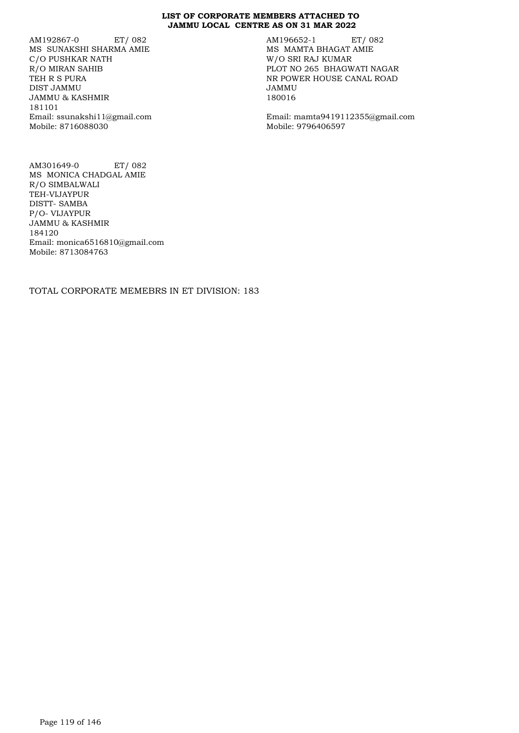**LIST OF CORPORATE MEMBERS ATTACHED TO JAMMU LOCAL CENTRE AS ON 31 MAR 2022**

AM192867-0 ET/ 082
MS SUNAKSHI SHARMA AMIE
C/O PUSHKAR NATH
R/O MIRAN SAHIB
TEH R S PURA
DIST JAMMU
JAMMU & KASHMIR
181101
Email: ssunakshi11@gmail.com
Mobile: 8716088030

AM196652-1 ET/ 082
MS MAMTA BHAGAT AMIE
W/O SRI RAJ KUMAR
PLOT NO 265 BHAGWATI NAGAR
NR POWER HOUSE CANAL ROAD
JAMMU
180016
Email: mamta9419112355@gmail.com
Mobile: 9796406597

AM301649-0 ET/ 082
MS MONICA CHADGAL AMIE
R/O SIMBALWALI
TEH-VIJAYPUR
DISTT- SAMBA
P/O- VIJAYPUR
JAMMU & KASHMIR
184120
Email: monica6516810@gmail.com
Mobile: 8713084763

TOTAL CORPORATE MEMEBRS IN ET DIVISION: 183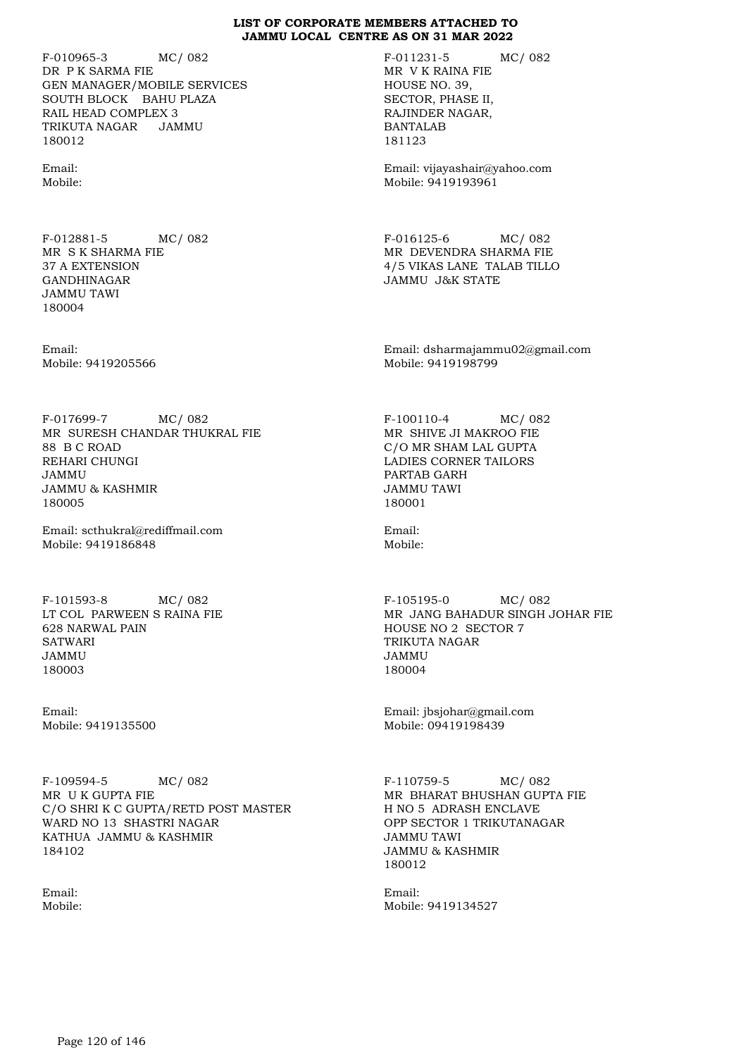**LIST OF CORPORATE MEMBERS ATTACHED TO JAMMU LOCAL CENTRE AS ON 31 MAR 2022**

F-010965-3 MC/ 082
DR P K SARMA FIE
GEN MANAGER/MOBILE SERVICES
SOUTH BLOCK BAHU PLAZA
RAIL HEAD COMPLEX 3
TRIKUTA NAGAR JAMMU
180012

Email:
Mobile:

F-011231-5 MC/ 082
MR V K RAINA FIE
HOUSE NO. 39,
SECTOR, PHASE II,
RAJINDER NAGAR,
BANTALAB
181123

Email: vijayashair@yahoo.com
Mobile: 9419193961

F-012881-5 MC/ 082
MR S K SHARMA FIE
37 A EXTENSION
GANDHINAGAR
JAMMU TAWI
180004

Email:
Mobile: 9419205566

F-016125-6 MC/ 082
MR DEVENDRA SHARMA FIE
4/5 VIKAS LANE TALAB TILLO
JAMMU J&K STATE

Email: dsharmajammu02@gmail.com
Mobile: 9419198799

F-017699-7 MC/ 082
MR SURESH CHANDAR THUKRAL FIE
88 B C ROAD
REHARI CHUNGI
JAMMU
JAMMU & KASHMIR
180005

Email: scthukral@rediffmail.com
Mobile: 9419186848

F-100110-4 MC/ 082
MR SHIVE JI MAKROO FIE
C/O MR SHAM LAL GUPTA
LADIES CORNER TAILORS
PARTAB GARH
JAMMU TAWI
180001

Email:
Mobile:

F-101593-8 MC/ 082
LT COL PARWEEN S RAINA FIE
628 NARWAL PAIN
SATWARI
JAMMU
180003

Email:
Mobile: 9419135500

F-105195-0 MC/ 082
MR JANG BAHADUR SINGH JOHAR FIE
HOUSE NO 2 SECTOR 7
TRIKUTA NAGAR
JAMMU
180004

Email: jbsjohar@gmail.com
Mobile: 09419198439

F-109594-5 MC/ 082
MR U K GUPTA FIE
C/O SHRI K C GUPTA/RETD POST MASTER
WARD NO 13 SHASTRI NAGAR
KATHUA JAMMU & KASHMIR
184102

Email:
Mobile:

F-110759-5 MC/ 082
MR BHARAT BHUSHAN GUPTA FIE
H NO 5 ADRASH ENCLAVE
OPP SECTOR 1 TRIKUTANAGAR
JAMMU TAWI
JAMMU & KASHMIR
180012

Email:
Mobile: 9419134527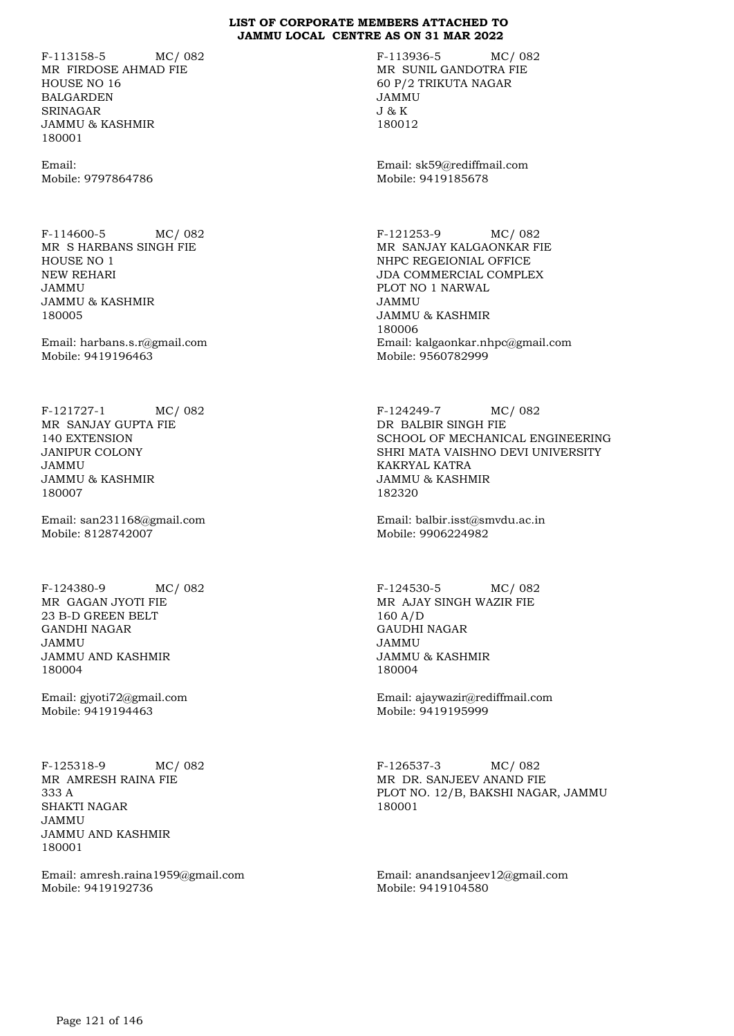**LIST OF CORPORATE MEMBERS ATTACHED TO JAMMU LOCAL CENTRE AS ON 31 MAR 2022**

F-113158-5 MC/ 082
MR FIRDOSE AHMAD FIE
HOUSE NO 16
BALGARDEN
SRINAGAR
JAMMU & KASHMIR
180001

Email:
Mobile: 9797864786

F-113936-5 MC/ 082
MR SUNIL GANDOTRA FIE
60 P/2 TRIKUTA NAGAR
JAMMU
J & K
180012

Email: sk59@rediffmail.com
Mobile: 9419185678

F-114600-5 MC/ 082
MR S HARBANS SINGH FIE
HOUSE NO 1
NEW REHARI
JAMMU
JAMMU & KASHMIR
180005

Email: harbans.s.r@gmail.com
Mobile: 9419196463

F-121253-9 MC/ 082
MR SANJAY KALGAONKAR FIE
NHPC REGEIONIAL OFFICE
JDA COMMERCIAL COMPLEX
PLOT NO 1 NARWAL
JAMMU
JAMMU & KASHMIR
180006

Email: kalgaonkar.nhpc@gmail.com
Mobile: 9560782999

F-121727-1 MC/ 082
MR SANJAY GUPTA FIE
140 EXTENSION
JANIPUR COLONY
JAMMU
JAMMU & KASHMIR
180007

Email: san231168@gmail.com
Mobile: 8128742007

F-124249-7 MC/ 082
DR BALBIR SINGH FIE
SCHOOL OF MECHANICAL ENGINEERING
SHRI MATA VAISHNO DEVI UNIVERSITY
KAKRYAL KATRA
JAMMU & KASHMIR
182320

Email: balbir.isst@smvdu.ac.in
Mobile: 9906224982

F-124380-9 MC/ 082
MR GAGAN JYOTI FIE
23 B-D GREEN BELT
GANDHI NAGAR
JAMMU
JAMMU AND KASHMIR
180004

Email: gjyoti72@gmail.com
Mobile: 9419194463

F-124530-5 MC/ 082
MR AJAY SINGH WAZIR FIE
160 A/D
GAUDHI NAGAR
JAMMU
JAMMU & KASHMIR
180004

Email: ajaywazir@rediffmail.com
Mobile: 9419195999

F-125318-9 MC/ 082
MR AMRESH RAINA FIE
333 A
SHAKTI NAGAR
JAMMU
JAMMU AND KASHMIR
180001

Email: amresh.raina1959@gmail.com
Mobile: 9419192736

F-126537-3 MC/ 082
MR DR. SANJEEV ANAND FIE
PLOT NO. 12/B, BAKSHI NAGAR, JAMMU
180001

Email: anandsanjeev12@gmail.com
Mobile: 9419104580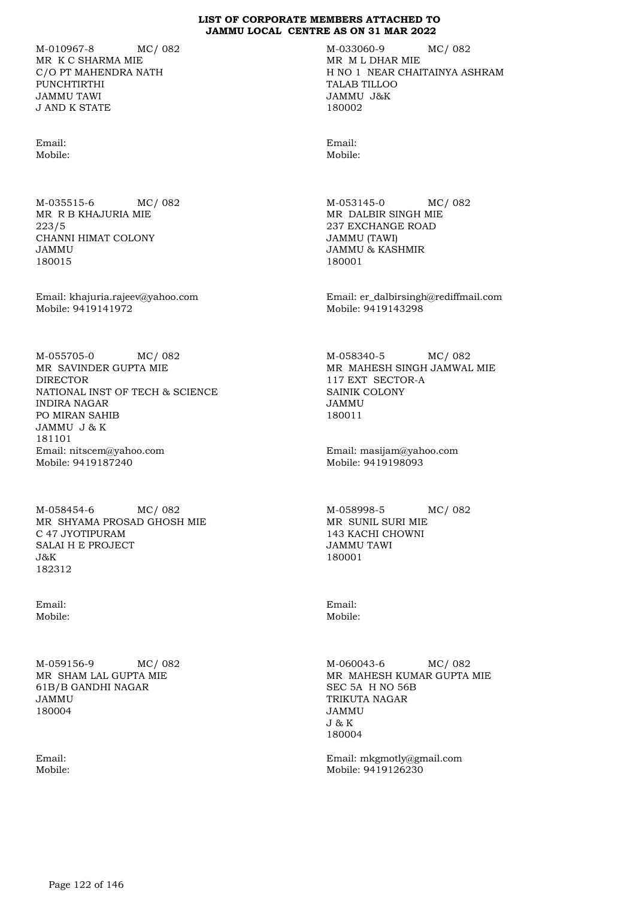**LIST OF CORPORATE MEMBERS ATTACHED TO JAMMU LOCAL CENTRE AS ON 31 MAR 2022**

M-010967-8 MC/ 082
MR K C SHARMA MIE
C/O PT MAHENDRA NATH
PUNCHTIRTHI
JAMMU TAWI
J AND K STATE

Email:
Mobile:

M-033060-9 MC/ 082
MR M L DHAR MIE
H NO 1 NEAR CHAITAINYA ASHRAM
TALAB TILLOO
JAMMU J&K
180002

Email:
Mobile:

M-035515-6 MC/ 082
MR R B KHAJURIA MIE
223/5
CHANNI HIMAT COLONY
JAMMU
180015

Email: khajuria.rajeev@yahoo.com
Mobile: 9419141972

M-053145-0 MC/ 082
MR DALBIR SINGH MIE
237 EXCHANGE ROAD
JAMMU (TAWI)
JAMMU & KASHMIR
180001

Email: er_dalbirsingh@rediffmail.com
Mobile: 9419143298

M-055705-0 MC/ 082
MR SAVINDER GUPTA MIE
DIRECTOR
NATIONAL INST OF TECH & SCIENCE
INDIRA NAGAR
PO MIRAN SAHIB
JAMMU J & K
181101
Email: nitscem@yahoo.com
Mobile: 9419187240

M-058340-5 MC/ 082
MR MAHESH SINGH JAMWAL MIE
117 EXT SECTOR-A
SAINIK COLONY
JAMMU
180011

Email: masijam@yahoo.com
Mobile: 9419198093

M-058454-6 MC/ 082
MR SHYAMA PROSAD GHOSH MIE
C 47 JYOTIPURAM
SALAI H E PROJECT
J&K
182312

Email:
Mobile:

M-058998-5 MC/ 082
MR SUNIL SURI MIE
143 KACHI CHOWNI
JAMMU TAWI
180001

Email:
Mobile:

M-059156-9 MC/ 082
MR SHAM LAL GUPTA MIE
61B/B GANDHI NAGAR
JAMMU
180004

Email:
Mobile:

M-060043-6 MC/ 082
MR MAHESH KUMAR GUPTA MIE
SEC 5A H NO 56B
TRIKUTA NAGAR
JAMMU
J & K
180004

Email: mkgmotly@gmail.com
Mobile: 9419126230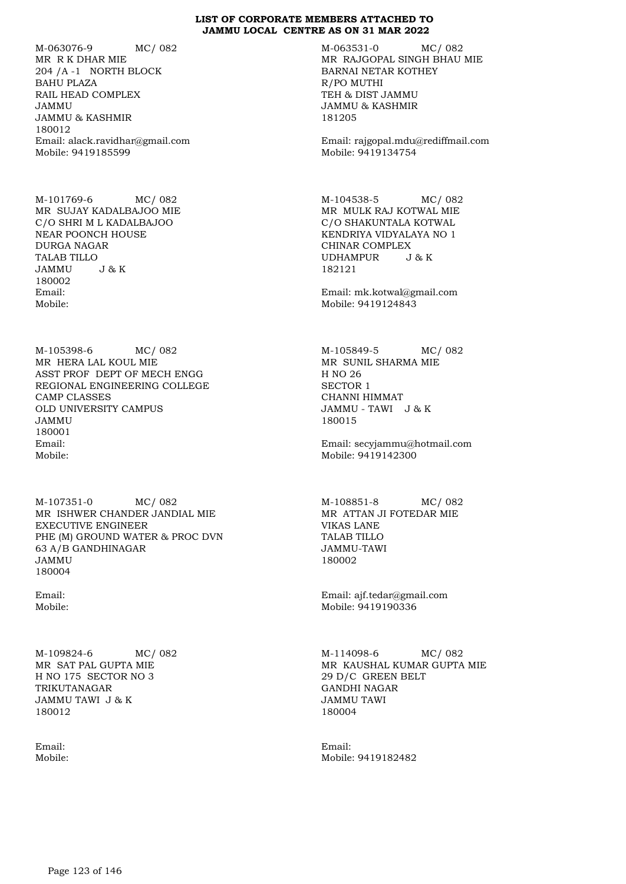# LIST OF CORPORATE MEMBERS ATTACHED TO JAMMU LOCAL CENTRE AS ON 31 MAR 2022

M-063076-9 MC/ 082
MR R K DHAR MIE
204 /A -1 NORTH BLOCK
BAHU PLAZA
RAIL HEAD COMPLEX
JAMMU
JAMMU & KASHMIR
180012
Email: alack.ravidhar@gmail.com
Mobile: 9419185599

M-063531-0 MC/ 082
MR RAJGOPAL SINGH BHAU MIE
BARNAI NETAR KOTHEY
R/PO MUTHI
TEH & DIST JAMMU
JAMMU & KASHMIR
181205
Email: rajgopal.mdu@rediffmail.com
Mobile: 9419134754

M-101769-6 MC/ 082
MR SUJAY KADALBAJOO MIE
C/O SHRI M L KADALBAJOO
NEAR POONCH HOUSE
DURGA NAGAR
TALAB TILLO
JAMMU J & K
180002
Email:
Mobile:

M-104538-5 MC/ 082
MR MULK RAJ KOTWAL MIE
C/O SHAKUNTALA KOTWAL
KENDRIYA VIDYALAYA NO 1
CHINAR COMPLEX
UDHAMPUR J & K
182121
Email: mk.kotwal@gmail.com
Mobile: 9419124843

M-105398-6 MC/ 082
MR HERA LAL KOUL MIE
ASST PROF DEPT OF MECH ENGG
REGIONAL ENGINEERING COLLEGE
CAMP CLASSES
OLD UNIVERSITY CAMPUS
JAMMU
180001
Email:
Mobile:

M-105849-5 MC/ 082
MR SUNIL SHARMA MIE
H NO 26
SECTOR 1
CHANNI HIMMAT
JAMMU - TAWI J & K
180015
Email: secyjammu@hotmail.com
Mobile: 9419142300

M-107351-0 MC/ 082
MR ISHWER CHANDER JANDIAL MIE
EXECUTIVE ENGINEER
PHE (M) GROUND WATER & PROC DVN
63 A/B GANDHINAGAR
JAMMU
180004
Email:
Mobile:

M-108851-8 MC/ 082
MR ATTAN JI FOTEDAR MIE
VIKAS LANE
TALAB TILLO
JAMMU-TAWI
180002
Email: ajf.tedar@gmail.com
Mobile: 9419190336

M-109824-6 MC/ 082
MR SAT PAL GUPTA MIE
H NO 175 SECTOR NO 3
TRIKUTANAGAR
JAMMU TAWI J & K
180012
Email:
Mobile:

M-114098-6 MC/ 082
MR KAUSHAL KUMAR GUPTA MIE
29 D/C GREEN BELT
GANDHI NAGAR
JAMMU TAWI
180004
Email:
Mobile: 9419182482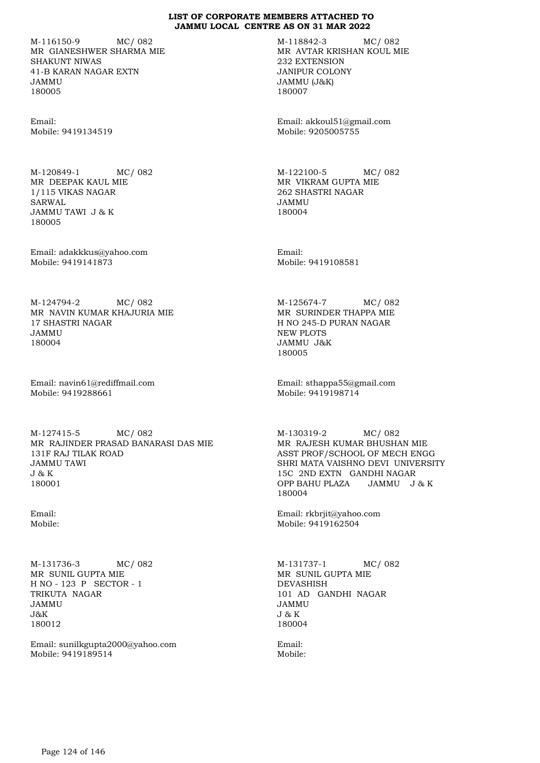# LIST OF CORPORATE MEMBERS ATTACHED TO JAMMU LOCAL CENTRE AS ON 31 MAR 2022

M-116150-9 MC/ 082
MR GIANESHWER SHARMA MIE
SHAKUNT NIWAS
41-B KARAN NAGAR EXTN
JAMMU
180005

Email:
Mobile: 9419134519

M-118842-3 MC/ 082
MR AVTAR KRISHAN KOUL MIE
232 EXTENSION
JANIPUR COLONY
JAMMU (J&K)
180007

Email: akkoul51@gmail.com
Mobile: 9205005755

M-120849-1 MC/ 082
MR DEEPAK KAUL MIE
1/115 VIKAS NAGAR
SARWAL
JAMMU TAWI J & K
180005

Email: adakkkus@yahoo.com
Mobile: 9419141873

M-122100-5 MC/ 082
MR VIKRAM GUPTA MIE
262 SHASTRI NAGAR
JAMMU
180004

Email:
Mobile: 9419108581

M-124794-2 MC/ 082
MR NAVIN KUMAR KHAJURIA MIE
17 SHASTRI NAGAR
JAMMU
180004

Email: navin61@rediffmail.com
Mobile: 9419288661

M-125674-7 MC/ 082
MR SURINDER THAPPA MIE
H NO 245-D PURAN NAGAR
NEW PLOTS
JAMMU J&K
180005

Email: sthappa55@gmail.com
Mobile: 9419198714

M-127415-5 MC/ 082
MR RAJINDER PRASAD BANARASI DAS MIE
131F RAJ TILAK ROAD
JAMMU TAWI
J & K
180001

Email:
Mobile:

M-130319-2 MC/ 082
MR RAJESH KUMAR BHUSHAN MIE
ASST PROF/SCHOOL OF MECH ENGG
SHRI MATA VAISHNO DEVI UNIVERSITY
15C 2ND EXTN GANDHI NAGAR
OPP BAHU PLAZA JAMMU J & K
180004

Email: rkbrjit@yahoo.com
Mobile: 9419162504

M-131736-3 MC/ 082
MR SUNIL GUPTA MIE
H NO - 123 P SECTOR - 1
TRIKUTA NAGAR
JAMMU
J&K
180012

Email: sunilkgupta2000@yahoo.com
Mobile: 9419189514

M-131737-1 MC/ 082
MR SUNIL GUPTA MIE
DEVASHISH
101 AD GANDHI NAGAR
JAMMU
J & K
180004

Email:
Mobile: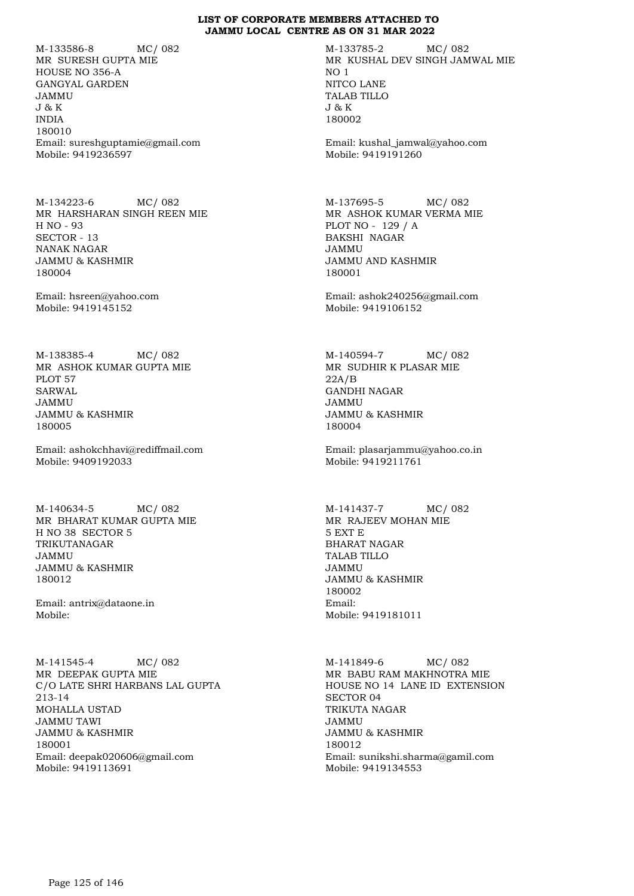**LIST OF CORPORATE MEMBERS ATTACHED TO JAMMU LOCAL CENTRE AS ON 31 MAR 2022**

M-133586-8 MC/ 082
MR SURESH GUPTA MIE
HOUSE NO 356-A
GANGYAL GARDEN
JAMMU
J & K
INDIA
180010
Email: sureshguptamie@gmail.com
Mobile: 9419236597

M-133785-2 MC/ 082
MR KUSHAL DEV SINGH JAMWAL MIE
NO 1
NITCO LANE
TALAB TILLO
J & K
180002

Email: kushal_jamwal@yahoo.com
Mobile: 9419191260

M-134223-6 MC/ 082
MR HARSHARAN SINGH REEN MIE
H NO - 93
SECTOR - 13
NANAK NAGAR
JAMMU & KASHMIR
180004

Email: hsreen@yahoo.com
Mobile: 9419145152

M-137695-5 MC/ 082
MR ASHOK KUMAR VERMA MIE
PLOT NO - 129 / A
BAKSHI NAGAR
JAMMU
JAMMU AND KASHMIR
180001

Email: ashok240256@gmail.com
Mobile: 9419106152

M-138385-4 MC/ 082
MR ASHOK KUMAR GUPTA MIE
PLOT 57
SARWAL
JAMMU
JAMMU & KASHMIR
180005

Email: ashokchhavi@rediffmail.com
Mobile: 9409192033

M-140594-7 MC/ 082
MR SUDHIR K PLASAR MIE
22A/B
GANDHI NAGAR
JAMMU
JAMMU & KASHMIR
180004

Email: plasarjammu@yahoo.co.in
Mobile: 9419211761

M-140634-5 MC/ 082
MR BHARAT KUMAR GUPTA MIE
H NO 38 SECTOR 5
TRIKUTANAGAR
JAMMU
JAMMU & KASHMIR
180012

Email: antrix@dataone.in
Mobile:

M-141437-7 MC/ 082
MR RAJEEV MOHAN MIE
5 EXT E
BHARAT NAGAR
TALAB TILLO
JAMMU
JAMMU & KASHMIR
180002
Email:
Mobile: 9419181011

M-141545-4 MC/ 082
MR DEEPAK GUPTA MIE
C/O LATE SHRI HARBANS LAL GUPTA
213-14
MOHALLA USTAD
JAMMU TAWI
JAMMU & KASHMIR
180001
Email: deepak020606@gmail.com
Mobile: 9419113691

M-141849-6 MC/ 082
MR BABU RAM MAKHNOTRA MIE
HOUSE NO 14 LANE ID EXTENSION
SECTOR 04
TRIKUTA NAGAR
JAMMU
JAMMU & KASHMIR
180012
Email: sunikshi.sharma@gamil.com
Mobile: 9419134553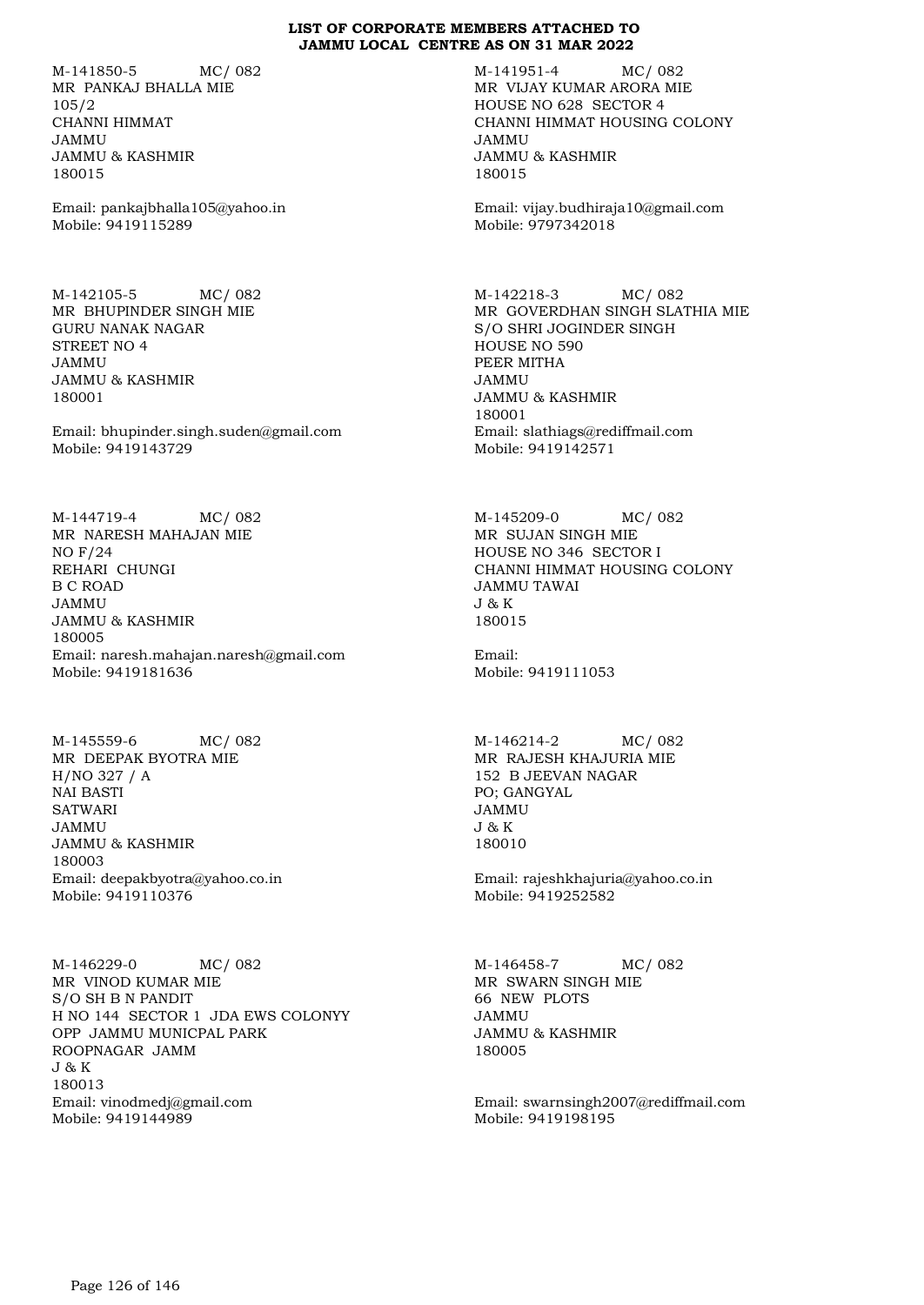**LIST OF CORPORATE MEMBERS ATTACHED TO JAMMU LOCAL CENTRE AS ON 31 MAR 2022**

M-141850-5 MC/ 082
MR PANKAJ BHALLA MIE
105/2
CHANNI HIMMAT
JAMMU
JAMMU & KASHMIR
180015

Email: pankajbhalla105@yahoo.in
Mobile: 9419115289

M-141951-4 MC/ 082
MR VIJAY KUMAR ARORA MIE
HOUSE NO 628 SECTOR 4
CHANNI HIMMAT HOUSING COLONY
JAMMU
JAMMU & KASHMIR
180015

Email: vijay.budhiraja10@gmail.com
Mobile: 9797342018

M-142105-5 MC/ 082
MR BHUPINDER SINGH MIE
GURU NANAK NAGAR
STREET NO 4
JAMMU
JAMMU & KASHMIR
180001

Email: bhupinder.singh.suden@gmail.com
Mobile: 9419143729

M-142218-3 MC/ 082
MR GOVERDHAN SINGH SLATHIA MIE
S/O SHRI JOGINDER SINGH
HOUSE NO 590
PEER MITHA
JAMMU
JAMMU & KASHMIR
180001
Email: slathiags@rediffmail.com
Mobile: 9419142571

M-144719-4 MC/ 082
MR NARESH MAHAJAN MIE
NO F/24
REHARI CHUNGI
B C ROAD
JAMMU
JAMMU & KASHMIR
180005
Email: naresh.mahajan.naresh@gmail.com
Mobile: 9419181636

M-145209-0 MC/ 082
MR SUJAN SINGH MIE
HOUSE NO 346 SECTOR I
CHANNI HIMMAT HOUSING COLONY
JAMMU TAWAI
J & K
180015

Email:
Mobile: 9419111053

M-145559-6 MC/ 082
MR DEEPAK BYOTRA MIE
H/NO 327 / A
NAI BASTI
SATWARI
JAMMU
JAMMU & KASHMIR
180003
Email: deepakbyotra@yahoo.co.in
Mobile: 9419110376

M-146214-2 MC/ 082
MR RAJESH KHAJURIA MIE
152 B JEEVAN NAGAR
PO; GANGYAL
JAMMU
J & K
180010

Email: rajeshkhajuria@yahoo.co.in
Mobile: 9419252582

M-146229-0 MC/ 082
MR VINOD KUMAR MIE
S/O SH B N PANDIT
H NO 144 SECTOR 1 JDA EWS COLONYY
OPP JAMMU MUNICPAL PARK
ROOPNAGAR JAMM
J & K
180013
Email: vinodmedj@gmail.com
Mobile: 9419144989

M-146458-7 MC/ 082
MR SWARN SINGH MIE
66 NEW PLOTS
JAMMU
JAMMU & KASHMIR
180005

Email: swarnsingh2007@rediffmail.com
Mobile: 9419198195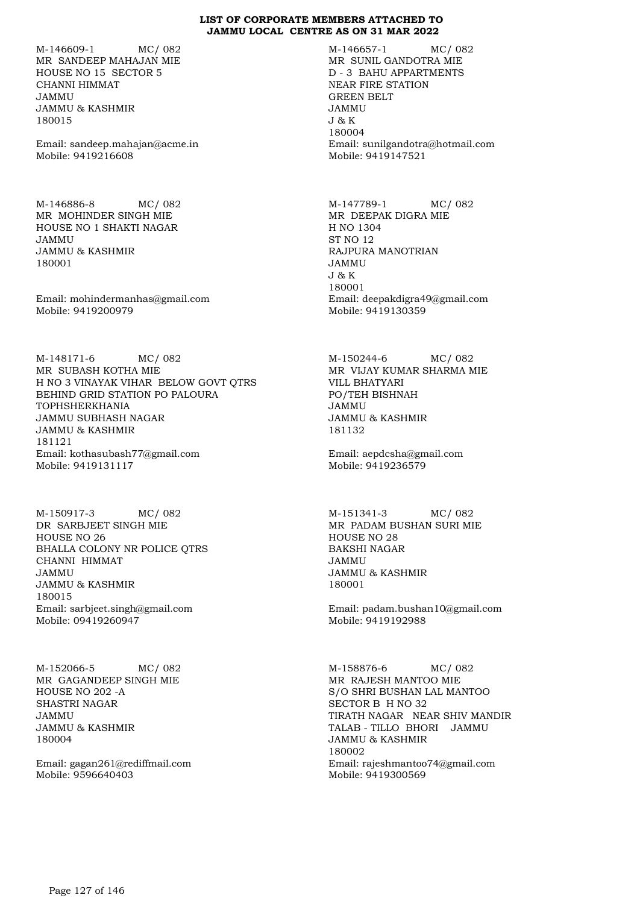**LIST OF CORPORATE MEMBERS ATTACHED TO JAMMU LOCAL CENTRE AS ON 31 MAR 2022**

M-146609-1 MC/ 082
MR SANDEEP MAHAJAN MIE
HOUSE NO 15 SECTOR 5
CHANNI HIMMAT
JAMMU
JAMMU & KASHMIR
180015

Email: sandeep.mahajan@acme.in
Mobile: 9419216608

M-146657-1 MC/ 082
MR SUNIL GANDOTRA MIE
D - 3 BAHU APPARTMENTS
NEAR FIRE STATION
GREEN BELT
JAMMU
J & K
180004
Email: sunilgandotra@hotmail.com
Mobile: 9419147521

M-146886-8 MC/ 082
MR MOHINDER SINGH MIE
HOUSE NO 1 SHAKTI NAGAR
JAMMU
JAMMU & KASHMIR
180001

Email: mohindermanhas@gmail.com
Mobile: 9419200979

M-147789-1 MC/ 082
MR DEEPAK DIGRA MIE
H NO 1304
ST NO 12
RAJPURA MANOTRIAN
JAMMU
J & K
180001
Email: deepakdigra49@gmail.com
Mobile: 9419130359

M-148171-6 MC/ 082
MR SUBASH KOTHA MIE
H NO 3 VINAYAK VIHAR BELOW GOVT QTRS
BEHIND GRID STATION PO PALOURA
TOPHSHERKHANIA
JAMMU SUBHASH NAGAR
JAMMU & KASHMIR
181121
Email: kothasubash77@gmail.com
Mobile: 9419131117

M-150244-6 MC/ 082
MR VIJAY KUMAR SHARMA MIE
VILL BHATYARI
PO/TEH BISHNAH
JAMMU
JAMMU & KASHMIR
181132

Email: aepdcsha@gmail.com
Mobile: 9419236579

M-150917-3 MC/ 082
DR SARBJEET SINGH MIE
HOUSE NO 26
BHALLA COLONY NR POLICE QTRS
CHANNI HIMMAT
JAMMU
JAMMU & KASHMIR
180015
Email: sarbjeet.singh@gmail.com
Mobile: 09419260947

M-151341-3 MC/ 082
MR PADAM BUSHAN SURI MIE
HOUSE NO 28
BAKSHI NAGAR
JAMMU
JAMMU & KASHMIR
180001

Email: padam.bushan10@gmail.com
Mobile: 9419192988

M-152066-5 MC/ 082
MR GAGANDEEP SINGH MIE
HOUSE NO 202 -A
SHASTRI NAGAR
JAMMU
JAMMU & KASHMIR
180004

Email: gagan261@rediffmail.com
Mobile: 9596640403

M-158876-6 MC/ 082
MR RAJESH MANTOO MIE
S/O SHRI BUSHAN LAL MANTOO
SECTOR B H NO 32
TIRATH NAGAR NEAR SHIV MANDIR
TALAB - TILLO BHORI JAMMU
JAMMU & KASHMIR
180002
Email: rajeshmantoo74@gmail.com
Mobile: 9419300569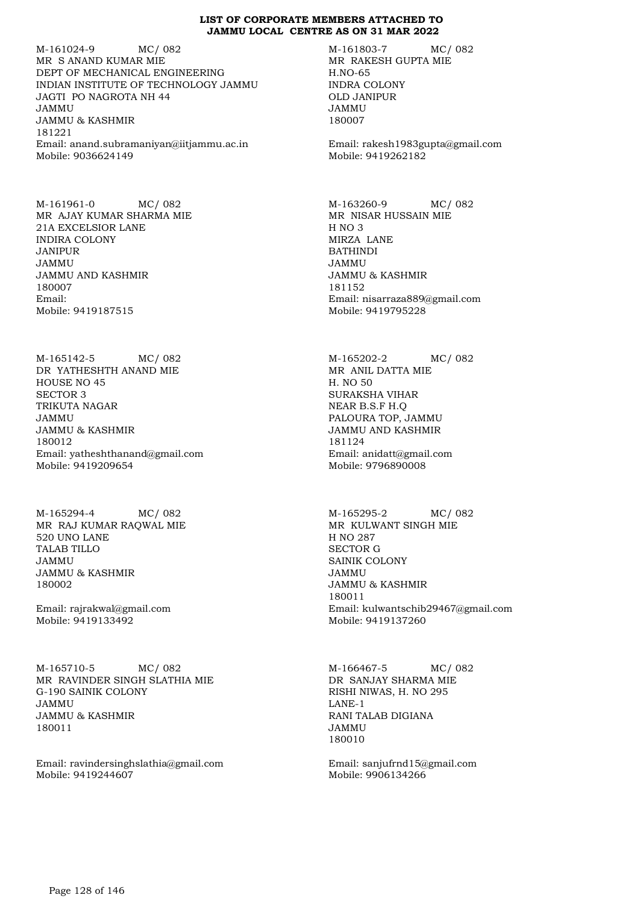**LIST OF CORPORATE MEMBERS ATTACHED TO JAMMU LOCAL CENTRE AS ON 31 MAR 2022**

M-161024-9 MC/ 082
MR S ANAND KUMAR MIE
DEPT OF MECHANICAL ENGINEERING
INDIAN INSTITUTE OF TECHNOLOGY JAMMU
JAGTI PO NAGROTA NH 44
JAMMU
JAMMU & KASHMIR
181221
Email: anand.subramaniyan@iitjammu.ac.in
Mobile: 9036624149

M-161803-7 MC/ 082
MR RAKESH GUPTA MIE
H.NO-65
INDRA COLONY
OLD JANIPUR
JAMMU
180007

Email: rakesh1983gupta@gmail.com
Mobile: 9419262182

M-161961-0 MC/ 082
MR AJAY KUMAR SHARMA MIE
21A EXCELSIOR LANE
INDIRA COLONY
JANIPUR
JAMMU
JAMMU AND KASHMIR
180007
Email:
Mobile: 9419187515

M-163260-9 MC/ 082
MR NISAR HUSSAIN MIE
H NO 3
MIRZA LANE
BATHINDI
JAMMU
JAMMU & KASHMIR
181152
Email: nisarraza889@gmail.com
Mobile: 9419795228

M-165142-5 MC/ 082
DR YATHESHTH ANAND MIE
HOUSE NO 45
SECTOR 3
TRIKUTA NAGAR
JAMMU
JAMMU & KASHMIR
180012
Email: yatheshthanand@gmail.com
Mobile: 9419209654

M-165202-2 MC/ 082
MR ANIL DATTA MIE
H. NO 50
SURAKSHA VIHAR
NEAR B.S.F H.Q
PALOURA TOP, JAMMU
JAMMU AND KASHMIR
181124
Email: anidatt@gmail.com
Mobile: 9796890008

M-165294-4 MC/ 082
MR RAJ KUMAR RAQWAL MIE
520 UNO LANE
TALAB TILLO
JAMMU
JAMMU & KASHMIR
180002

Email: rajrakwal@gmail.com
Mobile: 9419133492

M-165295-2 MC/ 082
MR KULWANT SINGH MIE
H NO 287
SECTOR G
SAINIK COLONY
JAMMU
JAMMU & KASHMIR
180011
Email: kulwantschib29467@gmail.com
Mobile: 9419137260

M-165710-5 MC/ 082
MR RAVINDER SINGH SLATHIA MIE
G-190 SAINIK COLONY
JAMMU
JAMMU & KASHMIR
180011

Email: ravindersinghslathia@gmail.com
Mobile: 9419244607

M-166467-5 MC/ 082
DR SANJAY SHARMA MIE
RISHI NIWAS, H. NO 295
LANE-1
RANI TALAB DIGIANA
JAMMU
180010

Email: sanjufrnd15@gmail.com
Mobile: 9906134266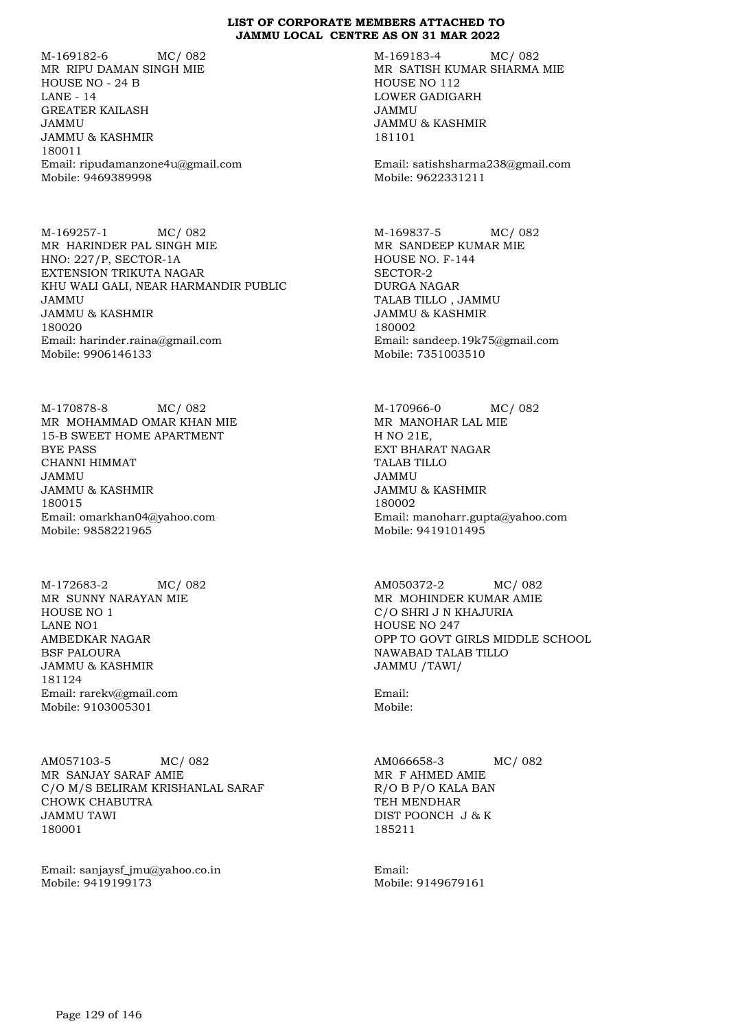**LIST OF CORPORATE MEMBERS ATTACHED TO JAMMU LOCAL CENTRE AS ON 31 MAR 2022**

M-169182-6 MC/ 082
MR RIPU DAMAN SINGH MIE
HOUSE NO - 24 B
LANE - 14
GREATER KAILASH
JAMMU
JAMMU & KASHMIR
180011
Email: ripudamanzone4u@gmail.com
Mobile: 9469389998

M-169183-4 MC/ 082
MR SATISH KUMAR SHARMA MIE
HOUSE NO 112
LOWER GADIGARH
JAMMU
JAMMU & KASHMIR
181101
Email: satishsharma238@gmail.com
Mobile: 9622331211

M-169257-1 MC/ 082
MR HARINDER PAL SINGH MIE
HNO: 227/P, SECTOR-1A
EXTENSION TRIKUTA NAGAR
KHU WALI GALI, NEAR HARMANDIR PUBLIC
JAMMU
JAMMU & KASHMIR
180020
Email: harinder.raina@gmail.com
Mobile: 9906146133

M-169837-5 MC/ 082
MR SANDEEP KUMAR MIE
HOUSE NO. F-144
SECTOR-2
DURGA NAGAR
TALAB TILLO , JAMMU
JAMMU & KASHMIR
180002
Email: sandeep.19k75@gmail.com
Mobile: 7351003510

M-170878-8 MC/ 082
MR MOHAMMAD OMAR KHAN MIE
15-B SWEET HOME APARTMENT
BYE PASS
CHANNI HIMMAT
JAMMU
JAMMU & KASHMIR
180015
Email: omarkhan04@yahoo.com
Mobile: 9858221965

M-170966-0 MC/ 082
MR MANOHAR LAL MIE
H NO 21E,
EXT BHARAT NAGAR
TALAB TILLO
JAMMU
JAMMU & KASHMIR
180002
Email: manoharr.gupta@yahoo.com
Mobile: 9419101495

M-172683-2 MC/ 082
MR SUNNY NARAYAN MIE
HOUSE NO 1
LANE NO1
AMBEDKAR NAGAR
BSF PALOURA
JAMMU & KASHMIR
181124
Email: rarekv@gmail.com
Mobile: 9103005301

AM050372-2 MC/ 082
MR MOHINDER KUMAR AMIE
C/O SHRI J N KHAJURIA
HOUSE NO 247
OPP TO GOVT GIRLS MIDDLE SCHOOL
NAWABAD TALAB TILLO
JAMMU /TAWI/
Email:
Mobile:

AM057103-5 MC/ 082
MR SANJAY SARAF AMIE
C/O M/S BELIRAM KRISHANLAL SARAF
CHOWK CHABUTRA
JAMMU TAWI
180001
Email: sanjaysf_jmu@yahoo.co.in
Mobile: 9419199173

AM066658-3 MC/ 082
MR F AHMED AMIE
R/O B P/O KALA BAN
TEH MENDHAR
DIST POONCH J & K
185211
Email:
Mobile: 9149679161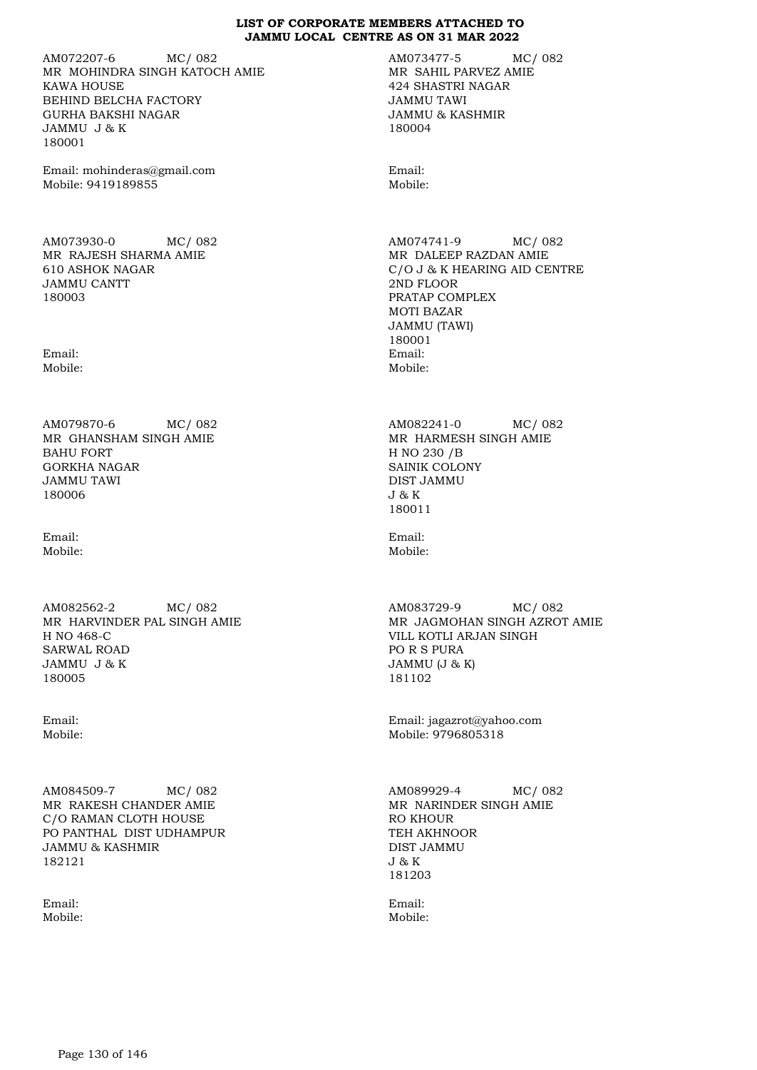**LIST OF CORPORATE MEMBERS ATTACHED TO JAMMU LOCAL CENTRE AS ON 31 MAR 2022**

AM072207-6 MC/ 082
MR MOHINDRA SINGH KATOCH AMIE
KAWA HOUSE
BEHIND BELCHA FACTORY
GURHA BAKSHI NAGAR
JAMMU J & K
180001

Email: mohinderas@gmail.com
Mobile: 9419189855

AM073477-5 MC/ 082
MR SAHIL PARVEZ AMIE
424 SHASTRI NAGAR
JAMMU TAWI
JAMMU & KASHMIR
180004

Email:
Mobile:

AM073930-0 MC/ 082
MR RAJESH SHARMA AMIE
610 ASHOK NAGAR
JAMMU CANTT
180003

Email:
Mobile:

AM074741-9 MC/ 082
MR DALEEP RAZDAN AMIE
C/O J & K HEARING AID CENTRE
2ND FLOOR
PRATAP COMPLEX
MOTI BAZAR
JAMMU (TAWI)
180001
Email:
Mobile:

AM079870-6 MC/ 082
MR GHANSHAM SINGH AMIE
BAHU FORT
GORKHA NAGAR
JAMMU TAWI
180006

Email:
Mobile:

AM082241-0 MC/ 082
MR HARMESH SINGH AMIE
H NO 230 /B
SAINIK COLONY
DIST JAMMU
J & K
180011

Email:
Mobile:

AM082562-2 MC/ 082
MR HARVINDER PAL SINGH AMIE
H NO 468-C
SARWAL ROAD
JAMMU J & K
180005

Email:
Mobile:

AM083729-9 MC/ 082
MR JAGMOHAN SINGH AZROT AMIE
VILL KOTLI ARJAN SINGH
PO R S PURA
JAMMU (J & K)
181102

Email: jagazrot@yahoo.com
Mobile: 9796805318

AM084509-7 MC/ 082
MR RAKESH CHANDER AMIE
C/O RAMAN CLOTH HOUSE
PO PANTHAL DIST UDHAMPUR
JAMMU & KASHMIR
182121

Email:
Mobile:

AM089929-4 MC/ 082
MR NARINDER SINGH AMIE
RO KHOUR
TEH AKHNOOR
DIST JAMMU
J & K
181203

Email:
Mobile: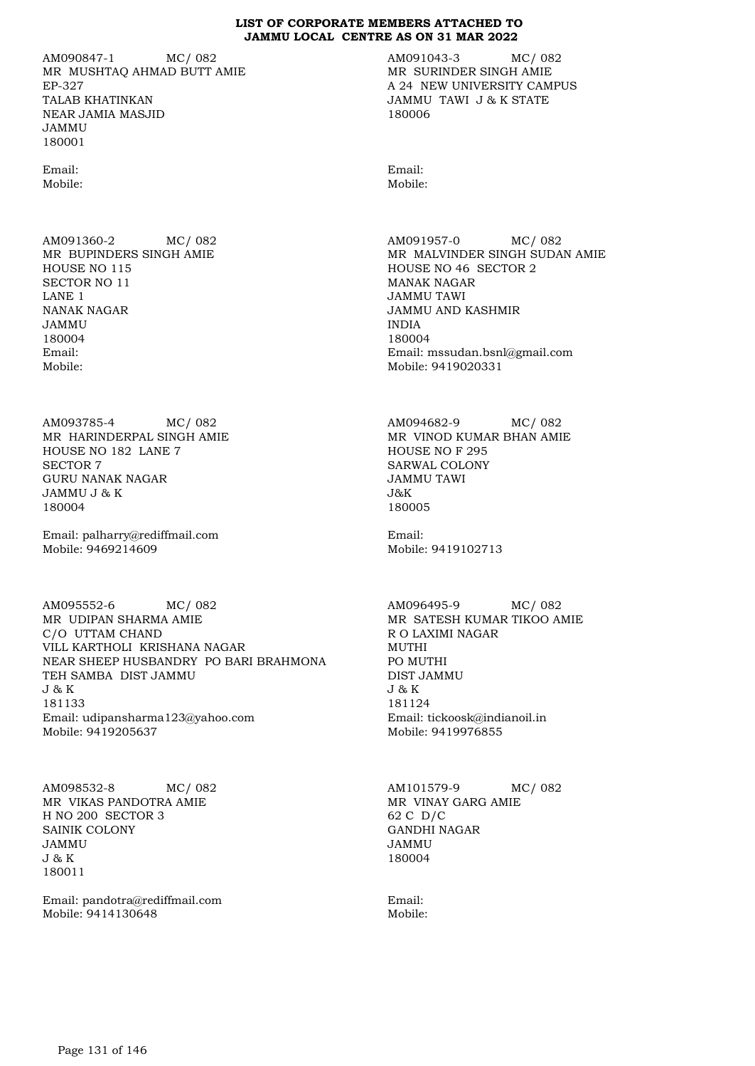# LIST OF CORPORATE MEMBERS ATTACHED TO JAMMU LOCAL CENTRE AS ON 31 MAR 2022

AM090847-1 MC/ 082
MR MUSHTAQ AHMAD BUTT AMIE
EP-327
TALAB KHATINKAN
NEAR JAMIA MASJID
JAMMU
180001

Email:
Mobile:

AM091043-3 MC/ 082
MR SURINDER SINGH AMIE
A 24 NEW UNIVERSITY CAMPUS
JAMMU TAWI J & K STATE
180006

Email:
Mobile:

AM091360-2 MC/ 082
MR BUPINDERS SINGH AMIE
HOUSE NO 115
SECTOR NO 11
LANE 1
NANAK NAGAR
JAMMU
180004
Email:
Mobile:

AM091957-0 MC/ 082
MR MALVINDER SINGH SUDAN AMIE
HOUSE NO 46 SECTOR 2
MANAK NAGAR
JAMMU TAWI
JAMMU AND KASHMIR
INDIA
180004
Email: mssudan.bsnl@gmail.com
Mobile: 9419020331

AM093785-4 MC/ 082
MR HARINDERPAL SINGH AMIE
HOUSE NO 182 LANE 7
SECTOR 7
GURU NANAK NAGAR
JAMMU J & K
180004

Email: palharry@rediffmail.com
Mobile: 9469214609

AM094682-9 MC/ 082
MR VINOD KUMAR BHAN AMIE
HOUSE NO F 295
SARWAL COLONY
JAMMU TAWI
J&K
180005

Email:
Mobile: 9419102713

AM095552-6 MC/ 082
MR UDIPAN SHARMA AMIE
C/O UTTAM CHAND
VILL KARTHOLI KRISHANA NAGAR
NEAR SHEEP HUSBANDRY PO BARI BRAHMONA
TEH SAMBA DIST JAMMU
J & K
181133
Email: udipansharma123@yahoo.com
Mobile: 9419205637

AM096495-9 MC/ 082
MR SATESH KUMAR TIKOO AMIE
R O LAXIMI NAGAR
MUTHI
PO MUTHI
DIST JAMMU
J & K
181124
Email: tickoosk@indianoil.in
Mobile: 9419976855

AM098532-8 MC/ 082
MR VIKAS PANDOTRA AMIE
H NO 200 SECTOR 3
SAINIK COLONY
JAMMU
J & K
180011

Email: pandotra@rediffmail.com
Mobile: 9414130648

AM101579-9 MC/ 082
MR VINAY GARG AMIE
62 C D/C
GANDHI NAGAR
JAMMU
180004

Email:
Mobile: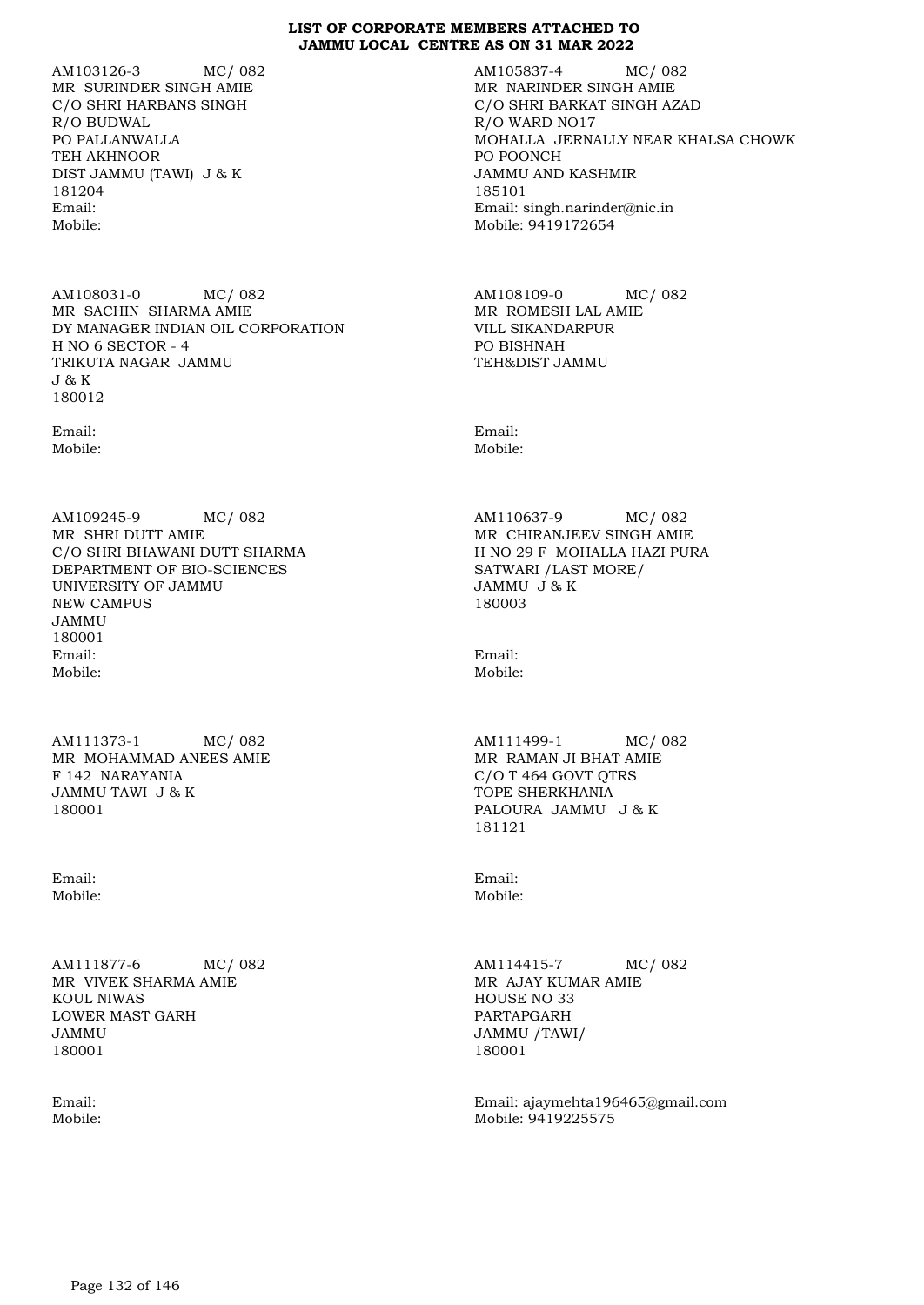**LIST OF CORPORATE MEMBERS ATTACHED TO JAMMU LOCAL CENTRE AS ON 31 MAR 2022**

AM103126-3 MC/ 082
MR SURINDER SINGH AMIE
C/O SHRI HARBANS SINGH
R/O BUDWAL
PO PALLANWALLA
TEH AKHNOOR
DIST JAMMU (TAWI) J & K
181204
Email:
Mobile:

AM105837-4 MC/ 082
MR NARINDER SINGH AMIE
C/O SHRI BARKAT SINGH AZAD
R/O WARD NO17
MOHALLA JERNALLY NEAR KHALSA CHOWK
PO POONCH
JAMMU AND KASHMIR
185101
Email: singh.narinder@nic.in
Mobile: 9419172654

AM108031-0 MC/ 082
MR SACHIN SHARMA AMIE
DY MANAGER INDIAN OIL CORPORATION
H NO 6 SECTOR - 4
TRIKUTA NAGAR JAMMU
J & K
180012
Email:
Mobile:

AM108109-0 MC/ 082
MR ROMESH LAL AMIE
VILL SIKANDARPUR
PO BISHNAH
TEH&DIST JAMMU
Email:
Mobile:

AM109245-9 MC/ 082
MR SHRI DUTT AMIE
C/O SHRI BHAWANI DUTT SHARMA
DEPARTMENT OF BIO-SCIENCES
UNIVERSITY OF JAMMU
NEW CAMPUS
JAMMU
180001
Email:
Mobile:

AM110637-9 MC/ 082
MR CHIRANJEEV SINGH AMIE
H NO 29 F MOHALLA HAZI PURA
SATWARI /LAST MORE/
JAMMU J & K
180003
Email:
Mobile:

AM111373-1 MC/ 082
MR MOHAMMAD ANEES AMIE
F 142 NARAYANIA
JAMMU TAWI J & K
180001
Email:
Mobile:

AM111499-1 MC/ 082
MR RAMAN JI BHAT AMIE
C/O T 464 GOVT QTRS
TOPE SHERKHANIA
PALOURA JAMMU J & K
181121
Email:
Mobile:

AM111877-6 MC/ 082
MR VIVEK SHARMA AMIE
KOUL NIWAS
LOWER MAST GARH
JAMMU
180001
Email:
Mobile:

AM114415-7 MC/ 082
MR AJAY KUMAR AMIE
HOUSE NO 33
PARTAPGARH
JAMMU /TAWI/
180001
Email: ajaymehta196465@gmail.com
Mobile: 9419225575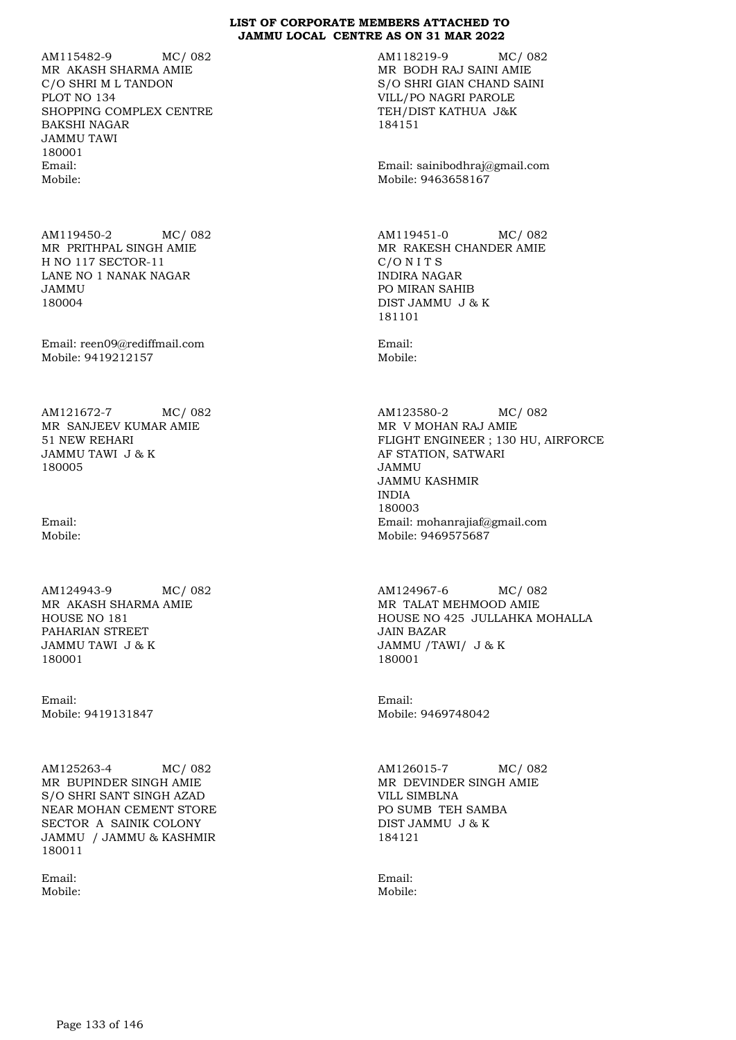**LIST OF CORPORATE MEMBERS ATTACHED TO JAMMU LOCAL CENTRE AS ON 31 MAR 2022**

AM115482-9 MC/ 082
MR AKASH SHARMA AMIE
C/O SHRI M L TANDON
PLOT NO 134
SHOPPING COMPLEX CENTRE
BAKSHI NAGAR
JAMMU TAWI
180001
Email:
Mobile:

AM118219-9 MC/ 082
MR BODH RAJ SAINI AMIE
S/O SHRI GIAN CHAND SAINI
VILL/PO NAGRI PAROLE
TEH/DIST KATHUA J&K
184151
Email: sainibodhraj@gmail.com
Mobile: 9463658167

AM119450-2 MC/ 082
MR PRITHPAL SINGH AMIE
H NO 117 SECTOR-11
LANE NO 1 NANAK NAGAR
JAMMU
180004
Email: reen09@rediffmail.com
Mobile: 9419212157

AM119451-0 MC/ 082
MR RAKESH CHANDER AMIE
C/O N I T S
INDIRA NAGAR
PO MIRAN SAHIB
DIST JAMMU J & K
181101
Email:
Mobile:

AM121672-7 MC/ 082
MR SANJEEV KUMAR AMIE
51 NEW REHARI
JAMMU TAWI J & K
180005
Email:
Mobile:

AM123580-2 MC/ 082
MR V MOHAN RAJ AMIE
FLIGHT ENGINEER ; 130 HU, AIRFORCE
AF STATION, SATWARI
JAMMU
JAMMU KASHMIR
INDIA
180003
Email: mohanrajiaf@gmail.com
Mobile: 9469575687

AM124943-9 MC/ 082
MR AKASH SHARMA AMIE
HOUSE NO 181
PAHARIAN STREET
JAMMU TAWI J & K
180001
Email:
Mobile: 9419131847

AM124967-6 MC/ 082
MR TALAT MEHMOOD AMIE
HOUSE NO 425 JULLAHKA MOHALLA
JAIN BAZAR
JAMMU /TAWI/ J & K
180001
Email:
Mobile: 9469748042

AM125263-4 MC/ 082
MR BUPINDER SINGH AMIE
S/O SHRI SANT SINGH AZAD
NEAR MOHAN CEMENT STORE
SECTOR A SAINIK COLONY
JAMMU / JAMMU & KASHMIR
180011
Email:
Mobile:

AM126015-7 MC/ 082
MR DEVINDER SINGH AMIE
VILL SIMBLNA
PO SUMB TEH SAMBA
DIST JAMMU J & K
184121
Email:
Mobile: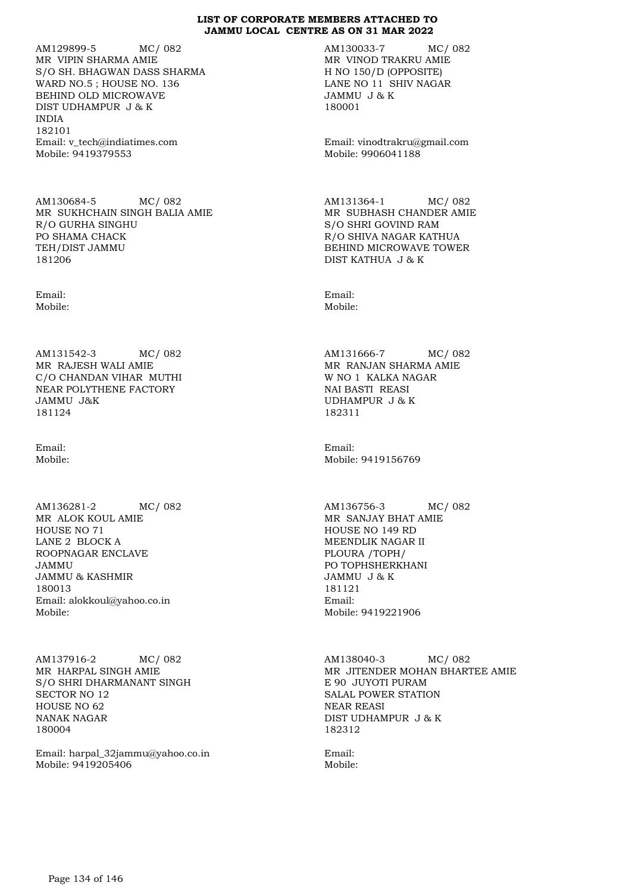**LIST OF CORPORATE MEMBERS ATTACHED TO JAMMU LOCAL CENTRE AS ON 31 MAR 2022**

AM129899-5 MC/ 082
MR VIPIN SHARMA AMIE
S/O SH. BHAGWAN DASS SHARMA
WARD NO.5 ; HOUSE NO. 136
BEHIND OLD MICROWAVE
DIST UDHAMPUR J & K
INDIA
182101
Email: v_tech@indiatimes.com
Mobile: 9419379553

AM130033-7 MC/ 082
MR VINOD TRAKRU AMIE
H NO 150/D (OPPOSITE)
LANE NO 11 SHIV NAGAR
JAMMU J & K
180001

Email: vinodtrakru@gmail.com
Mobile: 9906041188

AM130684-5 MC/ 082
MR SUKHCHAIN SINGH BALIA AMIE
R/O GURHA SINGHU
PO SHAMA CHACK
TEH/DIST JAMMU
181206

Email:
Mobile:

AM131364-1 MC/ 082
MR SUBHASH CHANDER AMIE
S/O SHRI GOVIND RAM
R/O SHIVA NAGAR KATHUA
BEHIND MICROWAVE TOWER
DIST KATHUA J & K

Email:
Mobile:

AM131542-3 MC/ 082
MR RAJESH WALI AMIE
C/O CHANDAN VIHAR MUTHI
NEAR POLYTHENE FACTORY
JAMMU J&K
181124

Email:
Mobile:

AM131666-7 MC/ 082
MR RANJAN SHARMA AMIE
W NO 1 KALKA NAGAR
NAI BASTI REASI
UDHAMPUR J & K
182311

Email:
Mobile: 9419156769

AM136281-2 MC/ 082
MR ALOK KOUL AMIE
HOUSE NO 71
LANE 2 BLOCK A
ROOPNAGAR ENCLAVE
JAMMU
JAMMU & KASHMIR
180013
Email: alokkoul@yahoo.co.in
Mobile:

AM136756-3 MC/ 082
MR SANJAY BHAT AMIE
HOUSE NO 149 RD
MEENDLIK NAGAR II
PLOURA /TOPH/
PO TOPHSHERKHANI
JAMMU J & K
181121
Email:
Mobile: 9419221906

AM137916-2 MC/ 082
MR HARPAL SINGH AMIE
S/O SHRI DHARMANANT SINGH
SECTOR NO 12
HOUSE NO 62
NANAK NAGAR
180004

Email: harpal_32jammu@yahoo.co.in
Mobile: 9419205406

AM138040-3 MC/ 082
MR JITENDER MOHAN BHARTEE AMIE
E 90 JUYOTI PURAM
SALAL POWER STATION
NEAR REASI
DIST UDHAMPUR J & K
182312

Email:
Mobile: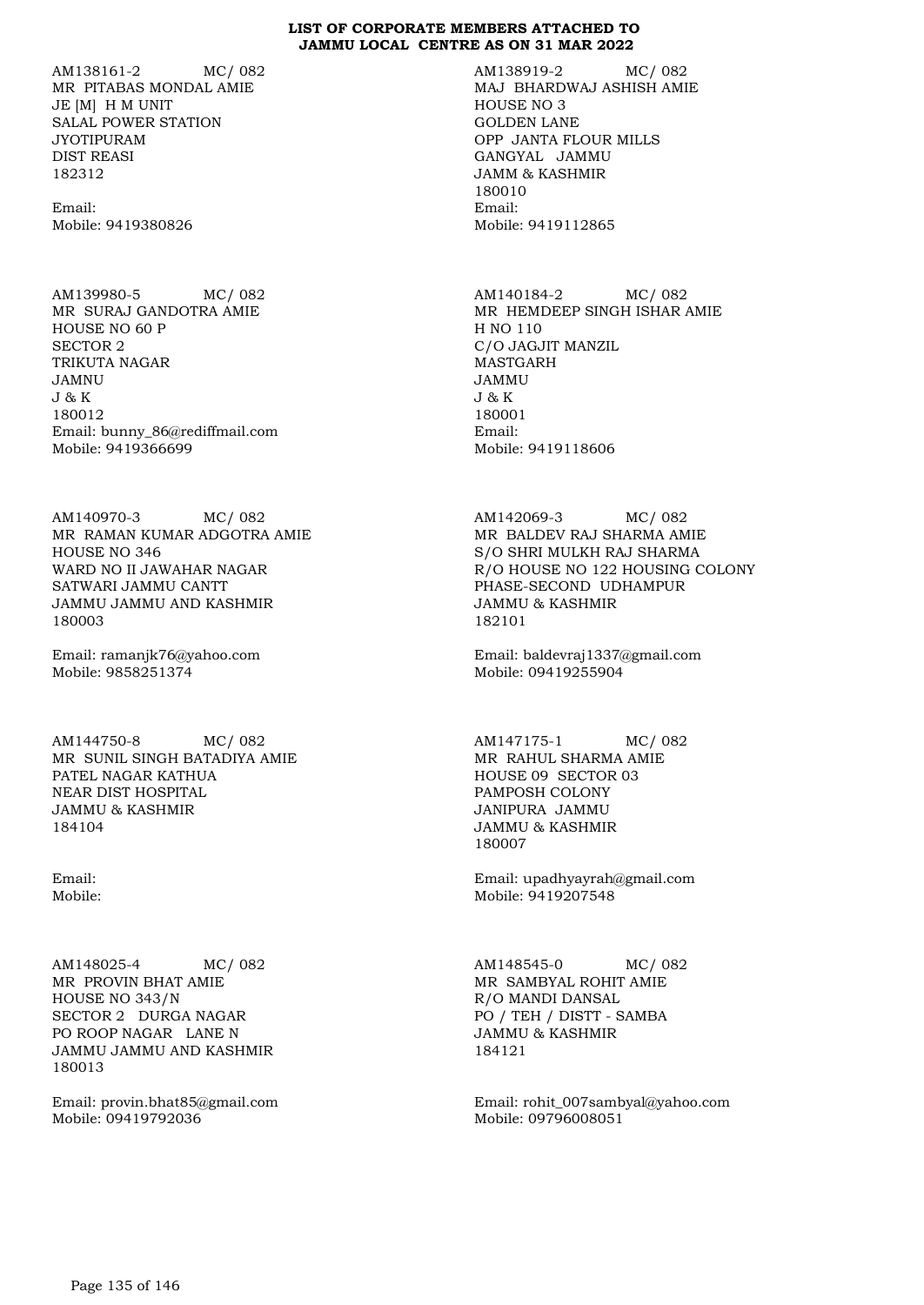**LIST OF CORPORATE MEMBERS ATTACHED TO JAMMU LOCAL CENTRE AS ON 31 MAR 2022**

AM138161-2 MC/ 082
MR PITABAS MONDAL AMIE
JE [M] H M UNIT
SALAL POWER STATION
JYOTIPURAM
DIST REASI
182312

Email:
Mobile: 9419380826

AM138919-2 MC/ 082
MAJ BHARDWAJ ASHISH AMIE
HOUSE NO 3
GOLDEN LANE
OPP JANTA FLOUR MILLS
GANGYAL JAMMU
JAMM & KASHMIR
180010
Email:
Mobile: 9419112865

AM139980-5 MC/ 082
MR SURAJ GANDOTRA AMIE
HOUSE NO 60 P
SECTOR 2
TRIKUTA NAGAR
JAMNU
J & K
180012
Email: bunny_86@rediffmail.com
Mobile: 9419366699

AM140184-2 MC/ 082
MR HEMDEEP SINGH ISHAR AMIE
H NO 110
C/O JAGJIT MANZIL
MASTGARH
JAMMU
J & K
180001
Email:
Mobile: 9419118606

AM140970-3 MC/ 082
MR RAMAN KUMAR ADGOTRA AMIE
HOUSE NO 346
WARD NO II JAWAHAR NAGAR
SATWARI JAMMU CANTT
JAMMU JAMMU AND KASHMIR
180003

Email: ramanjk76@yahoo.com
Mobile: 9858251374

AM142069-3 MC/ 082
MR BALDEV RAJ SHARMA AMIE
S/O SHRI MULKH RAJ SHARMA
R/O HOUSE NO 122 HOUSING COLONY
PHASE-SECOND UDHAMPUR
JAMMU & KASHMIR
182101

Email: baldevraj1337@gmail.com
Mobile: 09419255904

AM144750-8 MC/ 082
MR SUNIL SINGH BATADIYA AMIE
PATEL NAGAR KATHUA
NEAR DIST HOSPITAL
JAMMU & KASHMIR
184104

Email:
Mobile:

AM147175-1 MC/ 082
MR RAHUL SHARMA AMIE
HOUSE 09 SECTOR 03
PAMPOSH COLONY
JANIPURA JAMMU
JAMMU & KASHMIR
180007

Email: upadhyayrah@gmail.com
Mobile: 9419207548

AM148025-4 MC/ 082
MR PROVIN BHAT AMIE
HOUSE NO 343/N
SECTOR 2 DURGA NAGAR
PO ROOP NAGAR LANE N
JAMMU JAMMU AND KASHMIR
180013

Email: provin.bhat85@gmail.com
Mobile: 09419792036

AM148545-0 MC/ 082
MR SAMBYAL ROHIT AMIE
R/O MANDI DANSAL
PO / TEH / DISTT - SAMBA
JAMMU & KASHMIR
184121

Email: rohit_007sambyal@yahoo.com
Mobile: 09796008051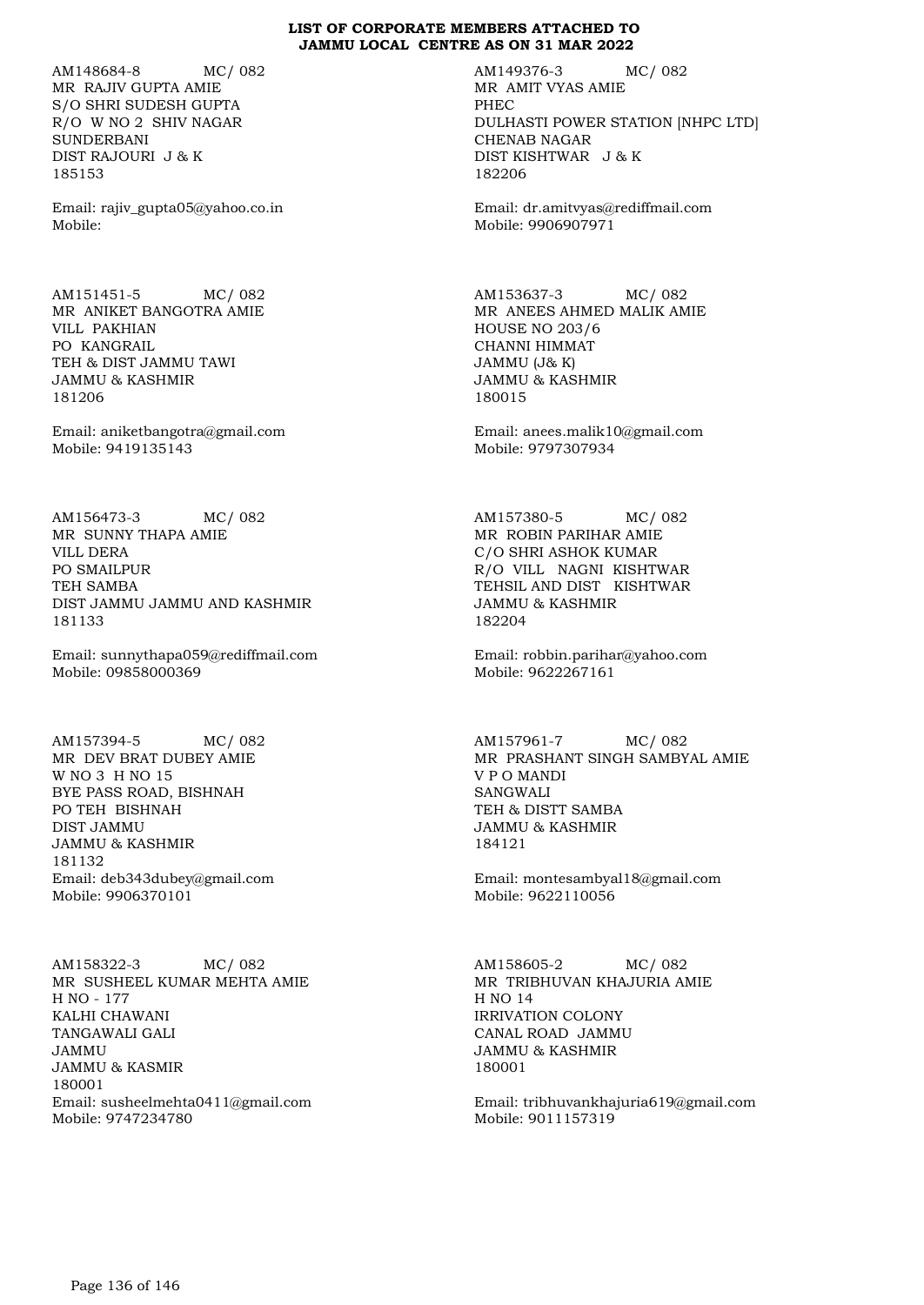**LIST OF CORPORATE MEMBERS ATTACHED TO JAMMU LOCAL CENTRE AS ON 31 MAR 2022**

AM148684-8 MC/ 082
MR RAJIV GUPTA AMIE
S/O SHRI SUDESH GUPTA
R/O W NO 2 SHIV NAGAR
SUNDERBANI
DIST RAJOURI J & K
185153

Email: rajiv_gupta05@yahoo.co.in
Mobile:

AM149376-3 MC/ 082
MR AMIT VYAS AMIE
PHEC
DULHASTI POWER STATION [NHPC LTD]
CHENAB NAGAR
DIST KISHTWAR J & K
182206

Email: dr.amitvyas@rediffmail.com
Mobile: 9906907971

AM151451-5 MC/ 082
MR ANIKET BANGOTRA AMIE
VILL PAKHIAN
PO KANGRAIL
TEH & DIST JAMMU TAWI
JAMMU & KASHMIR
181206

Email: aniketbangotra@gmail.com
Mobile: 9419135143

AM153637-3 MC/ 082
MR ANEES AHMED MALIK AMIE
HOUSE NO 203/6
CHANNI HIMMAT
JAMMU (J& K)
JAMMU & KASHMIR
180015

Email: anees.malik10@gmail.com
Mobile: 9797307934

AM156473-3 MC/ 082
MR SUNNY THAPA AMIE
VILL DERA
PO SMAILPUR
TEH SAMBA
DIST JAMMU JAMMU AND KASHMIR
181133

Email: sunnythapa059@rediffmail.com
Mobile: 09858000369

AM157380-5 MC/ 082
MR ROBIN PARIHAR AMIE
C/O SHRI ASHOK KUMAR
R/O VILL NAGNI KISHTWAR
TEHSIL AND DIST KISHTWAR
JAMMU & KASHMIR
182204

Email: robbin.parihar@yahoo.com
Mobile: 9622267161

AM157394-5 MC/ 082
MR DEV BRAT DUBEY AMIE
W NO 3 H NO 15
BYE PASS ROAD, BISHNAH
PO TEH BISHNAH
DIST JAMMU
JAMMU & KASHMIR
181132
Email: deb343dubey@gmail.com
Mobile: 9906370101

AM157961-7 MC/ 082
MR PRASHANT SINGH SAMBYAL AMIE
V P O MANDI
SANGWALI
TEH & DISTT SAMBA
JAMMU & KASHMIR
184121

Email: montesambyal18@gmail.com
Mobile: 9622110056

AM158322-3 MC/ 082
MR SUSHEEL KUMAR MEHTA AMIE
H NO - 177
KALHI CHAWANI
TANGAWALI GALI
JAMMU
JAMMU & KASMIR
180001
Email: susheelmehta0411@gmail.com
Mobile: 9747234780

AM158605-2 MC/ 082
MR TRIBHUVAN KHAJURIA AMIE
H NO 14
IRRIVATION COLONY
CANAL ROAD JAMMU
JAMMU & KASHMIR
180001

Email: tribhuvankhajuria619@gmail.com
Mobile: 9011157319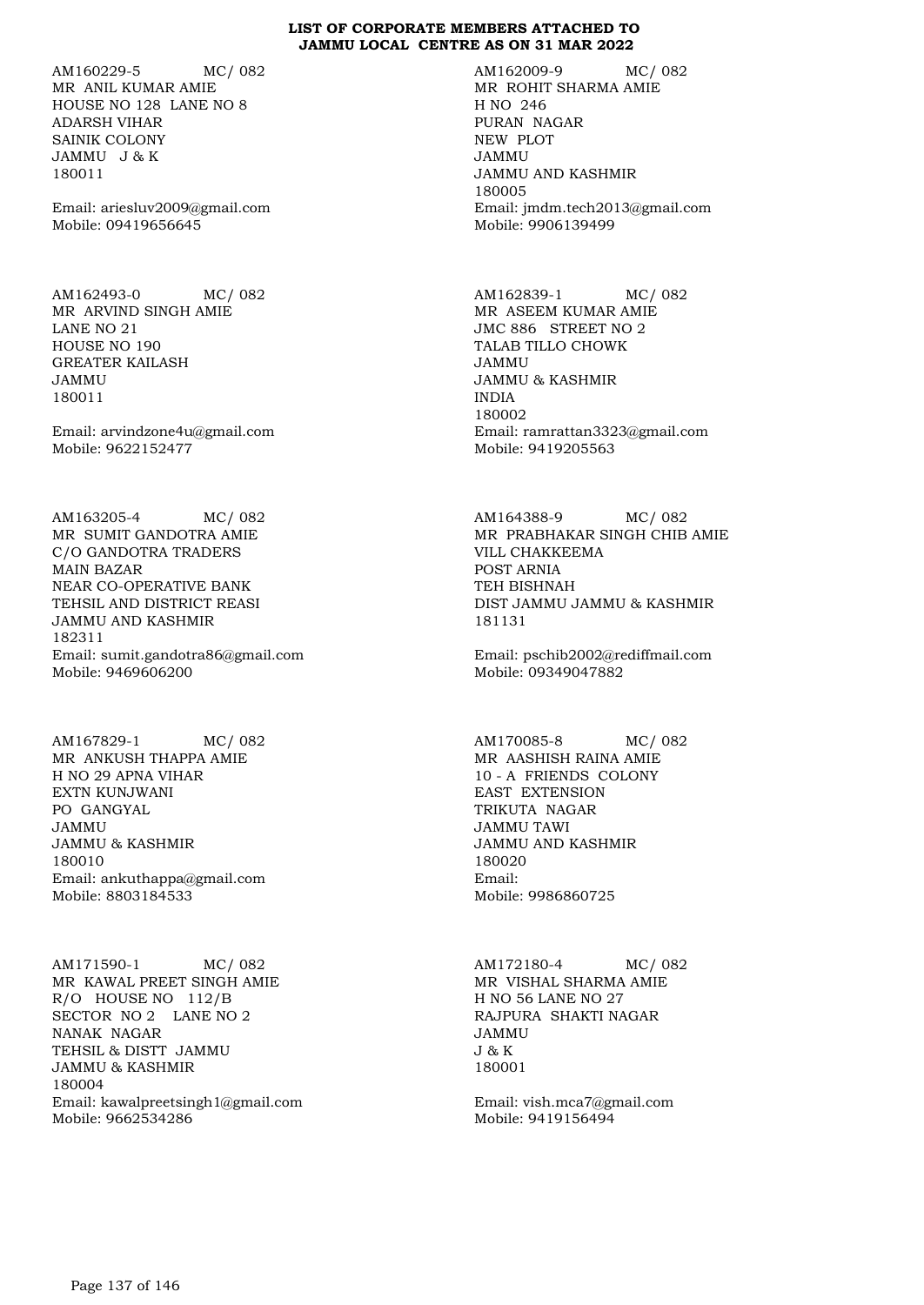**LIST OF CORPORATE MEMBERS ATTACHED TO JAMMU LOCAL CENTRE AS ON 31 MAR 2022**

AM160229-5 MC/ 082
MR ANIL KUMAR AMIE
HOUSE NO 128 LANE NO 8
ADARSH VIHAR
SAINIK COLONY
JAMMU J & K
180011

Email: ariesluv2009@gmail.com
Mobile: 09419656645

AM162009-9 MC/ 082
MR ROHIT SHARMA AMIE
H NO 246
PURAN NAGAR
NEW PLOT
JAMMU
JAMMU AND KASHMIR
180005
Email: jmdm.tech2013@gmail.com
Mobile: 9906139499

AM162493-0 MC/ 082
MR ARVIND SINGH AMIE
LANE NO 21
HOUSE NO 190
GREATER KAILASH
JAMMU
180011

Email: arvindzone4u@gmail.com
Mobile: 9622152477

AM162839-1 MC/ 082
MR ASEEM KUMAR AMIE
JMC 886 STREET NO 2
TALAB TILLO CHOWK
JAMMU
JAMMU & KASHMIR
INDIA
180002
Email: ramrattan3323@gmail.com
Mobile: 9419205563

AM163205-4 MC/ 082
MR SUMIT GANDOTRA AMIE
C/O GANDOTRA TRADERS
MAIN BAZAR
NEAR CO-OPERATIVE BANK
TEHSIL AND DISTRICT REASI
JAMMU AND KASHMIR
182311
Email: sumit.gandotra86@gmail.com
Mobile: 9469606200

AM164388-9 MC/ 082
MR PRABHAKAR SINGH CHIB AMIE
VILL CHAKKEEMA
POST ARNIA
TEH BISHNAH
DIST JAMMU JAMMU & KASHMIR
181131

Email: pschib2002@rediffmail.com
Mobile: 09349047882

AM167829-1 MC/ 082
MR ANKUSH THAPPA AMIE
H NO 29 APNA VIHAR
EXTN KUNJWANI
PO GANGYAL
JAMMU
JAMMU & KASHMIR
180010
Email: ankuthappa@gmail.com
Mobile: 8803184533

AM170085-8 MC/ 082
MR AASHISH RAINA AMIE
10 - A FRIENDS COLONY
EAST EXTENSION
TRIKUTA NAGAR
JAMMU TAWI
JAMMU AND KASHMIR
180020
Email:
Mobile: 9986860725

AM171590-1 MC/ 082
MR KAWAL PREET SINGH AMIE
R/O HOUSE NO 112/B
SECTOR NO 2 LANE NO 2
NANAK NAGAR
TEHSIL & DISTT JAMMU
JAMMU & KASHMIR
180004
Email: kawalpreetsingh1@gmail.com
Mobile: 9662534286

AM172180-4 MC/ 082
MR VISHAL SHARMA AMIE
H NO 56 LANE NO 27
RAJPURA SHAKTI NAGAR
JAMMU
J & K
180001

Email: vish.mca7@gmail.com
Mobile: 9419156494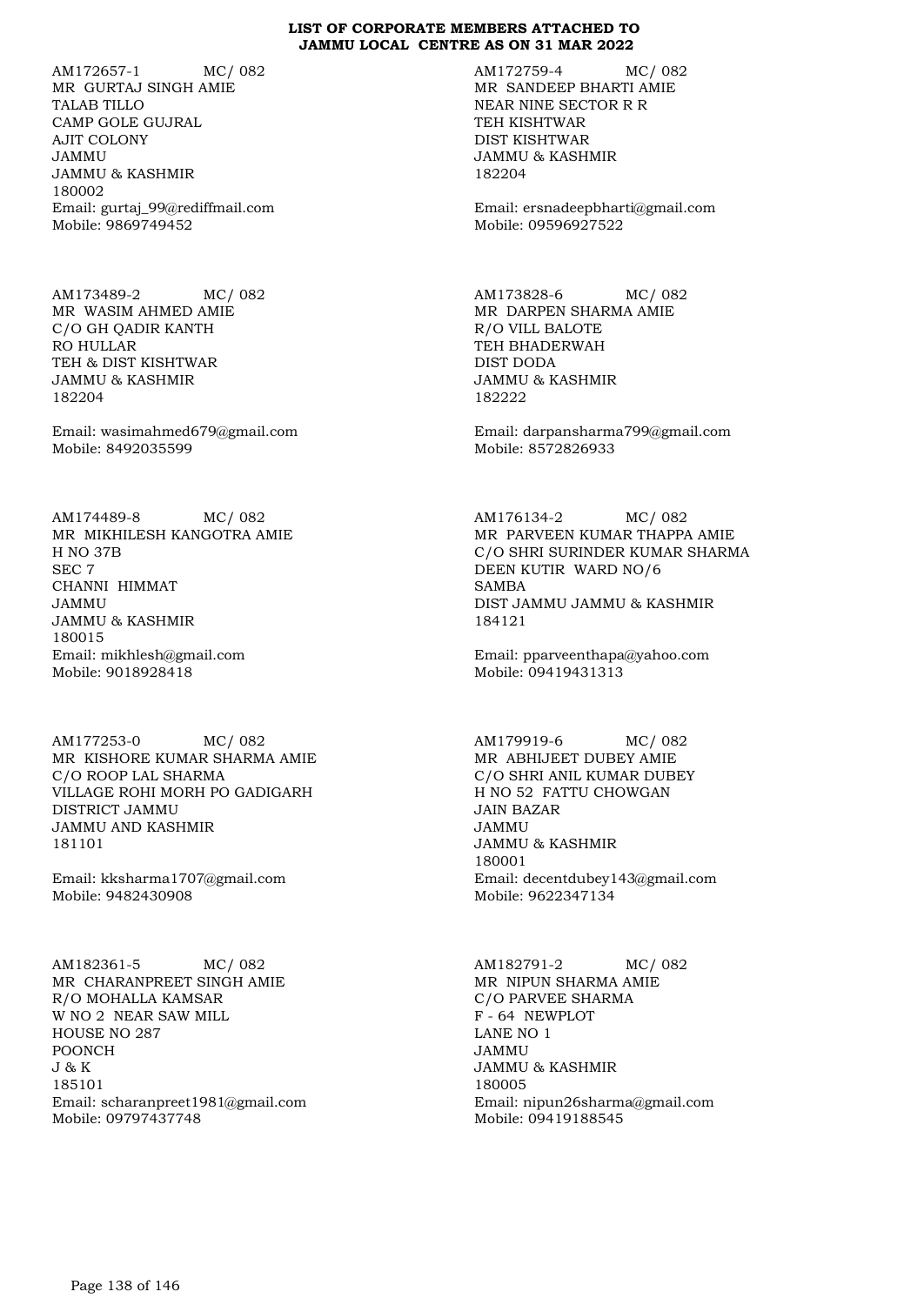# LIST OF CORPORATE MEMBERS ATTACHED TO JAMMU LOCAL CENTRE AS ON 31 MAR 2022

AM172657-1 MC/ 082
MR GURTAJ SINGH AMIE
TALAB TILLO
CAMP GOLE GUJRAL
AJIT COLONY
JAMMU
JAMMU & KASHMIR
180002
Email: gurtaj_99@rediffmail.com
Mobile: 9869749452

AM172759-4 MC/ 082
MR SANDEEP BHARTI AMIE
NEAR NINE SECTOR R R
TEH KISHTWAR
DIST KISHTWAR
JAMMU & KASHMIR
182204

Email: ersnadeepbharti@gmail.com
Mobile: 09596927522

AM173489-2 MC/ 082
MR WASIM AHMED AMIE
C/O GH QADIR KANTH
RO HULLAR
TEH & DIST KISHTWAR
JAMMU & KASHMIR
182204

Email: wasimahmed679@gmail.com
Mobile: 8492035599

AM173828-6 MC/ 082
MR DARPEN SHARMA AMIE
R/O VILL BALOTE
TEH BHADERWAH
DIST DODA
JAMMU & KASHMIR
182222

Email: darpansharma799@gmail.com
Mobile: 8572826933

AM174489-8 MC/ 082
MR MIKHILESH KANGOTRA AMIE
H NO 37B
SEC 7
CHANNI HIMMAT
JAMMU
JAMMU & KASHMIR
180015
Email: mikhlesh@gmail.com
Mobile: 9018928418

AM176134-2 MC/ 082
MR PARVEEN KUMAR THAPPA AMIE
C/O SHRI SURINDER KUMAR SHARMA
DEEN KUTIR WARD NO/6
SAMBA
DIST JAMMU JAMMU & KASHMIR
184121

Email: pparveenthapa@yahoo.com
Mobile: 09419431313

AM177253-0 MC/ 082
MR KISHORE KUMAR SHARMA AMIE
C/O ROOP LAL SHARMA
VILLAGE ROHI MORH PO GADIGARH
DISTRICT JAMMU
JAMMU AND KASHMIR
181101

Email: kksharma1707@gmail.com
Mobile: 9482430908

AM179919-6 MC/ 082
MR ABHIJEET DUBEY AMIE
C/O SHRI ANIL KUMAR DUBEY
H NO 52 FATTU CHOWGAN
JAIN BAZAR
JAMMU
JAMMU & KASHMIR
180001
Email: decentdubey143@gmail.com
Mobile: 9622347134

AM182361-5 MC/ 082
MR CHARANPREET SINGH AMIE
R/O MOHALLA KAMSAR
W NO 2 NEAR SAW MILL
HOUSE NO 287
POONCH
J & K
185101
Email: scharanpreet1981@gmail.com
Mobile: 09797437748

AM182791-2 MC/ 082
MR NIPUN SHARMA AMIE
C/O PARVEE SHARMA
F - 64 NEWPLOT
LANE NO 1
JAMMU
JAMMU & KASHMIR
180005
Email: nipun26sharma@gmail.com
Mobile: 09419188545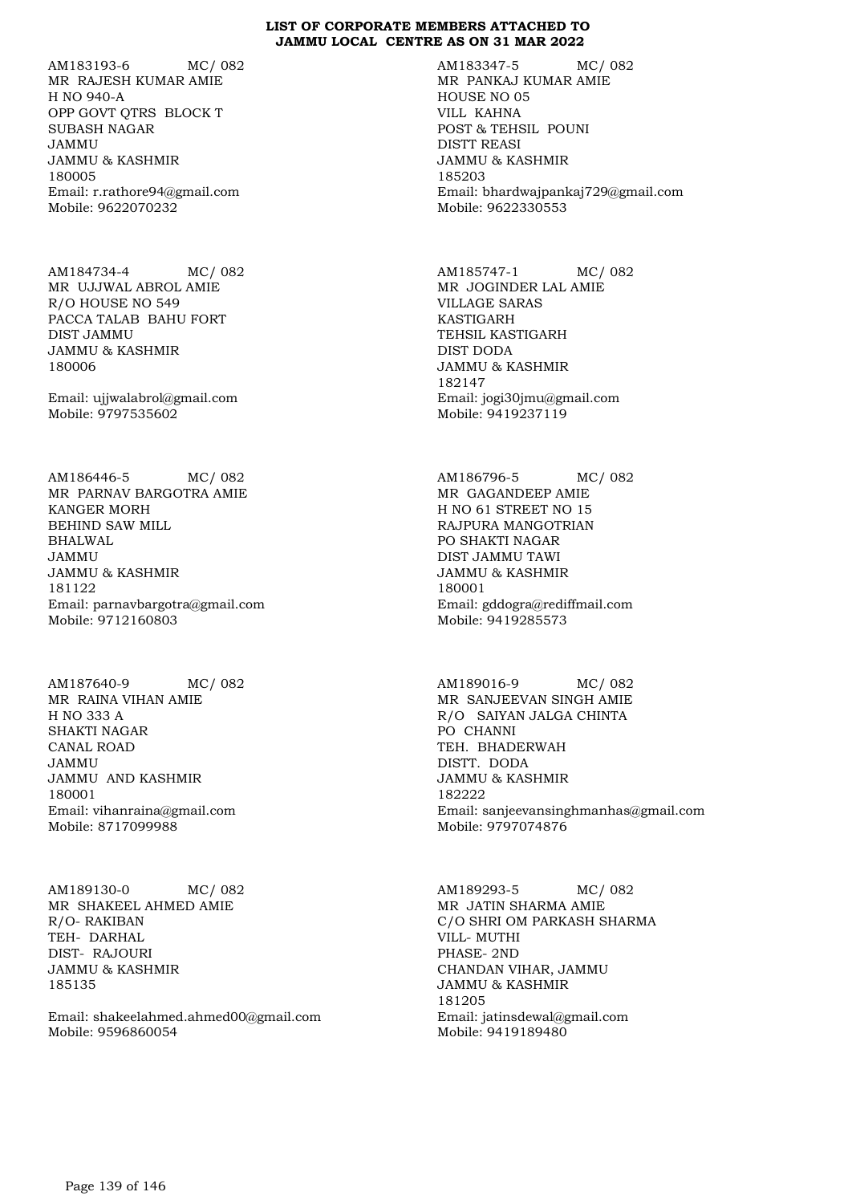**LIST OF CORPORATE MEMBERS ATTACHED TO JAMMU LOCAL CENTRE AS ON 31 MAR 2022**

AM183193-6 MC/ 082
MR RAJESH KUMAR AMIE
H NO 940-A
OPP GOVT QTRS BLOCK T
SUBASH NAGAR
JAMMU
JAMMU & KASHMIR
180005
Email: r.rathore94@gmail.com
Mobile: 9622070232

AM183347-5 MC/ 082
MR PANKAJ KUMAR AMIE
HOUSE NO 05
VILL KAHNA
POST & TEHSIL POUNI
DISTT REASI
JAMMU & KASHMIR
185203
Email: bhardwajpankaj729@gmail.com
Mobile: 9622330553

AM184734-4 MC/ 082
MR UJJWAL ABROL AMIE
R/O HOUSE NO 549
PACCA TALAB BAHU FORT
DIST JAMMU
JAMMU & KASHMIR
180006

Email: ujjwalabrol@gmail.com
Mobile: 9797535602

AM185747-1 MC/ 082
MR JOGINDER LAL AMIE
VILLAGE SARAS
KASTIGARH
TEHSIL KASTIGARH
DIST DODA
JAMMU & KASHMIR
182147
Email: jogi30jmu@gmail.com
Mobile: 9419237119

AM186446-5 MC/ 082
MR PARNAV BARGOTRA AMIE
KANGER MORH
BEHIND SAW MILL
BHALWAL
JAMMU
JAMMU & KASHMIR
181122
Email: parnavbargotra@gmail.com
Mobile: 9712160803

AM186796-5 MC/ 082
MR GAGANDEEP AMIE
H NO 61 STREET NO 15
RAJPURA MANGOTRIAN
PO SHAKTI NAGAR
DIST JAMMU TAWI
JAMMU & KASHMIR
180001
Email: gddogra@rediffmail.com
Mobile: 9419285573

AM187640-9 MC/ 082
MR RAINA VIHAN AMIE
H NO 333 A
SHAKTI NAGAR
CANAL ROAD
JAMMU
JAMMU AND KASHMIR
180001
Email: vihanraina@gmail.com
Mobile: 8717099988

AM189016-9 MC/ 082
MR SANJEEVAN SINGH AMIE
R/O SAIYAN JALGA CHINTA
PO CHANNI
TEH. BHADERWAH
DISTT. DODA
JAMMU & KASHMIR
182222
Email: sanjeevansinghmanhas@gmail.com
Mobile: 9797074876

AM189130-0 MC/ 082
MR SHAKEEL AHMED AMIE
R/O- RAKIBAN
TEH- DARHAL
DIST- RAJOURI
JAMMU & KASHMIR
185135

Email: shakeelahmed.ahmed00@gmail.com
Mobile: 9596860054

AM189293-5 MC/ 082
MR JATIN SHARMA AMIE
C/O SHRI OM PARKASH SHARMA
VILL- MUTHI
PHASE- 2ND
CHANDAN VIHAR, JAMMU
JAMMU & KASHMIR
181205
Email: jatinsdewal@gmail.com
Mobile: 9419189480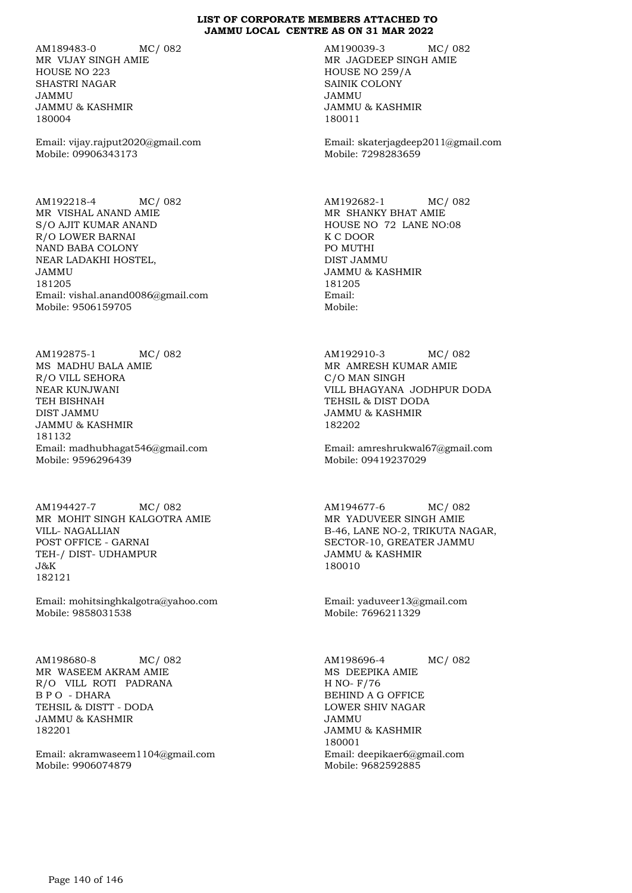**LIST OF CORPORATE MEMBERS ATTACHED TO JAMMU LOCAL CENTRE AS ON 31 MAR 2022**

AM189483-0 MC/ 082
MR VIJAY SINGH AMIE
HOUSE NO 223
SHASTRI NAGAR
JAMMU
JAMMU & KASHMIR
180004

Email: vijay.rajput2020@gmail.com
Mobile: 09906343173

AM190039-3 MC/ 082
MR JAGDEEP SINGH AMIE
HOUSE NO 259/A
SAINIK COLONY
JAMMU
JAMMU & KASHMIR
180011

Email: skaterjagdeep2011@gmail.com
Mobile: 7298283659

AM192218-4 MC/ 082
MR VISHAL ANAND AMIE
S/O AJIT KUMAR ANAND
R/O LOWER BARNAI
NAND BABA COLONY
NEAR LADAKHI HOSTEL,
JAMMU
181205
Email: vishal.anand0086@gmail.com
Mobile: 9506159705

AM192682-1 MC/ 082
MR SHANKY BHAT AMIE
HOUSE NO 72 LANE NO:08
K C DOOR
PO MUTHI
DIST JAMMU
JAMMU & KASHMIR
181205
Email:
Mobile:

AM192875-1 MC/ 082
MS MADHU BALA AMIE
R/O VILL SEHORA
NEAR KUNJWANI
TEH BISHNAH
DIST JAMMU
JAMMU & KASHMIR
181132
Email: madhubhagat546@gmail.com
Mobile: 9596296439

AM192910-3 MC/ 082
MR AMRESH KUMAR AMIE
C/O MAN SINGH
VILL BHAGYANA JODHPUR DODA
TEHSIL & DIST DODA
JAMMU & KASHMIR
182202

Email: amreshrukwal67@gmail.com
Mobile: 09419237029

AM194427-7 MC/ 082
MR MOHIT SINGH KALGOTRA AMIE
VILL- NAGALLIAN
POST OFFICE - GARNAI
TEH-/ DIST- UDHAMPUR
J&K
182121

Email: mohitsinghkalgotra@yahoo.com
Mobile: 9858031538

AM194677-6 MC/ 082
MR YADUVEER SINGH AMIE
B-46, LANE NO-2, TRIKUTA NAGAR,
SECTOR-10, GREATER JAMMU
JAMMU & KASHMIR
180010

Email: yaduveer13@gmail.com
Mobile: 7696211329

AM198680-8 MC/ 082
MR WASEEM AKRAM AMIE
R/O VILL ROTI PADRANA
B P O - DHARA
TEHSIL & DISTT - DODA
JAMMU & KASHMIR
182201

Email: akramwaseem1104@gmail.com
Mobile: 9906074879

AM198696-4 MC/ 082
MS DEEPIKA AMIE
H NO- F/76
BEHIND A G OFFICE
LOWER SHIV NAGAR
JAMMU
JAMMU & KASHMIR
180001
Email: deepikaer6@gmail.com
Mobile: 9682592885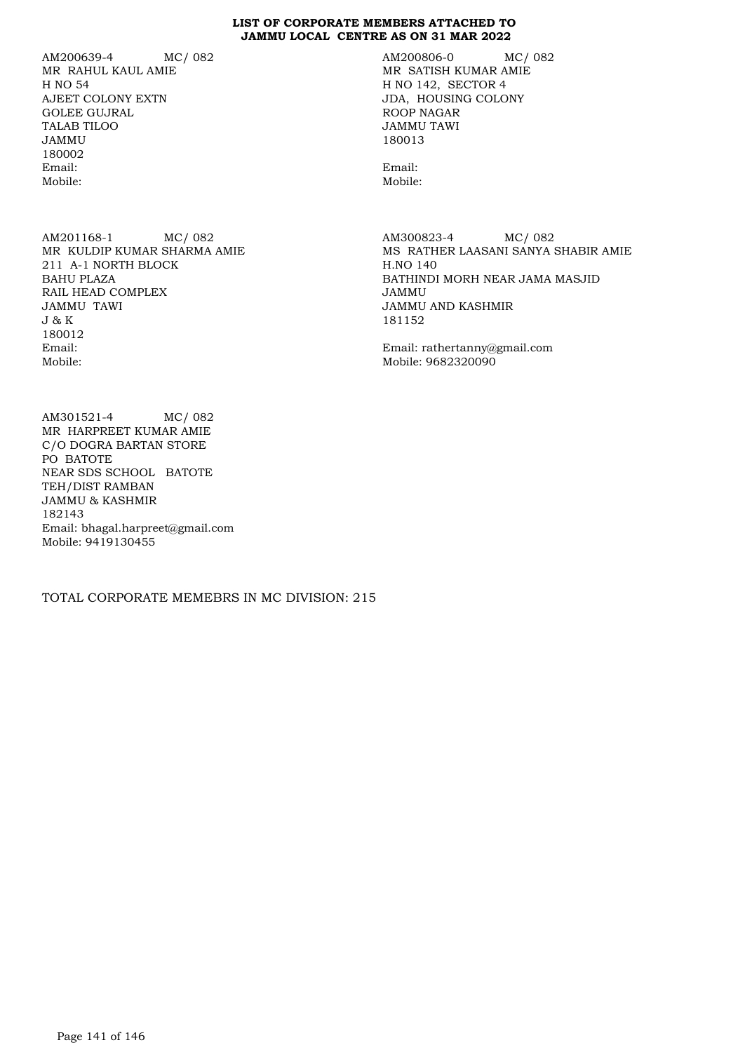**LIST OF CORPORATE MEMBERS ATTACHED TO JAMMU LOCAL CENTRE AS ON 31 MAR 2022**

AM200639-4 MC/ 082
MR RAHUL KAUL AMIE
H NO 54
AJEET COLONY EXTN
GOLEE GUJRAL
TALAB TILOO
JAMMU
180002
Email:
Mobile:

AM200806-0 MC/ 082
MR SATISH KUMAR AMIE
H NO 142, SECTOR 4
JDA, HOUSING COLONY
ROOP NAGAR
JAMMU TAWI
180013
Email:
Mobile:

AM201168-1 MC/ 082
MR KULDIP KUMAR SHARMA AMIE
211 A-1 NORTH BLOCK
BAHU PLAZA
RAIL HEAD COMPLEX
JAMMU TAWI
J & K
180012
Email:
Mobile:

AM300823-4 MC/ 082
MS RATHER LAASANI SANYA SHABIR AMIE
H.NO 140
BATHINDI MORH NEAR JAMA MASJID
JAMMU
JAMMU AND KASHMIR
181152
Email: rathertanny@gmail.com
Mobile: 9682320090

AM301521-4 MC/ 082
MR HARPREET KUMAR AMIE
C/O DOGRA BARTAN STORE
PO BATOTE
NEAR SDS SCHOOL BATOTE
TEH/DIST RAMBAN
JAMMU & KASHMIR
182143
Email: bhagal.harpreet@gmail.com
Mobile: 9419130455

TOTAL CORPORATE MEMEBRS IN MC DIVISION: 215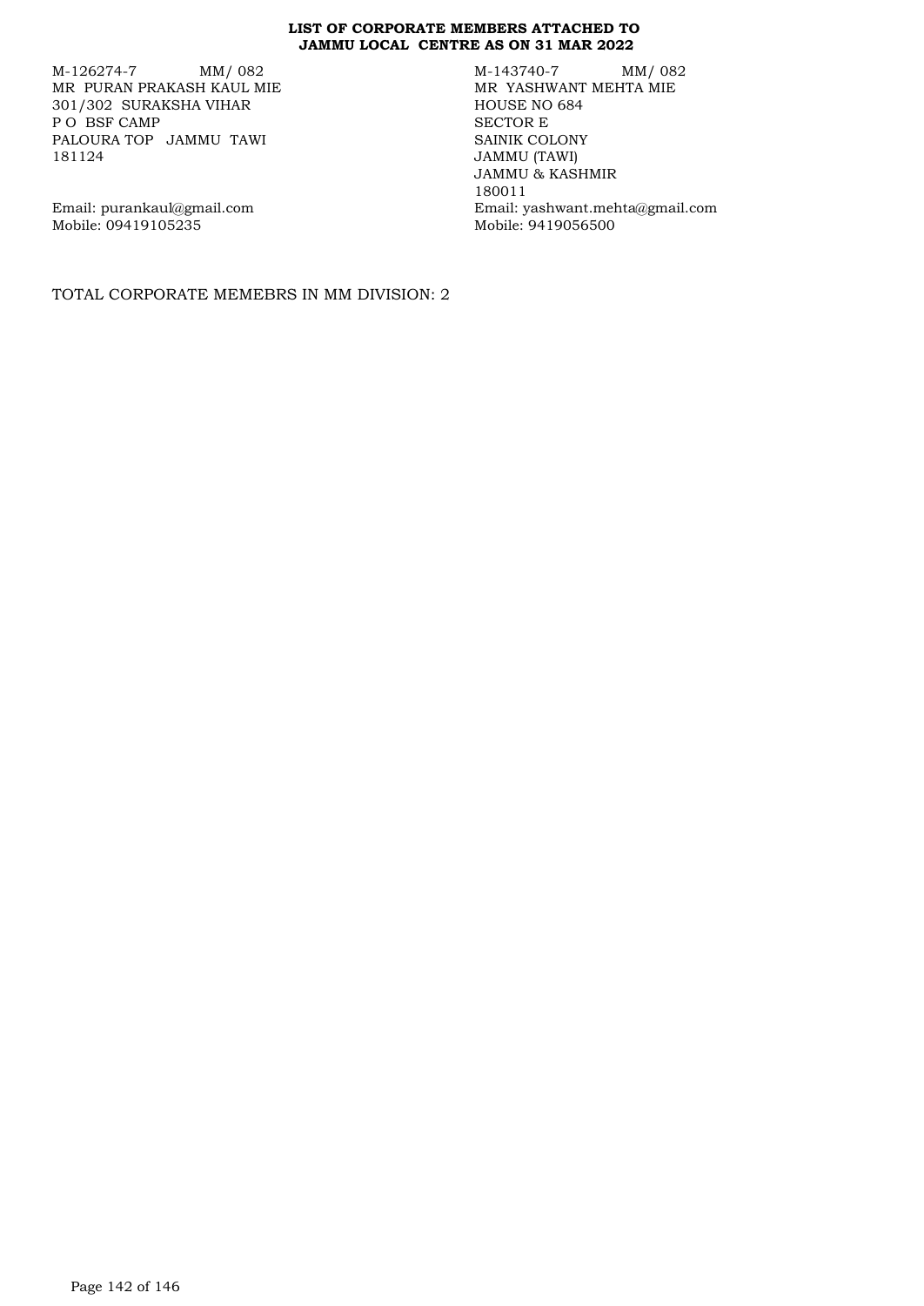**LIST OF CORPORATE MEMBERS ATTACHED TO JAMMU LOCAL CENTRE AS ON 31 MAR 2022**

M-126274-7 MM/ 082
MR PURAN PRAKASH KAUL MIE
301/302 SURAKSHA VIHAR
P O BSF CAMP
PALOURA TOP JAMMU TAWI
181124

Email: purankaul@gmail.com
Mobile: 09419105235

M-143740-7 MM/ 082
MR YASHWANT MEHTA MIE
HOUSE NO 684
SECTOR E
SAINIK COLONY
JAMMU (TAWI)
JAMMU & KASHMIR
180011
Email: yashwant.mehta@gmail.com
Mobile: 9419056500

TOTAL CORPORATE MEMEBRS IN MM DIVISION: 2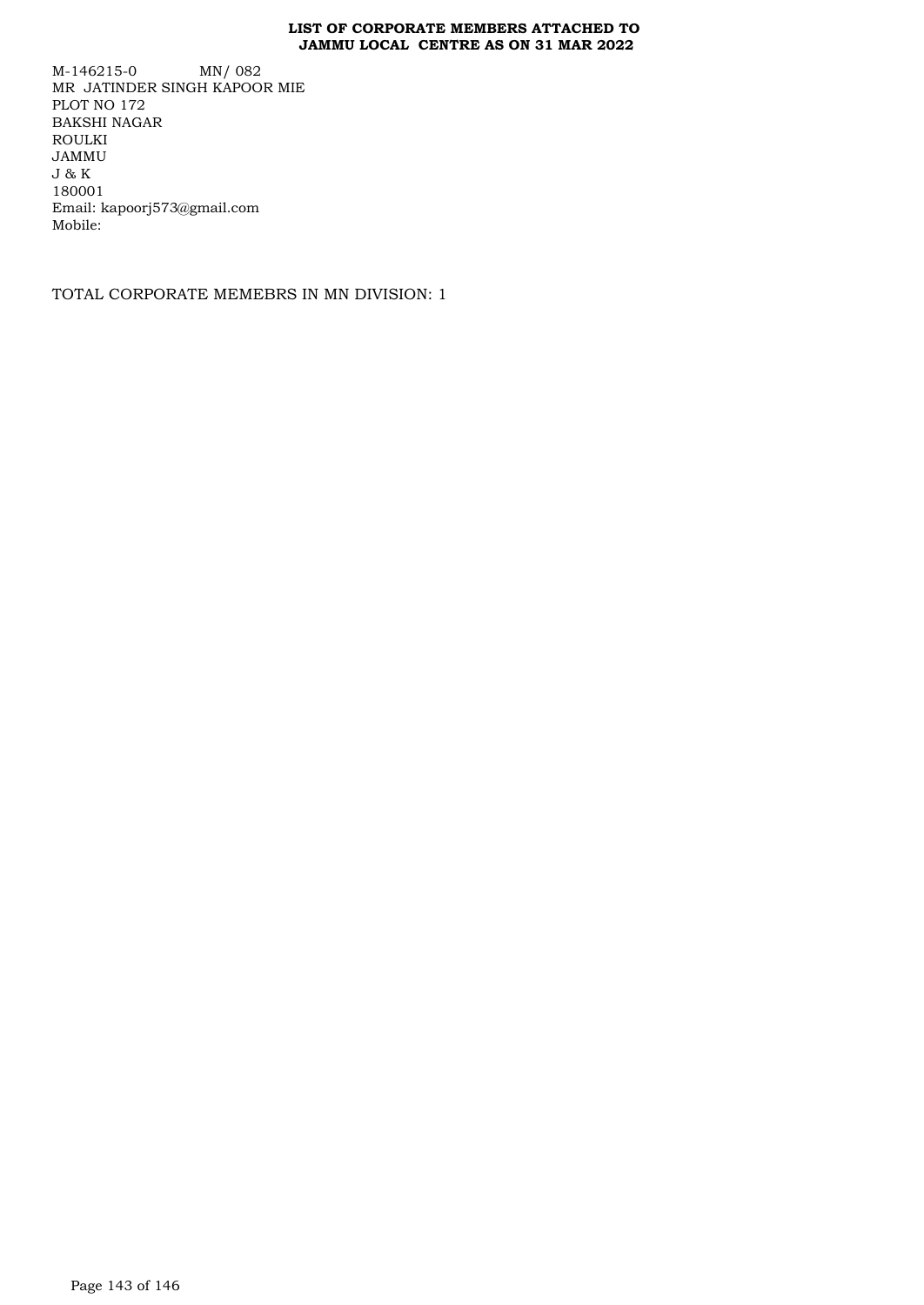**LIST OF CORPORATE MEMBERS ATTACHED TO JAMMU LOCAL CENTRE AS ON 31 MAR 2022**

M-146215-0 MN/ 082
MR JATINDER SINGH KAPOOR MIE
PLOT NO 172
BAKSHI NAGAR
ROULKI
JAMMU
J & K
180001
Email: kapoorj573@gmail.com
Mobile:

TOTAL CORPORATE MEMEBRS IN MN DIVISION: 1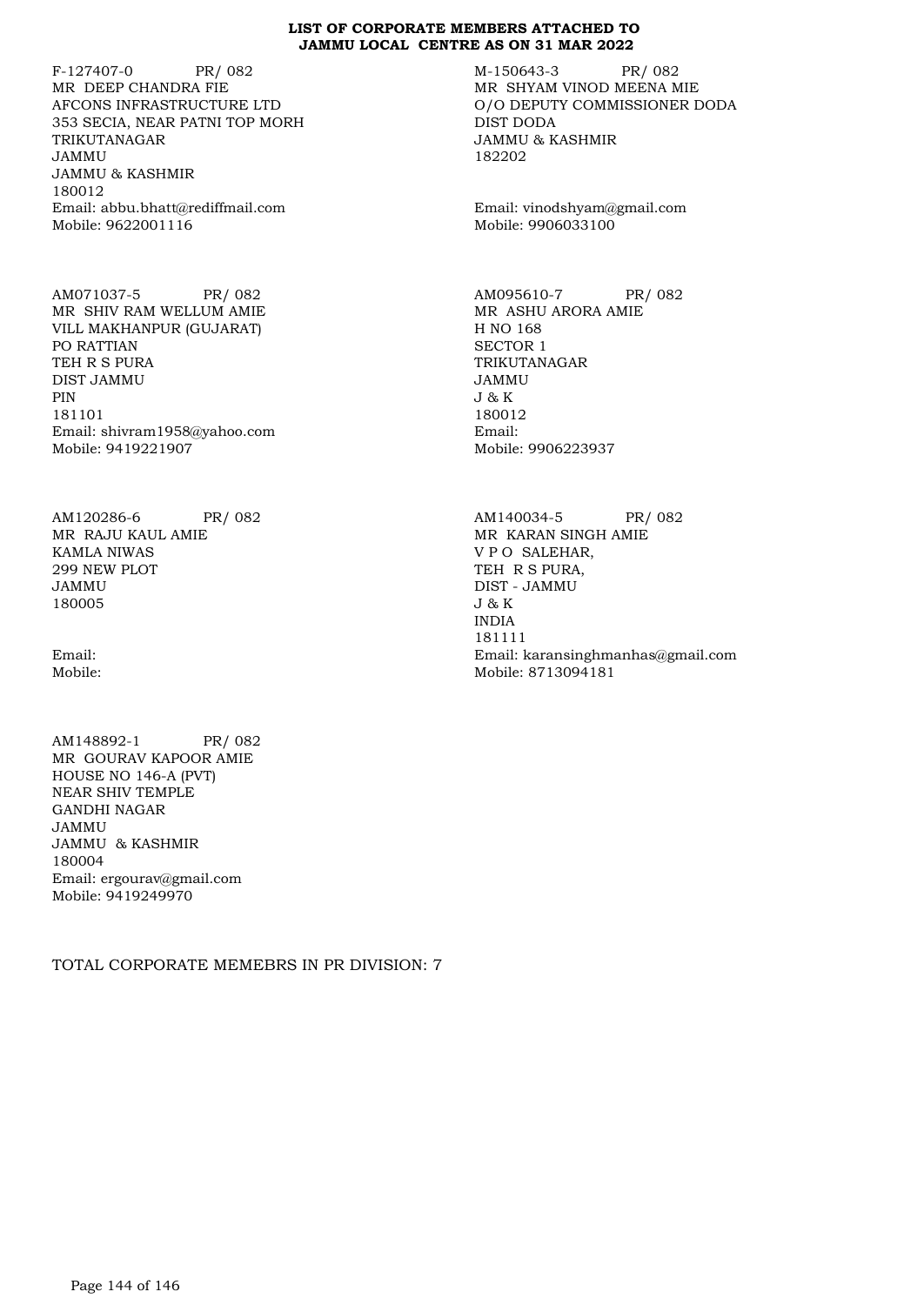**LIST OF CORPORATE MEMBERS ATTACHED TO JAMMU LOCAL CENTRE AS ON 31 MAR 2022**

F-127407-0 PR/ 082
MR DEEP CHANDRA FIE
AFCONS INFRASTRUCTURE LTD
353 SECIA, NEAR PATNI TOP MORH
TRIKUTANAGAR
JAMMU
JAMMU & KASHMIR
180012
Email: abbu.bhatt@rediffmail.com
Mobile: 9622001116

M-150643-3 PR/ 082
MR SHYAM VINOD MEENA MIE
O/O DEPUTY COMMISSIONER DODA
DIST DODA
JAMMU & KASHMIR
182202
Email: vinodshyam@gmail.com
Mobile: 9906033100

AM071037-5 PR/ 082
MR SHIV RAM WELLUM AMIE
VILL MAKHANPUR (GUJARAT)
PO RATTIAN
TEH R S PURA
DIST JAMMU
PIN
181101
Email: shivram1958@yahoo.com
Mobile: 9419221907

AM095610-7 PR/ 082
MR ASHU ARORA AMIE
H NO 168
SECTOR 1
TRIKUTANAGAR
JAMMU
J & K
180012
Email:
Mobile: 9906223937

AM120286-6 PR/ 082
MR RAJU KAUL AMIE
KAMLA NIWAS
299 NEW PLOT
JAMMU
180005
Email:
Mobile:

AM140034-5 PR/ 082
MR KARAN SINGH AMIE
V P O SALEHAR,
TEH R S PURA,
DIST - JAMMU
J & K
INDIA
181111
Email: karansinghmanhas@gmail.com
Mobile: 8713094181

AM148892-1 PR/ 082
MR GOURAV KAPOOR AMIE
HOUSE NO 146-A (PVT)
NEAR SHIV TEMPLE
GANDHI NAGAR
JAMMU
JAMMU & KASHMIR
180004
Email: ergourav@gmail.com
Mobile: 9419249970

TOTAL CORPORATE MEMEBRS IN PR DIVISION: 7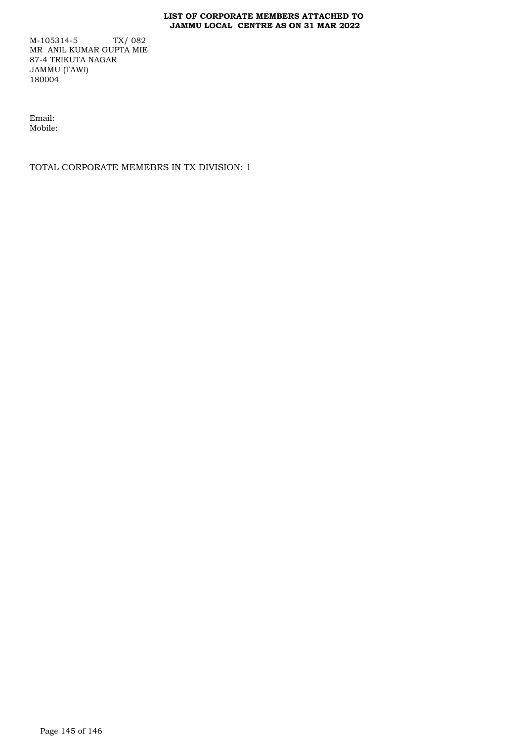**LIST OF CORPORATE MEMBERS ATTACHED TO JAMMU LOCAL CENTRE AS ON 31 MAR 2022**

M-105314-5 TX/ 082
MR ANIL KUMAR GUPTA MIE
87-4 TRIKUTA NAGAR
JAMMU (TAWI)
180004

Email:
Mobile:

TOTAL CORPORATE MEMEBRS IN TX DIVISION: 1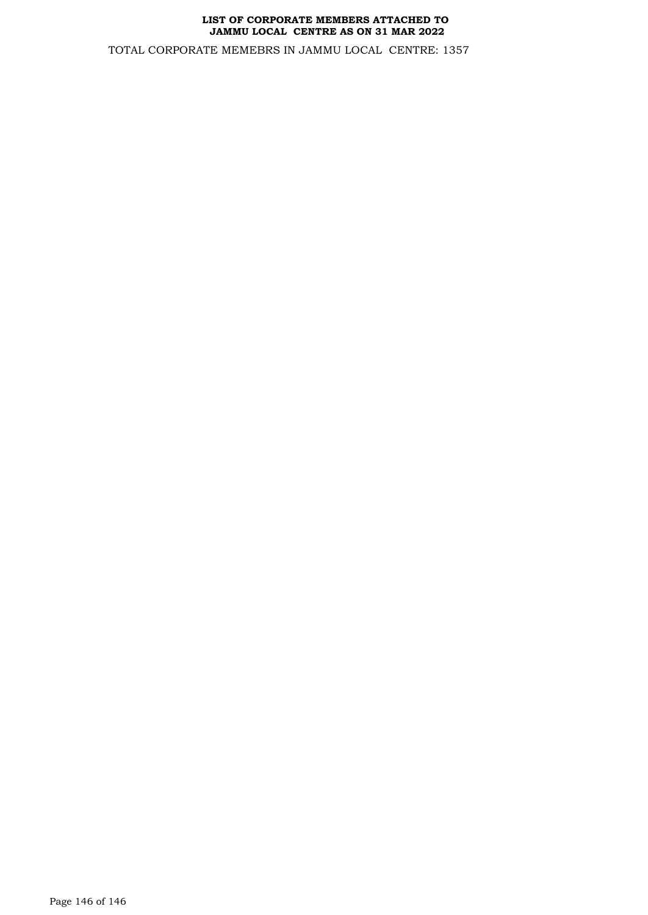**LIST OF CORPORATE MEMBERS ATTACHED TO JAMMU LOCAL CENTRE AS ON 31 MAR 2022**

TOTAL CORPORATE MEMEBRS IN JAMMU LOCAL CENTRE: 1357